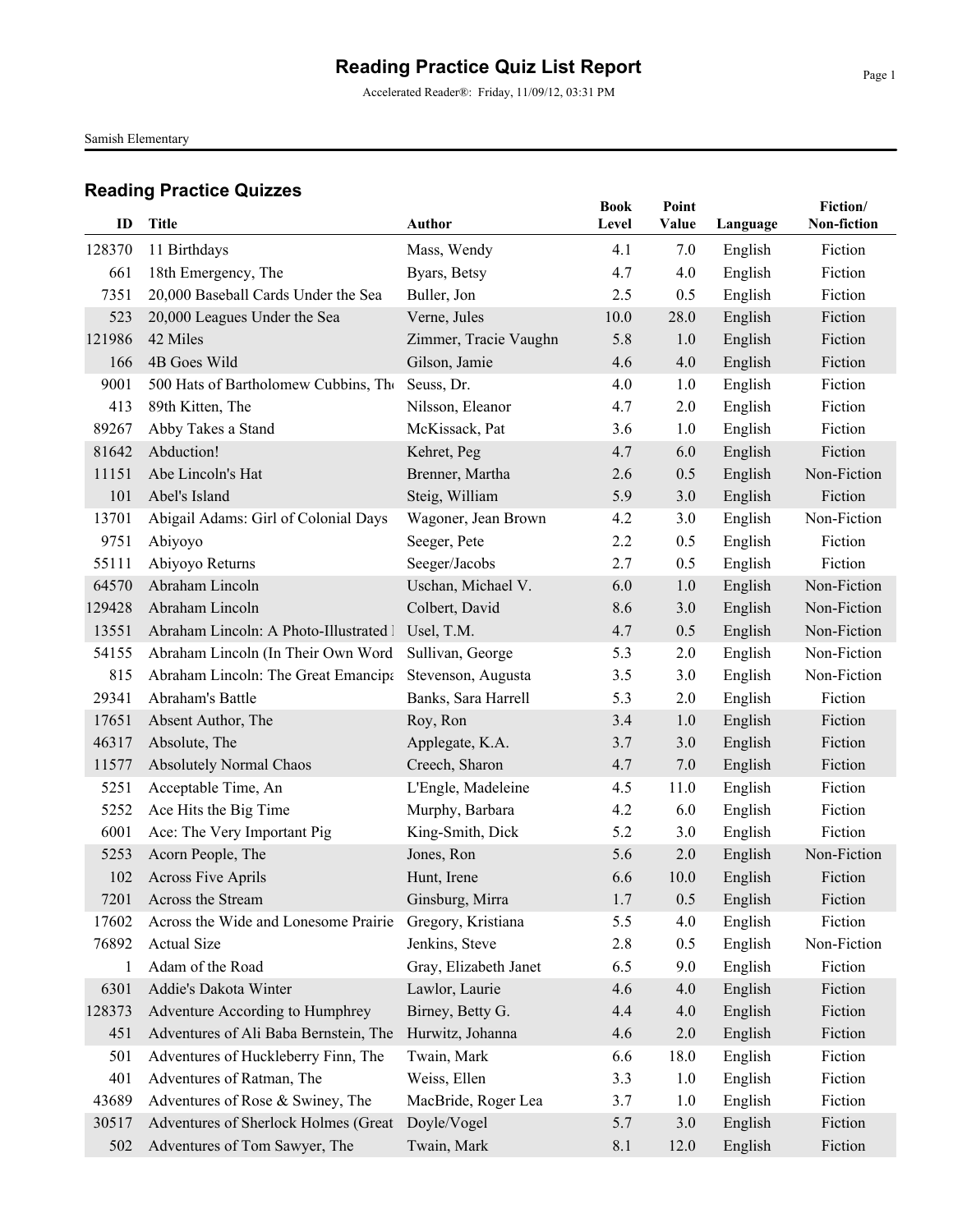# Reading Practice Quiz List Report

Accelerated Reader®: Friday, 11/09/12, 03:31 PM

Samish Elementary

## Reading Practice Quizzes

| ID | Title | Author | Book Level | Point Value | Language | Fiction/ Non-fiction |
|---|---|---|---|---|---|---|
| 128370 | 11 Birthdays | Mass, Wendy | 4.1 | 7.0 | English | Fiction |
| 661 | 18th Emergency, The | Byars, Betsy | 4.7 | 4.0 | English | Fiction |
| 7351 | 20,000 Baseball Cards Under the Sea | Buller, Jon | 2.5 | 0.5 | English | Fiction |
| 523 | 20,000 Leagues Under the Sea | Verne, Jules | 10.0 | 28.0 | English | Fiction |
| 121986 | 42 Miles | Zimmer, Tracie Vaughn | 5.8 | 1.0 | English | Fiction |
| 166 | 4B Goes Wild | Gilson, Jamie | 4.6 | 4.0 | English | Fiction |
| 9001 | 500 Hats of Bartholomew Cubbins, The | Seuss, Dr. | 4.0 | 1.0 | English | Fiction |
| 413 | 89th Kitten, The | Nilsson, Eleanor | 4.7 | 2.0 | English | Fiction |
| 89267 | Abby Takes a Stand | McKissack, Pat | 3.6 | 1.0 | English | Fiction |
| 81642 | Abduction! | Kehret, Peg | 4.7 | 6.0 | English | Fiction |
| 11151 | Abe Lincoln's Hat | Brenner, Martha | 2.6 | 0.5 | English | Non-Fiction |
| 101 | Abel's Island | Steig, William | 5.9 | 3.0 | English | Fiction |
| 13701 | Abigail Adams: Girl of Colonial Days | Wagoner, Jean Brown | 4.2 | 3.0 | English | Non-Fiction |
| 9751 | Abiyoyo | Seeger, Pete | 2.2 | 0.5 | English | Fiction |
| 55111 | Abiyoyo Returns | Seeger/Jacobs | 2.7 | 0.5 | English | Fiction |
| 64570 | Abraham Lincoln | Uschan, Michael V. | 6.0 | 1.0 | English | Non-Fiction |
| 129428 | Abraham Lincoln | Colbert, David | 8.6 | 3.0 | English | Non-Fiction |
| 13551 | Abraham Lincoln: A Photo-Illustrated B | Usel, T.M. | 4.7 | 0.5 | English | Non-Fiction |
| 54155 | Abraham Lincoln (In Their Own Word | Sullivan, George | 5.3 | 2.0 | English | Non-Fiction |
| 815 | Abraham Lincoln: The Great Emancipa | Stevenson, Augusta | 3.5 | 3.0 | English | Non-Fiction |
| 29341 | Abraham's Battle | Banks, Sara Harrell | 5.3 | 2.0 | English | Fiction |
| 17651 | Absent Author, The | Roy, Ron | 3.4 | 1.0 | English | Fiction |
| 46317 | Absolute, The | Applegate, K.A. | 3.7 | 3.0 | English | Fiction |
| 11577 | Absolutely Normal Chaos | Creech, Sharon | 4.7 | 7.0 | English | Fiction |
| 5251 | Acceptable Time, An | L'Engle, Madeleine | 4.5 | 11.0 | English | Fiction |
| 5252 | Ace Hits the Big Time | Murphy, Barbara | 4.2 | 6.0 | English | Fiction |
| 6001 | Ace: The Very Important Pig | King-Smith, Dick | 5.2 | 3.0 | English | Fiction |
| 5253 | Acorn People, The | Jones, Ron | 5.6 | 2.0 | English | Non-Fiction |
| 102 | Across Five Aprils | Hunt, Irene | 6.6 | 10.0 | English | Fiction |
| 7201 | Across the Stream | Ginsburg, Mirra | 1.7 | 0.5 | English | Fiction |
| 17602 | Across the Wide and Lonesome Prairie | Gregory, Kristiana | 5.5 | 4.0 | English | Fiction |
| 76892 | Actual Size | Jenkins, Steve | 2.8 | 0.5 | English | Non-Fiction |
| 1 | Adam of the Road | Gray, Elizabeth Janet | 6.5 | 9.0 | English | Fiction |
| 6301 | Addie's Dakota Winter | Lawlor, Laurie | 4.6 | 4.0 | English | Fiction |
| 128373 | Adventure According to Humphrey | Birney, Betty G. | 4.4 | 4.0 | English | Fiction |
| 451 | Adventures of Ali Baba Bernstein, The | Hurwitz, Johanna | 4.6 | 2.0 | English | Fiction |
| 501 | Adventures of Huckleberry Finn, The | Twain, Mark | 6.6 | 18.0 | English | Fiction |
| 401 | Adventures of Ratman, The | Weiss, Ellen | 3.3 | 1.0 | English | Fiction |
| 43689 | Adventures of Rose & Swiney, The | MacBride, Roger Lea | 3.7 | 1.0 | English | Fiction |
| 30517 | Adventures of Sherlock Holmes (Great | Doyle/Vogel | 5.7 | 3.0 | English | Fiction |
| 502 | Adventures of Tom Sawyer, The | Twain, Mark | 8.1 | 12.0 | English | Fiction |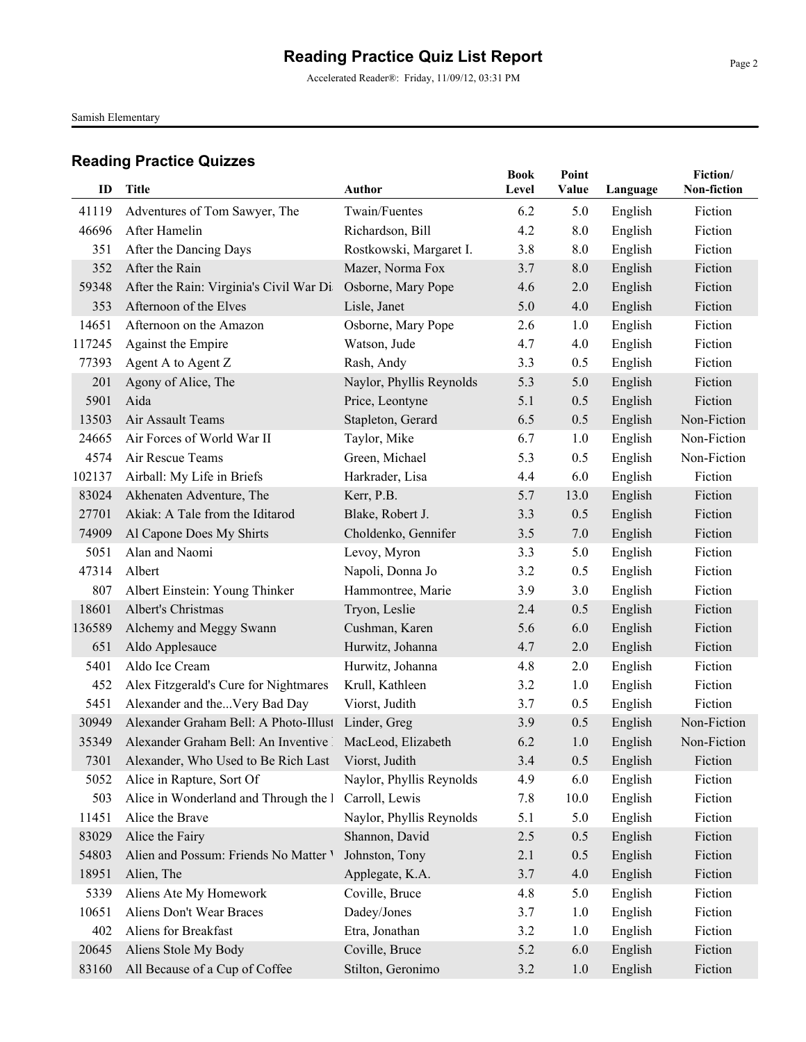# Reading Practice Quiz List Report

Accelerated Reader®: Friday, 11/09/12, 03:31 PM

Samish Elementary

## Reading Practice Quizzes

| ID | Title | Author | Book Level | Point Value | Language | Fiction/ Non-fiction |
|---|---|---|---|---|---|---|
| 41119 | Adventures of Tom Sawyer, The | Twain/Fuentes | 6.2 | 5.0 | English | Fiction |
| 46696 | After Hamelin | Richardson, Bill | 4.2 | 8.0 | English | Fiction |
| 351 | After the Dancing Days | Rostkowski, Margaret I. | 3.8 | 8.0 | English | Fiction |
| 352 | After the Rain | Mazer, Norma Fox | 3.7 | 8.0 | English | Fiction |
| 59348 | After the Rain: Virginia's Civil War Di | Osborne, Mary Pope | 4.6 | 2.0 | English | Fiction |
| 353 | Afternoon of the Elves | Lisle, Janet | 5.0 | 4.0 | English | Fiction |
| 14651 | Afternoon on the Amazon | Osborne, Mary Pope | 2.6 | 1.0 | English | Fiction |
| 117245 | Against the Empire | Watson, Jude | 4.7 | 4.0 | English | Fiction |
| 77393 | Agent A to Agent Z | Rash, Andy | 3.3 | 0.5 | English | Fiction |
| 201 | Agony of Alice, The | Naylor, Phyllis Reynolds | 5.3 | 5.0 | English | Fiction |
| 5901 | Aida | Price, Leontyne | 5.1 | 0.5 | English | Fiction |
| 13503 | Air Assault Teams | Stapleton, Gerard | 6.5 | 0.5 | English | Non-Fiction |
| 24665 | Air Forces of World War II | Taylor, Mike | 6.7 | 1.0 | English | Non-Fiction |
| 4574 | Air Rescue Teams | Green, Michael | 5.3 | 0.5 | English | Non-Fiction |
| 102137 | Airball: My Life in Briefs | Harkrader, Lisa | 4.4 | 6.0 | English | Fiction |
| 83024 | Akhenaten Adventure, The | Kerr, P.B. | 5.7 | 13.0 | English | Fiction |
| 27701 | Akiak: A Tale from the Iditarod | Blake, Robert J. | 3.3 | 0.5 | English | Fiction |
| 74909 | Al Capone Does My Shirts | Choldenko, Gennifer | 3.5 | 7.0 | English | Fiction |
| 5051 | Alan and Naomi | Levoy, Myron | 3.3 | 5.0 | English | Fiction |
| 47314 | Albert | Napoli, Donna Jo | 3.2 | 0.5 | English | Fiction |
| 807 | Albert Einstein: Young Thinker | Hammontree, Marie | 3.9 | 3.0 | English | Fiction |
| 18601 | Albert's Christmas | Tryon, Leslie | 2.4 | 0.5 | English | Fiction |
| 136589 | Alchemy and Meggy Swann | Cushman, Karen | 5.6 | 6.0 | English | Fiction |
| 651 | Aldo Applesauce | Hurwitz, Johanna | 4.7 | 2.0 | English | Fiction |
| 5401 | Aldo Ice Cream | Hurwitz, Johanna | 4.8 | 2.0 | English | Fiction |
| 452 | Alex Fitzgerald's Cure for Nightmares | Krull, Kathleen | 3.2 | 1.0 | English | Fiction |
| 5451 | Alexander and the...Very Bad Day | Viorst, Judith | 3.7 | 0.5 | English | Fiction |
| 30949 | Alexander Graham Bell: A Photo-Illust | Linder, Greg | 3.9 | 0.5 | English | Non-Fiction |
| 35349 | Alexander Graham Bell: An Inventive | MacLeod, Elizabeth | 6.2 | 1.0 | English | Non-Fiction |
| 7301 | Alexander, Who Used to Be Rich Last | Viorst, Judith | 3.4 | 0.5 | English | Fiction |
| 5052 | Alice in Rapture, Sort Of | Naylor, Phyllis Reynolds | 4.9 | 6.0 | English | Fiction |
| 503 | Alice in Wonderland and Through the l | Carroll, Lewis | 7.8 | 10.0 | English | Fiction |
| 11451 | Alice the Brave | Naylor, Phyllis Reynolds | 5.1 | 5.0 | English | Fiction |
| 83029 | Alice the Fairy | Shannon, David | 2.5 | 0.5 | English | Fiction |
| 54803 | Alien and Possum: Friends No Matter | Johnston, Tony | 2.1 | 0.5 | English | Fiction |
| 18951 | Alien, The | Applegate, K.A. | 3.7 | 4.0 | English | Fiction |
| 5339 | Aliens Ate My Homework | Coville, Bruce | 4.8 | 5.0 | English | Fiction |
| 10651 | Aliens Don't Wear Braces | Dadey/Jones | 3.7 | 1.0 | English | Fiction |
| 402 | Aliens for Breakfast | Etra, Jonathan | 3.2 | 1.0 | English | Fiction |
| 20645 | Aliens Stole My Body | Coville, Bruce | 5.2 | 6.0 | English | Fiction |
| 83160 | All Because of a Cup of Coffee | Stilton, Geronimo | 3.2 | 1.0 | English | Fiction |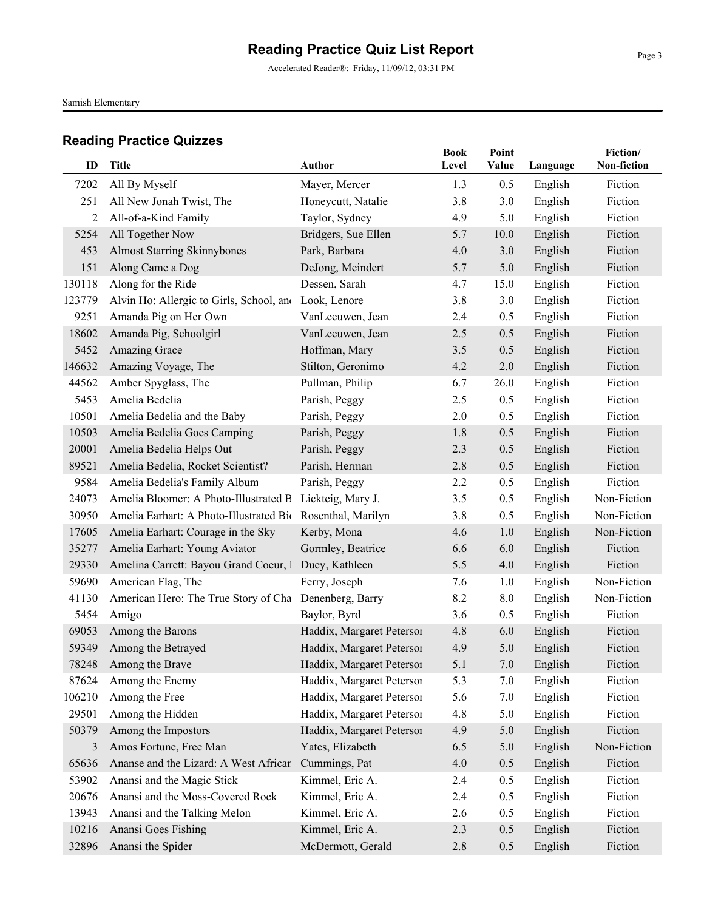# Reading Practice Quiz List Report

Accelerated Reader®: Friday, 11/09/12, 03:31 PM

Samish Elementary

## Reading Practice Quizzes

| ID | Title | Author | Book Level | Point Value | Language | Fiction/ Non-fiction |
|---|---|---|---|---|---|---|
| 7202 | All By Myself | Mayer, Mercer | 1.3 | 0.5 | English | Fiction |
| 251 | All New Jonah Twist, The | Honeycutt, Natalie | 3.8 | 3.0 | English | Fiction |
| 2 | All-of-a-Kind Family | Taylor, Sydney | 4.9 | 5.0 | English | Fiction |
| 5254 | All Together Now | Bridgers, Sue Ellen | 5.7 | 10.0 | English | Fiction |
| 453 | Almost Starring Skinnybones | Park, Barbara | 4.0 | 3.0 | English | Fiction |
| 151 | Along Came a Dog | DeJong, Meindert | 5.7 | 5.0 | English | Fiction |
| 130118 | Along for the Ride | Dessen, Sarah | 4.7 | 15.0 | English | Fiction |
| 123779 | Alvin Ho: Allergic to Girls, School, and | Look, Lenore | 3.8 | 3.0 | English | Fiction |
| 9251 | Amanda Pig on Her Own | VanLeeuwen, Jean | 2.4 | 0.5 | English | Fiction |
| 18602 | Amanda Pig, Schoolgirl | VanLeeuwen, Jean | 2.5 | 0.5 | English | Fiction |
| 5452 | Amazing Grace | Hoffman, Mary | 3.5 | 0.5 | English | Fiction |
| 146632 | Amazing Voyage, The | Stilton, Geronimo | 4.2 | 2.0 | English | Fiction |
| 44562 | Amber Spyglass, The | Pullman, Philip | 6.7 | 26.0 | English | Fiction |
| 5453 | Amelia Bedelia | Parish, Peggy | 2.5 | 0.5 | English | Fiction |
| 10501 | Amelia Bedelia and the Baby | Parish, Peggy | 2.0 | 0.5 | English | Fiction |
| 10503 | Amelia Bedelia Goes Camping | Parish, Peggy | 1.8 | 0.5 | English | Fiction |
| 20001 | Amelia Bedelia Helps Out | Parish, Peggy | 2.3 | 0.5 | English | Fiction |
| 89521 | Amelia Bedelia, Rocket Scientist? | Parish, Herman | 2.8 | 0.5 | English | Fiction |
| 9584 | Amelia Bedelia's Family Album | Parish, Peggy | 2.2 | 0.5 | English | Fiction |
| 24073 | Amelia Bloomer: A Photo-Illustrated B | Lickteig, Mary J. | 3.5 | 0.5 | English | Non-Fiction |
| 30950 | Amelia Earhart: A Photo-Illustrated Bio | Rosenthal, Marilyn | 3.8 | 0.5 | English | Non-Fiction |
| 17605 | Amelia Earhart: Courage in the Sky | Kerby, Mona | 4.6 | 1.0 | English | Non-Fiction |
| 35277 | Amelia Earhart: Young Aviator | Gormley, Beatrice | 6.6 | 6.0 | English | Fiction |
| 29330 | Amelina Carrett: Bayou Grand Coeur, I | Duey, Kathleen | 5.5 | 4.0 | English | Fiction |
| 59690 | American Flag, The | Ferry, Joseph | 7.6 | 1.0 | English | Non-Fiction |
| 41130 | American Hero: The True Story of Cha | Denenberg, Barry | 8.2 | 8.0 | English | Non-Fiction |
| 5454 | Amigo | Baylor, Byrd | 3.6 | 0.5 | English | Fiction |
| 69053 | Among the Barons | Haddix, Margaret Peterson | 4.8 | 6.0 | English | Fiction |
| 59349 | Among the Betrayed | Haddix, Margaret Peterson | 4.9 | 5.0 | English | Fiction |
| 78248 | Among the Brave | Haddix, Margaret Peterson | 5.1 | 7.0 | English | Fiction |
| 87624 | Among the Enemy | Haddix, Margaret Peterson | 5.3 | 7.0 | English | Fiction |
| 106210 | Among the Free | Haddix, Margaret Peterson | 5.6 | 7.0 | English | Fiction |
| 29501 | Among the Hidden | Haddix, Margaret Peterson | 4.8 | 5.0 | English | Fiction |
| 50379 | Among the Impostors | Haddix, Margaret Peterson | 4.9 | 5.0 | English | Fiction |
| 3 | Amos Fortune, Free Man | Yates, Elizabeth | 6.5 | 5.0 | English | Non-Fiction |
| 65636 | Ananse and the Lizard: A West African | Cummings, Pat | 4.0 | 0.5 | English | Fiction |
| 53902 | Anansi and the Magic Stick | Kimmel, Eric A. | 2.4 | 0.5 | English | Fiction |
| 20676 | Anansi and the Moss-Covered Rock | Kimmel, Eric A. | 2.4 | 0.5 | English | Fiction |
| 13943 | Anansi and the Talking Melon | Kimmel, Eric A. | 2.6 | 0.5 | English | Fiction |
| 10216 | Anansi Goes Fishing | Kimmel, Eric A. | 2.3 | 0.5 | English | Fiction |
| 32896 | Anansi the Spider | McDermott, Gerald | 2.8 | 0.5 | English | Fiction |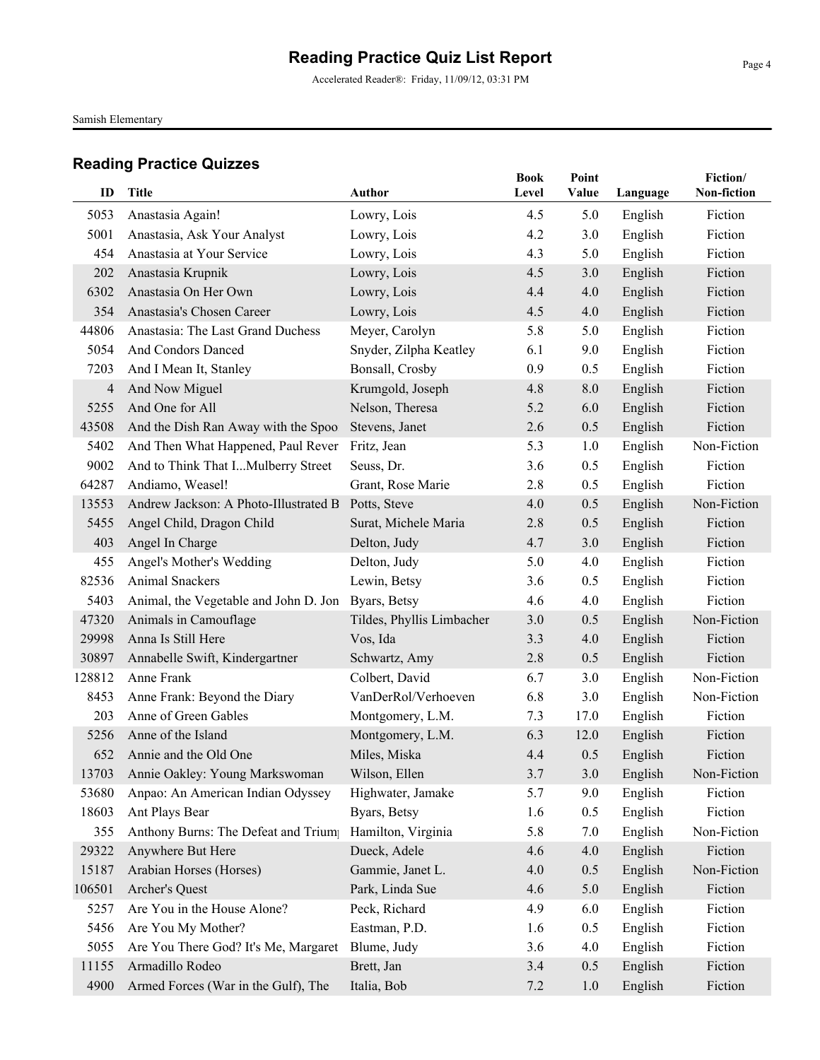# Reading Practice Quiz List Report

Accelerated Reader®: Friday, 11/09/12, 03:31 PM

Samish Elementary

## Reading Practice Quizzes

| ID | Title | Author | Book Level | Point Value | Language | Fiction/ Non-fiction |
|---|---|---|---|---|---|---|
| 5053 | Anastasia Again! | Lowry, Lois | 4.5 | 5.0 | English | Fiction |
| 5001 | Anastasia, Ask Your Analyst | Lowry, Lois | 4.2 | 3.0 | English | Fiction |
| 454 | Anastasia at Your Service | Lowry, Lois | 4.3 | 5.0 | English | Fiction |
| 202 | Anastasia Krupnik | Lowry, Lois | 4.5 | 3.0 | English | Fiction |
| 6302 | Anastasia On Her Own | Lowry, Lois | 4.4 | 4.0 | English | Fiction |
| 354 | Anastasia's Chosen Career | Lowry, Lois | 4.5 | 4.0 | English | Fiction |
| 44806 | Anastasia: The Last Grand Duchess | Meyer, Carolyn | 5.8 | 5.0 | English | Fiction |
| 5054 | And Condors Danced | Snyder, Zilpha Keatley | 6.1 | 9.0 | English | Fiction |
| 7203 | And I Mean It, Stanley | Bonsall, Crosby | 0.9 | 0.5 | English | Fiction |
| 4 | And Now Miguel | Krumgold, Joseph | 4.8 | 8.0 | English | Fiction |
| 5255 | And One for All | Nelson, Theresa | 5.2 | 6.0 | English | Fiction |
| 43508 | And the Dish Ran Away with the Spoo | Stevens, Janet | 2.6 | 0.5 | English | Fiction |
| 5402 | And Then What Happened, Paul Rever | Fritz, Jean | 5.3 | 1.0 | English | Non-Fiction |
| 9002 | And to Think That I...Mulberry Street | Seuss, Dr. | 3.6 | 0.5 | English | Fiction |
| 64287 | Andiamo, Weasel! | Grant, Rose Marie | 2.8 | 0.5 | English | Fiction |
| 13553 | Andrew Jackson: A Photo-Illustrated B | Potts, Steve | 4.0 | 0.5 | English | Non-Fiction |
| 5455 | Angel Child, Dragon Child | Surat, Michele Maria | 2.8 | 0.5 | English | Fiction |
| 403 | Angel In Charge | Delton, Judy | 4.7 | 3.0 | English | Fiction |
| 455 | Angel's Mother's Wedding | Delton, Judy | 5.0 | 4.0 | English | Fiction |
| 82536 | Animal Snackers | Lewin, Betsy | 3.6 | 0.5 | English | Fiction |
| 5403 | Animal, the Vegetable and John D. Jon | Byars, Betsy | 4.6 | 4.0 | English | Fiction |
| 47320 | Animals in Camouflage | Tildes, Phyllis Limbacher | 3.0 | 0.5 | English | Non-Fiction |
| 29998 | Anna Is Still Here | Vos, Ida | 3.3 | 4.0 | English | Fiction |
| 30897 | Annabelle Swift, Kindergartner | Schwartz, Amy | 2.8 | 0.5 | English | Fiction |
| 128812 | Anne Frank | Colbert, David | 6.7 | 3.0 | English | Non-Fiction |
| 8453 | Anne Frank: Beyond the Diary | VanDerRol/Verhoeven | 6.8 | 3.0 | English | Non-Fiction |
| 203 | Anne of Green Gables | Montgomery, L.M. | 7.3 | 17.0 | English | Fiction |
| 5256 | Anne of the Island | Montgomery, L.M. | 6.3 | 12.0 | English | Fiction |
| 652 | Annie and the Old One | Miles, Miska | 4.4 | 0.5 | English | Fiction |
| 13703 | Annie Oakley: Young Markswoman | Wilson, Ellen | 3.7 | 3.0 | English | Non-Fiction |
| 53680 | Anpao: An American Indian Odyssey | Highwater, Jamake | 5.7 | 9.0 | English | Fiction |
| 18603 | Ant Plays Bear | Byars, Betsy | 1.6 | 0.5 | English | Fiction |
| 355 | Anthony Burns: The Defeat and Trium | Hamilton, Virginia | 5.8 | 7.0 | English | Non-Fiction |
| 29322 | Anywhere But Here | Dueck, Adele | 4.6 | 4.0 | English | Fiction |
| 15187 | Arabian Horses (Horses) | Gammie, Janet L. | 4.0 | 0.5 | English | Non-Fiction |
| 106501 | Archer's Quest | Park, Linda Sue | 4.6 | 5.0 | English | Fiction |
| 5257 | Are You in the House Alone? | Peck, Richard | 4.9 | 6.0 | English | Fiction |
| 5456 | Are You My Mother? | Eastman, P.D. | 1.6 | 0.5 | English | Fiction |
| 5055 | Are You There God? It's Me, Margaret | Blume, Judy | 3.6 | 4.0 | English | Fiction |
| 11155 | Armadillo Rodeo | Brett, Jan | 3.4 | 0.5 | English | Fiction |
| 4900 | Armed Forces (War in the Gulf), The | Italia, Bob | 7.2 | 1.0 | English | Fiction |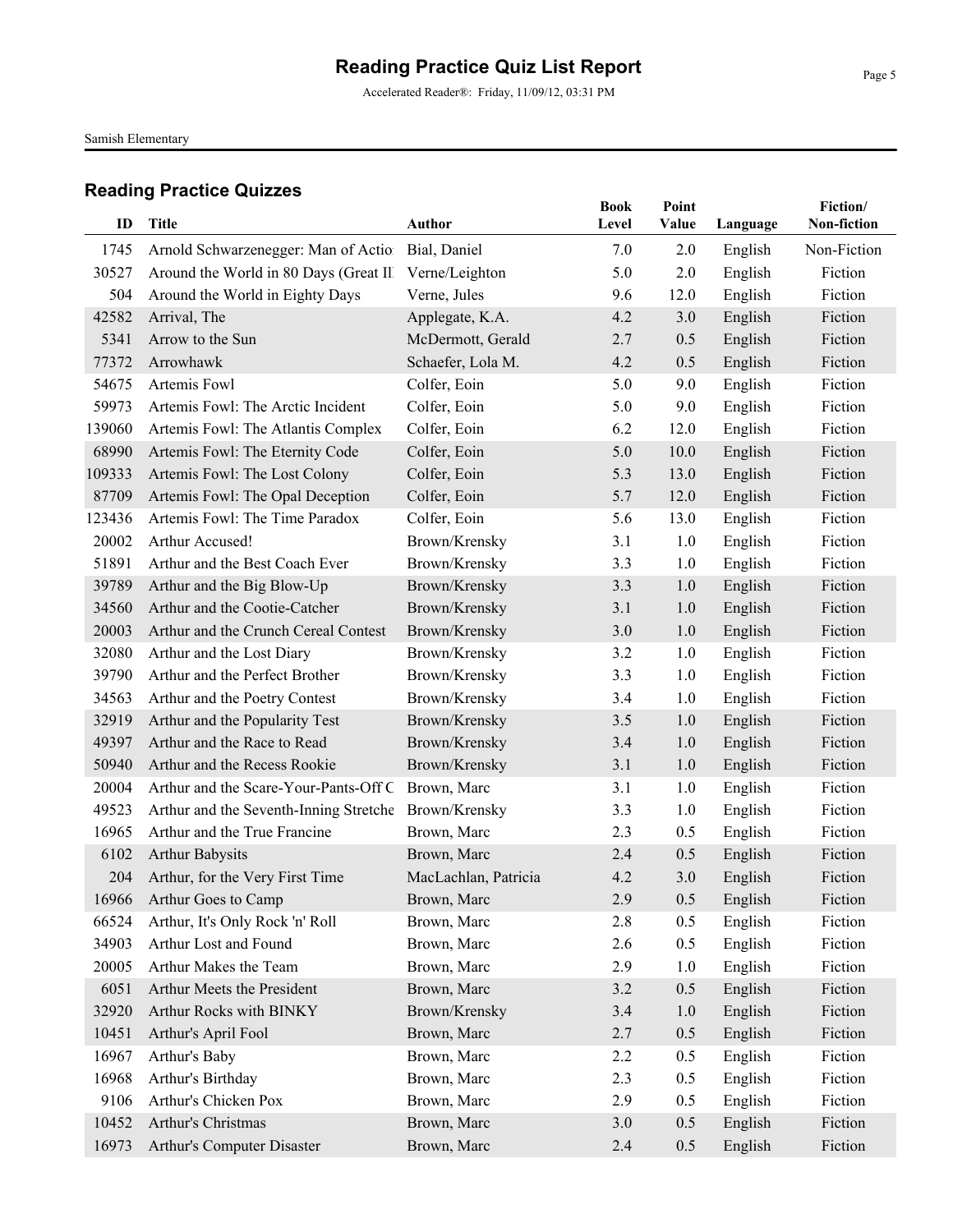# Reading Practice Quiz List Report

Accelerated Reader®: Friday, 11/09/12, 03:31 PM

Samish Elementary

## Reading Practice Quizzes

| ID | Title | Author | Book Level | Point Value | Language | Fiction/ Non-fiction |
|---|---|---|---|---|---|---|
| 1745 | Arnold Schwarzenegger: Man of Actio | Bial, Daniel | 7.0 | 2.0 | English | Non-Fiction |
| 30527 | Around the World in 80 Days (Great Il | Verne/Leighton | 5.0 | 2.0 | English | Fiction |
| 504 | Around the World in Eighty Days | Verne, Jules | 9.6 | 12.0 | English | Fiction |
| 42582 | Arrival, The | Applegate, K.A. | 4.2 | 3.0 | English | Fiction |
| 5341 | Arrow to the Sun | McDermott, Gerald | 2.7 | 0.5 | English | Fiction |
| 77372 | Arrowhawk | Schaefer, Lola M. | 4.2 | 0.5 | English | Fiction |
| 54675 | Artemis Fowl | Colfer, Eoin | 5.0 | 9.0 | English | Fiction |
| 59973 | Artemis Fowl: The Arctic Incident | Colfer, Eoin | 5.0 | 9.0 | English | Fiction |
| 139060 | Artemis Fowl: The Atlantis Complex | Colfer, Eoin | 6.2 | 12.0 | English | Fiction |
| 68990 | Artemis Fowl: The Eternity Code | Colfer, Eoin | 5.0 | 10.0 | English | Fiction |
| 109333 | Artemis Fowl: The Lost Colony | Colfer, Eoin | 5.3 | 13.0 | English | Fiction |
| 87709 | Artemis Fowl: The Opal Deception | Colfer, Eoin | 5.7 | 12.0 | English | Fiction |
| 123436 | Artemis Fowl: The Time Paradox | Colfer, Eoin | 5.6 | 13.0 | English | Fiction |
| 20002 | Arthur Accused! | Brown/Krensky | 3.1 | 1.0 | English | Fiction |
| 51891 | Arthur and the Best Coach Ever | Brown/Krensky | 3.3 | 1.0 | English | Fiction |
| 39789 | Arthur and the Big Blow-Up | Brown/Krensky | 3.3 | 1.0 | English | Fiction |
| 34560 | Arthur and the Cootie-Catcher | Brown/Krensky | 3.1 | 1.0 | English | Fiction |
| 20003 | Arthur and the Crunch Cereal Contest | Brown/Krensky | 3.0 | 1.0 | English | Fiction |
| 32080 | Arthur and the Lost Diary | Brown/Krensky | 3.2 | 1.0 | English | Fiction |
| 39790 | Arthur and the Perfect Brother | Brown/Krensky | 3.3 | 1.0 | English | Fiction |
| 34563 | Arthur and the Poetry Contest | Brown/Krensky | 3.4 | 1.0 | English | Fiction |
| 32919 | Arthur and the Popularity Test | Brown/Krensky | 3.5 | 1.0 | English | Fiction |
| 49397 | Arthur and the Race to Read | Brown/Krensky | 3.4 | 1.0 | English | Fiction |
| 50940 | Arthur and the Recess Rookie | Brown/Krensky | 3.1 | 1.0 | English | Fiction |
| 20004 | Arthur and the Scare-Your-Pants-Off C | Brown, Marc | 3.1 | 1.0 | English | Fiction |
| 49523 | Arthur and the Seventh-Inning Stretche | Brown/Krensky | 3.3 | 1.0 | English | Fiction |
| 16965 | Arthur and the True Francine | Brown, Marc | 2.3 | 0.5 | English | Fiction |
| 6102 | Arthur Babysits | Brown, Marc | 2.4 | 0.5 | English | Fiction |
| 204 | Arthur, for the Very First Time | MacLachlan, Patricia | 4.2 | 3.0 | English | Fiction |
| 16966 | Arthur Goes to Camp | Brown, Marc | 2.9 | 0.5 | English | Fiction |
| 66524 | Arthur, It's Only Rock 'n' Roll | Brown, Marc | 2.8 | 0.5 | English | Fiction |
| 34903 | Arthur Lost and Found | Brown, Marc | 2.6 | 0.5 | English | Fiction |
| 20005 | Arthur Makes the Team | Brown, Marc | 2.9 | 1.0 | English | Fiction |
| 6051 | Arthur Meets the President | Brown, Marc | 3.2 | 0.5 | English | Fiction |
| 32920 | Arthur Rocks with BINKY | Brown/Krensky | 3.4 | 1.0 | English | Fiction |
| 10451 | Arthur's April Fool | Brown, Marc | 2.7 | 0.5 | English | Fiction |
| 16967 | Arthur's Baby | Brown, Marc | 2.2 | 0.5 | English | Fiction |
| 16968 | Arthur's Birthday | Brown, Marc | 2.3 | 0.5 | English | Fiction |
| 9106 | Arthur's Chicken Pox | Brown, Marc | 2.9 | 0.5 | English | Fiction |
| 10452 | Arthur's Christmas | Brown, Marc | 3.0 | 0.5 | English | Fiction |
| 16973 | Arthur's Computer Disaster | Brown, Marc | 2.4 | 0.5 | English | Fiction |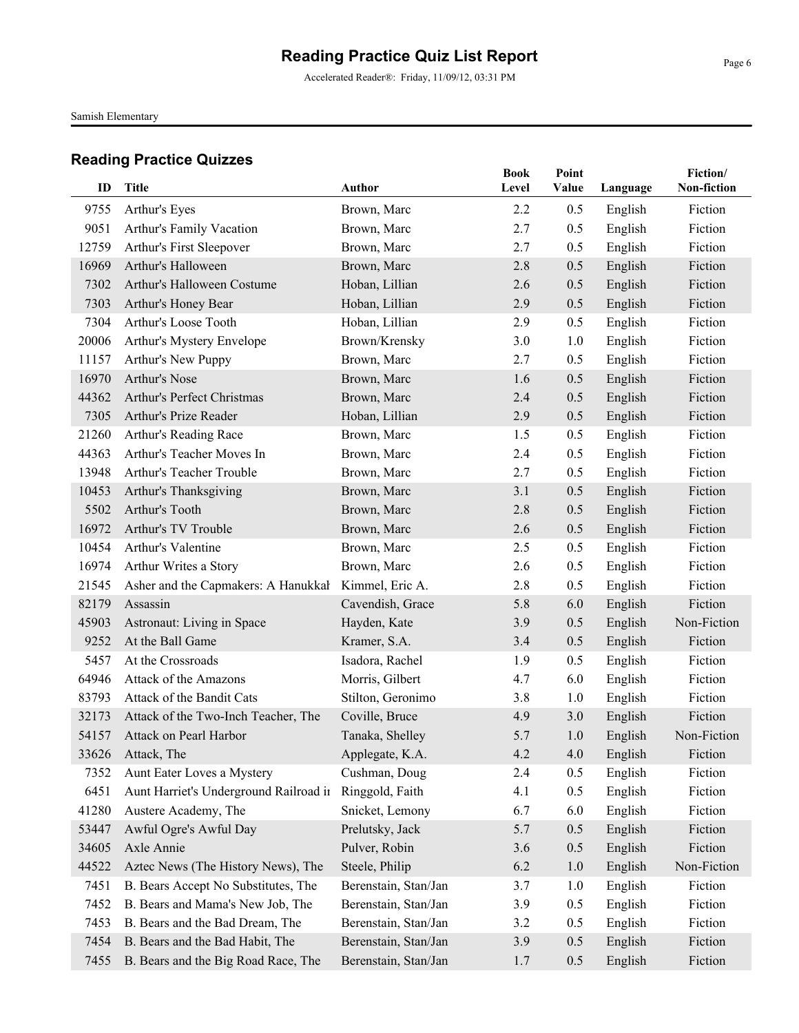# Reading Practice Quiz List Report

Accelerated Reader®: Friday, 11/09/12, 03:31 PM

Samish Elementary

## Reading Practice Quizzes

| ID | Title | Author | Book Level | Point Value | Language | Fiction/ Non-fiction |
|---|---|---|---|---|---|---|
| 9755 | Arthur's Eyes | Brown, Marc | 2.2 | 0.5 | English | Fiction |
| 9051 | Arthur's Family Vacation | Brown, Marc | 2.7 | 0.5 | English | Fiction |
| 12759 | Arthur's First Sleepover | Brown, Marc | 2.7 | 0.5 | English | Fiction |
| 16969 | Arthur's Halloween | Brown, Marc | 2.8 | 0.5 | English | Fiction |
| 7302 | Arthur's Halloween Costume | Hoban, Lillian | 2.6 | 0.5 | English | Fiction |
| 7303 | Arthur's Honey Bear | Hoban, Lillian | 2.9 | 0.5 | English | Fiction |
| 7304 | Arthur's Loose Tooth | Hoban, Lillian | 2.9 | 0.5 | English | Fiction |
| 20006 | Arthur's Mystery Envelope | Brown/Krensky | 3.0 | 1.0 | English | Fiction |
| 11157 | Arthur's New Puppy | Brown, Marc | 2.7 | 0.5 | English | Fiction |
| 16970 | Arthur's Nose | Brown, Marc | 1.6 | 0.5 | English | Fiction |
| 44362 | Arthur's Perfect Christmas | Brown, Marc | 2.4 | 0.5 | English | Fiction |
| 7305 | Arthur's Prize Reader | Hoban, Lillian | 2.9 | 0.5 | English | Fiction |
| 21260 | Arthur's Reading Race | Brown, Marc | 1.5 | 0.5 | English | Fiction |
| 44363 | Arthur's Teacher Moves In | Brown, Marc | 2.4 | 0.5 | English | Fiction |
| 13948 | Arthur's Teacher Trouble | Brown, Marc | 2.7 | 0.5 | English | Fiction |
| 10453 | Arthur's Thanksgiving | Brown, Marc | 3.1 | 0.5 | English | Fiction |
| 5502 | Arthur's Tooth | Brown, Marc | 2.8 | 0.5 | English | Fiction |
| 16972 | Arthur's TV Trouble | Brown, Marc | 2.6 | 0.5 | English | Fiction |
| 10454 | Arthur's Valentine | Brown, Marc | 2.5 | 0.5 | English | Fiction |
| 16974 | Arthur Writes a Story | Brown, Marc | 2.6 | 0.5 | English | Fiction |
| 21545 | Asher and the Capmakers: A Hanukkah | Kimmel, Eric A. | 2.8 | 0.5 | English | Fiction |
| 82179 | Assassin | Cavendish, Grace | 5.8 | 6.0 | English | Fiction |
| 45903 | Astronaut: Living in Space | Hayden, Kate | 3.9 | 0.5 | English | Non-Fiction |
| 9252 | At the Ball Game | Kramer, S.A. | 3.4 | 0.5 | English | Fiction |
| 5457 | At the Crossroads | Isadora, Rachel | 1.9 | 0.5 | English | Fiction |
| 64946 | Attack of the Amazons | Morris, Gilbert | 4.7 | 6.0 | English | Fiction |
| 83793 | Attack of the Bandit Cats | Stilton, Geronimo | 3.8 | 1.0 | English | Fiction |
| 32173 | Attack of the Two-Inch Teacher, The | Coville, Bruce | 4.9 | 3.0 | English | Fiction |
| 54157 | Attack on Pearl Harbor | Tanaka, Shelley | 5.7 | 1.0 | English | Non-Fiction |
| 33626 | Attack, The | Applegate, K.A. | 4.2 | 4.0 | English | Fiction |
| 7352 | Aunt Eater Loves a Mystery | Cushman, Doug | 2.4 | 0.5 | English | Fiction |
| 6451 | Aunt Harriet's Underground Railroad in | Ringgold, Faith | 4.1 | 0.5 | English | Fiction |
| 41280 | Austere Academy, The | Snicket, Lemony | 6.7 | 6.0 | English | Fiction |
| 53447 | Awful Ogre's Awful Day | Prelutsky, Jack | 5.7 | 0.5 | English | Fiction |
| 34605 | Axle Annie | Pulver, Robin | 3.6 | 0.5 | English | Fiction |
| 44522 | Aztec News (The History News), The | Steele, Philip | 6.2 | 1.0 | English | Non-Fiction |
| 7451 | B. Bears Accept No Substitutes, The | Berenstain, Stan/Jan | 3.7 | 1.0 | English | Fiction |
| 7452 | B. Bears and Mama's New Job, The | Berenstain, Stan/Jan | 3.9 | 0.5 | English | Fiction |
| 7453 | B. Bears and the Bad Dream, The | Berenstain, Stan/Jan | 3.2 | 0.5 | English | Fiction |
| 7454 | B. Bears and the Bad Habit, The | Berenstain, Stan/Jan | 3.9 | 0.5 | English | Fiction |
| 7455 | B. Bears and the Big Road Race, The | Berenstain, Stan/Jan | 1.7 | 0.5 | English | Fiction |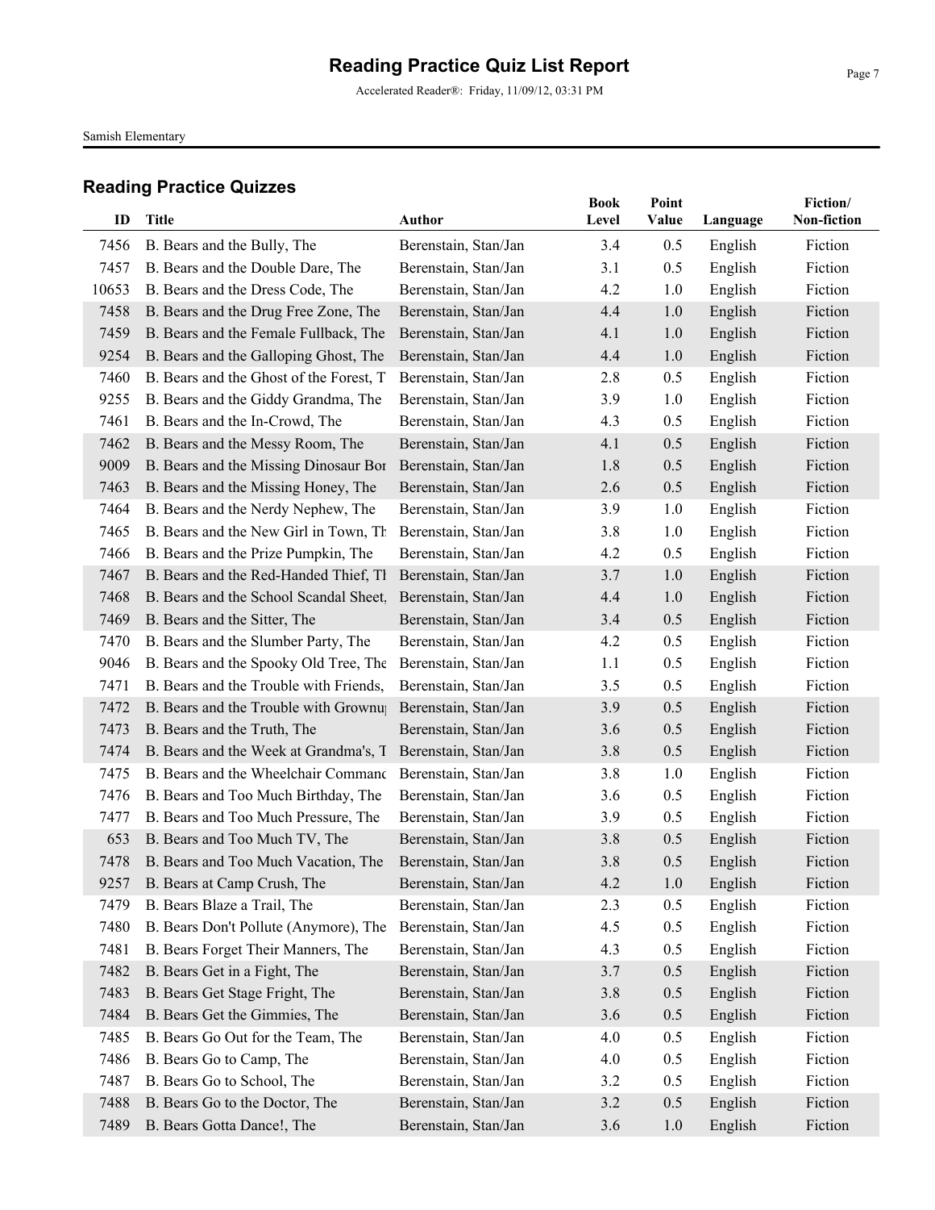# Reading Practice Quiz List Report

Accelerated Reader®: Friday, 11/09/12, 03:31 PM

Samish Elementary

## Reading Practice Quizzes

| ID | Title | Author | Book Level | Point Value | Language | Fiction/ Non-fiction |
|---|---|---|---|---|---|---|
| 7456 | B. Bears and the Bully, The | Berenstain, Stan/Jan | 3.4 | 0.5 | English | Fiction |
| 7457 | B. Bears and the Double Dare, The | Berenstain, Stan/Jan | 3.1 | 0.5 | English | Fiction |
| 10653 | B. Bears and the Dress Code, The | Berenstain, Stan/Jan | 4.2 | 1.0 | English | Fiction |
| 7458 | B. Bears and the Drug Free Zone, The | Berenstain, Stan/Jan | 4.4 | 1.0 | English | Fiction |
| 7459 | B. Bears and the Female Fullback, The | Berenstain, Stan/Jan | 4.1 | 1.0 | English | Fiction |
| 9254 | B. Bears and the Galloping Ghost, The | Berenstain, Stan/Jan | 4.4 | 1.0 | English | Fiction |
| 7460 | B. Bears and the Ghost of the Forest, T | Berenstain, Stan/Jan | 2.8 | 0.5 | English | Fiction |
| 9255 | B. Bears and the Giddy Grandma, The | Berenstain, Stan/Jan | 3.9 | 1.0 | English | Fiction |
| 7461 | B. Bears and the In-Crowd, The | Berenstain, Stan/Jan | 4.3 | 0.5 | English | Fiction |
| 7462 | B. Bears and the Messy Room, The | Berenstain, Stan/Jan | 4.1 | 0.5 | English | Fiction |
| 9009 | B. Bears and the Missing Dinosaur Bor | Berenstain, Stan/Jan | 1.8 | 0.5 | English | Fiction |
| 7463 | B. Bears and the Missing Honey, The | Berenstain, Stan/Jan | 2.6 | 0.5 | English | Fiction |
| 7464 | B. Bears and the Nerdy Nephew, The | Berenstain, Stan/Jan | 3.9 | 1.0 | English | Fiction |
| 7465 | B. Bears and the New Girl in Town, Th | Berenstain, Stan/Jan | 3.8 | 1.0 | English | Fiction |
| 7466 | B. Bears and the Prize Pumpkin, The | Berenstain, Stan/Jan | 4.2 | 0.5 | English | Fiction |
| 7467 | B. Bears and the Red-Handed Thief, Tl | Berenstain, Stan/Jan | 3.7 | 1.0 | English | Fiction |
| 7468 | B. Bears and the School Scandal Sheet, | Berenstain, Stan/Jan | 4.4 | 1.0 | English | Fiction |
| 7469 | B. Bears and the Sitter, The | Berenstain, Stan/Jan | 3.4 | 0.5 | English | Fiction |
| 7470 | B. Bears and the Slumber Party, The | Berenstain, Stan/Jan | 4.2 | 0.5 | English | Fiction |
| 9046 | B. Bears and the Spooky Old Tree, The | Berenstain, Stan/Jan | 1.1 | 0.5 | English | Fiction |
| 7471 | B. Bears and the Trouble with Friends, | Berenstain, Stan/Jan | 3.5 | 0.5 | English | Fiction |
| 7472 | B. Bears and the Trouble with Grownu | Berenstain, Stan/Jan | 3.9 | 0.5 | English | Fiction |
| 7473 | B. Bears and the Truth, The | Berenstain, Stan/Jan | 3.6 | 0.5 | English | Fiction |
| 7474 | B. Bears and the Week at Grandma's, T | Berenstain, Stan/Jan | 3.8 | 0.5 | English | Fiction |
| 7475 | B. Bears and the Wheelchair Commanc | Berenstain, Stan/Jan | 3.8 | 1.0 | English | Fiction |
| 7476 | B. Bears and Too Much Birthday, The | Berenstain, Stan/Jan | 3.6 | 0.5 | English | Fiction |
| 7477 | B. Bears and Too Much Pressure, The | Berenstain, Stan/Jan | 3.9 | 0.5 | English | Fiction |
| 653 | B. Bears and Too Much TV, The | Berenstain, Stan/Jan | 3.8 | 0.5 | English | Fiction |
| 7478 | B. Bears and Too Much Vacation, The | Berenstain, Stan/Jan | 3.8 | 0.5 | English | Fiction |
| 9257 | B. Bears at Camp Crush, The | Berenstain, Stan/Jan | 4.2 | 1.0 | English | Fiction |
| 7479 | B. Bears Blaze a Trail, The | Berenstain, Stan/Jan | 2.3 | 0.5 | English | Fiction |
| 7480 | B. Bears Don't Pollute (Anymore), The | Berenstain, Stan/Jan | 4.5 | 0.5 | English | Fiction |
| 7481 | B. Bears Forget Their Manners, The | Berenstain, Stan/Jan | 4.3 | 0.5 | English | Fiction |
| 7482 | B. Bears Get in a Fight, The | Berenstain, Stan/Jan | 3.7 | 0.5 | English | Fiction |
| 7483 | B. Bears Get Stage Fright, The | Berenstain, Stan/Jan | 3.8 | 0.5 | English | Fiction |
| 7484 | B. Bears Get the Gimmies, The | Berenstain, Stan/Jan | 3.6 | 0.5 | English | Fiction |
| 7485 | B. Bears Go Out for the Team, The | Berenstain, Stan/Jan | 4.0 | 0.5 | English | Fiction |
| 7486 | B. Bears Go to Camp, The | Berenstain, Stan/Jan | 4.0 | 0.5 | English | Fiction |
| 7487 | B. Bears Go to School, The | Berenstain, Stan/Jan | 3.2 | 0.5 | English | Fiction |
| 7488 | B. Bears Go to the Doctor, The | Berenstain, Stan/Jan | 3.2 | 0.5 | English | Fiction |
| 7489 | B. Bears Gotta Dance!, The | Berenstain, Stan/Jan | 3.6 | 1.0 | English | Fiction |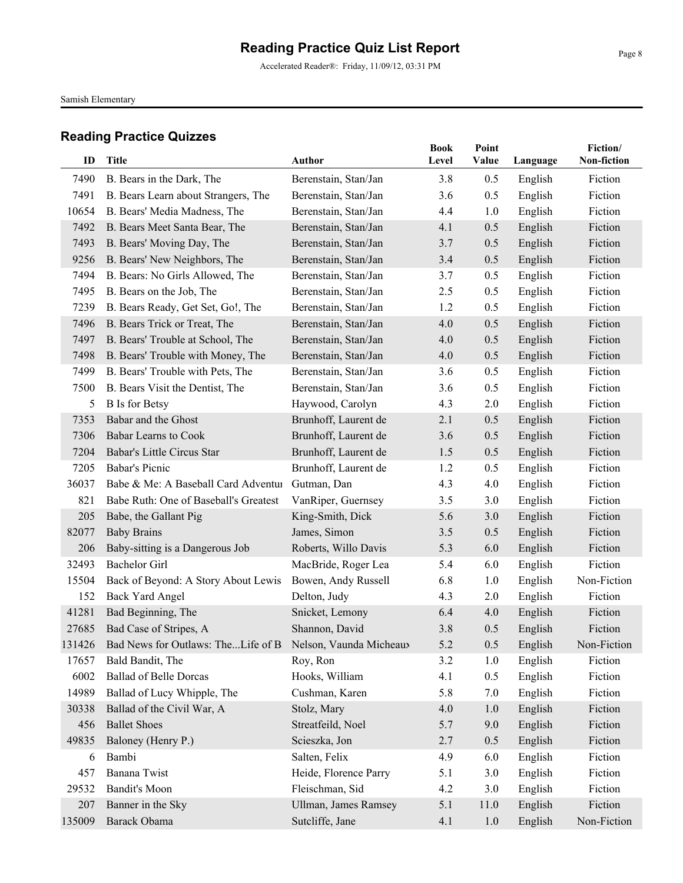# Reading Practice Quiz List Report

Accelerated Reader®: Friday, 11/09/12, 03:31 PM

Samish Elementary

## Reading Practice Quizzes

| ID | Title | Author | Book Level | Point Value | Language | Fiction/ Non-fiction |
|---|---|---|---|---|---|---|
| 7490 | B. Bears in the Dark, The | Berenstain, Stan/Jan | 3.8 | 0.5 | English | Fiction |
| 7491 | B. Bears Learn about Strangers, The | Berenstain, Stan/Jan | 3.6 | 0.5 | English | Fiction |
| 10654 | B. Bears' Media Madness, The | Berenstain, Stan/Jan | 4.4 | 1.0 | English | Fiction |
| 7492 | B. Bears Meet Santa Bear, The | Berenstain, Stan/Jan | 4.1 | 0.5 | English | Fiction |
| 7493 | B. Bears' Moving Day, The | Berenstain, Stan/Jan | 3.7 | 0.5 | English | Fiction |
| 9256 | B. Bears' New Neighbors, The | Berenstain, Stan/Jan | 3.4 | 0.5 | English | Fiction |
| 7494 | B. Bears: No Girls Allowed, The | Berenstain, Stan/Jan | 3.7 | 0.5 | English | Fiction |
| 7495 | B. Bears on the Job, The | Berenstain, Stan/Jan | 2.5 | 0.5 | English | Fiction |
| 7239 | B. Bears Ready, Get Set, Go!, The | Berenstain, Stan/Jan | 1.2 | 0.5 | English | Fiction |
| 7496 | B. Bears Trick or Treat, The | Berenstain, Stan/Jan | 4.0 | 0.5 | English | Fiction |
| 7497 | B. Bears' Trouble at School, The | Berenstain, Stan/Jan | 4.0 | 0.5 | English | Fiction |
| 7498 | B. Bears' Trouble with Money, The | Berenstain, Stan/Jan | 4.0 | 0.5 | English | Fiction |
| 7499 | B. Bears' Trouble with Pets, The | Berenstain, Stan/Jan | 3.6 | 0.5 | English | Fiction |
| 7500 | B. Bears Visit the Dentist, The | Berenstain, Stan/Jan | 3.6 | 0.5 | English | Fiction |
| 5 | B Is for Betsy | Haywood, Carolyn | 4.3 | 2.0 | English | Fiction |
| 7353 | Babar and the Ghost | Brunhoff, Laurent de | 2.1 | 0.5 | English | Fiction |
| 7306 | Babar Learns to Cook | Brunhoff, Laurent de | 3.6 | 0.5 | English | Fiction |
| 7204 | Babar's Little Circus Star | Brunhoff, Laurent de | 1.5 | 0.5 | English | Fiction |
| 7205 | Babar's Picnic | Brunhoff, Laurent de | 1.2 | 0.5 | English | Fiction |
| 36037 | Babe & Me: A Baseball Card Adventur | Gutman, Dan | 4.3 | 4.0 | English | Fiction |
| 821 | Babe Ruth: One of Baseball's Greatest | VanRiper, Guernsey | 3.5 | 3.0 | English | Fiction |
| 205 | Babe, the Gallant Pig | King-Smith, Dick | 5.6 | 3.0 | English | Fiction |
| 82077 | Baby Brains | James, Simon | 3.5 | 0.5 | English | Fiction |
| 206 | Baby-sitting is a Dangerous Job | Roberts, Willo Davis | 5.3 | 6.0 | English | Fiction |
| 32493 | Bachelor Girl | MacBride, Roger Lea | 5.4 | 6.0 | English | Fiction |
| 15504 | Back of Beyond: A Story About Lewis | Bowen, Andy Russell | 6.8 | 1.0 | English | Non-Fiction |
| 152 | Back Yard Angel | Delton, Judy | 4.3 | 2.0 | English | Fiction |
| 41281 | Bad Beginning, The | Snicket, Lemony | 6.4 | 4.0 | English | Fiction |
| 27685 | Bad Case of Stripes, A | Shannon, David | 3.8 | 0.5 | English | Fiction |
| 131426 | Bad News for Outlaws: The...Life of B | Nelson, Vaunda Micheaux | 5.2 | 0.5 | English | Non-Fiction |
| 17657 | Bald Bandit, The | Roy, Ron | 3.2 | 1.0 | English | Fiction |
| 6002 | Ballad of Belle Dorcas | Hooks, William | 4.1 | 0.5 | English | Fiction |
| 14989 | Ballad of Lucy Whipple, The | Cushman, Karen | 5.8 | 7.0 | English | Fiction |
| 30338 | Ballad of the Civil War, A | Stolz, Mary | 4.0 | 1.0 | English | Fiction |
| 456 | Ballet Shoes | Streatfeild, Noel | 5.7 | 9.0 | English | Fiction |
| 49835 | Baloney (Henry P.) | Scieszka, Jon | 2.7 | 0.5 | English | Fiction |
| 6 | Bambi | Salten, Felix | 4.9 | 6.0 | English | Fiction |
| 457 | Banana Twist | Heide, Florence Parry | 5.1 | 3.0 | English | Fiction |
| 29532 | Bandit's Moon | Fleischman, Sid | 4.2 | 3.0 | English | Fiction |
| 207 | Banner in the Sky | Ullman, James Ramsey | 5.1 | 11.0 | English | Fiction |
| 135009 | Barack Obama | Sutcliffe, Jane | 4.1 | 1.0 | English | Non-Fiction |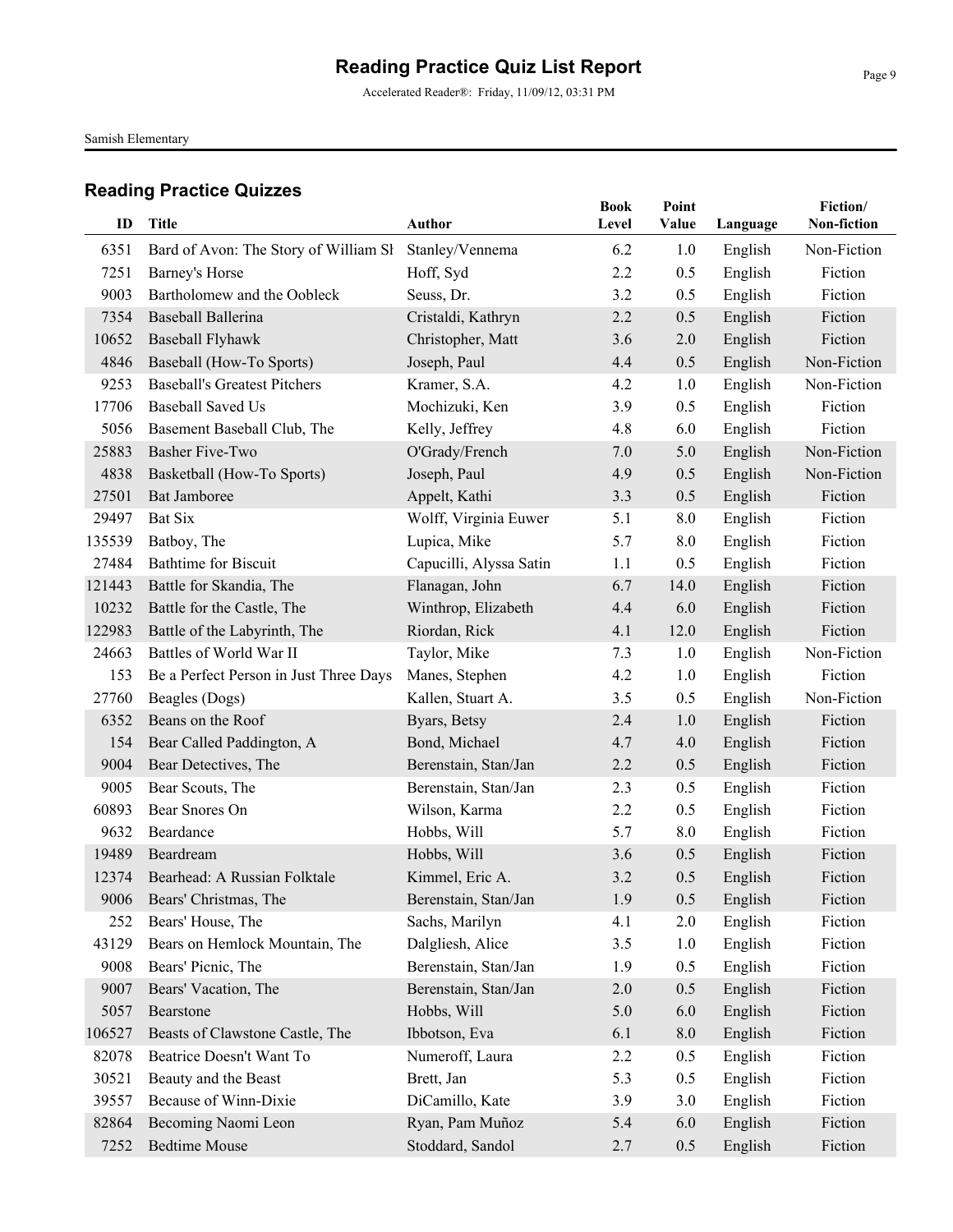# Reading Practice Quiz List Report

Accelerated Reader®: Friday, 11/09/12, 03:31 PM

Samish Elementary

## Reading Practice Quizzes

| ID | Title | Author | Book Level | Point Value | Language | Fiction/ Non-fiction |
|---|---|---|---|---|---|---|
| 6351 | Bard of Avon: The Story of William Sh | Stanley/Vennema | 6.2 | 1.0 | English | Non-Fiction |
| 7251 | Barney's Horse | Hoff, Syd | 2.2 | 0.5 | English | Fiction |
| 9003 | Bartholomew and the Oobleck | Seuss, Dr. | 3.2 | 0.5 | English | Fiction |
| 7354 | Baseball Ballerina | Cristaldi, Kathryn | 2.2 | 0.5 | English | Fiction |
| 10652 | Baseball Flyhawk | Christopher, Matt | 3.6 | 2.0 | English | Fiction |
| 4846 | Baseball (How-To Sports) | Joseph, Paul | 4.4 | 0.5 | English | Non-Fiction |
| 9253 | Baseball's Greatest Pitchers | Kramer, S.A. | 4.2 | 1.0 | English | Non-Fiction |
| 17706 | Baseball Saved Us | Mochizuki, Ken | 3.9 | 0.5 | English | Fiction |
| 5056 | Basement Baseball Club, The | Kelly, Jeffrey | 4.8 | 6.0 | English | Fiction |
| 25883 | Basher Five-Two | O'Grady/French | 7.0 | 5.0 | English | Non-Fiction |
| 4838 | Basketball (How-To Sports) | Joseph, Paul | 4.9 | 0.5 | English | Non-Fiction |
| 27501 | Bat Jamboree | Appelt, Kathi | 3.3 | 0.5 | English | Fiction |
| 29497 | Bat Six | Wolff, Virginia Euwer | 5.1 | 8.0 | English | Fiction |
| 135539 | Batboy, The | Lupica, Mike | 5.7 | 8.0 | English | Fiction |
| 27484 | Bathtime for Biscuit | Capucilli, Alyssa Satin | 1.1 | 0.5 | English | Fiction |
| 121443 | Battle for Skandia, The | Flanagan, John | 6.7 | 14.0 | English | Fiction |
| 10232 | Battle for the Castle, The | Winthrop, Elizabeth | 4.4 | 6.0 | English | Fiction |
| 122983 | Battle of the Labyrinth, The | Riordan, Rick | 4.1 | 12.0 | English | Fiction |
| 24663 | Battles of World War II | Taylor, Mike | 7.3 | 1.0 | English | Non-Fiction |
| 153 | Be a Perfect Person in Just Three Days | Manes, Stephen | 4.2 | 1.0 | English | Fiction |
| 27760 | Beagles (Dogs) | Kallen, Stuart A. | 3.5 | 0.5 | English | Non-Fiction |
| 6352 | Beans on the Roof | Byars, Betsy | 2.4 | 1.0 | English | Fiction |
| 154 | Bear Called Paddington, A | Bond, Michael | 4.7 | 4.0 | English | Fiction |
| 9004 | Bear Detectives, The | Berenstain, Stan/Jan | 2.2 | 0.5 | English | Fiction |
| 9005 | Bear Scouts, The | Berenstain, Stan/Jan | 2.3 | 0.5 | English | Fiction |
| 60893 | Bear Snores On | Wilson, Karma | 2.2 | 0.5 | English | Fiction |
| 9632 | Beardance | Hobbs, Will | 5.7 | 8.0 | English | Fiction |
| 19489 | Beardream | Hobbs, Will | 3.6 | 0.5 | English | Fiction |
| 12374 | Bearhead: A Russian Folktale | Kimmel, Eric A. | 3.2 | 0.5 | English | Fiction |
| 9006 | Bears' Christmas, The | Berenstain, Stan/Jan | 1.9 | 0.5 | English | Fiction |
| 252 | Bears' House, The | Sachs, Marilyn | 4.1 | 2.0 | English | Fiction |
| 43129 | Bears on Hemlock Mountain, The | Dalgliesh, Alice | 3.5 | 1.0 | English | Fiction |
| 9008 | Bears' Picnic, The | Berenstain, Stan/Jan | 1.9 | 0.5 | English | Fiction |
| 9007 | Bears' Vacation, The | Berenstain, Stan/Jan | 2.0 | 0.5 | English | Fiction |
| 5057 | Bearstone | Hobbs, Will | 5.0 | 6.0 | English | Fiction |
| 106527 | Beasts of Clawstone Castle, The | Ibbotson, Eva | 6.1 | 8.0 | English | Fiction |
| 82078 | Beatrice Doesn't Want To | Numeroff, Laura | 2.2 | 0.5 | English | Fiction |
| 30521 | Beauty and the Beast | Brett, Jan | 5.3 | 0.5 | English | Fiction |
| 39557 | Because of Winn-Dixie | DiCamillo, Kate | 3.9 | 3.0 | English | Fiction |
| 82864 | Becoming Naomi Leon | Ryan, Pam Muñoz | 5.4 | 6.0 | English | Fiction |
| 7252 | Bedtime Mouse | Stoddard, Sandol | 2.7 | 0.5 | English | Fiction |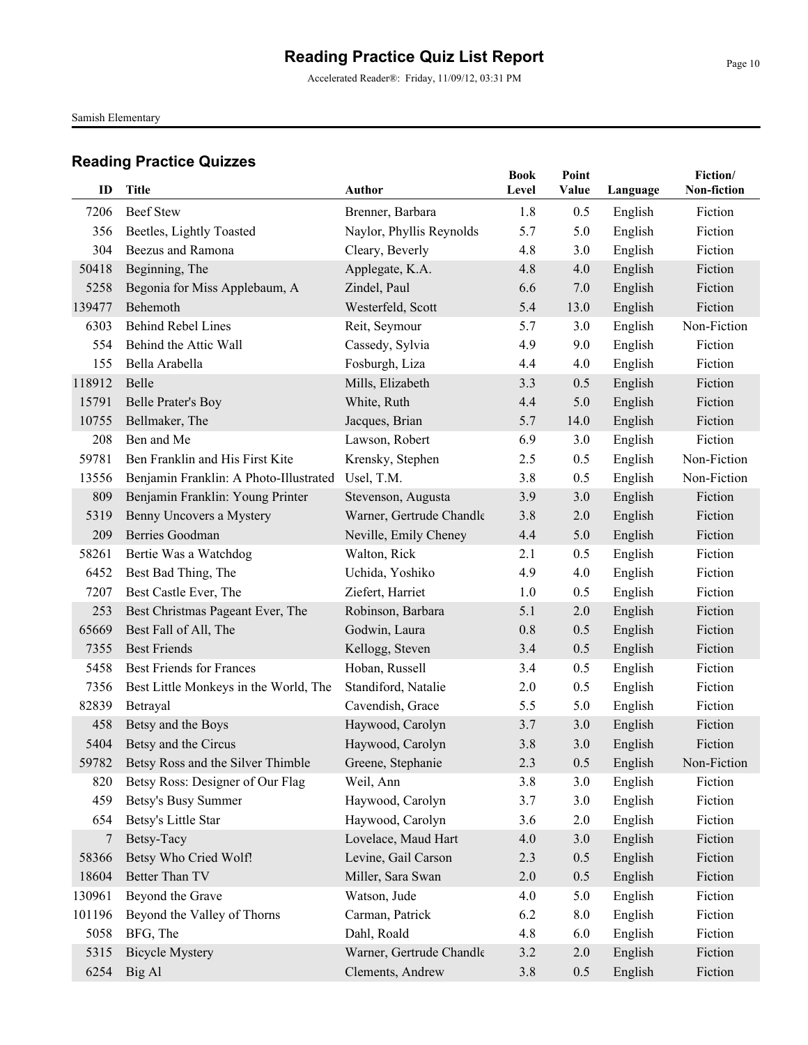# Reading Practice Quiz List Report

Accelerated Reader®: Friday, 11/09/12, 03:31 PM

Samish Elementary

## Reading Practice Quizzes

| ID | Title | Author | Book Level | Point Value | Language | Fiction/ Non-fiction |
|---|---|---|---|---|---|---|
| 7206 | Beef Stew | Brenner, Barbara | 1.8 | 0.5 | English | Fiction |
| 356 | Beetles, Lightly Toasted | Naylor, Phyllis Reynolds | 5.7 | 5.0 | English | Fiction |
| 304 | Beezus and Ramona | Cleary, Beverly | 4.8 | 3.0 | English | Fiction |
| 50418 | Beginning, The | Applegate, K.A. | 4.8 | 4.0 | English | Fiction |
| 5258 | Begonia for Miss Applebaum, A | Zindel, Paul | 6.6 | 7.0 | English | Fiction |
| 139477 | Behemoth | Westerfeld, Scott | 5.4 | 13.0 | English | Fiction |
| 6303 | Behind Rebel Lines | Reit, Seymour | 5.7 | 3.0 | English | Non-Fiction |
| 554 | Behind the Attic Wall | Cassedy, Sylvia | 4.9 | 9.0 | English | Fiction |
| 155 | Bella Arabella | Fosburgh, Liza | 4.4 | 4.0 | English | Fiction |
| 118912 | Belle | Mills, Elizabeth | 3.3 | 0.5 | English | Fiction |
| 15791 | Belle Prater's Boy | White, Ruth | 4.4 | 5.0 | English | Fiction |
| 10755 | Bellmaker, The | Jacques, Brian | 5.7 | 14.0 | English | Fiction |
| 208 | Ben and Me | Lawson, Robert | 6.9 | 3.0 | English | Fiction |
| 59781 | Ben Franklin and His First Kite | Krensky, Stephen | 2.5 | 0.5 | English | Non-Fiction |
| 13556 | Benjamin Franklin: A Photo-Illustrated | Usel, T.M. | 3.8 | 0.5 | English | Non-Fiction |
| 809 | Benjamin Franklin: Young Printer | Stevenson, Augusta | 3.9 | 3.0 | English | Fiction |
| 5319 | Benny Uncovers a Mystery | Warner, Gertrude Chandle | 3.8 | 2.0 | English | Fiction |
| 209 | Berries Goodman | Neville, Emily Cheney | 4.4 | 5.0 | English | Fiction |
| 58261 | Bertie Was a Watchdog | Walton, Rick | 2.1 | 0.5 | English | Fiction |
| 6452 | Best Bad Thing, The | Uchida, Yoshiko | 4.9 | 4.0 | English | Fiction |
| 7207 | Best Castle Ever, The | Ziefert, Harriet | 1.0 | 0.5 | English | Fiction |
| 253 | Best Christmas Pageant Ever, The | Robinson, Barbara | 5.1 | 2.0 | English | Fiction |
| 65669 | Best Fall of All, The | Godwin, Laura | 0.8 | 0.5 | English | Fiction |
| 7355 | Best Friends | Kellogg, Steven | 3.4 | 0.5 | English | Fiction |
| 5458 | Best Friends for Frances | Hoban, Russell | 3.4 | 0.5 | English | Fiction |
| 7356 | Best Little Monkeys in the World, The | Standiford, Natalie | 2.0 | 0.5 | English | Fiction |
| 82839 | Betrayal | Cavendish, Grace | 5.5 | 5.0 | English | Fiction |
| 458 | Betsy and the Boys | Haywood, Carolyn | 3.7 | 3.0 | English | Fiction |
| 5404 | Betsy and the Circus | Haywood, Carolyn | 3.8 | 3.0 | English | Fiction |
| 59782 | Betsy Ross and the Silver Thimble | Greene, Stephanie | 2.3 | 0.5 | English | Non-Fiction |
| 820 | Betsy Ross: Designer of Our Flag | Weil, Ann | 3.8 | 3.0 | English | Fiction |
| 459 | Betsy's Busy Summer | Haywood, Carolyn | 3.7 | 3.0 | English | Fiction |
| 654 | Betsy's Little Star | Haywood, Carolyn | 3.6 | 2.0 | English | Fiction |
| 7 | Betsy-Tacy | Lovelace, Maud Hart | 4.0 | 3.0 | English | Fiction |
| 58366 | Betsy Who Cried Wolf! | Levine, Gail Carson | 2.3 | 0.5 | English | Fiction |
| 18604 | Better Than TV | Miller, Sara Swan | 2.0 | 0.5 | English | Fiction |
| 130961 | Beyond the Grave | Watson, Jude | 4.0 | 5.0 | English | Fiction |
| 101196 | Beyond the Valley of Thorns | Carman, Patrick | 6.2 | 8.0 | English | Fiction |
| 5058 | BFG, The | Dahl, Roald | 4.8 | 6.0 | English | Fiction |
| 5315 | Bicycle Mystery | Warner, Gertrude Chandle | 3.2 | 2.0 | English | Fiction |
| 6254 | Big Al | Clements, Andrew | 3.8 | 0.5 | English | Fiction |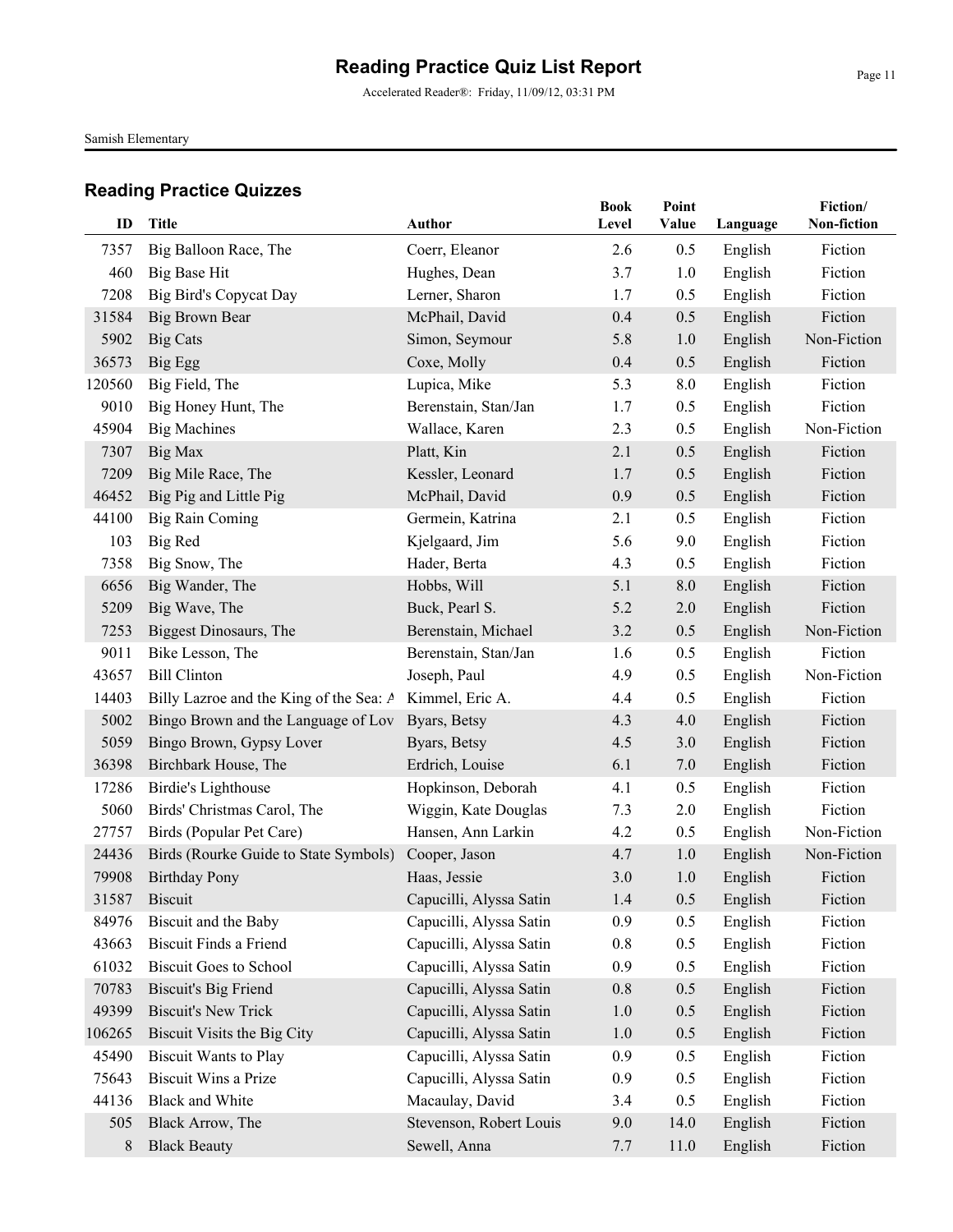# Reading Practice Quiz List Report

Accelerated Reader®: Friday, 11/09/12, 03:31 PM

Samish Elementary

## Reading Practice Quizzes

| ID | Title | Author | Book Level | Point Value | Language | Fiction/ Non-fiction |
|---|---|---|---|---|---|---|
| 7357 | Big Balloon Race, The | Coerr, Eleanor | 2.6 | 0.5 | English | Fiction |
| 460 | Big Base Hit | Hughes, Dean | 3.7 | 1.0 | English | Fiction |
| 7208 | Big Bird's Copycat Day | Lerner, Sharon | 1.7 | 0.5 | English | Fiction |
| 31584 | Big Brown Bear | McPhail, David | 0.4 | 0.5 | English | Fiction |
| 5902 | Big Cats | Simon, Seymour | 5.8 | 1.0 | English | Non-Fiction |
| 36573 | Big Egg | Coxe, Molly | 0.4 | 0.5 | English | Fiction |
| 120560 | Big Field, The | Lupica, Mike | 5.3 | 8.0 | English | Fiction |
| 9010 | Big Honey Hunt, The | Berenstain, Stan/Jan | 1.7 | 0.5 | English | Fiction |
| 45904 | Big Machines | Wallace, Karen | 2.3 | 0.5 | English | Non-Fiction |
| 7307 | Big Max | Platt, Kin | 2.1 | 0.5 | English | Fiction |
| 7209 | Big Mile Race, The | Kessler, Leonard | 1.7 | 0.5 | English | Fiction |
| 46452 | Big Pig and Little Pig | McPhail, David | 0.9 | 0.5 | English | Fiction |
| 44100 | Big Rain Coming | Germein, Katrina | 2.1 | 0.5 | English | Fiction |
| 103 | Big Red | Kjelgaard, Jim | 5.6 | 9.0 | English | Fiction |
| 7358 | Big Snow, The | Hader, Berta | 4.3 | 0.5 | English | Fiction |
| 6656 | Big Wander, The | Hobbs, Will | 5.1 | 8.0 | English | Fiction |
| 5209 | Big Wave, The | Buck, Pearl S. | 5.2 | 2.0 | English | Fiction |
| 7253 | Biggest Dinosaurs, The | Berenstain, Michael | 3.2 | 0.5 | English | Non-Fiction |
| 9011 | Bike Lesson, The | Berenstain, Stan/Jan | 1.6 | 0.5 | English | Fiction |
| 43657 | Bill Clinton | Joseph, Paul | 4.9 | 0.5 | English | Non-Fiction |
| 14403 | Billy Lazroe and the King of the Sea: A | Kimmel, Eric A. | 4.4 | 0.5 | English | Fiction |
| 5002 | Bingo Brown and the Language of Lov | Byars, Betsy | 4.3 | 4.0 | English | Fiction |
| 5059 | Bingo Brown, Gypsy Lover | Byars, Betsy | 4.5 | 3.0 | English | Fiction |
| 36398 | Birchbark House, The | Erdrich, Louise | 6.1 | 7.0 | English | Fiction |
| 17286 | Birdie's Lighthouse | Hopkinson, Deborah | 4.1 | 0.5 | English | Fiction |
| 5060 | Birds' Christmas Carol, The | Wiggin, Kate Douglas | 7.3 | 2.0 | English | Fiction |
| 27757 | Birds (Popular Pet Care) | Hansen, Ann Larkin | 4.2 | 0.5 | English | Non-Fiction |
| 24436 | Birds (Rourke Guide to State Symbols) | Cooper, Jason | 4.7 | 1.0 | English | Non-Fiction |
| 79908 | Birthday Pony | Haas, Jessie | 3.0 | 1.0 | English | Fiction |
| 31587 | Biscuit | Capucilli, Alyssa Satin | 1.4 | 0.5 | English | Fiction |
| 84976 | Biscuit and the Baby | Capucilli, Alyssa Satin | 0.9 | 0.5 | English | Fiction |
| 43663 | Biscuit Finds a Friend | Capucilli, Alyssa Satin | 0.8 | 0.5 | English | Fiction |
| 61032 | Biscuit Goes to School | Capucilli, Alyssa Satin | 0.9 | 0.5 | English | Fiction |
| 70783 | Biscuit's Big Friend | Capucilli, Alyssa Satin | 0.8 | 0.5 | English | Fiction |
| 49399 | Biscuit's New Trick | Capucilli, Alyssa Satin | 1.0 | 0.5 | English | Fiction |
| 106265 | Biscuit Visits the Big City | Capucilli, Alyssa Satin | 1.0 | 0.5 | English | Fiction |
| 45490 | Biscuit Wants to Play | Capucilli, Alyssa Satin | 0.9 | 0.5 | English | Fiction |
| 75643 | Biscuit Wins a Prize | Capucilli, Alyssa Satin | 0.9 | 0.5 | English | Fiction |
| 44136 | Black and White | Macaulay, David | 3.4 | 0.5 | English | Fiction |
| 505 | Black Arrow, The | Stevenson, Robert Louis | 9.0 | 14.0 | English | Fiction |
| 8 | Black Beauty | Sewell, Anna | 7.7 | 11.0 | English | Fiction |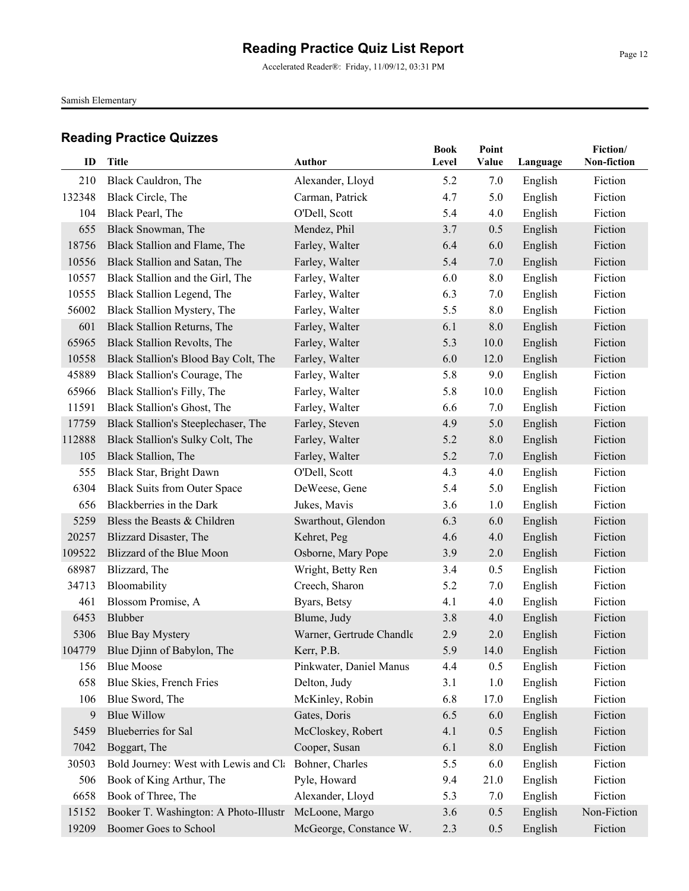# Reading Practice Quiz List Report

Accelerated Reader®: Friday, 11/09/12, 03:31 PM

Samish Elementary

## Reading Practice Quizzes

| ID | Title | Author | Book Level | Point Value | Language | Fiction/ Non-fiction |
|---|---|---|---|---|---|---|
| 210 | Black Cauldron, The | Alexander, Lloyd | 5.2 | 7.0 | English | Fiction |
| 132348 | Black Circle, The | Carman, Patrick | 4.7 | 5.0 | English | Fiction |
| 104 | Black Pearl, The | O'Dell, Scott | 5.4 | 4.0 | English | Fiction |
| 655 | Black Snowman, The | Mendez, Phil | 3.7 | 0.5 | English | Fiction |
| 18756 | Black Stallion and Flame, The | Farley, Walter | 6.4 | 6.0 | English | Fiction |
| 10556 | Black Stallion and Satan, The | Farley, Walter | 5.4 | 7.0 | English | Fiction |
| 10557 | Black Stallion and the Girl, The | Farley, Walter | 6.0 | 8.0 | English | Fiction |
| 10555 | Black Stallion Legend, The | Farley, Walter | 6.3 | 7.0 | English | Fiction |
| 56002 | Black Stallion Mystery, The | Farley, Walter | 5.5 | 8.0 | English | Fiction |
| 601 | Black Stallion Returns, The | Farley, Walter | 6.1 | 8.0 | English | Fiction |
| 65965 | Black Stallion Revolts, The | Farley, Walter | 5.3 | 10.0 | English | Fiction |
| 10558 | Black Stallion's Blood Bay Colt, The | Farley, Walter | 6.0 | 12.0 | English | Fiction |
| 45889 | Black Stallion's Courage, The | Farley, Walter | 5.8 | 9.0 | English | Fiction |
| 65966 | Black Stallion's Filly, The | Farley, Walter | 5.8 | 10.0 | English | Fiction |
| 11591 | Black Stallion's Ghost, The | Farley, Walter | 6.6 | 7.0 | English | Fiction |
| 17759 | Black Stallion's Steeplechaser, The | Farley, Steven | 4.9 | 5.0 | English | Fiction |
| 112888 | Black Stallion's Sulky Colt, The | Farley, Walter | 5.2 | 8.0 | English | Fiction |
| 105 | Black Stallion, The | Farley, Walter | 5.2 | 7.0 | English | Fiction |
| 555 | Black Star, Bright Dawn | O'Dell, Scott | 4.3 | 4.0 | English | Fiction |
| 6304 | Black Suits from Outer Space | DeWeese, Gene | 5.4 | 5.0 | English | Fiction |
| 656 | Blackberries in the Dark | Jukes, Mavis | 3.6 | 1.0 | English | Fiction |
| 5259 | Bless the Beasts & Children | Swarthout, Glendon | 6.3 | 6.0 | English | Fiction |
| 20257 | Blizzard Disaster, The | Kehret, Peg | 4.6 | 4.0 | English | Fiction |
| 109522 | Blizzard of the Blue Moon | Osborne, Mary Pope | 3.9 | 2.0 | English | Fiction |
| 68987 | Blizzard, The | Wright, Betty Ren | 3.4 | 0.5 | English | Fiction |
| 34713 | Bloomability | Creech, Sharon | 5.2 | 7.0 | English | Fiction |
| 461 | Blossom Promise, A | Byars, Betsy | 4.1 | 4.0 | English | Fiction |
| 6453 | Blubber | Blume, Judy | 3.8 | 4.0 | English | Fiction |
| 5306 | Blue Bay Mystery | Warner, Gertrude Chandle | 2.9 | 2.0 | English | Fiction |
| 104779 | Blue Djinn of Babylon, The | Kerr, P.B. | 5.9 | 14.0 | English | Fiction |
| 156 | Blue Moose | Pinkwater, Daniel Manus | 4.4 | 0.5 | English | Fiction |
| 658 | Blue Skies, French Fries | Delton, Judy | 3.1 | 1.0 | English | Fiction |
| 106 | Blue Sword, The | McKinley, Robin | 6.8 | 17.0 | English | Fiction |
| 9 | Blue Willow | Gates, Doris | 6.5 | 6.0 | English | Fiction |
| 5459 | Blueberries for Sal | McCloskey, Robert | 4.1 | 0.5 | English | Fiction |
| 7042 | Boggart, The | Cooper, Susan | 6.1 | 8.0 | English | Fiction |
| 30503 | Bold Journey: West with Lewis and Cl | Bohner, Charles | 5.5 | 6.0 | English | Fiction |
| 506 | Book of King Arthur, The | Pyle, Howard | 9.4 | 21.0 | English | Fiction |
| 6658 | Book of Three, The | Alexander, Lloyd | 5.3 | 7.0 | English | Fiction |
| 15152 | Booker T. Washington: A Photo-Illustr | McLoone, Margo | 3.6 | 0.5 | English | Non-Fiction |
| 19209 | Boomer Goes to School | McGeorge, Constance W. | 2.3 | 0.5 | English | Fiction |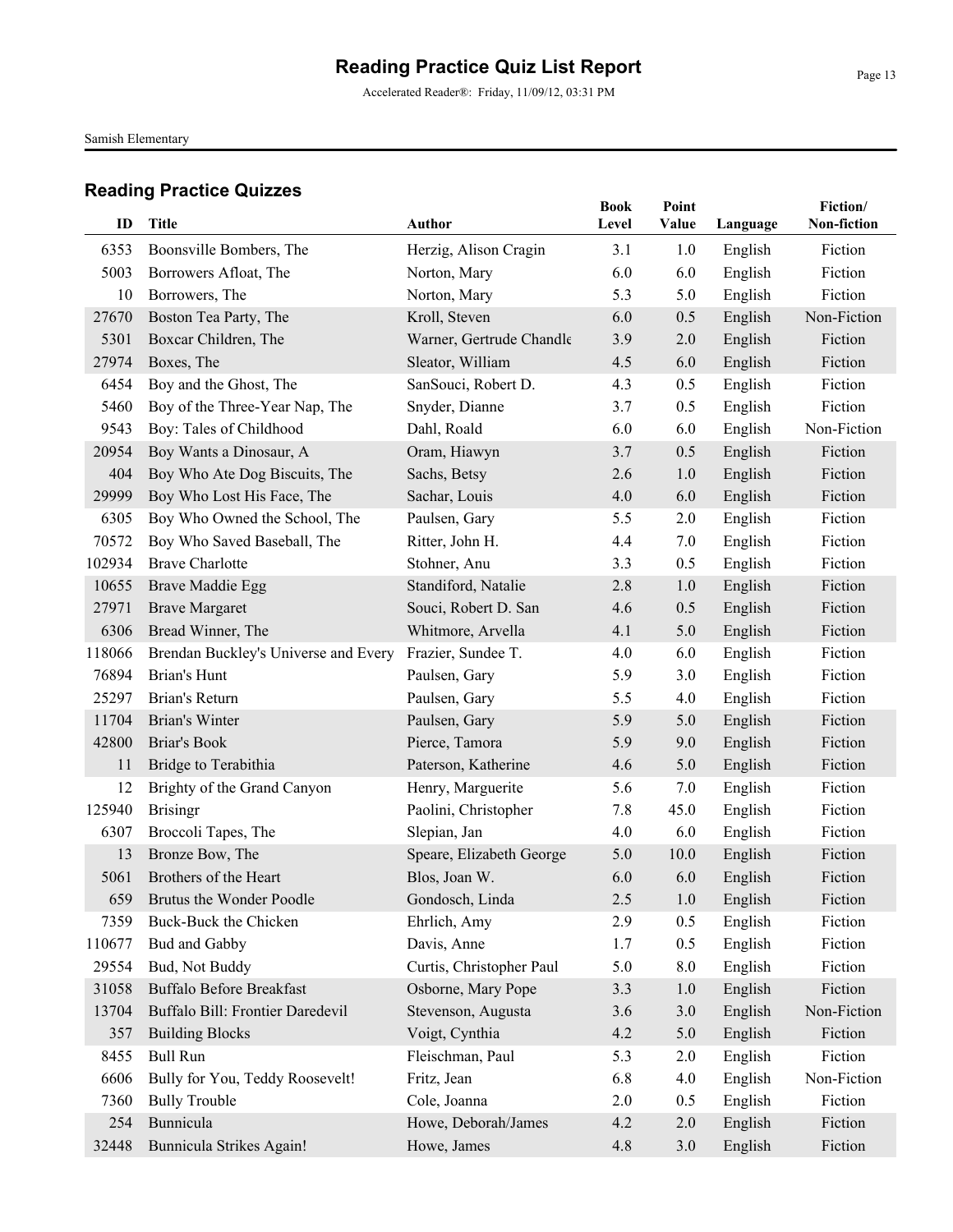# Reading Practice Quiz List Report

Accelerated Reader®: Friday, 11/09/12, 03:31 PM

Samish Elementary

## Reading Practice Quizzes

| ID | Title | Author | Book Level | Point Value | Language | Fiction/ Non-fiction |
|---|---|---|---|---|---|---|
| 6353 | Boonsville Bombers, The | Herzig, Alison Cragin | 3.1 | 1.0 | English | Fiction |
| 5003 | Borrowers Afloat, The | Norton, Mary | 6.0 | 6.0 | English | Fiction |
| 10 | Borrowers, The | Norton, Mary | 5.3 | 5.0 | English | Fiction |
| 27670 | Boston Tea Party, The | Kroll, Steven | 6.0 | 0.5 | English | Non-Fiction |
| 5301 | Boxcar Children, The | Warner, Gertrude Chandle | 3.9 | 2.0 | English | Fiction |
| 27974 | Boxes, The | Sleator, William | 4.5 | 6.0 | English | Fiction |
| 6454 | Boy and the Ghost, The | SanSouci, Robert D. | 4.3 | 0.5 | English | Fiction |
| 5460 | Boy of the Three-Year Nap, The | Snyder, Dianne | 3.7 | 0.5 | English | Fiction |
| 9543 | Boy: Tales of Childhood | Dahl, Roald | 6.0 | 6.0 | English | Non-Fiction |
| 20954 | Boy Wants a Dinosaur, A | Oram, Hiawyn | 3.7 | 0.5 | English | Fiction |
| 404 | Boy Who Ate Dog Biscuits, The | Sachs, Betsy | 2.6 | 1.0 | English | Fiction |
| 29999 | Boy Who Lost His Face, The | Sachar, Louis | 4.0 | 6.0 | English | Fiction |
| 6305 | Boy Who Owned the School, The | Paulsen, Gary | 5.5 | 2.0 | English | Fiction |
| 70572 | Boy Who Saved Baseball, The | Ritter, John H. | 4.4 | 7.0 | English | Fiction |
| 102934 | Brave Charlotte | Stohner, Anu | 3.3 | 0.5 | English | Fiction |
| 10655 | Brave Maddie Egg | Standiford, Natalie | 2.8 | 1.0 | English | Fiction |
| 27971 | Brave Margaret | Souci, Robert D. San | 4.6 | 0.5 | English | Fiction |
| 6306 | Bread Winner, The | Whitmore, Arvella | 4.1 | 5.0 | English | Fiction |
| 118066 | Brendan Buckley's Universe and Every | Frazier, Sundee T. | 4.0 | 6.0 | English | Fiction |
| 76894 | Brian's Hunt | Paulsen, Gary | 5.9 | 3.0 | English | Fiction |
| 25297 | Brian's Return | Paulsen, Gary | 5.5 | 4.0 | English | Fiction |
| 11704 | Brian's Winter | Paulsen, Gary | 5.9 | 5.0 | English | Fiction |
| 42800 | Briar's Book | Pierce, Tamora | 5.9 | 9.0 | English | Fiction |
| 11 | Bridge to Terabithia | Paterson, Katherine | 4.6 | 5.0 | English | Fiction |
| 12 | Brighty of the Grand Canyon | Henry, Marguerite | 5.6 | 7.0 | English | Fiction |
| 125940 | Brisingr | Paolini, Christopher | 7.8 | 45.0 | English | Fiction |
| 6307 | Broccoli Tapes, The | Slepian, Jan | 4.0 | 6.0 | English | Fiction |
| 13 | Bronze Bow, The | Speare, Elizabeth George | 5.0 | 10.0 | English | Fiction |
| 5061 | Brothers of the Heart | Blos, Joan W. | 6.0 | 6.0 | English | Fiction |
| 659 | Brutus the Wonder Poodle | Gondosch, Linda | 2.5 | 1.0 | English | Fiction |
| 7359 | Buck-Buck the Chicken | Ehrlich, Amy | 2.9 | 0.5 | English | Fiction |
| 110677 | Bud and Gabby | Davis, Anne | 1.7 | 0.5 | English | Fiction |
| 29554 | Bud, Not Buddy | Curtis, Christopher Paul | 5.0 | 8.0 | English | Fiction |
| 31058 | Buffalo Before Breakfast | Osborne, Mary Pope | 3.3 | 1.0 | English | Fiction |
| 13704 | Buffalo Bill: Frontier Daredevil | Stevenson, Augusta | 3.6 | 3.0 | English | Non-Fiction |
| 357 | Building Blocks | Voigt, Cynthia | 4.2 | 5.0 | English | Fiction |
| 8455 | Bull Run | Fleischman, Paul | 5.3 | 2.0 | English | Fiction |
| 6606 | Bully for You, Teddy Roosevelt! | Fritz, Jean | 6.8 | 4.0 | English | Non-Fiction |
| 7360 | Bully Trouble | Cole, Joanna | 2.0 | 0.5 | English | Fiction |
| 254 | Bunnicula | Howe, Deborah/James | 4.2 | 2.0 | English | Fiction |
| 32448 | Bunnicula Strikes Again! | Howe, James | 4.8 | 3.0 | English | Fiction |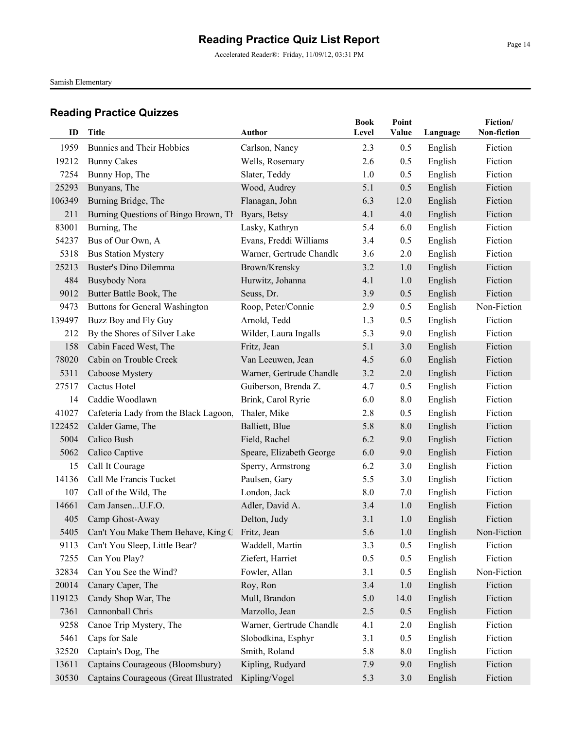# Reading Practice Quiz List Report

Accelerated Reader®: Friday, 11/09/12, 03:31 PM

Samish Elementary

## Reading Practice Quizzes

| ID | Title | Author | Book Level | Point Value | Language | Fiction/ Non-fiction |
|---|---|---|---|---|---|---|
| 1959 | Bunnies and Their Hobbies | Carlson, Nancy | 2.3 | 0.5 | English | Fiction |
| 19212 | Bunny Cakes | Wells, Rosemary | 2.6 | 0.5 | English | Fiction |
| 7254 | Bunny Hop, The | Slater, Teddy | 1.0 | 0.5 | English | Fiction |
| 25293 | Bunyans, The | Wood, Audrey | 5.1 | 0.5 | English | Fiction |
| 106349 | Burning Bridge, The | Flanagan, John | 6.3 | 12.0 | English | Fiction |
| 211 | Burning Questions of Bingo Brown, Th | Byars, Betsy | 4.1 | 4.0 | English | Fiction |
| 83001 | Burning, The | Lasky, Kathryn | 5.4 | 6.0 | English | Fiction |
| 54237 | Bus of Our Own, A | Evans, Freddi Williams | 3.4 | 0.5 | English | Fiction |
| 5318 | Bus Station Mystery | Warner, Gertrude Chandle | 3.6 | 2.0 | English | Fiction |
| 25213 | Buster's Dino Dilemma | Brown/Krensky | 3.2 | 1.0 | English | Fiction |
| 484 | Busybody Nora | Hurwitz, Johanna | 4.1 | 1.0 | English | Fiction |
| 9012 | Butter Battle Book, The | Seuss, Dr. | 3.9 | 0.5 | English | Fiction |
| 9473 | Buttons for General Washington | Roop, Peter/Connie | 2.9 | 0.5 | English | Non-Fiction |
| 139497 | Buzz Boy and Fly Guy | Arnold, Tedd | 1.3 | 0.5 | English | Fiction |
| 212 | By the Shores of Silver Lake | Wilder, Laura Ingalls | 5.3 | 9.0 | English | Fiction |
| 158 | Cabin Faced West, The | Fritz, Jean | 5.1 | 3.0 | English | Fiction |
| 78020 | Cabin on Trouble Creek | Van Leeuwen, Jean | 4.5 | 6.0 | English | Fiction |
| 5311 | Caboose Mystery | Warner, Gertrude Chandle | 3.2 | 2.0 | English | Fiction |
| 27517 | Cactus Hotel | Guiberson, Brenda Z. | 4.7 | 0.5 | English | Fiction |
| 14 | Caddie Woodlawn | Brink, Carol Ryrie | 6.0 | 8.0 | English | Fiction |
| 41027 | Cafeteria Lady from the Black Lagoon, | Thaler, Mike | 2.8 | 0.5 | English | Fiction |
| 122452 | Calder Game, The | Balliett, Blue | 5.8 | 8.0 | English | Fiction |
| 5004 | Calico Bush | Field, Rachel | 6.2 | 9.0 | English | Fiction |
| 5062 | Calico Captive | Speare, Elizabeth George | 6.0 | 9.0 | English | Fiction |
| 15 | Call It Courage | Sperry, Armstrong | 6.2 | 3.0 | English | Fiction |
| 14136 | Call Me Francis Tucket | Paulsen, Gary | 5.5 | 3.0 | English | Fiction |
| 107 | Call of the Wild, The | London, Jack | 8.0 | 7.0 | English | Fiction |
| 14661 | Cam Jansen...U.F.O. | Adler, David A. | 3.4 | 1.0 | English | Fiction |
| 405 | Camp Ghost-Away | Delton, Judy | 3.1 | 1.0 | English | Fiction |
| 5405 | Can't You Make Them Behave, King G | Fritz, Jean | 5.6 | 1.0 | English | Non-Fiction |
| 9113 | Can't You Sleep, Little Bear? | Waddell, Martin | 3.3 | 0.5 | English | Fiction |
| 7255 | Can You Play? | Ziefert, Harriet | 0.5 | 0.5 | English | Fiction |
| 32834 | Can You See the Wind? | Fowler, Allan | 3.1 | 0.5 | English | Non-Fiction |
| 20014 | Canary Caper, The | Roy, Ron | 3.4 | 1.0 | English | Fiction |
| 119123 | Candy Shop War, The | Mull, Brandon | 5.0 | 14.0 | English | Fiction |
| 7361 | Cannonball Chris | Marzollo, Jean | 2.5 | 0.5 | English | Fiction |
| 9258 | Canoe Trip Mystery, The | Warner, Gertrude Chandle | 4.1 | 2.0 | English | Fiction |
| 5461 | Caps for Sale | Slobodkina, Esphyr | 3.1 | 0.5 | English | Fiction |
| 32520 | Captain's Dog, The | Smith, Roland | 5.8 | 8.0 | English | Fiction |
| 13611 | Captains Courageous (Bloomsbury) | Kipling, Rudyard | 7.9 | 9.0 | English | Fiction |
| 30530 | Captains Courageous (Great Illustrated | Kipling/Vogel | 5.3 | 3.0 | English | Fiction |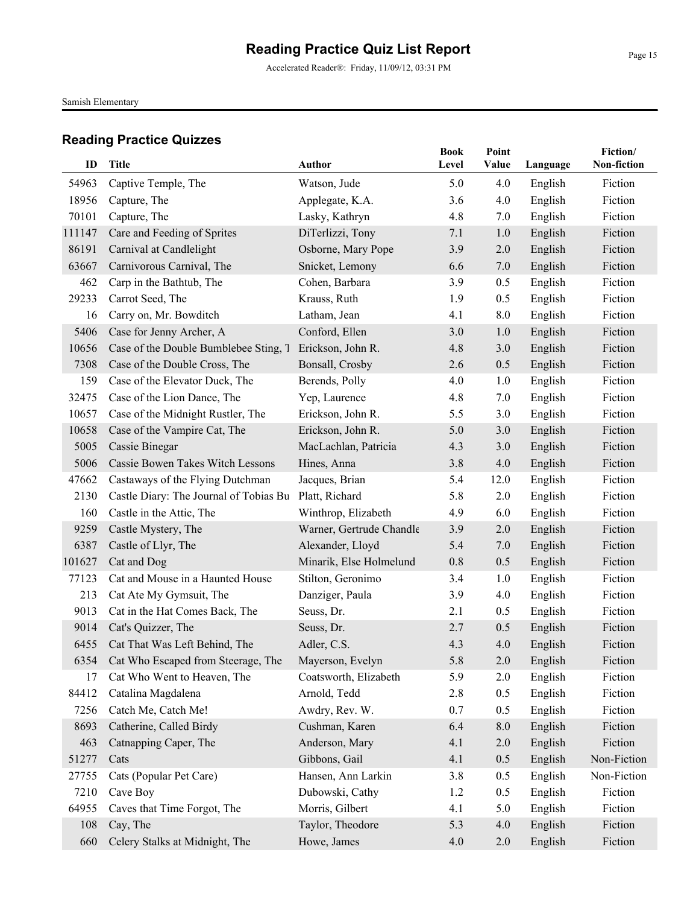# Reading Practice Quiz List Report

Accelerated Reader®: Friday, 11/09/12, 03:31 PM

Samish Elementary

## Reading Practice Quizzes

| ID | Title | Author | Book Level | Point Value | Language | Fiction/ Non-fiction |
|---|---|---|---|---|---|---|
| 54963 | Captive Temple, The | Watson, Jude | 5.0 | 4.0 | English | Fiction |
| 18956 | Capture, The | Applegate, K.A. | 3.6 | 4.0 | English | Fiction |
| 70101 | Capture, The | Lasky, Kathryn | 4.8 | 7.0 | English | Fiction |
| 111147 | Care and Feeding of Sprites | DiTerlizzi, Tony | 7.1 | 1.0 | English | Fiction |
| 86191 | Carnival at Candlelight | Osborne, Mary Pope | 3.9 | 2.0 | English | Fiction |
| 63667 | Carnivorous Carnival, The | Snicket, Lemony | 6.6 | 7.0 | English | Fiction |
| 462 | Carp in the Bathtub, The | Cohen, Barbara | 3.9 | 0.5 | English | Fiction |
| 29233 | Carrot Seed, The | Krauss, Ruth | 1.9 | 0.5 | English | Fiction |
| 16 | Carry on, Mr. Bowditch | Latham, Jean | 4.1 | 8.0 | English | Fiction |
| 5406 | Case for Jenny Archer, A | Conford, Ellen | 3.0 | 1.0 | English | Fiction |
| 10656 | Case of the Double Bumblebee Sting, T | Erickson, John R. | 4.8 | 3.0 | English | Fiction |
| 7308 | Case of the Double Cross, The | Bonsall, Crosby | 2.6 | 0.5 | English | Fiction |
| 159 | Case of the Elevator Duck, The | Berends, Polly | 4.0 | 1.0 | English | Fiction |
| 32475 | Case of the Lion Dance, The | Yep, Laurence | 4.8 | 7.0 | English | Fiction |
| 10657 | Case of the Midnight Rustler, The | Erickson, John R. | 5.5 | 3.0 | English | Fiction |
| 10658 | Case of the Vampire Cat, The | Erickson, John R. | 5.0 | 3.0 | English | Fiction |
| 5005 | Cassie Binegar | MacLachlan, Patricia | 4.3 | 3.0 | English | Fiction |
| 5006 | Cassie Bowen Takes Witch Lessons | Hines, Anna | 3.8 | 4.0 | English | Fiction |
| 47662 | Castaways of the Flying Dutchman | Jacques, Brian | 5.4 | 12.0 | English | Fiction |
| 2130 | Castle Diary: The Journal of Tobias Bu | Platt, Richard | 5.8 | 2.0 | English | Fiction |
| 160 | Castle in the Attic, The | Winthrop, Elizabeth | 4.9 | 6.0 | English | Fiction |
| 9259 | Castle Mystery, The | Warner, Gertrude Chandle | 3.9 | 2.0 | English | Fiction |
| 6387 | Castle of Llyr, The | Alexander, Lloyd | 5.4 | 7.0 | English | Fiction |
| 101627 | Cat and Dog | Minarik, Else Holmelund | 0.8 | 0.5 | English | Fiction |
| 77123 | Cat and Mouse in a Haunted House | Stilton, Geronimo | 3.4 | 1.0 | English | Fiction |
| 213 | Cat Ate My Gymsuit, The | Danziger, Paula | 3.9 | 4.0 | English | Fiction |
| 9013 | Cat in the Hat Comes Back, The | Seuss, Dr. | 2.1 | 0.5 | English | Fiction |
| 9014 | Cat's Quizzer, The | Seuss, Dr. | 2.7 | 0.5 | English | Fiction |
| 6455 | Cat That Was Left Behind, The | Adler, C.S. | 4.3 | 4.0 | English | Fiction |
| 6354 | Cat Who Escaped from Steerage, The | Mayerson, Evelyn | 5.8 | 2.0 | English | Fiction |
| 17 | Cat Who Went to Heaven, The | Coatsworth, Elizabeth | 5.9 | 2.0 | English | Fiction |
| 84412 | Catalina Magdalena | Arnold, Tedd | 2.8 | 0.5 | English | Fiction |
| 7256 | Catch Me, Catch Me! | Awdry, Rev. W. | 0.7 | 0.5 | English | Fiction |
| 8693 | Catherine, Called Birdy | Cushman, Karen | 6.4 | 8.0 | English | Fiction |
| 463 | Catnapping Caper, The | Anderson, Mary | 4.1 | 2.0 | English | Fiction |
| 51277 | Cats | Gibbons, Gail | 4.1 | 0.5 | English | Non-Fiction |
| 27755 | Cats (Popular Pet Care) | Hansen, Ann Larkin | 3.8 | 0.5 | English | Non-Fiction |
| 7210 | Cave Boy | Dubowski, Cathy | 1.2 | 0.5 | English | Fiction |
| 64955 | Caves that Time Forgot, The | Morris, Gilbert | 4.1 | 5.0 | English | Fiction |
| 108 | Cay, The | Taylor, Theodore | 5.3 | 4.0 | English | Fiction |
| 660 | Celery Stalks at Midnight, The | Howe, James | 4.0 | 2.0 | English | Fiction |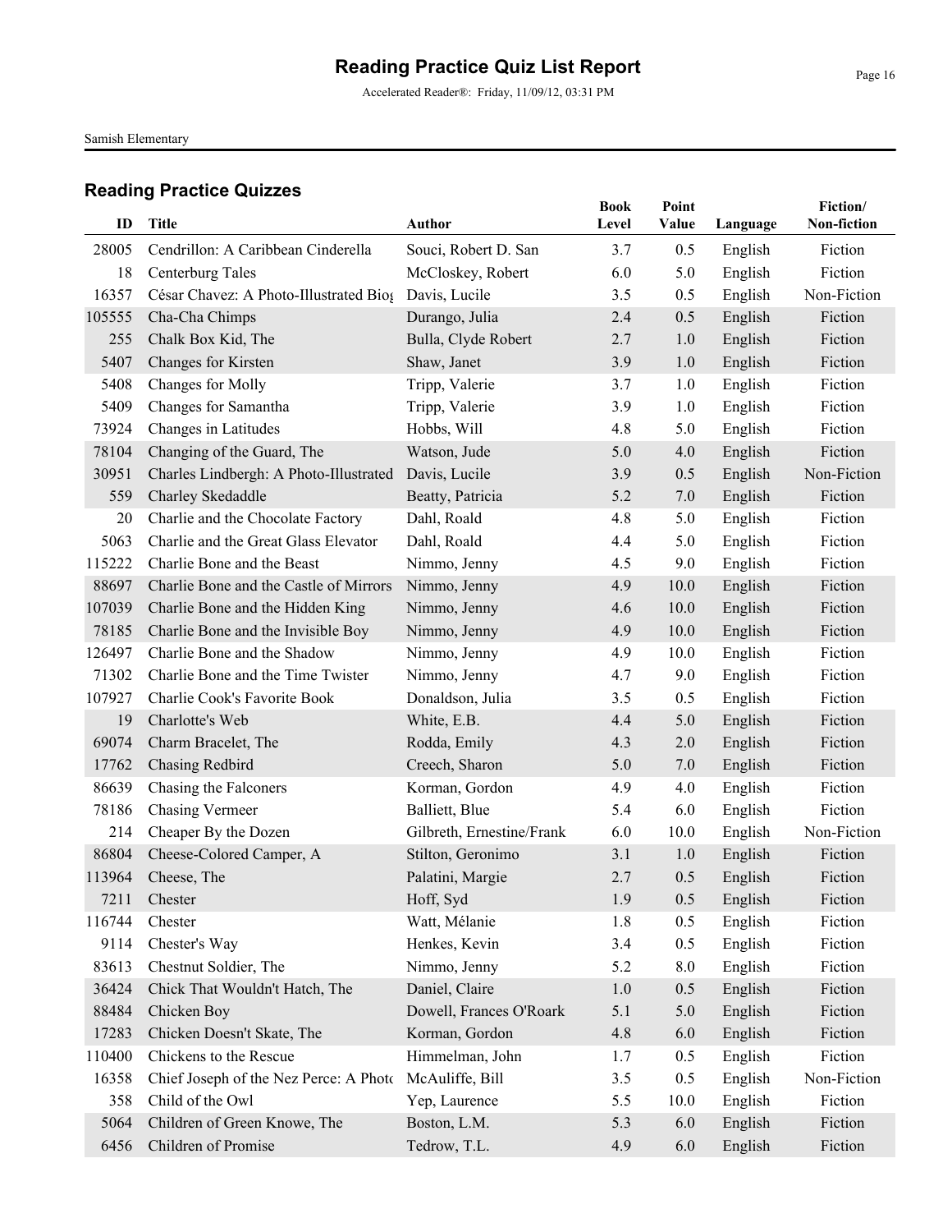# Reading Practice Quiz List Report

Accelerated Reader®: Friday, 11/09/12, 03:31 PM

Samish Elementary

## Reading Practice Quizzes

| ID | Title | Author | Book Level | Point Value | Language | Fiction/ Non-fiction |
|---|---|---|---|---|---|---|
| 28005 | Cendrillon: A Caribbean Cinderella | Souci, Robert D. San | 3.7 | 0.5 | English | Fiction |
| 18 | Centerburg Tales | McCloskey, Robert | 6.0 | 5.0 | English | Fiction |
| 16357 | César Chavez: A Photo-Illustrated Biog | Davis, Lucile | 3.5 | 0.5 | English | Non-Fiction |
| 105555 | Cha-Cha Chimps | Durango, Julia | 2.4 | 0.5 | English | Fiction |
| 255 | Chalk Box Kid, The | Bulla, Clyde Robert | 2.7 | 1.0 | English | Fiction |
| 5407 | Changes for Kirsten | Shaw, Janet | 3.9 | 1.0 | English | Fiction |
| 5408 | Changes for Molly | Tripp, Valerie | 3.7 | 1.0 | English | Fiction |
| 5409 | Changes for Samantha | Tripp, Valerie | 3.9 | 1.0 | English | Fiction |
| 73924 | Changes in Latitudes | Hobbs, Will | 4.8 | 5.0 | English | Fiction |
| 78104 | Changing of the Guard, The | Watson, Jude | 5.0 | 4.0 | English | Fiction |
| 30951 | Charles Lindbergh: A Photo-Illustrated | Davis, Lucile | 3.9 | 0.5 | English | Non-Fiction |
| 559 | Charley Skedaddle | Beatty, Patricia | 5.2 | 7.0 | English | Fiction |
| 20 | Charlie and the Chocolate Factory | Dahl, Roald | 4.8 | 5.0 | English | Fiction |
| 5063 | Charlie and the Great Glass Elevator | Dahl, Roald | 4.4 | 5.0 | English | Fiction |
| 115222 | Charlie Bone and the Beast | Nimmo, Jenny | 4.5 | 9.0 | English | Fiction |
| 88697 | Charlie Bone and the Castle of Mirrors | Nimmo, Jenny | 4.9 | 10.0 | English | Fiction |
| 107039 | Charlie Bone and the Hidden King | Nimmo, Jenny | 4.6 | 10.0 | English | Fiction |
| 78185 | Charlie Bone and the Invisible Boy | Nimmo, Jenny | 4.9 | 10.0 | English | Fiction |
| 126497 | Charlie Bone and the Shadow | Nimmo, Jenny | 4.9 | 10.0 | English | Fiction |
| 71302 | Charlie Bone and the Time Twister | Nimmo, Jenny | 4.7 | 9.0 | English | Fiction |
| 107927 | Charlie Cook's Favorite Book | Donaldson, Julia | 3.5 | 0.5 | English | Fiction |
| 19 | Charlotte's Web | White, E.B. | 4.4 | 5.0 | English | Fiction |
| 69074 | Charm Bracelet, The | Rodda, Emily | 4.3 | 2.0 | English | Fiction |
| 17762 | Chasing Redbird | Creech, Sharon | 5.0 | 7.0 | English | Fiction |
| 86639 | Chasing the Falconers | Korman, Gordon | 4.9 | 4.0 | English | Fiction |
| 78186 | Chasing Vermeer | Balliett, Blue | 5.4 | 6.0 | English | Fiction |
| 214 | Cheaper By the Dozen | Gilbreth, Ernestine/Frank | 6.0 | 10.0 | English | Non-Fiction |
| 86804 | Cheese-Colored Camper, A | Stilton, Geronimo | 3.1 | 1.0 | English | Fiction |
| 113964 | Cheese, The | Palatini, Margie | 2.7 | 0.5 | English | Fiction |
| 7211 | Chester | Hoff, Syd | 1.9 | 0.5 | English | Fiction |
| 116744 | Chester | Watt, Mélanie | 1.8 | 0.5 | English | Fiction |
| 9114 | Chester's Way | Henkes, Kevin | 3.4 | 0.5 | English | Fiction |
| 83613 | Chestnut Soldier, The | Nimmo, Jenny | 5.2 | 8.0 | English | Fiction |
| 36424 | Chick That Wouldn't Hatch, The | Daniel, Claire | 1.0 | 0.5 | English | Fiction |
| 88484 | Chicken Boy | Dowell, Frances O'Roark | 5.1 | 5.0 | English | Fiction |
| 17283 | Chicken Doesn't Skate, The | Korman, Gordon | 4.8 | 6.0 | English | Fiction |
| 110400 | Chickens to the Rescue | Himmelman, John | 1.7 | 0.5 | English | Fiction |
| 16358 | Chief Joseph of the Nez Perce: A Photo | McAuliffe, Bill | 3.5 | 0.5 | English | Non-Fiction |
| 358 | Child of the Owl | Yep, Laurence | 5.5 | 10.0 | English | Fiction |
| 5064 | Children of Green Knowe, The | Boston, L.M. | 5.3 | 6.0 | English | Fiction |
| 6456 | Children of Promise | Tedrow, T.L. | 4.9 | 6.0 | English | Fiction |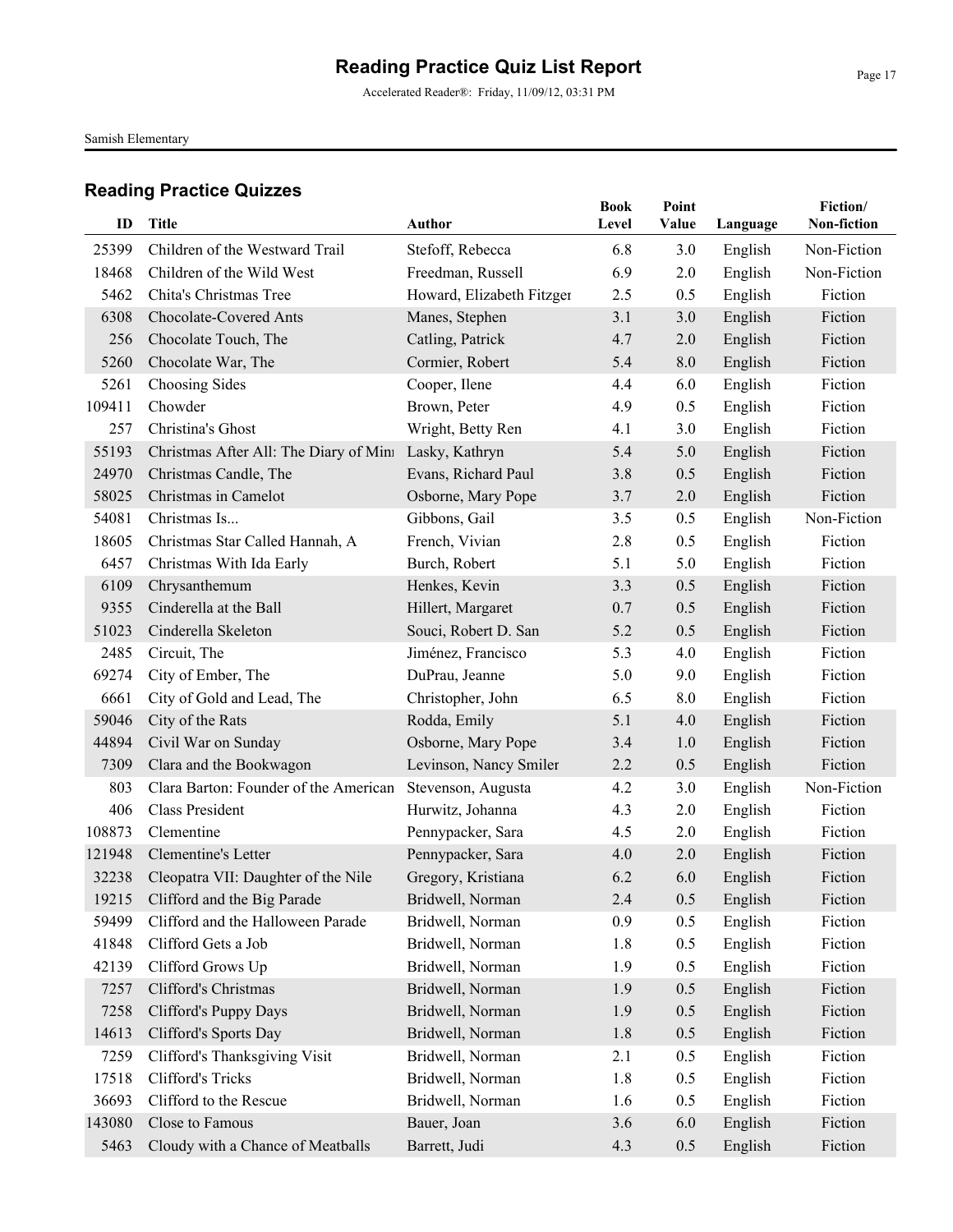# Reading Practice Quiz List Report

Accelerated Reader®: Friday, 11/09/12, 03:31 PM

Samish Elementary

## Reading Practice Quizzes

| ID | Title | Author | Book Level | Point Value | Language | Fiction/ Non-fiction |
|---|---|---|---|---|---|---|
| 25399 | Children of the Westward Trail | Stefoff, Rebecca | 6.8 | 3.0 | English | Non-Fiction |
| 18468 | Children of the Wild West | Freedman, Russell | 6.9 | 2.0 | English | Non-Fiction |
| 5462 | Chita's Christmas Tree | Howard, Elizabeth Fitzger | 2.5 | 0.5 | English | Fiction |
| 6308 | Chocolate-Covered Ants | Manes, Stephen | 3.1 | 3.0 | English | Fiction |
| 256 | Chocolate Touch, The | Catling, Patrick | 4.7 | 2.0 | English | Fiction |
| 5260 | Chocolate War, The | Cormier, Robert | 5.4 | 8.0 | English | Fiction |
| 5261 | Choosing Sides | Cooper, Ilene | 4.4 | 6.0 | English | Fiction |
| 109411 | Chowder | Brown, Peter | 4.9 | 0.5 | English | Fiction |
| 257 | Christina's Ghost | Wright, Betty Ren | 4.1 | 3.0 | English | Fiction |
| 55193 | Christmas After All: The Diary of Min | Lasky, Kathryn | 5.4 | 5.0 | English | Fiction |
| 24970 | Christmas Candle, The | Evans, Richard Paul | 3.8 | 0.5 | English | Fiction |
| 58025 | Christmas in Camelot | Osborne, Mary Pope | 3.7 | 2.0 | English | Fiction |
| 54081 | Christmas Is... | Gibbons, Gail | 3.5 | 0.5 | English | Non-Fiction |
| 18605 | Christmas Star Called Hannah, A | French, Vivian | 2.8 | 0.5 | English | Fiction |
| 6457 | Christmas With Ida Early | Burch, Robert | 5.1 | 5.0 | English | Fiction |
| 6109 | Chrysanthemum | Henkes, Kevin | 3.3 | 0.5 | English | Fiction |
| 9355 | Cinderella at the Ball | Hillert, Margaret | 0.7 | 0.5 | English | Fiction |
| 51023 | Cinderella Skeleton | Souci, Robert D. San | 5.2 | 0.5 | English | Fiction |
| 2485 | Circuit, The | Jiménez, Francisco | 5.3 | 4.0 | English | Fiction |
| 69274 | City of Ember, The | DuPrau, Jeanne | 5.0 | 9.0 | English | Fiction |
| 6661 | City of Gold and Lead, The | Christopher, John | 6.5 | 8.0 | English | Fiction |
| 59046 | City of the Rats | Rodda, Emily | 5.1 | 4.0 | English | Fiction |
| 44894 | Civil War on Sunday | Osborne, Mary Pope | 3.4 | 1.0 | English | Fiction |
| 7309 | Clara and the Bookwagon | Levinson, Nancy Smiler | 2.2 | 0.5 | English | Fiction |
| 803 | Clara Barton: Founder of the American | Stevenson, Augusta | 4.2 | 3.0 | English | Non-Fiction |
| 406 | Class President | Hurwitz, Johanna | 4.3 | 2.0 | English | Fiction |
| 108873 | Clementine | Pennypacker, Sara | 4.5 | 2.0 | English | Fiction |
| 121948 | Clementine's Letter | Pennypacker, Sara | 4.0 | 2.0 | English | Fiction |
| 32238 | Cleopatra VII: Daughter of the Nile | Gregory, Kristiana | 6.2 | 6.0 | English | Fiction |
| 19215 | Clifford and the Big Parade | Bridwell, Norman | 2.4 | 0.5 | English | Fiction |
| 59499 | Clifford and the Halloween Parade | Bridwell, Norman | 0.9 | 0.5 | English | Fiction |
| 41848 | Clifford Gets a Job | Bridwell, Norman | 1.8 | 0.5 | English | Fiction |
| 42139 | Clifford Grows Up | Bridwell, Norman | 1.9 | 0.5 | English | Fiction |
| 7257 | Clifford's Christmas | Bridwell, Norman | 1.9 | 0.5 | English | Fiction |
| 7258 | Clifford's Puppy Days | Bridwell, Norman | 1.9 | 0.5 | English | Fiction |
| 14613 | Clifford's Sports Day | Bridwell, Norman | 1.8 | 0.5 | English | Fiction |
| 7259 | Clifford's Thanksgiving Visit | Bridwell, Norman | 2.1 | 0.5 | English | Fiction |
| 17518 | Clifford's Tricks | Bridwell, Norman | 1.8 | 0.5 | English | Fiction |
| 36693 | Clifford to the Rescue | Bridwell, Norman | 1.6 | 0.5 | English | Fiction |
| 143080 | Close to Famous | Bauer, Joan | 3.6 | 6.0 | English | Fiction |
| 5463 | Cloudy with a Chance of Meatballs | Barrett, Judi | 4.3 | 0.5 | English | Fiction |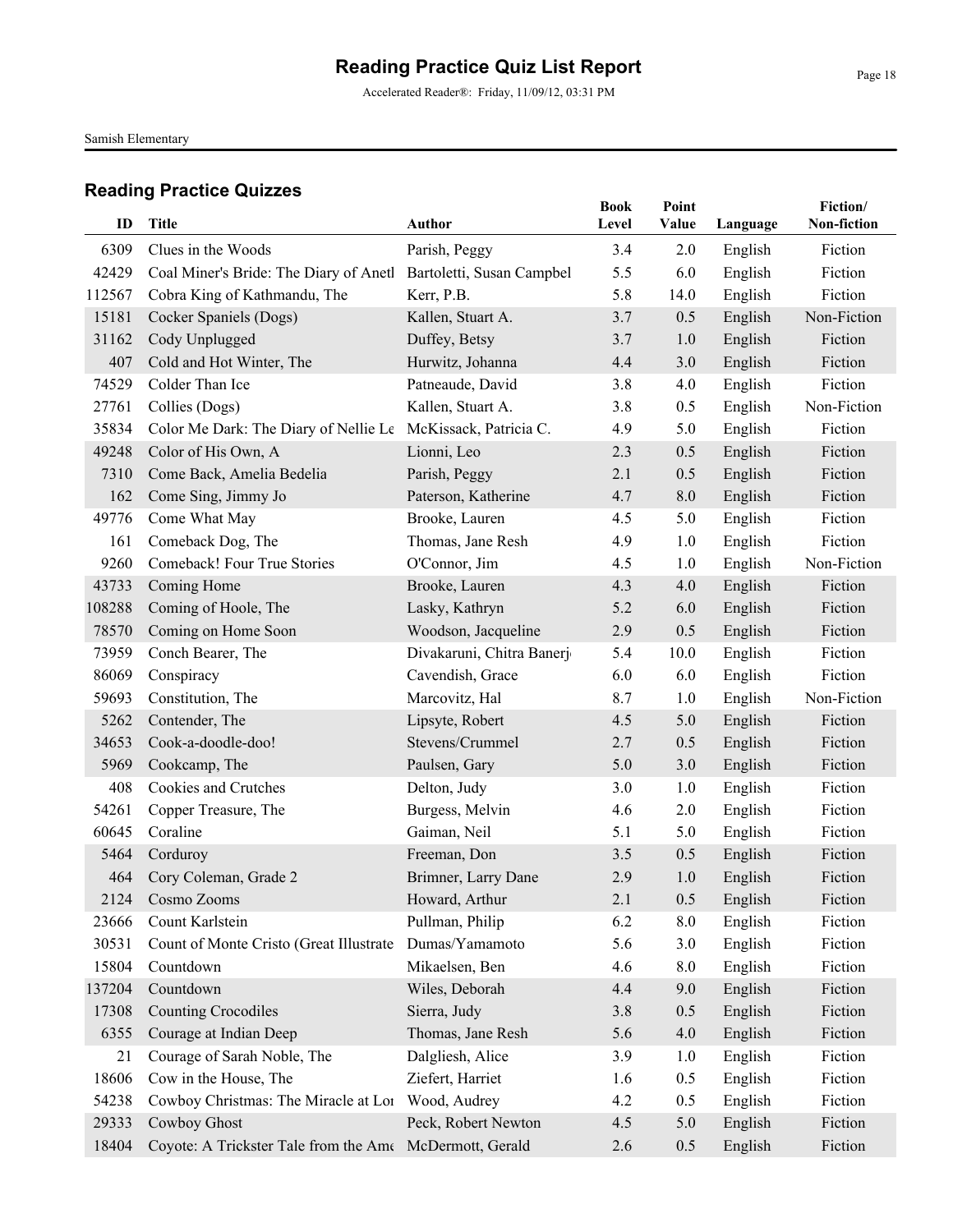# Reading Practice Quiz List Report

Accelerated Reader®: Friday, 11/09/12, 03:31 PM

Samish Elementary

## Reading Practice Quizzes

| ID | Title | Author | Book Level | Point Value | Language | Fiction/ Non-fiction |
|---|---|---|---|---|---|---|
| 6309 | Clues in the Woods | Parish, Peggy | 3.4 | 2.0 | English | Fiction |
| 42429 | Coal Miner's Bride: The Diary of Anetl | Bartoletti, Susan Campbel | 5.5 | 6.0 | English | Fiction |
| 112567 | Cobra King of Kathmandu, The | Kerr, P.B. | 5.8 | 14.0 | English | Fiction |
| 15181 | Cocker Spaniels (Dogs) | Kallen, Stuart A. | 3.7 | 0.5 | English | Non-Fiction |
| 31162 | Cody Unplugged | Duffey, Betsy | 3.7 | 1.0 | English | Fiction |
| 407 | Cold and Hot Winter, The | Hurwitz, Johanna | 4.4 | 3.0 | English | Fiction |
| 74529 | Colder Than Ice | Patneaude, David | 3.8 | 4.0 | English | Fiction |
| 27761 | Collies (Dogs) | Kallen, Stuart A. | 3.8 | 0.5 | English | Non-Fiction |
| 35834 | Color Me Dark: The Diary of Nellie Le | McKissack, Patricia C. | 4.9 | 5.0 | English | Fiction |
| 49248 | Color of His Own, A | Lionni, Leo | 2.3 | 0.5 | English | Fiction |
| 7310 | Come Back, Amelia Bedelia | Parish, Peggy | 2.1 | 0.5 | English | Fiction |
| 162 | Come Sing, Jimmy Jo | Paterson, Katherine | 4.7 | 8.0 | English | Fiction |
| 49776 | Come What May | Brooke, Lauren | 4.5 | 5.0 | English | Fiction |
| 161 | Comeback Dog, The | Thomas, Jane Resh | 4.9 | 1.0 | English | Fiction |
| 9260 | Comeback! Four True Stories | O'Connor, Jim | 4.5 | 1.0 | English | Non-Fiction |
| 43733 | Coming Home | Brooke, Lauren | 4.3 | 4.0 | English | Fiction |
| 108288 | Coming of Hoole, The | Lasky, Kathryn | 5.2 | 6.0 | English | Fiction |
| 78570 | Coming on Home Soon | Woodson, Jacqueline | 2.9 | 0.5 | English | Fiction |
| 73959 | Conch Bearer, The | Divakaruni, Chitra Banerj | 5.4 | 10.0 | English | Fiction |
| 86069 | Conspiracy | Cavendish, Grace | 6.0 | 6.0 | English | Fiction |
| 59693 | Constitution, The | Marcovitz, Hal | 8.7 | 1.0 | English | Non-Fiction |
| 5262 | Contender, The | Lipsyte, Robert | 4.5 | 5.0 | English | Fiction |
| 34653 | Cook-a-doodle-doo! | Stevens/Crummel | 2.7 | 0.5 | English | Fiction |
| 5969 | Cookcamp, The | Paulsen, Gary | 5.0 | 3.0 | English | Fiction |
| 408 | Cookies and Crutches | Delton, Judy | 3.0 | 1.0 | English | Fiction |
| 54261 | Copper Treasure, The | Burgess, Melvin | 4.6 | 2.0 | English | Fiction |
| 60645 | Coraline | Gaiman, Neil | 5.1 | 5.0 | English | Fiction |
| 5464 | Corduroy | Freeman, Don | 3.5 | 0.5 | English | Fiction |
| 464 | Cory Coleman, Grade 2 | Brimner, Larry Dane | 2.9 | 1.0 | English | Fiction |
| 2124 | Cosmo Zooms | Howard, Arthur | 2.1 | 0.5 | English | Fiction |
| 23666 | Count Karlstein | Pullman, Philip | 6.2 | 8.0 | English | Fiction |
| 30531 | Count of Monte Cristo (Great Illustrate | Dumas/Yamamoto | 5.6 | 3.0 | English | Fiction |
| 15804 | Countdown | Mikaelsen, Ben | 4.6 | 8.0 | English | Fiction |
| 137204 | Countdown | Wiles, Deborah | 4.4 | 9.0 | English | Fiction |
| 17308 | Counting Crocodiles | Sierra, Judy | 3.8 | 0.5 | English | Fiction |
| 6355 | Courage at Indian Deep | Thomas, Jane Resh | 5.6 | 4.0 | English | Fiction |
| 21 | Courage of Sarah Noble, The | Dalgliesh, Alice | 3.9 | 1.0 | English | Fiction |
| 18606 | Cow in the House, The | Ziefert, Harriet | 1.6 | 0.5 | English | Fiction |
| 54238 | Cowboy Christmas: The Miracle at Lor | Wood, Audrey | 4.2 | 0.5 | English | Fiction |
| 29333 | Cowboy Ghost | Peck, Robert Newton | 4.5 | 5.0 | English | Fiction |
| 18404 | Coyote: A Trickster Tale from the Ame | McDermott, Gerald | 2.6 | 0.5 | English | Fiction |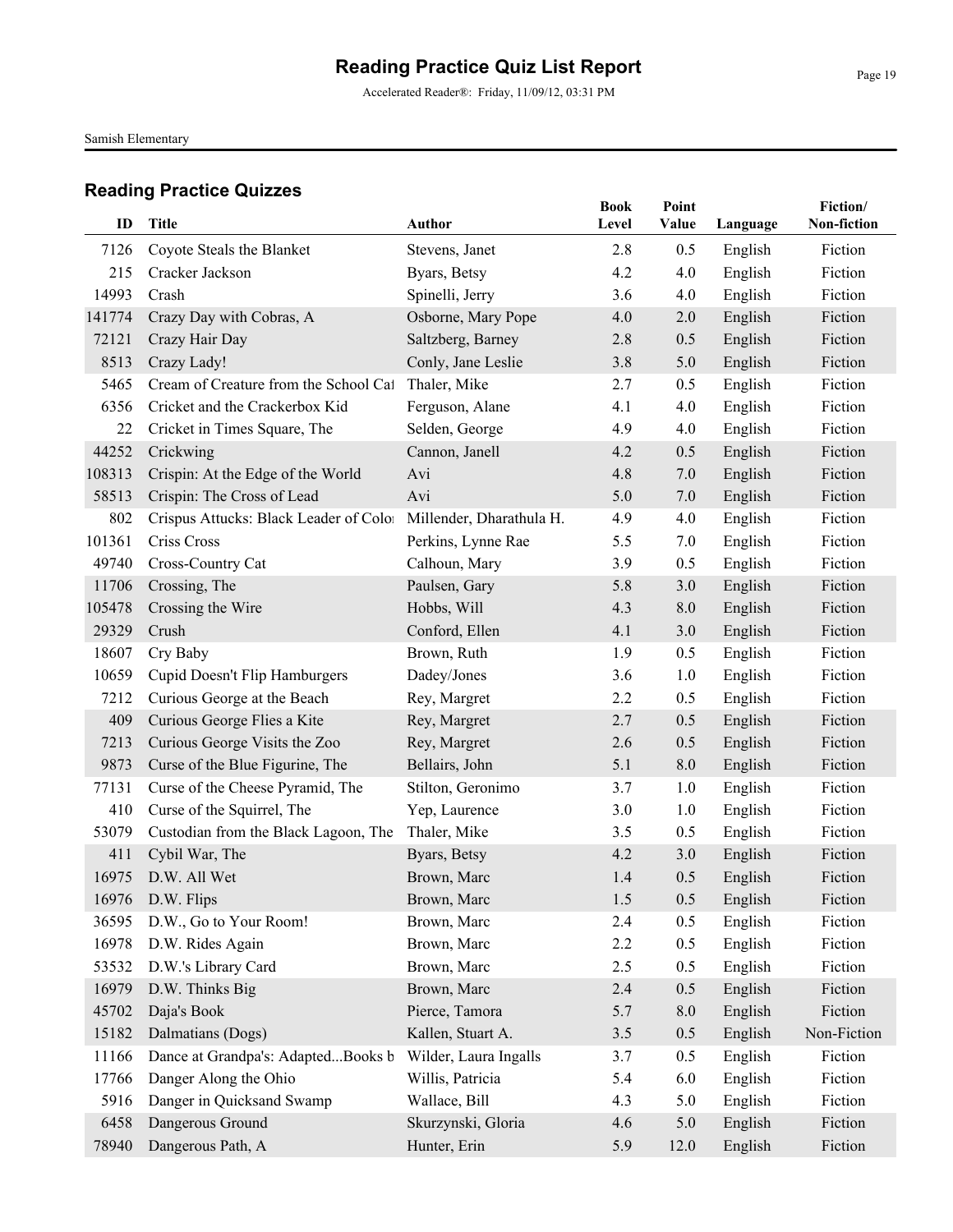# Reading Practice Quiz List Report

Accelerated Reader®: Friday, 11/09/12, 03:31 PM

Samish Elementary

## Reading Practice Quizzes

| ID | Title | Author | Book Level | Point Value | Language | Fiction/ Non-fiction |
|---|---|---|---|---|---|---|
| 7126 | Coyote Steals the Blanket | Stevens, Janet | 2.8 | 0.5 | English | Fiction |
| 215 | Cracker Jackson | Byars, Betsy | 4.2 | 4.0 | English | Fiction |
| 14993 | Crash | Spinelli, Jerry | 3.6 | 4.0 | English | Fiction |
| 141774 | Crazy Day with Cobras, A | Osborne, Mary Pope | 4.0 | 2.0 | English | Fiction |
| 72121 | Crazy Hair Day | Saltzberg, Barney | 2.8 | 0.5 | English | Fiction |
| 8513 | Crazy Lady! | Conly, Jane Leslie | 3.8 | 5.0 | English | Fiction |
| 5465 | Cream of Creature from the School Caf | Thaler, Mike | 2.7 | 0.5 | English | Fiction |
| 6356 | Cricket and the Crackerbox Kid | Ferguson, Alane | 4.1 | 4.0 | English | Fiction |
| 22 | Cricket in Times Square, The | Selden, George | 4.9 | 4.0 | English | Fiction |
| 44252 | Crickwing | Cannon, Janell | 4.2 | 0.5 | English | Fiction |
| 108313 | Crispin: At the Edge of the World | Avi | 4.8 | 7.0 | English | Fiction |
| 58513 | Crispin: The Cross of Lead | Avi | 5.0 | 7.0 | English | Fiction |
| 802 | Crispus Attucks: Black Leader of Colo | Millender, Dharathula H. | 4.9 | 4.0 | English | Fiction |
| 101361 | Criss Cross | Perkins, Lynne Rae | 5.5 | 7.0 | English | Fiction |
| 49740 | Cross-Country Cat | Calhoun, Mary | 3.9 | 0.5 | English | Fiction |
| 11706 | Crossing, The | Paulsen, Gary | 5.8 | 3.0 | English | Fiction |
| 105478 | Crossing the Wire | Hobbs, Will | 4.3 | 8.0 | English | Fiction |
| 29329 | Crush | Conford, Ellen | 4.1 | 3.0 | English | Fiction |
| 18607 | Cry Baby | Brown, Ruth | 1.9 | 0.5 | English | Fiction |
| 10659 | Cupid Doesn't Flip Hamburgers | Dadey/Jones | 3.6 | 1.0 | English | Fiction |
| 7212 | Curious George at the Beach | Rey, Margret | 2.2 | 0.5 | English | Fiction |
| 409 | Curious George Flies a Kite | Rey, Margret | 2.7 | 0.5 | English | Fiction |
| 7213 | Curious George Visits the Zoo | Rey, Margret | 2.6 | 0.5 | English | Fiction |
| 9873 | Curse of the Blue Figurine, The | Bellairs, John | 5.1 | 8.0 | English | Fiction |
| 77131 | Curse of the Cheese Pyramid, The | Stilton, Geronimo | 3.7 | 1.0 | English | Fiction |
| 410 | Curse of the Squirrel, The | Yep, Laurence | 3.0 | 1.0 | English | Fiction |
| 53079 | Custodian from the Black Lagoon, The | Thaler, Mike | 3.5 | 0.5 | English | Fiction |
| 411 | Cybil War, The | Byars, Betsy | 4.2 | 3.0 | English | Fiction |
| 16975 | D.W. All Wet | Brown, Marc | 1.4 | 0.5 | English | Fiction |
| 16976 | D.W. Flips | Brown, Marc | 1.5 | 0.5 | English | Fiction |
| 36595 | D.W., Go to Your Room! | Brown, Marc | 2.4 | 0.5 | English | Fiction |
| 16978 | D.W. Rides Again | Brown, Marc | 2.2 | 0.5 | English | Fiction |
| 53532 | D.W.'s Library Card | Brown, Marc | 2.5 | 0.5 | English | Fiction |
| 16979 | D.W. Thinks Big | Brown, Marc | 2.4 | 0.5 | English | Fiction |
| 45702 | Daja's Book | Pierce, Tamora | 5.7 | 8.0 | English | Fiction |
| 15182 | Dalmatians (Dogs) | Kallen, Stuart A. | 3.5 | 0.5 | English | Non-Fiction |
| 11166 | Dance at Grandpa's: Adapted...Books b | Wilder, Laura Ingalls | 3.7 | 0.5 | English | Fiction |
| 17766 | Danger Along the Ohio | Willis, Patricia | 5.4 | 6.0 | English | Fiction |
| 5916 | Danger in Quicksand Swamp | Wallace, Bill | 4.3 | 5.0 | English | Fiction |
| 6458 | Dangerous Ground | Skurzynski, Gloria | 4.6 | 5.0 | English | Fiction |
| 78940 | Dangerous Path, A | Hunter, Erin | 5.9 | 12.0 | English | Fiction |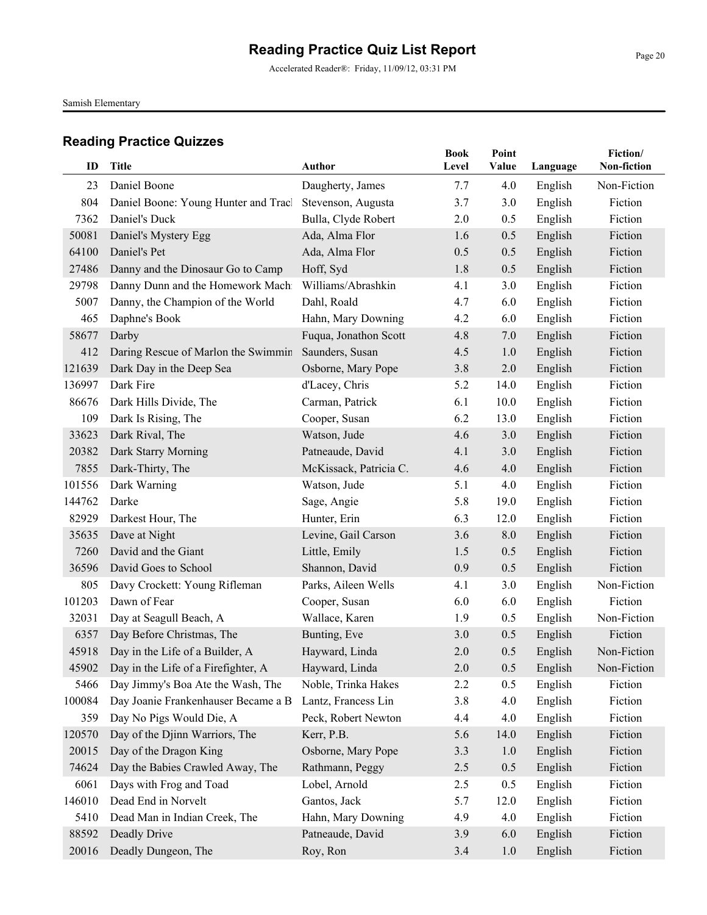# Reading Practice Quiz List Report

Accelerated Reader®: Friday, 11/09/12, 03:31 PM

Samish Elementary

## Reading Practice Quizzes

| ID | Title | Author | Book Level | Point Value | Language | Fiction/ Non-fiction |
|---|---|---|---|---|---|---|
| 23 | Daniel Boone | Daugherty, James | 7.7 | 4.0 | English | Non-Fiction |
| 804 | Daniel Boone: Young Hunter and Tracl | Stevenson, Augusta | 3.7 | 3.0 | English | Fiction |
| 7362 | Daniel's Duck | Bulla, Clyde Robert | 2.0 | 0.5 | English | Fiction |
| 50081 | Daniel's Mystery Egg | Ada, Alma Flor | 1.6 | 0.5 | English | Fiction |
| 64100 | Daniel's Pet | Ada, Alma Flor | 0.5 | 0.5 | English | Fiction |
| 27486 | Danny and the Dinosaur Go to Camp | Hoff, Syd | 1.8 | 0.5 | English | Fiction |
| 29798 | Danny Dunn and the Homework Mach | Williams/Abrashkin | 4.1 | 3.0 | English | Fiction |
| 5007 | Danny, the Champion of the World | Dahl, Roald | 4.7 | 6.0 | English | Fiction |
| 465 | Daphne's Book | Hahn, Mary Downing | 4.2 | 6.0 | English | Fiction |
| 58677 | Darby | Fuqua, Jonathon Scott | 4.8 | 7.0 | English | Fiction |
| 412 | Daring Rescue of Marlon the Swimmin | Saunders, Susan | 4.5 | 1.0 | English | Fiction |
| 121639 | Dark Day in the Deep Sea | Osborne, Mary Pope | 3.8 | 2.0 | English | Fiction |
| 136997 | Dark Fire | d'Lacey, Chris | 5.2 | 14.0 | English | Fiction |
| 86676 | Dark Hills Divide, The | Carman, Patrick | 6.1 | 10.0 | English | Fiction |
| 109 | Dark Is Rising, The | Cooper, Susan | 6.2 | 13.0 | English | Fiction |
| 33623 | Dark Rival, The | Watson, Jude | 4.6 | 3.0 | English | Fiction |
| 20382 | Dark Starry Morning | Patneaude, David | 4.1 | 3.0 | English | Fiction |
| 7855 | Dark-Thirty, The | McKissack, Patricia C. | 4.6 | 4.0 | English | Fiction |
| 101556 | Dark Warning | Watson, Jude | 5.1 | 4.0 | English | Fiction |
| 144762 | Darke | Sage, Angie | 5.8 | 19.0 | English | Fiction |
| 82929 | Darkest Hour, The | Hunter, Erin | 6.3 | 12.0 | English | Fiction |
| 35635 | Dave at Night | Levine, Gail Carson | 3.6 | 8.0 | English | Fiction |
| 7260 | David and the Giant | Little, Emily | 1.5 | 0.5 | English | Fiction |
| 36596 | David Goes to School | Shannon, David | 0.9 | 0.5 | English | Fiction |
| 805 | Davy Crockett: Young Rifleman | Parks, Aileen Wells | 4.1 | 3.0 | English | Non-Fiction |
| 101203 | Dawn of Fear | Cooper, Susan | 6.0 | 6.0 | English | Fiction |
| 32031 | Day at Seagull Beach, A | Wallace, Karen | 1.9 | 0.5 | English | Non-Fiction |
| 6357 | Day Before Christmas, The | Bunting, Eve | 3.0 | 0.5 | English | Fiction |
| 45918 | Day in the Life of a Builder, A | Hayward, Linda | 2.0 | 0.5 | English | Non-Fiction |
| 45902 | Day in the Life of a Firefighter, A | Hayward, Linda | 2.0 | 0.5 | English | Non-Fiction |
| 5466 | Day Jimmy's Boa Ate the Wash, The | Noble, Trinka Hakes | 2.2 | 0.5 | English | Fiction |
| 100084 | Day Joanie Frankenhauser Became a B | Lantz, Francess Lin | 3.8 | 4.0 | English | Fiction |
| 359 | Day No Pigs Would Die, A | Peck, Robert Newton | 4.4 | 4.0 | English | Fiction |
| 120570 | Day of the Djinn Warriors, The | Kerr, P.B. | 5.6 | 14.0 | English | Fiction |
| 20015 | Day of the Dragon King | Osborne, Mary Pope | 3.3 | 1.0 | English | Fiction |
| 74624 | Day the Babies Crawled Away, The | Rathmann, Peggy | 2.5 | 0.5 | English | Fiction |
| 6061 | Days with Frog and Toad | Lobel, Arnold | 2.5 | 0.5 | English | Fiction |
| 146010 | Dead End in Norvelt | Gantos, Jack | 5.7 | 12.0 | English | Fiction |
| 5410 | Dead Man in Indian Creek, The | Hahn, Mary Downing | 4.9 | 4.0 | English | Fiction |
| 88592 | Deadly Drive | Patneaude, David | 3.9 | 6.0 | English | Fiction |
| 20016 | Deadly Dungeon, The | Roy, Ron | 3.4 | 1.0 | English | Fiction |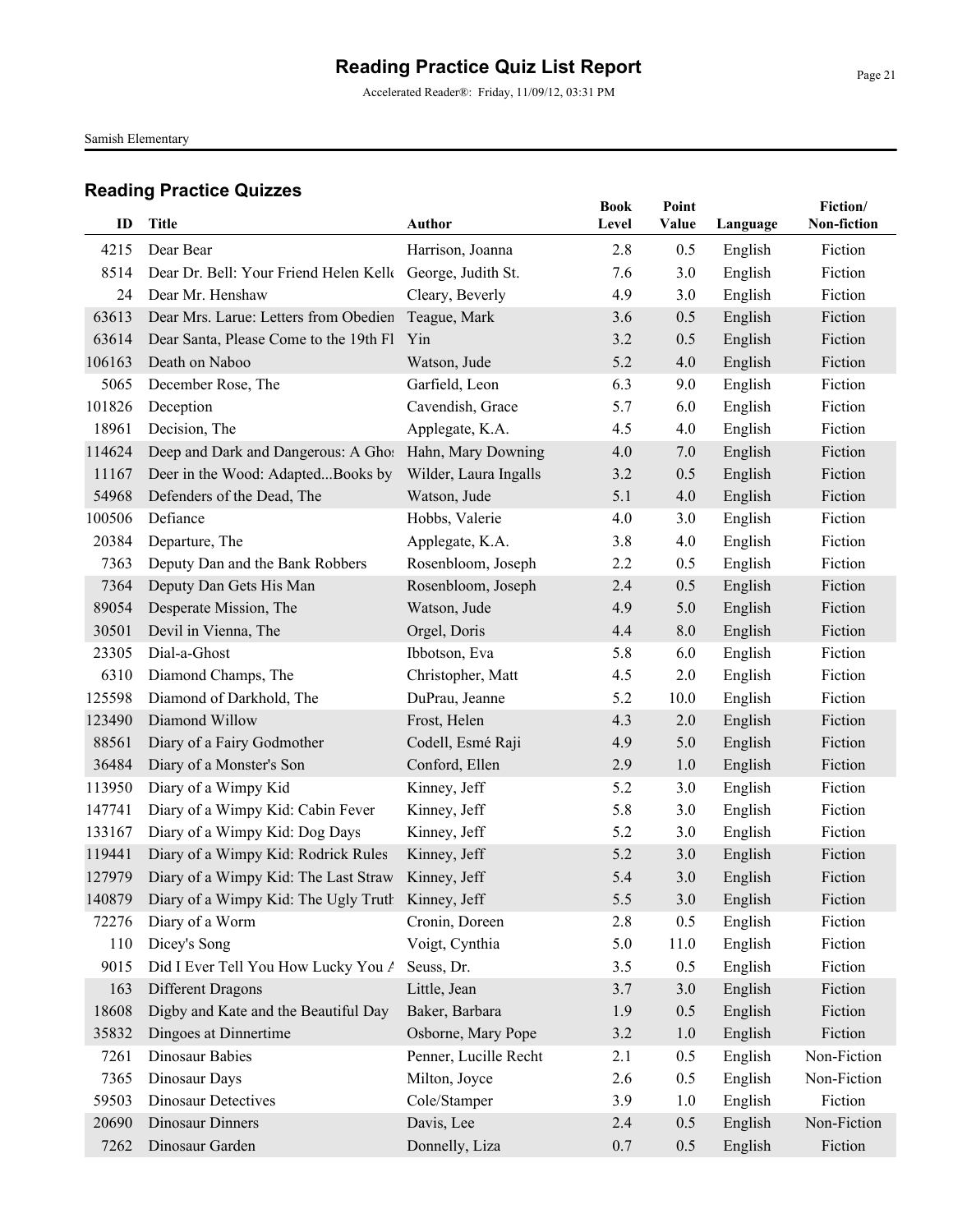# Reading Practice Quiz List Report

Accelerated Reader®: Friday, 11/09/12, 03:31 PM

Samish Elementary

## Reading Practice Quizzes

| ID | Title | Author | Book Level | Point Value | Language | Fiction/ Non-fiction |
|---|---|---|---|---|---|---|
| 4215 | Dear Bear | Harrison, Joanna | 2.8 | 0.5 | English | Fiction |
| 8514 | Dear Dr. Bell: Your Friend Helen Kelle | George, Judith St. | 7.6 | 3.0 | English | Fiction |
| 24 | Dear Mr. Henshaw | Cleary, Beverly | 4.9 | 3.0 | English | Fiction |
| 63613 | Dear Mrs. Larue: Letters from Obedien | Teague, Mark | 3.6 | 0.5 | English | Fiction |
| 63614 | Dear Santa, Please Come to the 19th Fl | Yin | 3.2 | 0.5 | English | Fiction |
| 106163 | Death on Naboo | Watson, Jude | 5.2 | 4.0 | English | Fiction |
| 5065 | December Rose, The | Garfield, Leon | 6.3 | 9.0 | English | Fiction |
| 101826 | Deception | Cavendish, Grace | 5.7 | 6.0 | English | Fiction |
| 18961 | Decision, The | Applegate, K.A. | 4.5 | 4.0 | English | Fiction |
| 114624 | Deep and Dark and Dangerous: A Ghos | Hahn, Mary Downing | 4.0 | 7.0 | English | Fiction |
| 11167 | Deer in the Wood: Adapted...Books by | Wilder, Laura Ingalls | 3.2 | 0.5 | English | Fiction |
| 54968 | Defenders of the Dead, The | Watson, Jude | 5.1 | 4.0 | English | Fiction |
| 100506 | Defiance | Hobbs, Valerie | 4.0 | 3.0 | English | Fiction |
| 20384 | Departure, The | Applegate, K.A. | 3.8 | 4.0 | English | Fiction |
| 7363 | Deputy Dan and the Bank Robbers | Rosenbloom, Joseph | 2.2 | 0.5 | English | Fiction |
| 7364 | Deputy Dan Gets His Man | Rosenbloom, Joseph | 2.4 | 0.5 | English | Fiction |
| 89054 | Desperate Mission, The | Watson, Jude | 4.9 | 5.0 | English | Fiction |
| 30501 | Devil in Vienna, The | Orgel, Doris | 4.4 | 8.0 | English | Fiction |
| 23305 | Dial-a-Ghost | Ibbotson, Eva | 5.8 | 6.0 | English | Fiction |
| 6310 | Diamond Champs, The | Christopher, Matt | 4.5 | 2.0 | English | Fiction |
| 125598 | Diamond of Darkhold, The | DuPrau, Jeanne | 5.2 | 10.0 | English | Fiction |
| 123490 | Diamond Willow | Frost, Helen | 4.3 | 2.0 | English | Fiction |
| 88561 | Diary of a Fairy Godmother | Codell, Esmé Raji | 4.9 | 5.0 | English | Fiction |
| 36484 | Diary of a Monster's Son | Conford, Ellen | 2.9 | 1.0 | English | Fiction |
| 113950 | Diary of a Wimpy Kid | Kinney, Jeff | 5.2 | 3.0 | English | Fiction |
| 147741 | Diary of a Wimpy Kid: Cabin Fever | Kinney, Jeff | 5.8 | 3.0 | English | Fiction |
| 133167 | Diary of a Wimpy Kid: Dog Days | Kinney, Jeff | 5.2 | 3.0 | English | Fiction |
| 119441 | Diary of a Wimpy Kid: Rodrick Rules | Kinney, Jeff | 5.2 | 3.0 | English | Fiction |
| 127979 | Diary of a Wimpy Kid: The Last Straw | Kinney, Jeff | 5.4 | 3.0 | English | Fiction |
| 140879 | Diary of a Wimpy Kid: The Ugly Truth | Kinney, Jeff | 5.5 | 3.0 | English | Fiction |
| 72276 | Diary of a Worm | Cronin, Doreen | 2.8 | 0.5 | English | Fiction |
| 110 | Dicey's Song | Voigt, Cynthia | 5.0 | 11.0 | English | Fiction |
| 9015 | Did I Ever Tell You How Lucky You A | Seuss, Dr. | 3.5 | 0.5 | English | Fiction |
| 163 | Different Dragons | Little, Jean | 3.7 | 3.0 | English | Fiction |
| 18608 | Digby and Kate and the Beautiful Day | Baker, Barbara | 1.9 | 0.5 | English | Fiction |
| 35832 | Dingoes at Dinnertime | Osborne, Mary Pope | 3.2 | 1.0 | English | Fiction |
| 7261 | Dinosaur Babies | Penner, Lucille Recht | 2.1 | 0.5 | English | Non-Fiction |
| 7365 | Dinosaur Days | Milton, Joyce | 2.6 | 0.5 | English | Non-Fiction |
| 59503 | Dinosaur Detectives | Cole/Stamper | 3.9 | 1.0 | English | Fiction |
| 20690 | Dinosaur Dinners | Davis, Lee | 2.4 | 0.5 | English | Non-Fiction |
| 7262 | Dinosaur Garden | Donnelly, Liza | 0.7 | 0.5 | English | Fiction |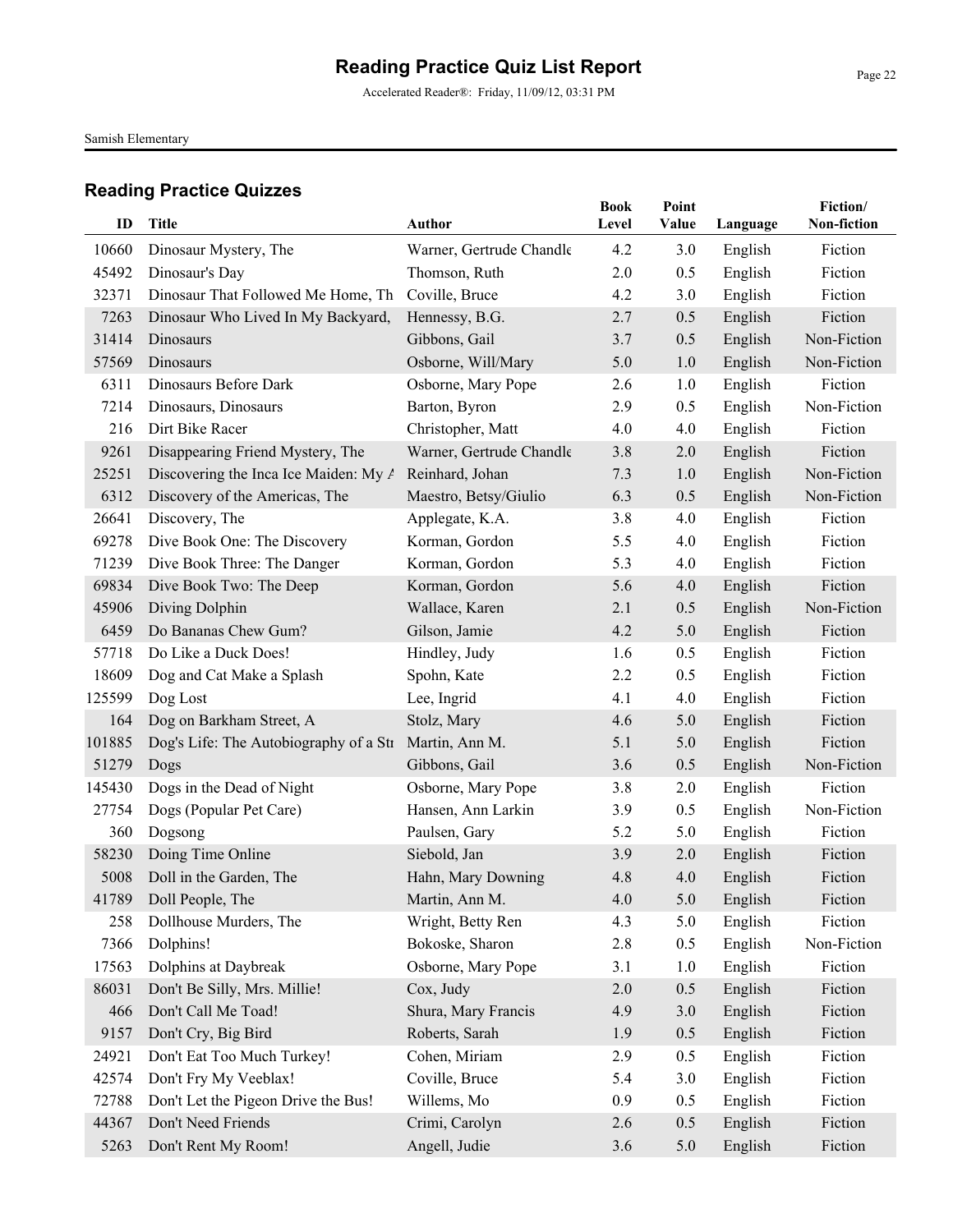# Reading Practice Quiz List Report

Accelerated Reader®: Friday, 11/09/12, 03:31 PM

Samish Elementary

## Reading Practice Quizzes

| ID | Title | Author | Book Level | Point Value | Language | Fiction/ Non-fiction |
|---|---|---|---|---|---|---|
| 10660 | Dinosaur Mystery, The | Warner, Gertrude Chandle | 4.2 | 3.0 | English | Fiction |
| 45492 | Dinosaur's Day | Thomson, Ruth | 2.0 | 0.5 | English | Fiction |
| 32371 | Dinosaur That Followed Me Home, Th | Coville, Bruce | 4.2 | 3.0 | English | Fiction |
| 7263 | Dinosaur Who Lived In My Backyard, | Hennessy, B.G. | 2.7 | 0.5 | English | Fiction |
| 31414 | Dinosaurs | Gibbons, Gail | 3.7 | 0.5 | English | Non-Fiction |
| 57569 | Dinosaurs | Osborne, Will/Mary | 5.0 | 1.0 | English | Non-Fiction |
| 6311 | Dinosaurs Before Dark | Osborne, Mary Pope | 2.6 | 1.0 | English | Fiction |
| 7214 | Dinosaurs, Dinosaurs | Barton, Byron | 2.9 | 0.5 | English | Non-Fiction |
| 216 | Dirt Bike Racer | Christopher, Matt | 4.0 | 4.0 | English | Fiction |
| 9261 | Disappearing Friend Mystery, The | Warner, Gertrude Chandle | 3.8 | 2.0 | English | Fiction |
| 25251 | Discovering the Inca Ice Maiden: My A | Reinhard, Johan | 7.3 | 1.0 | English | Non-Fiction |
| 6312 | Discovery of the Americas, The | Maestro, Betsy/Giulio | 6.3 | 0.5 | English | Non-Fiction |
| 26641 | Discovery, The | Applegate, K.A. | 3.8 | 4.0 | English | Fiction |
| 69278 | Dive Book One: The Discovery | Korman, Gordon | 5.5 | 4.0 | English | Fiction |
| 71239 | Dive Book Three: The Danger | Korman, Gordon | 5.3 | 4.0 | English | Fiction |
| 69834 | Dive Book Two: The Deep | Korman, Gordon | 5.6 | 4.0 | English | Fiction |
| 45906 | Diving Dolphin | Wallace, Karen | 2.1 | 0.5 | English | Non-Fiction |
| 6459 | Do Bananas Chew Gum? | Gilson, Jamie | 4.2 | 5.0 | English | Fiction |
| 57718 | Do Like a Duck Does! | Hindley, Judy | 1.6 | 0.5 | English | Fiction |
| 18609 | Dog and Cat Make a Splash | Spohn, Kate | 2.2 | 0.5 | English | Fiction |
| 125599 | Dog Lost | Lee, Ingrid | 4.1 | 4.0 | English | Fiction |
| 164 | Dog on Barkham Street, A | Stolz, Mary | 4.6 | 5.0 | English | Fiction |
| 101885 | Dog's Life: The Autobiography of a Str | Martin, Ann M. | 5.1 | 5.0 | English | Fiction |
| 51279 | Dogs | Gibbons, Gail | 3.6 | 0.5 | English | Non-Fiction |
| 145430 | Dogs in the Dead of Night | Osborne, Mary Pope | 3.8 | 2.0 | English | Fiction |
| 27754 | Dogs (Popular Pet Care) | Hansen, Ann Larkin | 3.9 | 0.5 | English | Non-Fiction |
| 360 | Dogsong | Paulsen, Gary | 5.2 | 5.0 | English | Fiction |
| 58230 | Doing Time Online | Siebold, Jan | 3.9 | 2.0 | English | Fiction |
| 5008 | Doll in the Garden, The | Hahn, Mary Downing | 4.8 | 4.0 | English | Fiction |
| 41789 | Doll People, The | Martin, Ann M. | 4.0 | 5.0 | English | Fiction |
| 258 | Dollhouse Murders, The | Wright, Betty Ren | 4.3 | 5.0 | English | Fiction |
| 7366 | Dolphins! | Bokoske, Sharon | 2.8 | 0.5 | English | Non-Fiction |
| 17563 | Dolphins at Daybreak | Osborne, Mary Pope | 3.1 | 1.0 | English | Fiction |
| 86031 | Don't Be Silly, Mrs. Millie! | Cox, Judy | 2.0 | 0.5 | English | Fiction |
| 466 | Don't Call Me Toad! | Shura, Mary Francis | 4.9 | 3.0 | English | Fiction |
| 9157 | Don't Cry, Big Bird | Roberts, Sarah | 1.9 | 0.5 | English | Fiction |
| 24921 | Don't Eat Too Much Turkey! | Cohen, Miriam | 2.9 | 0.5 | English | Fiction |
| 42574 | Don't Fry My Veeblax! | Coville, Bruce | 5.4 | 3.0 | English | Fiction |
| 72788 | Don't Let the Pigeon Drive the Bus! | Willems, Mo | 0.9 | 0.5 | English | Fiction |
| 44367 | Don't Need Friends | Crimi, Carolyn | 2.6 | 0.5 | English | Fiction |
| 5263 | Don't Rent My Room! | Angell, Judie | 3.6 | 5.0 | English | Fiction |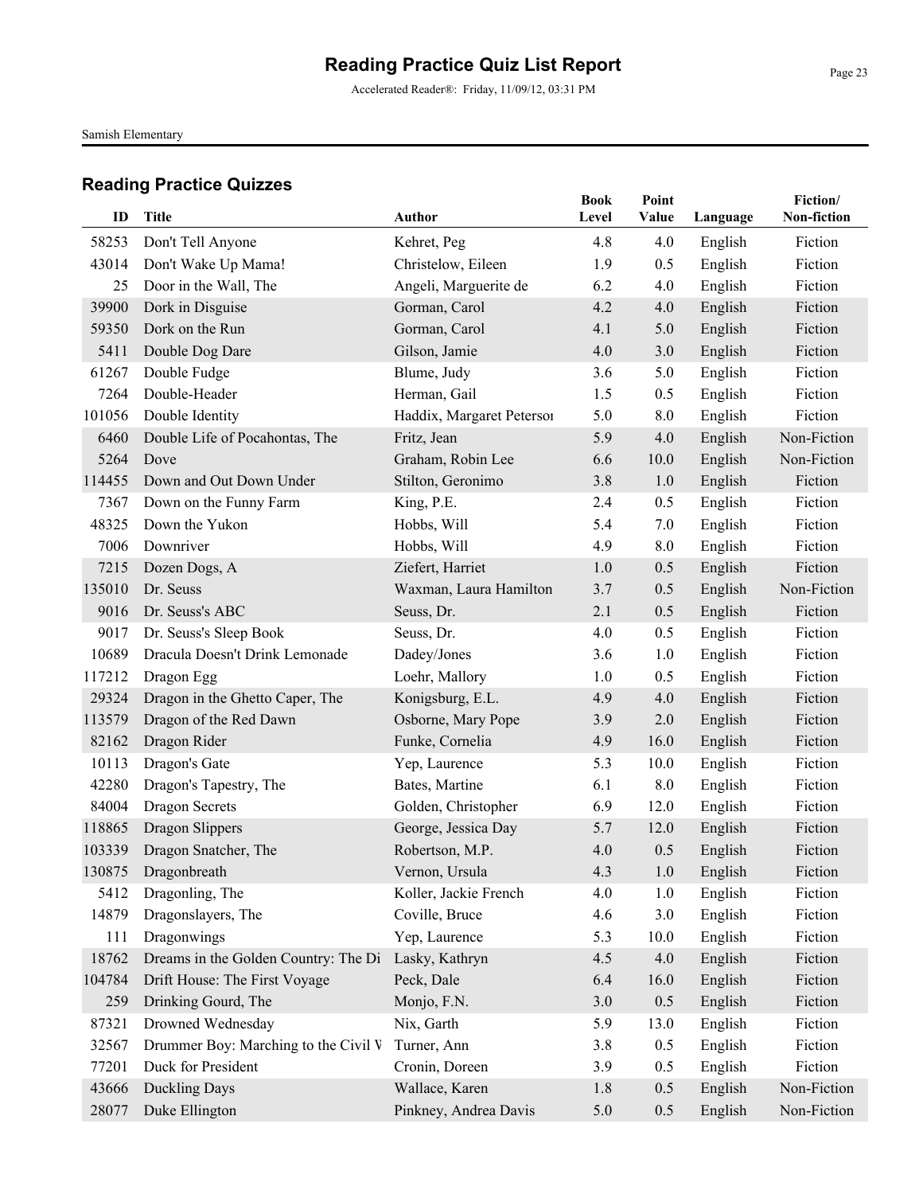# Reading Practice Quiz List Report

Accelerated Reader®: Friday, 11/09/12, 03:31 PM

Samish Elementary

## Reading Practice Quizzes

| ID | Title | Author | Book Level | Point Value | Language | Fiction/ Non-fiction |
|---|---|---|---|---|---|---|
| 58253 | Don't Tell Anyone | Kehret, Peg | 4.8 | 4.0 | English | Fiction |
| 43014 | Don't Wake Up Mama! | Christelow, Eileen | 1.9 | 0.5 | English | Fiction |
| 25 | Door in the Wall, The | Angeli, Marguerite de | 6.2 | 4.0 | English | Fiction |
| 39900 | Dork in Disguise | Gorman, Carol | 4.2 | 4.0 | English | Fiction |
| 59350 | Dork on the Run | Gorman, Carol | 4.1 | 5.0 | English | Fiction |
| 5411 | Double Dog Dare | Gilson, Jamie | 4.0 | 3.0 | English | Fiction |
| 61267 | Double Fudge | Blume, Judy | 3.6 | 5.0 | English | Fiction |
| 7264 | Double-Header | Herman, Gail | 1.5 | 0.5 | English | Fiction |
| 101056 | Double Identity | Haddix, Margaret Petersoı | 5.0 | 8.0 | English | Fiction |
| 6460 | Double Life of Pocahontas, The | Fritz, Jean | 5.9 | 4.0 | English | Non-Fiction |
| 5264 | Dove | Graham, Robin Lee | 6.6 | 10.0 | English | Non-Fiction |
| 114455 | Down and Out Down Under | Stilton, Geronimo | 3.8 | 1.0 | English | Fiction |
| 7367 | Down on the Funny Farm | King, P.E. | 2.4 | 0.5 | English | Fiction |
| 48325 | Down the Yukon | Hobbs, Will | 5.4 | 7.0 | English | Fiction |
| 7006 | Downriver | Hobbs, Will | 4.9 | 8.0 | English | Fiction |
| 7215 | Dozen Dogs, A | Ziefert, Harriet | 1.0 | 0.5 | English | Fiction |
| 135010 | Dr. Seuss | Waxman, Laura Hamilton | 3.7 | 0.5 | English | Non-Fiction |
| 9016 | Dr. Seuss's ABC | Seuss, Dr. | 2.1 | 0.5 | English | Fiction |
| 9017 | Dr. Seuss's Sleep Book | Seuss, Dr. | 4.0 | 0.5 | English | Fiction |
| 10689 | Dracula Doesn't Drink Lemonade | Dadey/Jones | 3.6 | 1.0 | English | Fiction |
| 117212 | Dragon Egg | Loehr, Mallory | 1.0 | 0.5 | English | Fiction |
| 29324 | Dragon in the Ghetto Caper, The | Konigsburg, E.L. | 4.9 | 4.0 | English | Fiction |
| 113579 | Dragon of the Red Dawn | Osborne, Mary Pope | 3.9 | 2.0 | English | Fiction |
| 82162 | Dragon Rider | Funke, Cornelia | 4.9 | 16.0 | English | Fiction |
| 10113 | Dragon's Gate | Yep, Laurence | 5.3 | 10.0 | English | Fiction |
| 42280 | Dragon's Tapestry, The | Bates, Martine | 6.1 | 8.0 | English | Fiction |
| 84004 | Dragon Secrets | Golden, Christopher | 6.9 | 12.0 | English | Fiction |
| 118865 | Dragon Slippers | George, Jessica Day | 5.7 | 12.0 | English | Fiction |
| 103339 | Dragon Snatcher, The | Robertson, M.P. | 4.0 | 0.5 | English | Fiction |
| 130875 | Dragonbreath | Vernon, Ursula | 4.3 | 1.0 | English | Fiction |
| 5412 | Dragonling, The | Koller, Jackie French | 4.0 | 1.0 | English | Fiction |
| 14879 | Dragonslayers, The | Coville, Bruce | 4.6 | 3.0 | English | Fiction |
| 111 | Dragonwings | Yep, Laurence | 5.3 | 10.0 | English | Fiction |
| 18762 | Dreams in the Golden Country: The Di | Lasky, Kathryn | 4.5 | 4.0 | English | Fiction |
| 104784 | Drift House: The First Voyage | Peck, Dale | 6.4 | 16.0 | English | Fiction |
| 259 | Drinking Gourd, The | Monjo, F.N. | 3.0 | 0.5 | English | Fiction |
| 87321 | Drowned Wednesday | Nix, Garth | 5.9 | 13.0 | English | Fiction |
| 32567 | Drummer Boy: Marching to the Civil V | Turner, Ann | 3.8 | 0.5 | English | Fiction |
| 77201 | Duck for President | Cronin, Doreen | 3.9 | 0.5 | English | Fiction |
| 43666 | Duckling Days | Wallace, Karen | 1.8 | 0.5 | English | Non-Fiction |
| 28077 | Duke Ellington | Pinkney, Andrea Davis | 5.0 | 0.5 | English | Non-Fiction |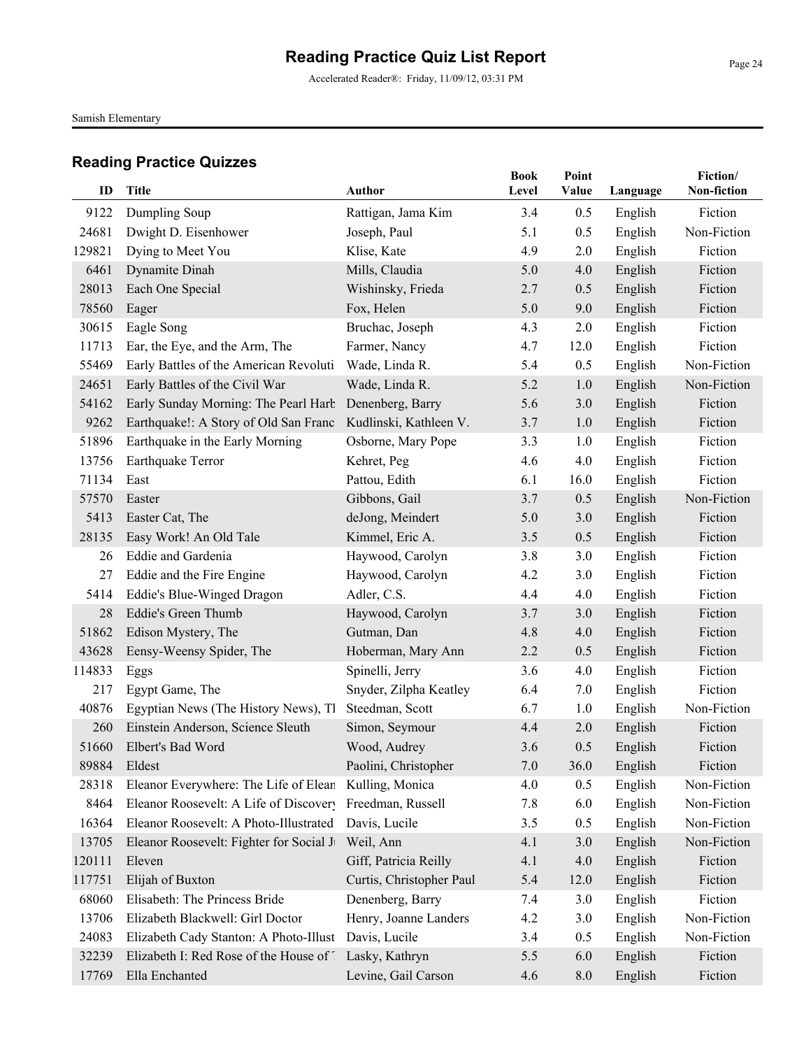# Reading Practice Quiz List Report

Accelerated Reader®: Friday, 11/09/12, 03:31 PM

Samish Elementary

## Reading Practice Quizzes

| ID | Title | Author | Book Level | Point Value | Language | Fiction/ Non-fiction |
|---|---|---|---|---|---|---|
| 9122 | Dumpling Soup | Rattigan, Jama Kim | 3.4 | 0.5 | English | Fiction |
| 24681 | Dwight D. Eisenhower | Joseph, Paul | 5.1 | 0.5 | English | Non-Fiction |
| 129821 | Dying to Meet You | Klise, Kate | 4.9 | 2.0 | English | Fiction |
| 6461 | Dynamite Dinah | Mills, Claudia | 5.0 | 4.0 | English | Fiction |
| 28013 | Each One Special | Wishinsky, Frieda | 2.7 | 0.5 | English | Fiction |
| 78560 | Eager | Fox, Helen | 5.0 | 9.0 | English | Fiction |
| 30615 | Eagle Song | Bruchac, Joseph | 4.3 | 2.0 | English | Fiction |
| 11713 | Ear, the Eye, and the Arm, The | Farmer, Nancy | 4.7 | 12.0 | English | Fiction |
| 55469 | Early Battles of the American Revoluti | Wade, Linda R. | 5.4 | 0.5 | English | Non-Fiction |
| 24651 | Early Battles of the Civil War | Wade, Linda R. | 5.2 | 1.0 | English | Non-Fiction |
| 54162 | Early Sunday Morning: The Pearl Harb | Denenberg, Barry | 5.6 | 3.0 | English | Fiction |
| 9262 | Earthquake!: A Story of Old San Franc | Kudlinski, Kathleen V. | 3.7 | 1.0 | English | Fiction |
| 51896 | Earthquake in the Early Morning | Osborne, Mary Pope | 3.3 | 1.0 | English | Fiction |
| 13756 | Earthquake Terror | Kehret, Peg | 4.6 | 4.0 | English | Fiction |
| 71134 | East | Pattou, Edith | 6.1 | 16.0 | English | Fiction |
| 57570 | Easter | Gibbons, Gail | 3.7 | 0.5 | English | Non-Fiction |
| 5413 | Easter Cat, The | deJong, Meindert | 5.0 | 3.0 | English | Fiction |
| 28135 | Easy Work! An Old Tale | Kimmel, Eric A. | 3.5 | 0.5 | English | Fiction |
| 26 | Eddie and Gardenia | Haywood, Carolyn | 3.8 | 3.0 | English | Fiction |
| 27 | Eddie and the Fire Engine | Haywood, Carolyn | 4.2 | 3.0 | English | Fiction |
| 5414 | Eddie's Blue-Winged Dragon | Adler, C.S. | 4.4 | 4.0 | English | Fiction |
| 28 | Eddie's Green Thumb | Haywood, Carolyn | 3.7 | 3.0 | English | Fiction |
| 51862 | Edison Mystery, The | Gutman, Dan | 4.8 | 4.0 | English | Fiction |
| 43628 | Eensy-Weensy Spider, The | Hoberman, Mary Ann | 2.2 | 0.5 | English | Fiction |
| 114833 | Eggs | Spinelli, Jerry | 3.6 | 4.0 | English | Fiction |
| 217 | Egypt Game, The | Snyder, Zilpha Keatley | 6.4 | 7.0 | English | Fiction |
| 40876 | Egyptian News (The History News), Tl | Steedman, Scott | 6.7 | 1.0 | English | Non-Fiction |
| 260 | Einstein Anderson, Science Sleuth | Simon, Seymour | 4.4 | 2.0 | English | Fiction |
| 51660 | Elbert's Bad Word | Wood, Audrey | 3.6 | 0.5 | English | Fiction |
| 89884 | Eldest | Paolini, Christopher | 7.0 | 36.0 | English | Fiction |
| 28318 | Eleanor Everywhere: The Life of Elean | Kulling, Monica | 4.0 | 0.5 | English | Non-Fiction |
| 8464 | Eleanor Roosevelt: A Life of Discovery | Freedman, Russell | 7.8 | 6.0 | English | Non-Fiction |
| 16364 | Eleanor Roosevelt: A Photo-Illustrated | Davis, Lucile | 3.5 | 0.5 | English | Non-Fiction |
| 13705 | Eleanor Roosevelt: Fighter for Social Ju | Weil, Ann | 4.1 | 3.0 | English | Non-Fiction |
| 120111 | Eleven | Giff, Patricia Reilly | 4.1 | 4.0 | English | Fiction |
| 117751 | Elijah of Buxton | Curtis, Christopher Paul | 5.4 | 12.0 | English | Fiction |
| 68060 | Elisabeth: The Princess Bride | Denenberg, Barry | 7.4 | 3.0 | English | Fiction |
| 13706 | Elizabeth Blackwell: Girl Doctor | Henry, Joanne Landers | 4.2 | 3.0 | English | Non-Fiction |
| 24083 | Elizabeth Cady Stanton: A Photo-Illust | Davis, Lucile | 3.4 | 0.5 | English | Non-Fiction |
| 32239 | Elizabeth I: Red Rose of the House of T | Lasky, Kathryn | 5.5 | 6.0 | English | Fiction |
| 17769 | Ella Enchanted | Levine, Gail Carson | 4.6 | 8.0 | English | Fiction |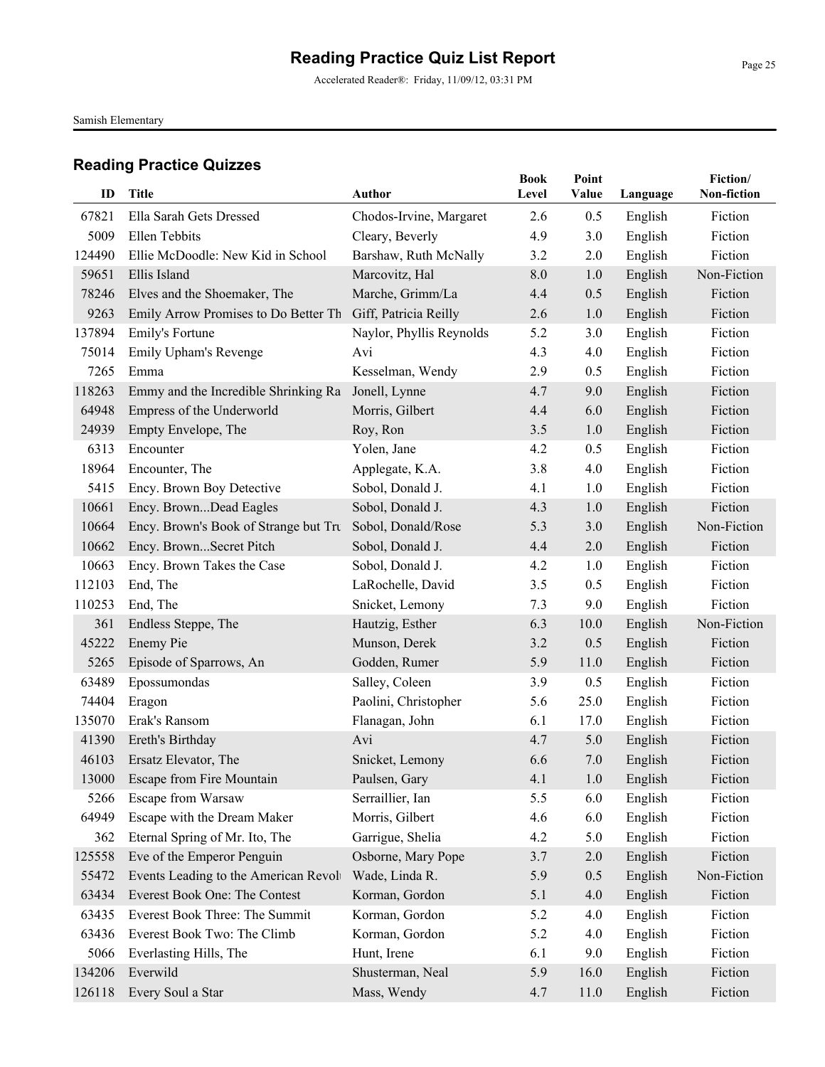# Reading Practice Quiz List Report

Accelerated Reader®: Friday, 11/09/12, 03:31 PM

Samish Elementary

## Reading Practice Quizzes

| ID | Title | Author | Book Level | Point Value | Language | Fiction/ Non-fiction |
|---|---|---|---|---|---|---|
| 67821 | Ella Sarah Gets Dressed | Chodos-Irvine, Margaret | 2.6 | 0.5 | English | Fiction |
| 5009 | Ellen Tebbits | Cleary, Beverly | 4.9 | 3.0 | English | Fiction |
| 124490 | Ellie McDoodle: New Kid in School | Barshaw, Ruth McNally | 3.2 | 2.0 | English | Fiction |
| 59651 | Ellis Island | Marcovitz, Hal | 8.0 | 1.0 | English | Non-Fiction |
| 78246 | Elves and the Shoemaker, The | Marche, Grimm/La | 4.4 | 0.5 | English | Fiction |
| 9263 | Emily Arrow Promises to Do Better Th | Giff, Patricia Reilly | 2.6 | 1.0 | English | Fiction |
| 137894 | Emily's Fortune | Naylor, Phyllis Reynolds | 5.2 | 3.0 | English | Fiction |
| 75014 | Emily Upham's Revenge | Avi | 4.3 | 4.0 | English | Fiction |
| 7265 | Emma | Kesselman, Wendy | 2.9 | 0.5 | English | Fiction |
| 118263 | Emmy and the Incredible Shrinking Ra | Jonell, Lynne | 4.7 | 9.0 | English | Fiction |
| 64948 | Empress of the Underworld | Morris, Gilbert | 4.4 | 6.0 | English | Fiction |
| 24939 | Empty Envelope, The | Roy, Ron | 3.5 | 1.0 | English | Fiction |
| 6313 | Encounter | Yolen, Jane | 4.2 | 0.5 | English | Fiction |
| 18964 | Encounter, The | Applegate, K.A. | 3.8 | 4.0 | English | Fiction |
| 5415 | Ency. Brown Boy Detective | Sobol, Donald J. | 4.1 | 1.0 | English | Fiction |
| 10661 | Ency. Brown...Dead Eagles | Sobol, Donald J. | 4.3 | 1.0 | English | Fiction |
| 10664 | Ency. Brown's Book of Strange but Tru | Sobol, Donald/Rose | 5.3 | 3.0 | English | Non-Fiction |
| 10662 | Ency. Brown...Secret Pitch | Sobol, Donald J. | 4.4 | 2.0 | English | Fiction |
| 10663 | Ency. Brown Takes the Case | Sobol, Donald J. | 4.2 | 1.0 | English | Fiction |
| 112103 | End, The | LaRochelle, David | 3.5 | 0.5 | English | Fiction |
| 110253 | End, The | Snicket, Lemony | 7.3 | 9.0 | English | Fiction |
| 361 | Endless Steppe, The | Hautzig, Esther | 6.3 | 10.0 | English | Non-Fiction |
| 45222 | Enemy Pie | Munson, Derek | 3.2 | 0.5 | English | Fiction |
| 5265 | Episode of Sparrows, An | Godden, Rumer | 5.9 | 11.0 | English | Fiction |
| 63489 | Epossumondas | Salley, Coleen | 3.9 | 0.5 | English | Fiction |
| 74404 | Eragon | Paolini, Christopher | 5.6 | 25.0 | English | Fiction |
| 135070 | Erak's Ransom | Flanagan, John | 6.1 | 17.0 | English | Fiction |
| 41390 | Ereth's Birthday | Avi | 4.7 | 5.0 | English | Fiction |
| 46103 | Ersatz Elevator, The | Snicket, Lemony | 6.6 | 7.0 | English | Fiction |
| 13000 | Escape from Fire Mountain | Paulsen, Gary | 4.1 | 1.0 | English | Fiction |
| 5266 | Escape from Warsaw | Serraillier, Ian | 5.5 | 6.0 | English | Fiction |
| 64949 | Escape with the Dream Maker | Morris, Gilbert | 4.6 | 6.0 | English | Fiction |
| 362 | Eternal Spring of Mr. Ito, The | Garrigue, Shelia | 4.2 | 5.0 | English | Fiction |
| 125558 | Eve of the Emperor Penguin | Osborne, Mary Pope | 3.7 | 2.0 | English | Fiction |
| 55472 | Events Leading to the American Revol | Wade, Linda R. | 5.9 | 0.5 | English | Non-Fiction |
| 63434 | Everest Book One: The Contest | Korman, Gordon | 5.1 | 4.0 | English | Fiction |
| 63435 | Everest Book Three: The Summit | Korman, Gordon | 5.2 | 4.0 | English | Fiction |
| 63436 | Everest Book Two: The Climb | Korman, Gordon | 5.2 | 4.0 | English | Fiction |
| 5066 | Everlasting Hills, The | Hunt, Irene | 6.1 | 9.0 | English | Fiction |
| 134206 | Everwild | Shusterman, Neal | 5.9 | 16.0 | English | Fiction |
| 126118 | Every Soul a Star | Mass, Wendy | 4.7 | 11.0 | English | Fiction |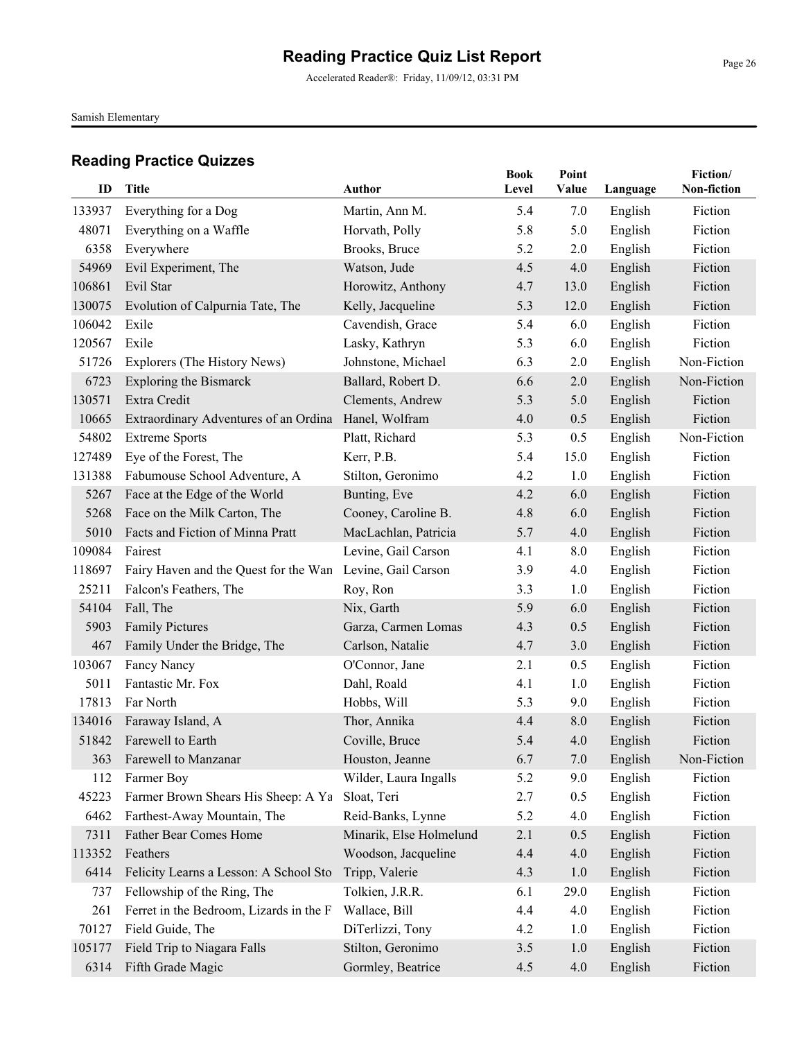# Reading Practice Quiz List Report

Accelerated Reader®: Friday, 11/09/12, 03:31 PM

Samish Elementary

## Reading Practice Quizzes

| ID | Title | Author | Book Level | Point Value | Language | Fiction/ Non-fiction |
|---|---|---|---|---|---|---|
| 133937 | Everything for a Dog | Martin, Ann M. | 5.4 | 7.0 | English | Fiction |
| 48071 | Everything on a Waffle | Horvath, Polly | 5.8 | 5.0 | English | Fiction |
| 6358 | Everywhere | Brooks, Bruce | 5.2 | 2.0 | English | Fiction |
| 54969 | Evil Experiment, The | Watson, Jude | 4.5 | 4.0 | English | Fiction |
| 106861 | Evil Star | Horowitz, Anthony | 4.7 | 13.0 | English | Fiction |
| 130075 | Evolution of Calpurnia Tate, The | Kelly, Jacqueline | 5.3 | 12.0 | English | Fiction |
| 106042 | Exile | Cavendish, Grace | 5.4 | 6.0 | English | Fiction |
| 120567 | Exile | Lasky, Kathryn | 5.3 | 6.0 | English | Fiction |
| 51726 | Explorers (The History News) | Johnstone, Michael | 6.3 | 2.0 | English | Non-Fiction |
| 6723 | Exploring the Bismarck | Ballard, Robert D. | 6.6 | 2.0 | English | Non-Fiction |
| 130571 | Extra Credit | Clements, Andrew | 5.3 | 5.0 | English | Fiction |
| 10665 | Extraordinary Adventures of an Ordina | Hanel, Wolfram | 4.0 | 0.5 | English | Fiction |
| 54802 | Extreme Sports | Platt, Richard | 5.3 | 0.5 | English | Non-Fiction |
| 127489 | Eye of the Forest, The | Kerr, P.B. | 5.4 | 15.0 | English | Fiction |
| 131388 | Fabumouse School Adventure, A | Stilton, Geronimo | 4.2 | 1.0 | English | Fiction |
| 5267 | Face at the Edge of the World | Bunting, Eve | 4.2 | 6.0 | English | Fiction |
| 5268 | Face on the Milk Carton, The | Cooney, Caroline B. | 4.8 | 6.0 | English | Fiction |
| 5010 | Facts and Fiction of Minna Pratt | MacLachlan, Patricia | 5.7 | 4.0 | English | Fiction |
| 109084 | Fairest | Levine, Gail Carson | 4.1 | 8.0 | English | Fiction |
| 118697 | Fairy Haven and the Quest for the Wan | Levine, Gail Carson | 3.9 | 4.0 | English | Fiction |
| 25211 | Falcon's Feathers, The | Roy, Ron | 3.3 | 1.0 | English | Fiction |
| 54104 | Fall, The | Nix, Garth | 5.9 | 6.0 | English | Fiction |
| 5903 | Family Pictures | Garza, Carmen Lomas | 4.3 | 0.5 | English | Fiction |
| 467 | Family Under the Bridge, The | Carlson, Natalie | 4.7 | 3.0 | English | Fiction |
| 103067 | Fancy Nancy | O'Connor, Jane | 2.1 | 0.5 | English | Fiction |
| 5011 | Fantastic Mr. Fox | Dahl, Roald | 4.1 | 1.0 | English | Fiction |
| 17813 | Far North | Hobbs, Will | 5.3 | 9.0 | English | Fiction |
| 134016 | Faraway Island, A | Thor, Annika | 4.4 | 8.0 | English | Fiction |
| 51842 | Farewell to Earth | Coville, Bruce | 5.4 | 4.0 | English | Fiction |
| 363 | Farewell to Manzanar | Houston, Jeanne | 6.7 | 7.0 | English | Non-Fiction |
| 112 | Farmer Boy | Wilder, Laura Ingalls | 5.2 | 9.0 | English | Fiction |
| 45223 | Farmer Brown Shears His Sheep: A Ya | Sloat, Teri | 2.7 | 0.5 | English | Fiction |
| 6462 | Farthest-Away Mountain, The | Reid-Banks, Lynne | 5.2 | 4.0 | English | Fiction |
| 7311 | Father Bear Comes Home | Minarik, Else Holmelund | 2.1 | 0.5 | English | Fiction |
| 113352 | Feathers | Woodson, Jacqueline | 4.4 | 4.0 | English | Fiction |
| 6414 | Felicity Learns a Lesson: A School Sto | Tripp, Valerie | 4.3 | 1.0 | English | Fiction |
| 737 | Fellowship of the Ring, The | Tolkien, J.R.R. | 6.1 | 29.0 | English | Fiction |
| 261 | Ferret in the Bedroom, Lizards in the F | Wallace, Bill | 4.4 | 4.0 | English | Fiction |
| 70127 | Field Guide, The | DiTerlizzi, Tony | 4.2 | 1.0 | English | Fiction |
| 105177 | Field Trip to Niagara Falls | Stilton, Geronimo | 3.5 | 1.0 | English | Fiction |
| 6314 | Fifth Grade Magic | Gormley, Beatrice | 4.5 | 4.0 | English | Fiction |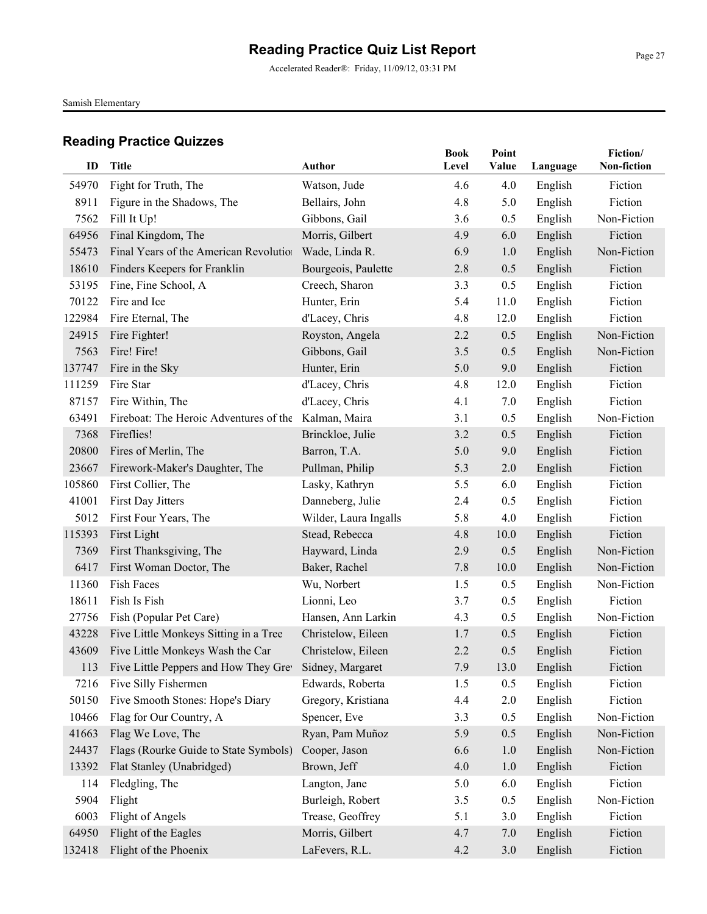# Reading Practice Quiz List Report

Accelerated Reader®: Friday, 11/09/12, 03:31 PM

Samish Elementary

## Reading Practice Quizzes

| ID | Title | Author | Book Level | Point Value | Language | Fiction/ Non-fiction |
|---|---|---|---|---|---|---|
| 54970 | Fight for Truth, The | Watson, Jude | 4.6 | 4.0 | English | Fiction |
| 8911 | Figure in the Shadows, The | Bellairs, John | 4.8 | 5.0 | English | Fiction |
| 7562 | Fill It Up! | Gibbons, Gail | 3.6 | 0.5 | English | Non-Fiction |
| 64956 | Final Kingdom, The | Morris, Gilbert | 4.9 | 6.0 | English | Fiction |
| 55473 | Final Years of the American Revolutio | Wade, Linda R. | 6.9 | 1.0 | English | Non-Fiction |
| 18610 | Finders Keepers for Franklin | Bourgeois, Paulette | 2.8 | 0.5 | English | Fiction |
| 53195 | Fine, Fine School, A | Creech, Sharon | 3.3 | 0.5 | English | Fiction |
| 70122 | Fire and Ice | Hunter, Erin | 5.4 | 11.0 | English | Fiction |
| 122984 | Fire Eternal, The | d'Lacey, Chris | 4.8 | 12.0 | English | Fiction |
| 24915 | Fire Fighter! | Royston, Angela | 2.2 | 0.5 | English | Non-Fiction |
| 7563 | Fire! Fire! | Gibbons, Gail | 3.5 | 0.5 | English | Non-Fiction |
| 137747 | Fire in the Sky | Hunter, Erin | 5.0 | 9.0 | English | Fiction |
| 111259 | Fire Star | d'Lacey, Chris | 4.8 | 12.0 | English | Fiction |
| 87157 | Fire Within, The | d'Lacey, Chris | 4.1 | 7.0 | English | Fiction |
| 63491 | Fireboat: The Heroic Adventures of the | Kalman, Maira | 3.1 | 0.5 | English | Non-Fiction |
| 7368 | Fireflies! | Brinckloe, Julie | 3.2 | 0.5 | English | Fiction |
| 20800 | Fires of Merlin, The | Barron, T.A. | 5.0 | 9.0 | English | Fiction |
| 23667 | Firework-Maker's Daughter, The | Pullman, Philip | 5.3 | 2.0 | English | Fiction |
| 105860 | First Collier, The | Lasky, Kathryn | 5.5 | 6.0 | English | Fiction |
| 41001 | First Day Jitters | Danneberg, Julie | 2.4 | 0.5 | English | Fiction |
| 5012 | First Four Years, The | Wilder, Laura Ingalls | 5.8 | 4.0 | English | Fiction |
| 115393 | First Light | Stead, Rebecca | 4.8 | 10.0 | English | Fiction |
| 7369 | First Thanksgiving, The | Hayward, Linda | 2.9 | 0.5 | English | Non-Fiction |
| 6417 | First Woman Doctor, The | Baker, Rachel | 7.8 | 10.0 | English | Non-Fiction |
| 11360 | Fish Faces | Wu, Norbert | 1.5 | 0.5 | English | Non-Fiction |
| 18611 | Fish Is Fish | Lionni, Leo | 3.7 | 0.5 | English | Fiction |
| 27756 | Fish (Popular Pet Care) | Hansen, Ann Larkin | 4.3 | 0.5 | English | Non-Fiction |
| 43228 | Five Little Monkeys Sitting in a Tree | Christelow, Eileen | 1.7 | 0.5 | English | Fiction |
| 43609 | Five Little Monkeys Wash the Car | Christelow, Eileen | 2.2 | 0.5 | English | Fiction |
| 113 | Five Little Peppers and How They Grev | Sidney, Margaret | 7.9 | 13.0 | English | Fiction |
| 7216 | Five Silly Fishermen | Edwards, Roberta | 1.5 | 0.5 | English | Fiction |
| 50150 | Five Smooth Stones: Hope's Diary | Gregory, Kristiana | 4.4 | 2.0 | English | Fiction |
| 10466 | Flag for Our Country, A | Spencer, Eve | 3.3 | 0.5 | English | Non-Fiction |
| 41663 | Flag We Love, The | Ryan, Pam Muñoz | 5.9 | 0.5 | English | Non-Fiction |
| 24437 | Flags (Rourke Guide to State Symbols) | Cooper, Jason | 6.6 | 1.0 | English | Non-Fiction |
| 13392 | Flat Stanley (Unabridged) | Brown, Jeff | 4.0 | 1.0 | English | Fiction |
| 114 | Fledgling, The | Langton, Jane | 5.0 | 6.0 | English | Fiction |
| 5904 | Flight | Burleigh, Robert | 3.5 | 0.5 | English | Non-Fiction |
| 6003 | Flight of Angels | Trease, Geoffrey | 5.1 | 3.0 | English | Fiction |
| 64950 | Flight of the Eagles | Morris, Gilbert | 4.7 | 7.0 | English | Fiction |
| 132418 | Flight of the Phoenix | LaFevers, R.L. | 4.2 | 3.0 | English | Fiction |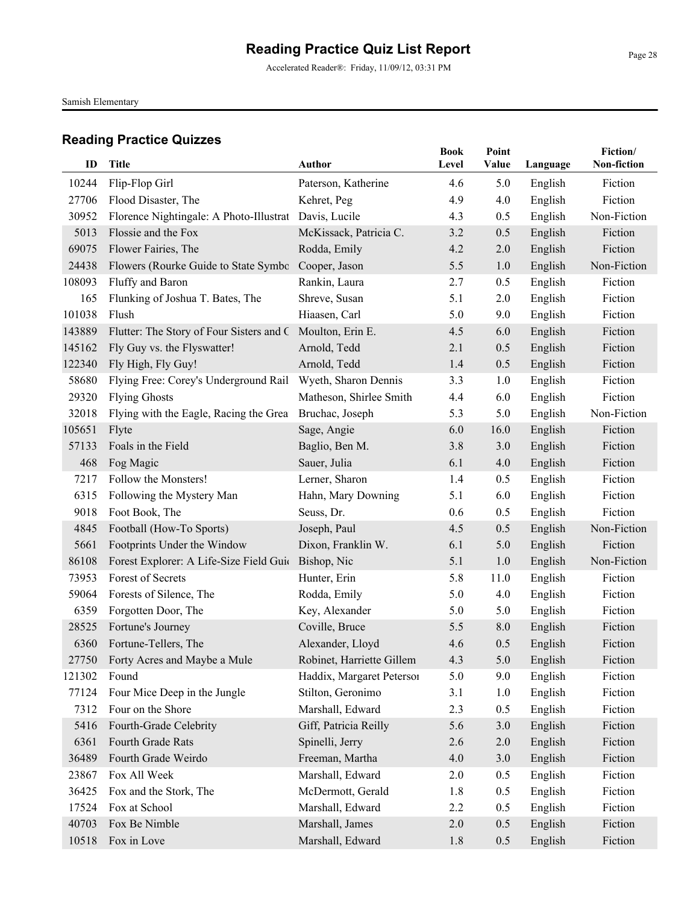# Reading Practice Quiz List Report

Accelerated Reader®: Friday, 11/09/12, 03:31 PM

Samish Elementary

## Reading Practice Quizzes

| ID | Title | Author | Book Level | Point Value | Language | Fiction/ Non-fiction |
|---|---|---|---|---|---|---|
| 10244 | Flip-Flop Girl | Paterson, Katherine | 4.6 | 5.0 | English | Fiction |
| 27706 | Flood Disaster, The | Kehret, Peg | 4.9 | 4.0 | English | Fiction |
| 30952 | Florence Nightingale: A Photo-Illustrat | Davis, Lucile | 4.3 | 0.5 | English | Non-Fiction |
| 5013 | Flossie and the Fox | McKissack, Patricia C. | 3.2 | 0.5 | English | Fiction |
| 69075 | Flower Fairies, The | Rodda, Emily | 4.2 | 2.0 | English | Fiction |
| 24438 | Flowers (Rourke Guide to State Symbo | Cooper, Jason | 5.5 | 1.0 | English | Non-Fiction |
| 108093 | Fluffy and Baron | Rankin, Laura | 2.7 | 0.5 | English | Fiction |
| 165 | Flunking of Joshua T. Bates, The | Shreve, Susan | 5.1 | 2.0 | English | Fiction |
| 101038 | Flush | Hiaasen, Carl | 5.0 | 9.0 | English | Fiction |
| 143889 | Flutter: The Story of Four Sisters and C | Moulton, Erin E. | 4.5 | 6.0 | English | Fiction |
| 145162 | Fly Guy vs. the Flyswatter! | Arnold, Tedd | 2.1 | 0.5 | English | Fiction |
| 122340 | Fly High, Fly Guy! | Arnold, Tedd | 1.4 | 0.5 | English | Fiction |
| 58680 | Flying Free: Corey's Underground Rail | Wyeth, Sharon Dennis | 3.3 | 1.0 | English | Fiction |
| 29320 | Flying Ghosts | Matheson, Shirlee Smith | 4.4 | 6.0 | English | Fiction |
| 32018 | Flying with the Eagle, Racing the Grea | Bruchac, Joseph | 5.3 | 5.0 | English | Non-Fiction |
| 105651 | Flyte | Sage, Angie | 6.0 | 16.0 | English | Fiction |
| 57133 | Foals in the Field | Baglio, Ben M. | 3.8 | 3.0 | English | Fiction |
| 468 | Fog Magic | Sauer, Julia | 6.1 | 4.0 | English | Fiction |
| 7217 | Follow the Monsters! | Lerner, Sharon | 1.4 | 0.5 | English | Fiction |
| 6315 | Following the Mystery Man | Hahn, Mary Downing | 5.1 | 6.0 | English | Fiction |
| 9018 | Foot Book, The | Seuss, Dr. | 0.6 | 0.5 | English | Fiction |
| 4845 | Football (How-To Sports) | Joseph, Paul | 4.5 | 0.5 | English | Non-Fiction |
| 5661 | Footprints Under the Window | Dixon, Franklin W. | 6.1 | 5.0 | English | Fiction |
| 86108 | Forest Explorer: A Life-Size Field Guid | Bishop, Nic | 5.1 | 1.0 | English | Non-Fiction |
| 73953 | Forest of Secrets | Hunter, Erin | 5.8 | 11.0 | English | Fiction |
| 59064 | Forests of Silence, The | Rodda, Emily | 5.0 | 4.0 | English | Fiction |
| 6359 | Forgotten Door, The | Key, Alexander | 5.0 | 5.0 | English | Fiction |
| 28525 | Fortune's Journey | Coville, Bruce | 5.5 | 8.0 | English | Fiction |
| 6360 | Fortune-Tellers, The | Alexander, Lloyd | 4.6 | 0.5 | English | Fiction |
| 27750 | Forty Acres and Maybe a Mule | Robinet, Harriette Gillem | 4.3 | 5.0 | English | Fiction |
| 121302 | Found | Haddix, Margaret Petersor | 5.0 | 9.0 | English | Fiction |
| 77124 | Four Mice Deep in the Jungle | Stilton, Geronimo | 3.1 | 1.0 | English | Fiction |
| 7312 | Four on the Shore | Marshall, Edward | 2.3 | 0.5 | English | Fiction |
| 5416 | Fourth-Grade Celebrity | Giff, Patricia Reilly | 5.6 | 3.0 | English | Fiction |
| 6361 | Fourth Grade Rats | Spinelli, Jerry | 2.6 | 2.0 | English | Fiction |
| 36489 | Fourth Grade Weirdo | Freeman, Martha | 4.0 | 3.0 | English | Fiction |
| 23867 | Fox All Week | Marshall, Edward | 2.0 | 0.5 | English | Fiction |
| 36425 | Fox and the Stork, The | McDermott, Gerald | 1.8 | 0.5 | English | Fiction |
| 17524 | Fox at School | Marshall, Edward | 2.2 | 0.5 | English | Fiction |
| 40703 | Fox Be Nimble | Marshall, James | 2.0 | 0.5 | English | Fiction |
| 10518 | Fox in Love | Marshall, Edward | 1.8 | 0.5 | English | Fiction |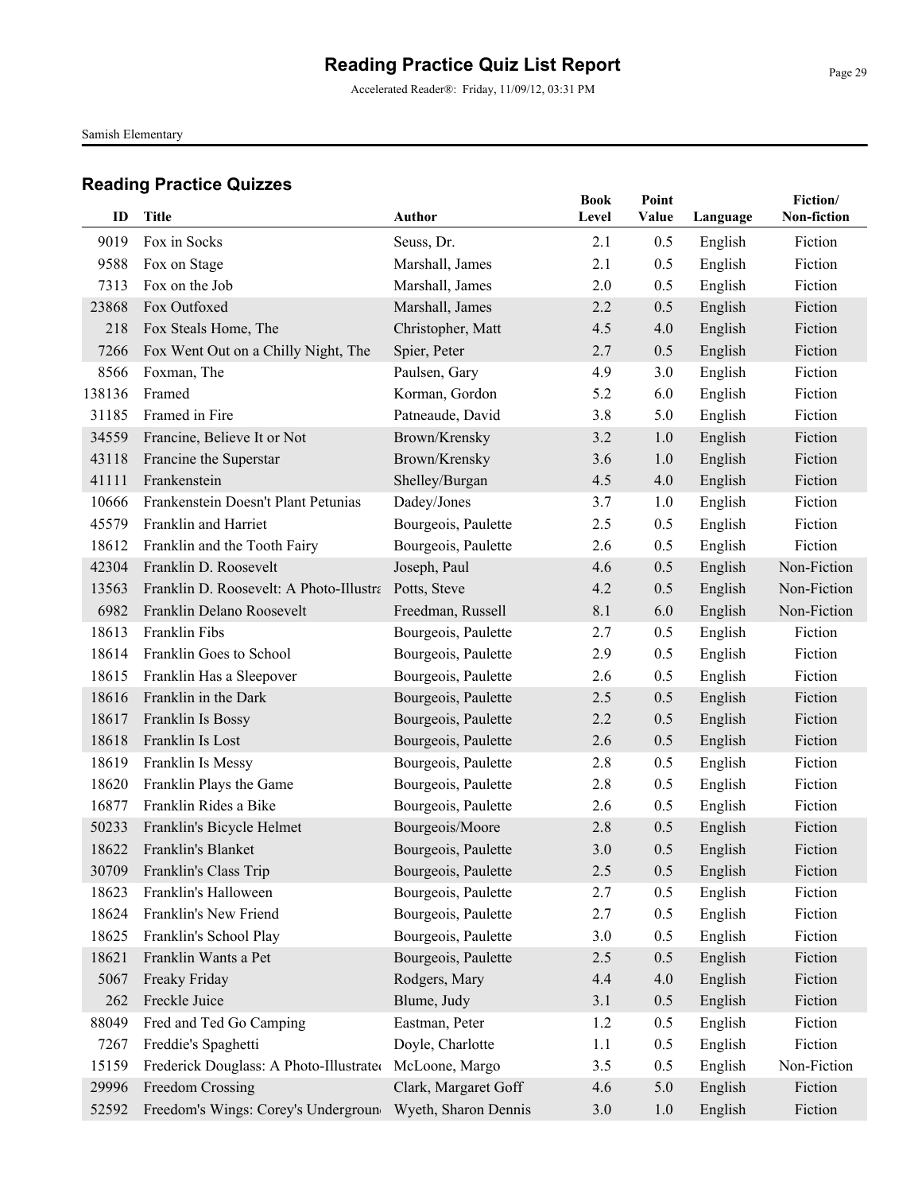# Reading Practice Quiz List Report

Accelerated Reader®: Friday, 11/09/12, 03:31 PM

Samish Elementary

## Reading Practice Quizzes

| ID | Title | Author | Book Level | Point Value | Language | Fiction/ Non-fiction |
|---|---|---|---|---|---|---|
| 9019 | Fox in Socks | Seuss, Dr. | 2.1 | 0.5 | English | Fiction |
| 9588 | Fox on Stage | Marshall, James | 2.1 | 0.5 | English | Fiction |
| 7313 | Fox on the Job | Marshall, James | 2.0 | 0.5 | English | Fiction |
| 23868 | Fox Outfoxed | Marshall, James | 2.2 | 0.5 | English | Fiction |
| 218 | Fox Steals Home, The | Christopher, Matt | 4.5 | 4.0 | English | Fiction |
| 7266 | Fox Went Out on a Chilly Night, The | Spier, Peter | 2.7 | 0.5 | English | Fiction |
| 8566 | Foxman, The | Paulsen, Gary | 4.9 | 3.0 | English | Fiction |
| 138136 | Framed | Korman, Gordon | 5.2 | 6.0 | English | Fiction |
| 31185 | Framed in Fire | Patneaude, David | 3.8 | 5.0 | English | Fiction |
| 34559 | Francine, Believe It or Not | Brown/Krensky | 3.2 | 1.0 | English | Fiction |
| 43118 | Francine the Superstar | Brown/Krensky | 3.6 | 1.0 | English | Fiction |
| 41111 | Frankenstein | Shelley/Burgan | 4.5 | 4.0 | English | Fiction |
| 10666 | Frankenstein Doesn't Plant Petunias | Dadey/Jones | 3.7 | 1.0 | English | Fiction |
| 45579 | Franklin and Harriet | Bourgeois, Paulette | 2.5 | 0.5 | English | Fiction |
| 18612 | Franklin and the Tooth Fairy | Bourgeois, Paulette | 2.6 | 0.5 | English | Fiction |
| 42304 | Franklin D. Roosevelt | Joseph, Paul | 4.6 | 0.5 | English | Non-Fiction |
| 13563 | Franklin D. Roosevelt: A Photo-Illustra | Potts, Steve | 4.2 | 0.5 | English | Non-Fiction |
| 6982 | Franklin Delano Roosevelt | Freedman, Russell | 8.1 | 6.0 | English | Non-Fiction |
| 18613 | Franklin Fibs | Bourgeois, Paulette | 2.7 | 0.5 | English | Fiction |
| 18614 | Franklin Goes to School | Bourgeois, Paulette | 2.9 | 0.5 | English | Fiction |
| 18615 | Franklin Has a Sleepover | Bourgeois, Paulette | 2.6 | 0.5 | English | Fiction |
| 18616 | Franklin in the Dark | Bourgeois, Paulette | 2.5 | 0.5 | English | Fiction |
| 18617 | Franklin Is Bossy | Bourgeois, Paulette | 2.2 | 0.5 | English | Fiction |
| 18618 | Franklin Is Lost | Bourgeois, Paulette | 2.6 | 0.5 | English | Fiction |
| 18619 | Franklin Is Messy | Bourgeois, Paulette | 2.8 | 0.5 | English | Fiction |
| 18620 | Franklin Plays the Game | Bourgeois, Paulette | 2.8 | 0.5 | English | Fiction |
| 16877 | Franklin Rides a Bike | Bourgeois, Paulette | 2.6 | 0.5 | English | Fiction |
| 50233 | Franklin's Bicycle Helmet | Bourgeois/Moore | 2.8 | 0.5 | English | Fiction |
| 18622 | Franklin's Blanket | Bourgeois, Paulette | 3.0 | 0.5 | English | Fiction |
| 30709 | Franklin's Class Trip | Bourgeois, Paulette | 2.5 | 0.5 | English | Fiction |
| 18623 | Franklin's Halloween | Bourgeois, Paulette | 2.7 | 0.5 | English | Fiction |
| 18624 | Franklin's New Friend | Bourgeois, Paulette | 2.7 | 0.5 | English | Fiction |
| 18625 | Franklin's School Play | Bourgeois, Paulette | 3.0 | 0.5 | English | Fiction |
| 18621 | Franklin Wants a Pet | Bourgeois, Paulette | 2.5 | 0.5 | English | Fiction |
| 5067 | Freaky Friday | Rodgers, Mary | 4.4 | 4.0 | English | Fiction |
| 262 | Freckle Juice | Blume, Judy | 3.1 | 0.5 | English | Fiction |
| 88049 | Fred and Ted Go Camping | Eastman, Peter | 1.2 | 0.5 | English | Fiction |
| 7267 | Freddie's Spaghetti | Doyle, Charlotte | 1.1 | 0.5 | English | Fiction |
| 15159 | Frederick Douglass: A Photo-Illustrated | McLoone, Margo | 3.5 | 0.5 | English | Non-Fiction |
| 29996 | Freedom Crossing | Clark, Margaret Goff | 4.6 | 5.0 | English | Fiction |
| 52592 | Freedom's Wings: Corey's Undergroun | Wyeth, Sharon Dennis | 3.0 | 1.0 | English | Fiction |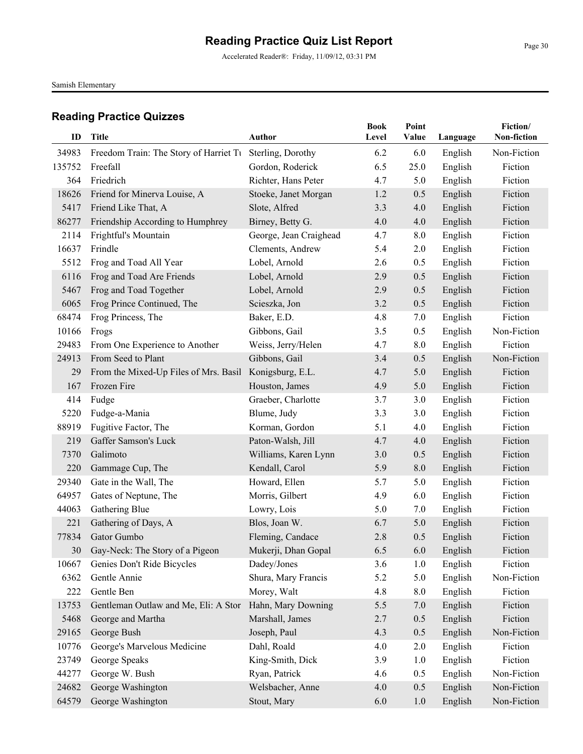# Reading Practice Quiz List Report

Accelerated Reader®: Friday, 11/09/12, 03:31 PM

Samish Elementary

## Reading Practice Quizzes

| ID | Title | Author | Book Level | Point Value | Language | Fiction/ Non-fiction |
|---|---|---|---|---|---|---|
| 34983 | Freedom Train: The Story of Harriet Tu | Sterling, Dorothy | 6.2 | 6.0 | English | Non-Fiction |
| 135752 | Freefall | Gordon, Roderick | 6.5 | 25.0 | English | Fiction |
| 364 | Friedrich | Richter, Hans Peter | 4.7 | 5.0 | English | Fiction |
| 18626 | Friend for Minerva Louise, A | Stoeke, Janet Morgan | 1.2 | 0.5 | English | Fiction |
| 5417 | Friend Like That, A | Slote, Alfred | 3.3 | 4.0 | English | Fiction |
| 86277 | Friendship According to Humphrey | Birney, Betty G. | 4.0 | 4.0 | English | Fiction |
| 2114 | Frightful's Mountain | George, Jean Craighead | 4.7 | 8.0 | English | Fiction |
| 16637 | Frindle | Clements, Andrew | 5.4 | 2.0 | English | Fiction |
| 5512 | Frog and Toad All Year | Lobel, Arnold | 2.6 | 0.5 | English | Fiction |
| 6116 | Frog and Toad Are Friends | Lobel, Arnold | 2.9 | 0.5 | English | Fiction |
| 5467 | Frog and Toad Together | Lobel, Arnold | 2.9 | 0.5 | English | Fiction |
| 6065 | Frog Prince Continued, The | Scieszka, Jon | 3.2 | 0.5 | English | Fiction |
| 68474 | Frog Princess, The | Baker, E.D. | 4.8 | 7.0 | English | Fiction |
| 10166 | Frogs | Gibbons, Gail | 3.5 | 0.5 | English | Non-Fiction |
| 29483 | From One Experience to Another | Weiss, Jerry/Helen | 4.7 | 8.0 | English | Fiction |
| 24913 | From Seed to Plant | Gibbons, Gail | 3.4 | 0.5 | English | Non-Fiction |
| 29 | From the Mixed-Up Files of Mrs. Basil | Konigsburg, E.L. | 4.7 | 5.0 | English | Fiction |
| 167 | Frozen Fire | Houston, James | 4.9 | 5.0 | English | Fiction |
| 414 | Fudge | Graeber, Charlotte | 3.7 | 3.0 | English | Fiction |
| 5220 | Fudge-a-Mania | Blume, Judy | 3.3 | 3.0 | English | Fiction |
| 88919 | Fugitive Factor, The | Korman, Gordon | 5.1 | 4.0 | English | Fiction |
| 219 | Gaffer Samson's Luck | Paton-Walsh, Jill | 4.7 | 4.0 | English | Fiction |
| 7370 | Galimoto | Williams, Karen Lynn | 3.0 | 0.5 | English | Fiction |
| 220 | Gammage Cup, The | Kendall, Carol | 5.9 | 8.0 | English | Fiction |
| 29340 | Gate in the Wall, The | Howard, Ellen | 5.7 | 5.0 | English | Fiction |
| 64957 | Gates of Neptune, The | Morris, Gilbert | 4.9 | 6.0 | English | Fiction |
| 44063 | Gathering Blue | Lowry, Lois | 5.0 | 7.0 | English | Fiction |
| 221 | Gathering of Days, A | Blos, Joan W. | 6.7 | 5.0 | English | Fiction |
| 77834 | Gator Gumbo | Fleming, Candace | 2.8 | 0.5 | English | Fiction |
| 30 | Gay-Neck: The Story of a Pigeon | Mukerji, Dhan Gopal | 6.5 | 6.0 | English | Fiction |
| 10667 | Genies Don't Ride Bicycles | Dadey/Jones | 3.6 | 1.0 | English | Fiction |
| 6362 | Gentle Annie | Shura, Mary Francis | 5.2 | 5.0 | English | Non-Fiction |
| 222 | Gentle Ben | Morey, Walt | 4.8 | 8.0 | English | Fiction |
| 13753 | Gentleman Outlaw and Me, Eli: A Stor | Hahn, Mary Downing | 5.5 | 7.0 | English | Fiction |
| 5468 | George and Martha | Marshall, James | 2.7 | 0.5 | English | Fiction |
| 29165 | George Bush | Joseph, Paul | 4.3 | 0.5 | English | Non-Fiction |
| 10776 | George's Marvelous Medicine | Dahl, Roald | 4.0 | 2.0 | English | Fiction |
| 23749 | George Speaks | King-Smith, Dick | 3.9 | 1.0 | English | Fiction |
| 44277 | George W. Bush | Ryan, Patrick | 4.6 | 0.5 | English | Non-Fiction |
| 24682 | George Washington | Welsbacher, Anne | 4.0 | 0.5 | English | Non-Fiction |
| 64579 | George Washington | Stout, Mary | 6.0 | 1.0 | English | Non-Fiction |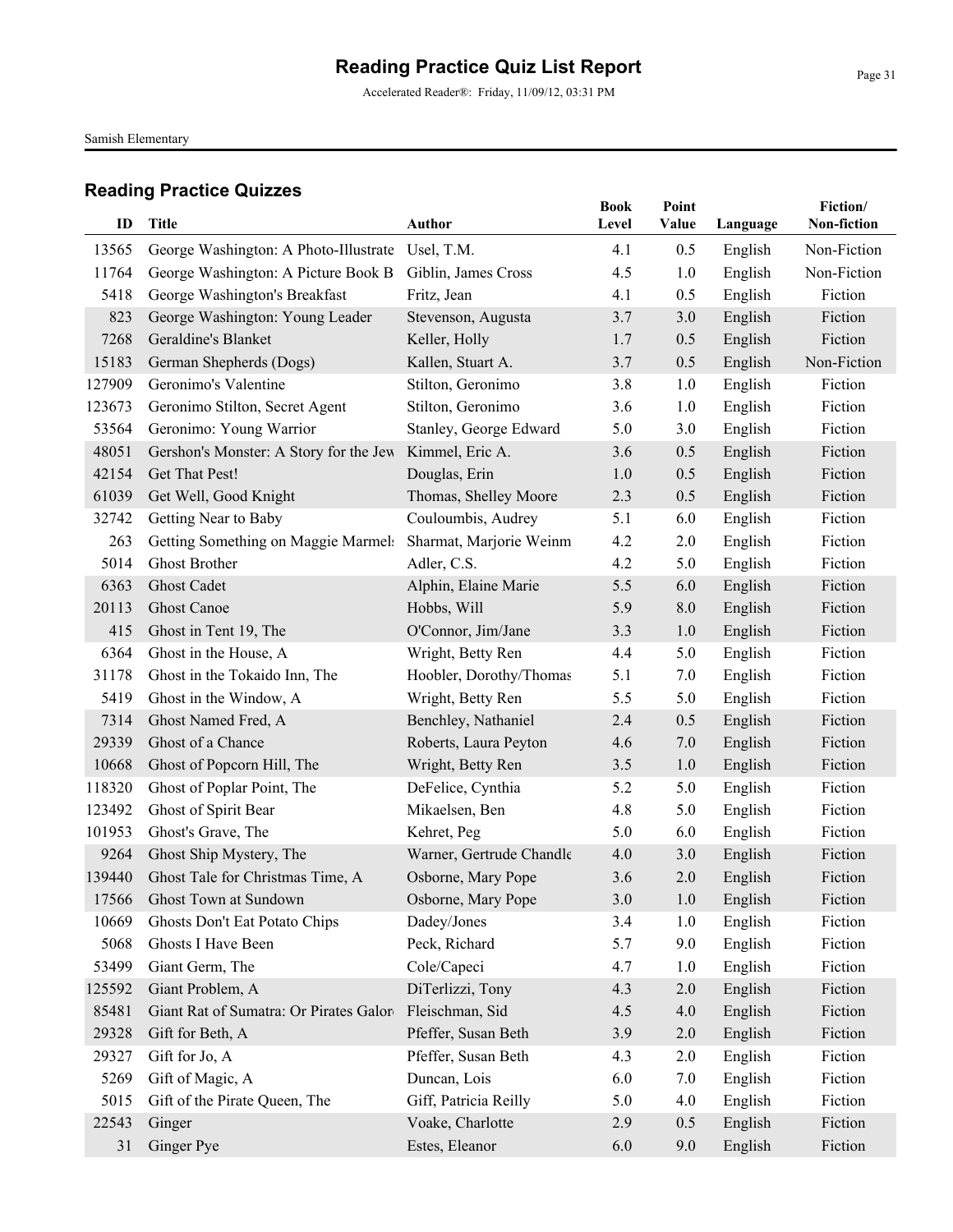# Reading Practice Quiz List Report

Accelerated Reader®: Friday, 11/09/12, 03:31 PM

Samish Elementary

## Reading Practice Quizzes

| ID | Title | Author | Book Level | Point Value | Language | Fiction/ Non-fiction |
|---|---|---|---|---|---|---|
| 13565 | George Washington: A Photo-Illustrate | Usel, T.M. | 4.1 | 0.5 | English | Non-Fiction |
| 11764 | George Washington: A Picture Book B | Giblin, James Cross | 4.5 | 1.0 | English | Non-Fiction |
| 5418 | George Washington's Breakfast | Fritz, Jean | 4.1 | 0.5 | English | Fiction |
| 823 | George Washington: Young Leader | Stevenson, Augusta | 3.7 | 3.0 | English | Fiction |
| 7268 | Geraldine's Blanket | Keller, Holly | 1.7 | 0.5 | English | Fiction |
| 15183 | German Shepherds (Dogs) | Kallen, Stuart A. | 3.7 | 0.5 | English | Non-Fiction |
| 127909 | Geronimo's Valentine | Stilton, Geronimo | 3.8 | 1.0 | English | Fiction |
| 123673 | Geronimo Stilton, Secret Agent | Stilton, Geronimo | 3.6 | 1.0 | English | Fiction |
| 53564 | Geronimo: Young Warrior | Stanley, George Edward | 5.0 | 3.0 | English | Fiction |
| 48051 | Gershon's Monster: A Story for the Jew | Kimmel, Eric A. | 3.6 | 0.5 | English | Fiction |
| 42154 | Get That Pest! | Douglas, Erin | 1.0 | 0.5 | English | Fiction |
| 61039 | Get Well, Good Knight | Thomas, Shelley Moore | 2.3 | 0.5 | English | Fiction |
| 32742 | Getting Near to Baby | Couloumbis, Audrey | 5.1 | 6.0 | English | Fiction |
| 263 | Getting Something on Maggie Marmel: | Sharmat, Marjorie Weinm | 4.2 | 2.0 | English | Fiction |
| 5014 | Ghost Brother | Adler, C.S. | 4.2 | 5.0 | English | Fiction |
| 6363 | Ghost Cadet | Alphin, Elaine Marie | 5.5 | 6.0 | English | Fiction |
| 20113 | Ghost Canoe | Hobbs, Will | 5.9 | 8.0 | English | Fiction |
| 415 | Ghost in Tent 19, The | O'Connor, Jim/Jane | 3.3 | 1.0 | English | Fiction |
| 6364 | Ghost in the House, A | Wright, Betty Ren | 4.4 | 5.0 | English | Fiction |
| 31178 | Ghost in the Tokaido Inn, The | Hoobler, Dorothy/Thomas | 5.1 | 7.0 | English | Fiction |
| 5419 | Ghost in the Window, A | Wright, Betty Ren | 5.5 | 5.0 | English | Fiction |
| 7314 | Ghost Named Fred, A | Benchley, Nathaniel | 2.4 | 0.5 | English | Fiction |
| 29339 | Ghost of a Chance | Roberts, Laura Peyton | 4.6 | 7.0 | English | Fiction |
| 10668 | Ghost of Popcorn Hill, The | Wright, Betty Ren | 3.5 | 1.0 | English | Fiction |
| 118320 | Ghost of Poplar Point, The | DeFelice, Cynthia | 5.2 | 5.0 | English | Fiction |
| 123492 | Ghost of Spirit Bear | Mikaelsen, Ben | 4.8 | 5.0 | English | Fiction |
| 101953 | Ghost's Grave, The | Kehret, Peg | 5.0 | 6.0 | English | Fiction |
| 9264 | Ghost Ship Mystery, The | Warner, Gertrude Chandle | 4.0 | 3.0 | English | Fiction |
| 139440 | Ghost Tale for Christmas Time, A | Osborne, Mary Pope | 3.6 | 2.0 | English | Fiction |
| 17566 | Ghost Town at Sundown | Osborne, Mary Pope | 3.0 | 1.0 | English | Fiction |
| 10669 | Ghosts Don't Eat Potato Chips | Dadey/Jones | 3.4 | 1.0 | English | Fiction |
| 5068 | Ghosts I Have Been | Peck, Richard | 5.7 | 9.0 | English | Fiction |
| 53499 | Giant Germ, The | Cole/Capeci | 4.7 | 1.0 | English | Fiction |
| 125592 | Giant Problem, A | DiTerlizzi, Tony | 4.3 | 2.0 | English | Fiction |
| 85481 | Giant Rat of Sumatra: Or Pirates Galor | Fleischman, Sid | 4.5 | 4.0 | English | Fiction |
| 29328 | Gift for Beth, A | Pfeffer, Susan Beth | 3.9 | 2.0 | English | Fiction |
| 29327 | Gift for Jo, A | Pfeffer, Susan Beth | 4.3 | 2.0 | English | Fiction |
| 5269 | Gift of Magic, A | Duncan, Lois | 6.0 | 7.0 | English | Fiction |
| 5015 | Gift of the Pirate Queen, The | Giff, Patricia Reilly | 5.0 | 4.0 | English | Fiction |
| 22543 | Ginger | Voake, Charlotte | 2.9 | 0.5 | English | Fiction |
| 31 | Ginger Pye | Estes, Eleanor | 6.0 | 9.0 | English | Fiction |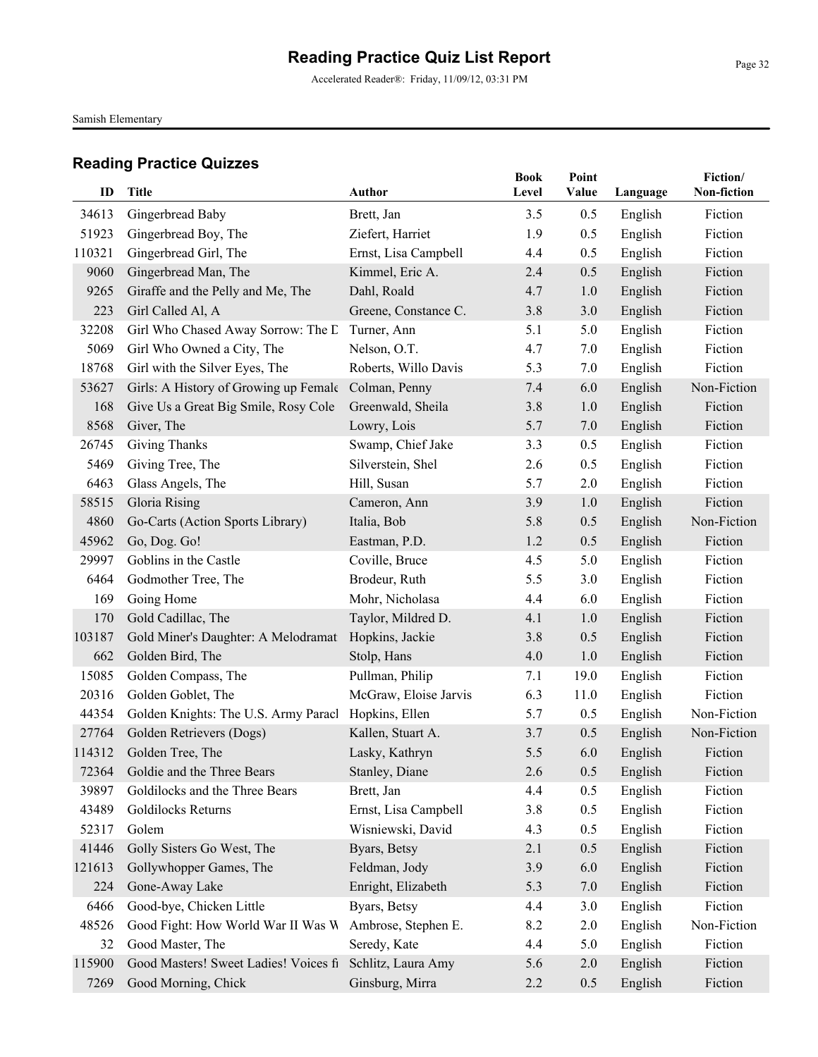## Reading Practice Quizzes

| ID | Title | Author | Book Level | Point Value | Language | Fiction/ Non-fiction |
|---|---|---|---|---|---|---|
| 34613 | Gingerbread Baby | Brett, Jan | 3.5 | 0.5 | English | Fiction |
| 51923 | Gingerbread Boy, The | Ziefert, Harriet | 1.9 | 0.5 | English | Fiction |
| 110321 | Gingerbread Girl, The | Ernst, Lisa Campbell | 4.4 | 0.5 | English | Fiction |
| 9060 | Gingerbread Man, The | Kimmel, Eric A. | 2.4 | 0.5 | English | Fiction |
| 9265 | Giraffe and the Pelly and Me, The | Dahl, Roald | 4.7 | 1.0 | English | Fiction |
| 223 | Girl Called Al, A | Greene, Constance C. | 3.8 | 3.0 | English | Fiction |
| 32208 | Girl Who Chased Away Sorrow: The D | Turner, Ann | 5.1 | 5.0 | English | Fiction |
| 5069 | Girl Who Owned a City, The | Nelson, O.T. | 4.7 | 7.0 | English | Fiction |
| 18768 | Girl with the Silver Eyes, The | Roberts, Willo Davis | 5.3 | 7.0 | English | Fiction |
| 53627 | Girls: A History of Growing up Female | Colman, Penny | 7.4 | 6.0 | English | Non-Fiction |
| 168 | Give Us a Great Big Smile, Rosy Cole | Greenwald, Sheila | 3.8 | 1.0 | English | Fiction |
| 8568 | Giver, The | Lowry, Lois | 5.7 | 7.0 | English | Fiction |
| 26745 | Giving Thanks | Swamp, Chief Jake | 3.3 | 0.5 | English | Fiction |
| 5469 | Giving Tree, The | Silverstein, Shel | 2.6 | 0.5 | English | Fiction |
| 6463 | Glass Angels, The | Hill, Susan | 5.7 | 2.0 | English | Fiction |
| 58515 | Gloria Rising | Cameron, Ann | 3.9 | 1.0 | English | Fiction |
| 4860 | Go-Carts (Action Sports Library) | Italia, Bob | 5.8 | 0.5 | English | Non-Fiction |
| 45962 | Go, Dog. Go! | Eastman, P.D. | 1.2 | 0.5 | English | Fiction |
| 29997 | Goblins in the Castle | Coville, Bruce | 4.5 | 5.0 | English | Fiction |
| 6464 | Godmother Tree, The | Brodeur, Ruth | 5.5 | 3.0 | English | Fiction |
| 169 | Going Home | Mohr, Nicholasa | 4.4 | 6.0 | English | Fiction |
| 170 | Gold Cadillac, The | Taylor, Mildred D. | 4.1 | 1.0 | English | Fiction |
| 103187 | Gold Miner's Daughter: A Melodramat | Hopkins, Jackie | 3.8 | 0.5 | English | Fiction |
| 662 | Golden Bird, The | Stolp, Hans | 4.0 | 1.0 | English | Fiction |
| 15085 | Golden Compass, The | Pullman, Philip | 7.1 | 19.0 | English | Fiction |
| 20316 | Golden Goblet, The | McGraw, Eloise Jarvis | 6.3 | 11.0 | English | Fiction |
| 44354 | Golden Knights: The U.S. Army Paracl | Hopkins, Ellen | 5.7 | 0.5 | English | Non-Fiction |
| 27764 | Golden Retrievers (Dogs) | Kallen, Stuart A. | 3.7 | 0.5 | English | Non-Fiction |
| 114312 | Golden Tree, The | Lasky, Kathryn | 5.5 | 6.0 | English | Fiction |
| 72364 | Goldie and the Three Bears | Stanley, Diane | 2.6 | 0.5 | English | Fiction |
| 39897 | Goldilocks and the Three Bears | Brett, Jan | 4.4 | 0.5 | English | Fiction |
| 43489 | Goldilocks Returns | Ernst, Lisa Campbell | 3.8 | 0.5 | English | Fiction |
| 52317 | Golem | Wisniewski, David | 4.3 | 0.5 | English | Fiction |
| 41446 | Golly Sisters Go West, The | Byars, Betsy | 2.1 | 0.5 | English | Fiction |
| 121613 | Gollywhopper Games, The | Feldman, Jody | 3.9 | 6.0 | English | Fiction |
| 224 | Gone-Away Lake | Enright, Elizabeth | 5.3 | 7.0 | English | Fiction |
| 6466 | Good-bye, Chicken Little | Byars, Betsy | 4.4 | 3.0 | English | Fiction |
| 48526 | Good Fight: How World War II Was W | Ambrose, Stephen E. | 8.2 | 2.0 | English | Non-Fiction |
| 32 | Good Master, The | Seredy, Kate | 4.4 | 5.0 | English | Fiction |
| 115900 | Good Masters! Sweet Ladies! Voices fi | Schlitz, Laura Amy | 5.6 | 2.0 | English | Fiction |
| 7269 | Good Morning, Chick | Ginsburg, Mirra | 2.2 | 0.5 | English | Fiction |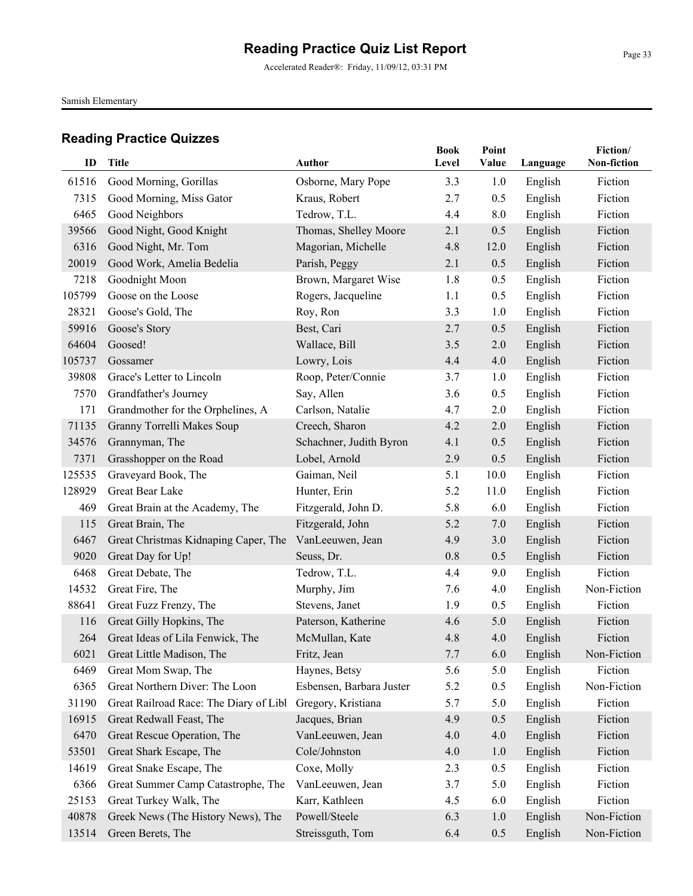# Reading Practice Quiz List Report

Accelerated Reader®: Friday, 11/09/12, 03:31 PM

Samish Elementary

## Reading Practice Quizzes

| ID | Title | Author | Book Level | Point Value | Language | Fiction/ Non-fiction |
|---|---|---|---|---|---|---|
| 61516 | Good Morning, Gorillas | Osborne, Mary Pope | 3.3 | 1.0 | English | Fiction |
| 7315 | Good Morning, Miss Gator | Kraus, Robert | 2.7 | 0.5 | English | Fiction |
| 6465 | Good Neighbors | Tedrow, T.L. | 4.4 | 8.0 | English | Fiction |
| 39566 | Good Night, Good Knight | Thomas, Shelley Moore | 2.1 | 0.5 | English | Fiction |
| 6316 | Good Night, Mr. Tom | Magorian, Michelle | 4.8 | 12.0 | English | Fiction |
| 20019 | Good Work, Amelia Bedelia | Parish, Peggy | 2.1 | 0.5 | English | Fiction |
| 7218 | Goodnight Moon | Brown, Margaret Wise | 1.8 | 0.5 | English | Fiction |
| 105799 | Goose on the Loose | Rogers, Jacqueline | 1.1 | 0.5 | English | Fiction |
| 28321 | Goose's Gold, The | Roy, Ron | 3.3 | 1.0 | English | Fiction |
| 59916 | Goose's Story | Best, Cari | 2.7 | 0.5 | English | Fiction |
| 64604 | Goosed! | Wallace, Bill | 3.5 | 2.0 | English | Fiction |
| 105737 | Gossamer | Lowry, Lois | 4.4 | 4.0 | English | Fiction |
| 39808 | Grace's Letter to Lincoln | Roop, Peter/Connie | 3.7 | 1.0 | English | Fiction |
| 7570 | Grandfather's Journey | Say, Allen | 3.6 | 0.5 | English | Fiction |
| 171 | Grandmother for the Orphelines, A | Carlson, Natalie | 4.7 | 2.0 | English | Fiction |
| 71135 | Granny Torrelli Makes Soup | Creech, Sharon | 4.2 | 2.0 | English | Fiction |
| 34576 | Grannyman, The | Schachner, Judith Byron | 4.1 | 0.5 | English | Fiction |
| 7371 | Grasshopper on the Road | Lobel, Arnold | 2.9 | 0.5 | English | Fiction |
| 125535 | Graveyard Book, The | Gaiman, Neil | 5.1 | 10.0 | English | Fiction |
| 128929 | Great Bear Lake | Hunter, Erin | 5.2 | 11.0 | English | Fiction |
| 469 | Great Brain at the Academy, The | Fitzgerald, John D. | 5.8 | 6.0 | English | Fiction |
| 115 | Great Brain, The | Fitzgerald, John | 5.2 | 7.0 | English | Fiction |
| 6467 | Great Christmas Kidnaping Caper, The | VanLeeuwen, Jean | 4.9 | 3.0 | English | Fiction |
| 9020 | Great Day for Up! | Seuss, Dr. | 0.8 | 0.5 | English | Fiction |
| 6468 | Great Debate, The | Tedrow, T.L. | 4.4 | 9.0 | English | Fiction |
| 14532 | Great Fire, The | Murphy, Jim | 7.6 | 4.0 | English | Non-Fiction |
| 88641 | Great Fuzz Frenzy, The | Stevens, Janet | 1.9 | 0.5 | English | Fiction |
| 116 | Great Gilly Hopkins, The | Paterson, Katherine | 4.6 | 5.0 | English | Fiction |
| 264 | Great Ideas of Lila Fenwick, The | McMullan, Kate | 4.8 | 4.0 | English | Fiction |
| 6021 | Great Little Madison, The | Fritz, Jean | 7.7 | 6.0 | English | Non-Fiction |
| 6469 | Great Mom Swap, The | Haynes, Betsy | 5.6 | 5.0 | English | Fiction |
| 6365 | Great Northern Diver: The Loon | Esbensen, Barbara Juster | 5.2 | 0.5 | English | Non-Fiction |
| 31190 | Great Railroad Race: The Diary of Libl | Gregory, Kristiana | 5.7 | 5.0 | English | Fiction |
| 16915 | Great Redwall Feast, The | Jacques, Brian | 4.9 | 0.5 | English | Fiction |
| 6470 | Great Rescue Operation, The | VanLeeuwen, Jean | 4.0 | 4.0 | English | Fiction |
| 53501 | Great Shark Escape, The | Cole/Johnston | 4.0 | 1.0 | English | Fiction |
| 14619 | Great Snake Escape, The | Coxe, Molly | 2.3 | 0.5 | English | Fiction |
| 6366 | Great Summer Camp Catastrophe, The | VanLeeuwen, Jean | 3.7 | 5.0 | English | Fiction |
| 25153 | Great Turkey Walk, The | Karr, Kathleen | 4.5 | 6.0 | English | Fiction |
| 40878 | Greek News (The History News), The | Powell/Steele | 6.3 | 1.0 | English | Non-Fiction |
| 13514 | Green Berets, The | Streissguth, Tom | 6.4 | 0.5 | English | Non-Fiction |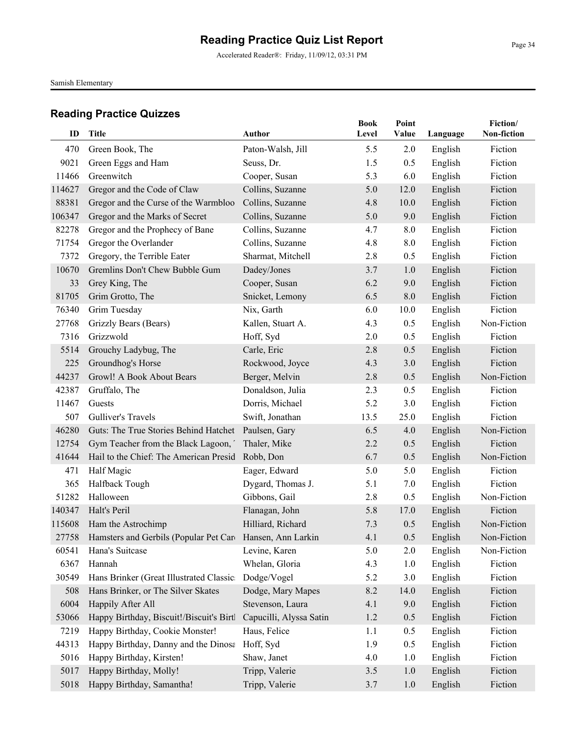# Reading Practice Quiz List Report

Accelerated Reader®: Friday, 11/09/12, 03:31 PM

Samish Elementary

## Reading Practice Quizzes

| ID | Title | Author | Book Level | Point Value | Language | Fiction/ Non-fiction |
|---|---|---|---|---|---|---|
| 470 | Green Book, The | Paton-Walsh, Jill | 5.5 | 2.0 | English | Fiction |
| 9021 | Green Eggs and Ham | Seuss, Dr. | 1.5 | 0.5 | English | Fiction |
| 11466 | Greenwitch | Cooper, Susan | 5.3 | 6.0 | English | Fiction |
| 114627 | Gregor and the Code of Claw | Collins, Suzanne | 5.0 | 12.0 | English | Fiction |
| 88381 | Gregor and the Curse of the Warmbloo | Collins, Suzanne | 4.8 | 10.0 | English | Fiction |
| 106347 | Gregor and the Marks of Secret | Collins, Suzanne | 5.0 | 9.0 | English | Fiction |
| 82278 | Gregor and the Prophecy of Bane | Collins, Suzanne | 4.7 | 8.0 | English | Fiction |
| 71754 | Gregor the Overlander | Collins, Suzanne | 4.8 | 8.0 | English | Fiction |
| 7372 | Gregory, the Terrible Eater | Sharmat, Mitchell | 2.8 | 0.5 | English | Fiction |
| 10670 | Gremlins Don't Chew Bubble Gum | Dadey/Jones | 3.7 | 1.0 | English | Fiction |
| 33 | Grey King, The | Cooper, Susan | 6.2 | 9.0 | English | Fiction |
| 81705 | Grim Grotto, The | Snicket, Lemony | 6.5 | 8.0 | English | Fiction |
| 76340 | Grim Tuesday | Nix, Garth | 6.0 | 10.0 | English | Fiction |
| 27768 | Grizzly Bears (Bears) | Kallen, Stuart A. | 4.3 | 0.5 | English | Non-Fiction |
| 7316 | Grizzwold | Hoff, Syd | 2.0 | 0.5 | English | Fiction |
| 5514 | Grouchy Ladybug, The | Carle, Eric | 2.8 | 0.5 | English | Fiction |
| 225 | Groundhog's Horse | Rockwood, Joyce | 4.3 | 3.0 | English | Fiction |
| 44237 | Growl! A Book About Bears | Berger, Melvin | 2.8 | 0.5 | English | Non-Fiction |
| 42387 | Gruffalo, The | Donaldson, Julia | 2.3 | 0.5 | English | Fiction |
| 11467 | Guests | Dorris, Michael | 5.2 | 3.0 | English | Fiction |
| 507 | Gulliver's Travels | Swift, Jonathan | 13.5 | 25.0 | English | Fiction |
| 46280 | Guts: The True Stories Behind Hatchet | Paulsen, Gary | 6.5 | 4.0 | English | Non-Fiction |
| 12754 | Gym Teacher from the Black Lagoon, ' | Thaler, Mike | 2.2 | 0.5 | English | Fiction |
| 41644 | Hail to the Chief: The American Presid | Robb, Don | 6.7 | 0.5 | English | Non-Fiction |
| 471 | Half Magic | Eager, Edward | 5.0 | 5.0 | English | Fiction |
| 365 | Halfback Tough | Dygard, Thomas J. | 5.1 | 7.0 | English | Fiction |
| 51282 | Halloween | Gibbons, Gail | 2.8 | 0.5 | English | Non-Fiction |
| 140347 | Halt's Peril | Flanagan, John | 5.8 | 17.0 | English | Fiction |
| 115608 | Ham the Astrochimp | Hilliard, Richard | 7.3 | 0.5 | English | Non-Fiction |
| 27758 | Hamsters and Gerbils (Popular Pet Car | Hansen, Ann Larkin | 4.1 | 0.5 | English | Non-Fiction |
| 60541 | Hana's Suitcase | Levine, Karen | 5.0 | 2.0 | English | Non-Fiction |
| 6367 | Hannah | Whelan, Gloria | 4.3 | 1.0 | English | Fiction |
| 30549 | Hans Brinker (Great Illustrated Classic | Dodge/Vogel | 5.2 | 3.0 | English | Fiction |
| 508 | Hans Brinker, or The Silver Skates | Dodge, Mary Mapes | 8.2 | 14.0 | English | Fiction |
| 6004 | Happily After All | Stevenson, Laura | 4.1 | 9.0 | English | Fiction |
| 53066 | Happy Birthday, Biscuit!/Biscuit's Birtl | Capucilli, Alyssa Satin | 1.2 | 0.5 | English | Fiction |
| 7219 | Happy Birthday, Cookie Monster! | Haus, Felice | 1.1 | 0.5 | English | Fiction |
| 44313 | Happy Birthday, Danny and the Dinosa | Hoff, Syd | 1.9 | 0.5 | English | Fiction |
| 5016 | Happy Birthday, Kirsten! | Shaw, Janet | 4.0 | 1.0 | English | Fiction |
| 5017 | Happy Birthday, Molly! | Tripp, Valerie | 3.5 | 1.0 | English | Fiction |
| 5018 | Happy Birthday, Samantha! | Tripp, Valerie | 3.7 | 1.0 | English | Fiction |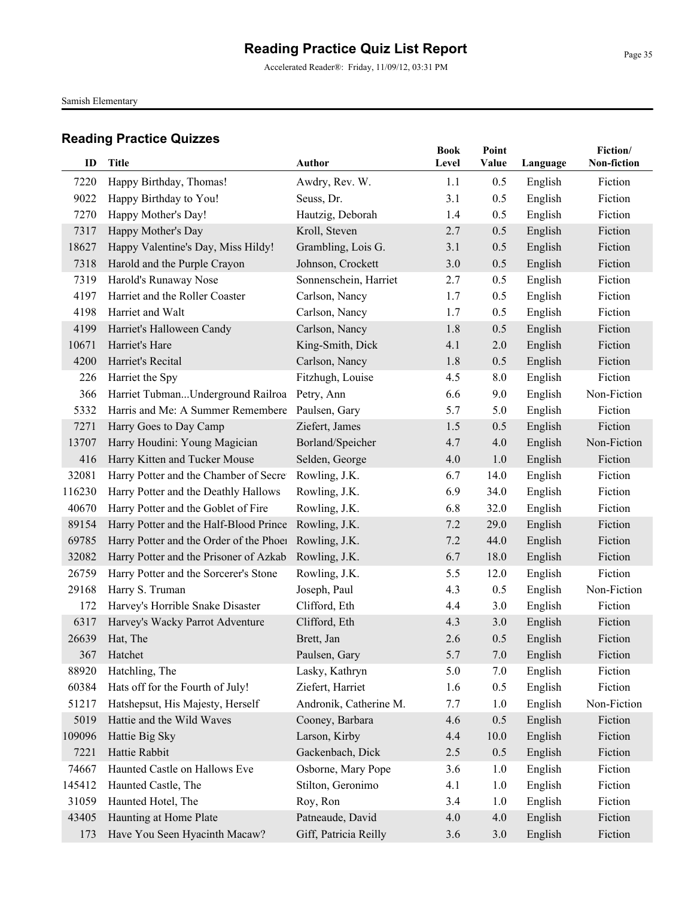# Reading Practice Quiz List Report

Accelerated Reader®: Friday, 11/09/12, 03:31 PM

Samish Elementary

## Reading Practice Quizzes

| ID | Title | Author | Book Level | Point Value | Language | Fiction/ Non-fiction |
|---|---|---|---|---|---|---|
| 7220 | Happy Birthday, Thomas! | Awdry, Rev. W. | 1.1 | 0.5 | English | Fiction |
| 9022 | Happy Birthday to You! | Seuss, Dr. | 3.1 | 0.5 | English | Fiction |
| 7270 | Happy Mother's Day! | Hautzig, Deborah | 1.4 | 0.5 | English | Fiction |
| 7317 | Happy Mother's Day | Kroll, Steven | 2.7 | 0.5 | English | Fiction |
| 18627 | Happy Valentine's Day, Miss Hildy! | Grambling, Lois G. | 3.1 | 0.5 | English | Fiction |
| 7318 | Harold and the Purple Crayon | Johnson, Crockett | 3.0 | 0.5 | English | Fiction |
| 7319 | Harold's Runaway Nose | Sonnenschein, Harriet | 2.7 | 0.5 | English | Fiction |
| 4197 | Harriet and the Roller Coaster | Carlson, Nancy | 1.7 | 0.5 | English | Fiction |
| 4198 | Harriet and Walt | Carlson, Nancy | 1.7 | 0.5 | English | Fiction |
| 4199 | Harriet's Halloween Candy | Carlson, Nancy | 1.8 | 0.5 | English | Fiction |
| 10671 | Harriet's Hare | King-Smith, Dick | 4.1 | 2.0 | English | Fiction |
| 4200 | Harriet's Recital | Carlson, Nancy | 1.8 | 0.5 | English | Fiction |
| 226 | Harriet the Spy | Fitzhugh, Louise | 4.5 | 8.0 | English | Fiction |
| 366 | Harriet Tubman...Underground Railroa | Petry, Ann | 6.6 | 9.0 | English | Non-Fiction |
| 5332 | Harris and Me: A Summer Remembere | Paulsen, Gary | 5.7 | 5.0 | English | Fiction |
| 7271 | Harry Goes to Day Camp | Ziefert, James | 1.5 | 0.5 | English | Fiction |
| 13707 | Harry Houdini: Young Magician | Borland/Speicher | 4.7 | 4.0 | English | Non-Fiction |
| 416 | Harry Kitten and Tucker Mouse | Selden, George | 4.0 | 1.0 | English | Fiction |
| 32081 | Harry Potter and the Chamber of Secre | Rowling, J.K. | 6.7 | 14.0 | English | Fiction |
| 116230 | Harry Potter and the Deathly Hallows | Rowling, J.K. | 6.9 | 34.0 | English | Fiction |
| 40670 | Harry Potter and the Goblet of Fire | Rowling, J.K. | 6.8 | 32.0 | English | Fiction |
| 89154 | Harry Potter and the Half-Blood Prince | Rowling, J.K. | 7.2 | 29.0 | English | Fiction |
| 69785 | Harry Potter and the Order of the Phoe | Rowling, J.K. | 7.2 | 44.0 | English | Fiction |
| 32082 | Harry Potter and the Prisoner of Azkab | Rowling, J.K. | 6.7 | 18.0 | English | Fiction |
| 26759 | Harry Potter and the Sorcerer's Stone | Rowling, J.K. | 5.5 | 12.0 | English | Fiction |
| 29168 | Harry S. Truman | Joseph, Paul | 4.3 | 0.5 | English | Non-Fiction |
| 172 | Harvey's Horrible Snake Disaster | Clifford, Eth | 4.4 | 3.0 | English | Fiction |
| 6317 | Harvey's Wacky Parrot Adventure | Clifford, Eth | 4.3 | 3.0 | English | Fiction |
| 26639 | Hat, The | Brett, Jan | 2.6 | 0.5 | English | Fiction |
| 367 | Hatchet | Paulsen, Gary | 5.7 | 7.0 | English | Fiction |
| 88920 | Hatchling, The | Lasky, Kathryn | 5.0 | 7.0 | English | Fiction |
| 60384 | Hats off for the Fourth of July! | Ziefert, Harriet | 1.6 | 0.5 | English | Fiction |
| 51217 | Hatshepsut, His Majesty, Herself | Andronik, Catherine M. | 7.7 | 1.0 | English | Non-Fiction |
| 5019 | Hattie and the Wild Waves | Cooney, Barbara | 4.6 | 0.5 | English | Fiction |
| 109096 | Hattie Big Sky | Larson, Kirby | 4.4 | 10.0 | English | Fiction |
| 7221 | Hattie Rabbit | Gackenbach, Dick | 2.5 | 0.5 | English | Fiction |
| 74667 | Haunted Castle on Hallows Eve | Osborne, Mary Pope | 3.6 | 1.0 | English | Fiction |
| 145412 | Haunted Castle, The | Stilton, Geronimo | 4.1 | 1.0 | English | Fiction |
| 31059 | Haunted Hotel, The | Roy, Ron | 3.4 | 1.0 | English | Fiction |
| 43405 | Haunting at Home Plate | Patneaude, David | 4.0 | 4.0 | English | Fiction |
| 173 | Have You Seen Hyacinth Macaw? | Giff, Patricia Reilly | 3.6 | 3.0 | English | Fiction |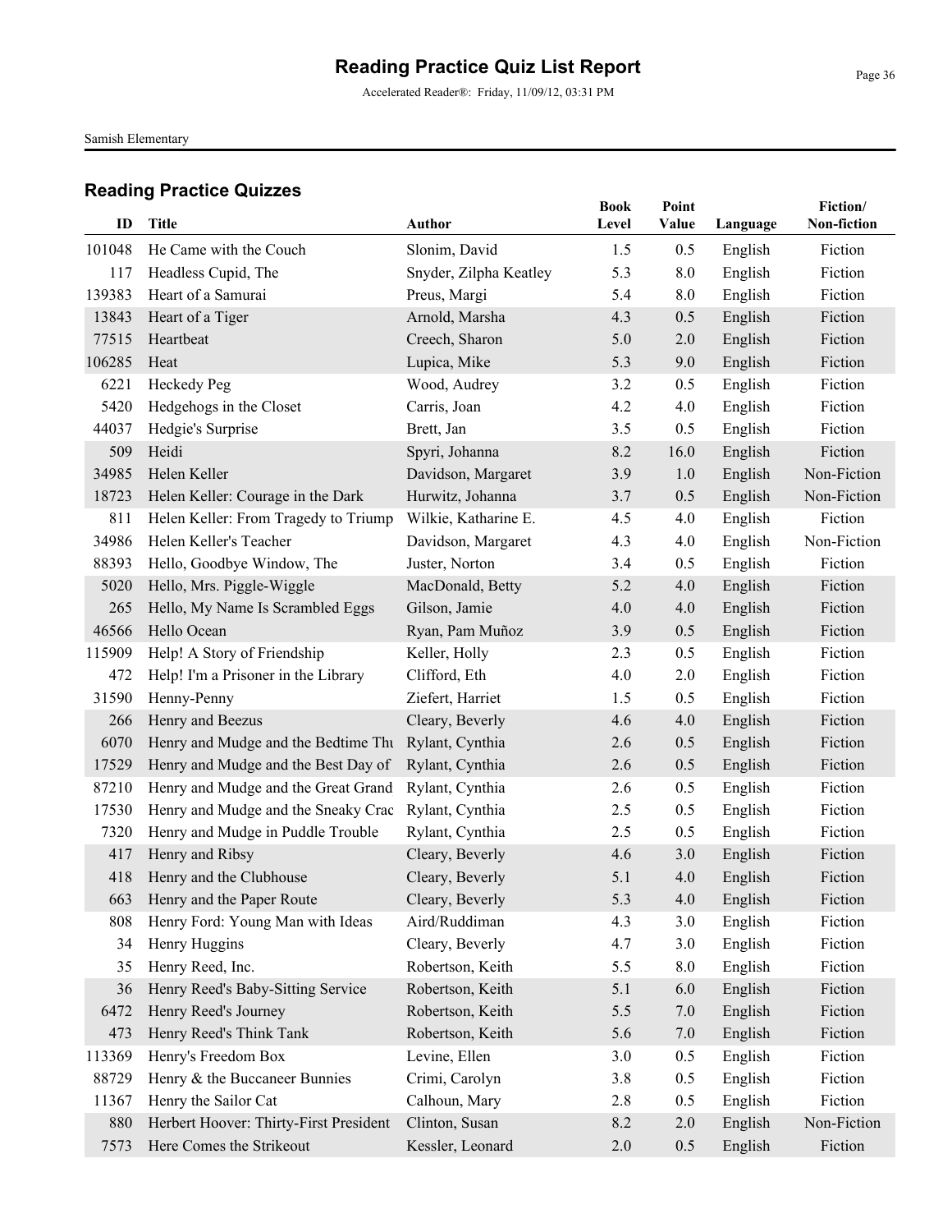# Reading Practice Quiz List Report

Accelerated Reader®: Friday, 11/09/12, 03:31 PM

Samish Elementary

## Reading Practice Quizzes

| ID | Title | Author | Book Level | Point Value | Language | Fiction/ Non-fiction |
|---|---|---|---|---|---|---|
| 101048 | He Came with the Couch | Slonim, David | 1.5 | 0.5 | English | Fiction |
| 117 | Headless Cupid, The | Snyder, Zilpha Keatley | 5.3 | 8.0 | English | Fiction |
| 139383 | Heart of a Samurai | Preus, Margi | 5.4 | 8.0 | English | Fiction |
| 13843 | Heart of a Tiger | Arnold, Marsha | 4.3 | 0.5 | English | Fiction |
| 77515 | Heartbeat | Creech, Sharon | 5.0 | 2.0 | English | Fiction |
| 106285 | Heat | Lupica, Mike | 5.3 | 9.0 | English | Fiction |
| 6221 | Heckedy Peg | Wood, Audrey | 3.2 | 0.5 | English | Fiction |
| 5420 | Hedgehogs in the Closet | Carris, Joan | 4.2 | 4.0 | English | Fiction |
| 44037 | Hedgie's Surprise | Brett, Jan | 3.5 | 0.5 | English | Fiction |
| 509 | Heidi | Spyri, Johanna | 8.2 | 16.0 | English | Fiction |
| 34985 | Helen Keller | Davidson, Margaret | 3.9 | 1.0 | English | Non-Fiction |
| 18723 | Helen Keller: Courage in the Dark | Hurwitz, Johanna | 3.7 | 0.5 | English | Non-Fiction |
| 811 | Helen Keller: From Tragedy to Triump | Wilkie, Katharine E. | 4.5 | 4.0 | English | Fiction |
| 34986 | Helen Keller's Teacher | Davidson, Margaret | 4.3 | 4.0 | English | Non-Fiction |
| 88393 | Hello, Goodbye Window, The | Juster, Norton | 3.4 | 0.5 | English | Fiction |
| 5020 | Hello, Mrs. Piggle-Wiggle | MacDonald, Betty | 5.2 | 4.0 | English | Fiction |
| 265 | Hello, My Name Is Scrambled Eggs | Gilson, Jamie | 4.0 | 4.0 | English | Fiction |
| 46566 | Hello Ocean | Ryan, Pam Muñoz | 3.9 | 0.5 | English | Fiction |
| 115909 | Help! A Story of Friendship | Keller, Holly | 2.3 | 0.5 | English | Fiction |
| 472 | Help! I'm a Prisoner in the Library | Clifford, Eth | 4.0 | 2.0 | English | Fiction |
| 31590 | Henny-Penny | Ziefert, Harriet | 1.5 | 0.5 | English | Fiction |
| 266 | Henry and Beezus | Cleary, Beverly | 4.6 | 4.0 | English | Fiction |
| 6070 | Henry and Mudge and the Bedtime Thu | Rylant, Cynthia | 2.6 | 0.5 | English | Fiction |
| 17529 | Henry and Mudge and the Best Day of | Rylant, Cynthia | 2.6 | 0.5 | English | Fiction |
| 87210 | Henry and Mudge and the Great Grand | Rylant, Cynthia | 2.6 | 0.5 | English | Fiction |
| 17530 | Henry and Mudge and the Sneaky Crac | Rylant, Cynthia | 2.5 | 0.5 | English | Fiction |
| 7320 | Henry and Mudge in Puddle Trouble | Rylant, Cynthia | 2.5 | 0.5 | English | Fiction |
| 417 | Henry and Ribsy | Cleary, Beverly | 4.6 | 3.0 | English | Fiction |
| 418 | Henry and the Clubhouse | Cleary, Beverly | 5.1 | 4.0 | English | Fiction |
| 663 | Henry and the Paper Route | Cleary, Beverly | 5.3 | 4.0 | English | Fiction |
| 808 | Henry Ford: Young Man with Ideas | Aird/Ruddiman | 4.3 | 3.0 | English | Fiction |
| 34 | Henry Huggins | Cleary, Beverly | 4.7 | 3.0 | English | Fiction |
| 35 | Henry Reed, Inc. | Robertson, Keith | 5.5 | 8.0 | English | Fiction |
| 36 | Henry Reed's Baby-Sitting Service | Robertson, Keith | 5.1 | 6.0 | English | Fiction |
| 6472 | Henry Reed's Journey | Robertson, Keith | 5.5 | 7.0 | English | Fiction |
| 473 | Henry Reed's Think Tank | Robertson, Keith | 5.6 | 7.0 | English | Fiction |
| 113369 | Henry's Freedom Box | Levine, Ellen | 3.0 | 0.5 | English | Fiction |
| 88729 | Henry & the Buccaneer Bunnies | Crimi, Carolyn | 3.8 | 0.5 | English | Fiction |
| 11367 | Henry the Sailor Cat | Calhoun, Mary | 2.8 | 0.5 | English | Fiction |
| 880 | Herbert Hoover: Thirty-First President | Clinton, Susan | 8.2 | 2.0 | English | Non-Fiction |
| 7573 | Here Comes the Strikeout | Kessler, Leonard | 2.0 | 0.5 | English | Fiction |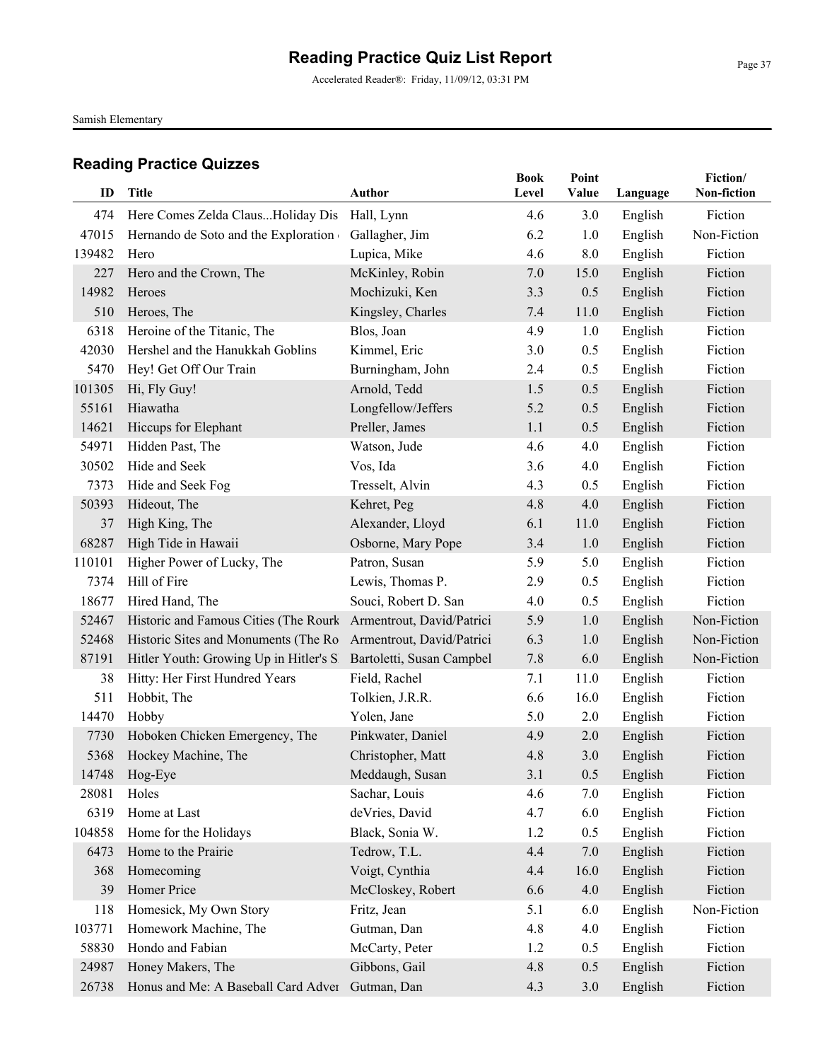# Reading Practice Quiz List Report

Accelerated Reader®: Friday, 11/09/12, 03:31 PM

Samish Elementary

## Reading Practice Quizzes

| ID | Title | Author | Book Level | Point Value | Language | Fiction/ Non-fiction |
|---|---|---|---|---|---|---|
| 474 | Here Comes Zelda Claus...Holiday Dis | Hall, Lynn | 4.6 | 3.0 | English | Fiction |
| 47015 | Hernando de Soto and the Exploration | Gallagher, Jim | 6.2 | 1.0 | English | Non-Fiction |
| 139482 | Hero | Lupica, Mike | 4.6 | 8.0 | English | Fiction |
| 227 | Hero and the Crown, The | McKinley, Robin | 7.0 | 15.0 | English | Fiction |
| 14982 | Heroes | Mochizuki, Ken | 3.3 | 0.5 | English | Fiction |
| 510 | Heroes, The | Kingsley, Charles | 7.4 | 11.0 | English | Fiction |
| 6318 | Heroine of the Titanic, The | Blos, Joan | 4.9 | 1.0 | English | Fiction |
| 42030 | Hershel and the Hanukkah Goblins | Kimmel, Eric | 3.0 | 0.5 | English | Fiction |
| 5470 | Hey! Get Off Our Train | Burningham, John | 2.4 | 0.5 | English | Fiction |
| 101305 | Hi, Fly Guy! | Arnold, Tedd | 1.5 | 0.5 | English | Fiction |
| 55161 | Hiawatha | Longfellow/Jeffers | 5.2 | 0.5 | English | Fiction |
| 14621 | Hiccups for Elephant | Preller, James | 1.1 | 0.5 | English | Fiction |
| 54971 | Hidden Past, The | Watson, Jude | 4.6 | 4.0 | English | Fiction |
| 30502 | Hide and Seek | Vos, Ida | 3.6 | 4.0 | English | Fiction |
| 7373 | Hide and Seek Fog | Tresselt, Alvin | 4.3 | 0.5 | English | Fiction |
| 50393 | Hideout, The | Kehret, Peg | 4.8 | 4.0 | English | Fiction |
| 37 | High King, The | Alexander, Lloyd | 6.1 | 11.0 | English | Fiction |
| 68287 | High Tide in Hawaii | Osborne, Mary Pope | 3.4 | 1.0 | English | Fiction |
| 110101 | Higher Power of Lucky, The | Patron, Susan | 5.9 | 5.0 | English | Fiction |
| 7374 | Hill of Fire | Lewis, Thomas P. | 2.9 | 0.5 | English | Fiction |
| 18677 | Hired Hand, The | Souci, Robert D. San | 4.0 | 0.5 | English | Fiction |
| 52467 | Historic and Famous Cities (The Rourk | Armentrout, David/Patrici | 5.9 | 1.0 | English | Non-Fiction |
| 52468 | Historic Sites and Monuments (The Ro | Armentrout, David/Patrici | 6.3 | 1.0 | English | Non-Fiction |
| 87191 | Hitler Youth: Growing Up in Hitler's S | Bartoletti, Susan Campbel | 7.8 | 6.0 | English | Non-Fiction |
| 38 | Hitty: Her First Hundred Years | Field, Rachel | 7.1 | 11.0 | English | Fiction |
| 511 | Hobbit, The | Tolkien, J.R.R. | 6.6 | 16.0 | English | Fiction |
| 14470 | Hobby | Yolen, Jane | 5.0 | 2.0 | English | Fiction |
| 7730 | Hoboken Chicken Emergency, The | Pinkwater, Daniel | 4.9 | 2.0 | English | Fiction |
| 5368 | Hockey Machine, The | Christopher, Matt | 4.8 | 3.0 | English | Fiction |
| 14748 | Hog-Eye | Meddaugh, Susan | 3.1 | 0.5 | English | Fiction |
| 28081 | Holes | Sachar, Louis | 4.6 | 7.0 | English | Fiction |
| 6319 | Home at Last | deVries, David | 4.7 | 6.0 | English | Fiction |
| 104858 | Home for the Holidays | Black, Sonia W. | 1.2 | 0.5 | English | Fiction |
| 6473 | Home to the Prairie | Tedrow, T.L. | 4.4 | 7.0 | English | Fiction |
| 368 | Homecoming | Voigt, Cynthia | 4.4 | 16.0 | English | Fiction |
| 39 | Homer Price | McCloskey, Robert | 6.6 | 4.0 | English | Fiction |
| 118 | Homesick, My Own Story | Fritz, Jean | 5.1 | 6.0 | English | Non-Fiction |
| 103771 | Homework Machine, The | Gutman, Dan | 4.8 | 4.0 | English | Fiction |
| 58830 | Hondo and Fabian | McCarty, Peter | 1.2 | 0.5 | English | Fiction |
| 24987 | Honey Makers, The | Gibbons, Gail | 4.8 | 0.5 | English | Fiction |
| 26738 | Honus and Me: A Baseball Card Adver | Gutman, Dan | 4.3 | 3.0 | English | Fiction |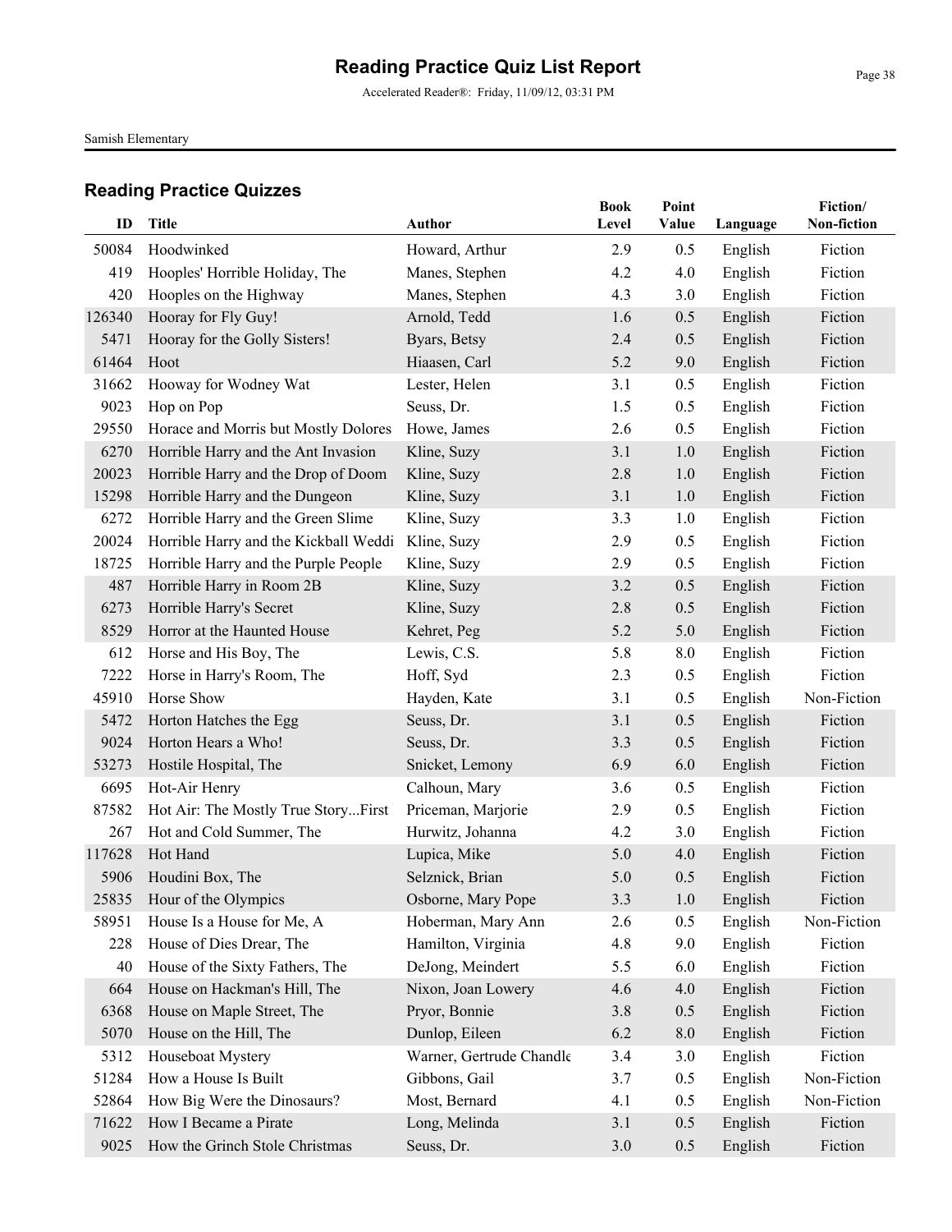# Reading Practice Quiz List Report

Accelerated Reader®: Friday, 11/09/12, 03:31 PM

Samish Elementary

## Reading Practice Quizzes

| ID | Title | Author | Book Level | Point Value | Language | Fiction/ Non-fiction |
|---|---|---|---|---|---|---|
| 50084 | Hoodwinked | Howard, Arthur | 2.9 | 0.5 | English | Fiction |
| 419 | Hooples' Horrible Holiday, The | Manes, Stephen | 4.2 | 4.0 | English | Fiction |
| 420 | Hooples on the Highway | Manes, Stephen | 4.3 | 3.0 | English | Fiction |
| 126340 | Hooray for Fly Guy! | Arnold, Tedd | 1.6 | 0.5 | English | Fiction |
| 5471 | Hooray for the Golly Sisters! | Byars, Betsy | 2.4 | 0.5 | English | Fiction |
| 61464 | Hoot | Hiaasen, Carl | 5.2 | 9.0 | English | Fiction |
| 31662 | Hooway for Wodney Wat | Lester, Helen | 3.1 | 0.5 | English | Fiction |
| 9023 | Hop on Pop | Seuss, Dr. | 1.5 | 0.5 | English | Fiction |
| 29550 | Horace and Morris but Mostly Dolores | Howe, James | 2.6 | 0.5 | English | Fiction |
| 6270 | Horrible Harry and the Ant Invasion | Kline, Suzy | 3.1 | 1.0 | English | Fiction |
| 20023 | Horrible Harry and the Drop of Doom | Kline, Suzy | 2.8 | 1.0 | English | Fiction |
| 15298 | Horrible Harry and the Dungeon | Kline, Suzy | 3.1 | 1.0 | English | Fiction |
| 6272 | Horrible Harry and the Green Slime | Kline, Suzy | 3.3 | 1.0 | English | Fiction |
| 20024 | Horrible Harry and the Kickball Weddi | Kline, Suzy | 2.9 | 0.5 | English | Fiction |
| 18725 | Horrible Harry and the Purple People | Kline, Suzy | 2.9 | 0.5 | English | Fiction |
| 487 | Horrible Harry in Room 2B | Kline, Suzy | 3.2 | 0.5 | English | Fiction |
| 6273 | Horrible Harry's Secret | Kline, Suzy | 2.8 | 0.5 | English | Fiction |
| 8529 | Horror at the Haunted House | Kehret, Peg | 5.2 | 5.0 | English | Fiction |
| 612 | Horse and His Boy, The | Lewis, C.S. | 5.8 | 8.0 | English | Fiction |
| 7222 | Horse in Harry's Room, The | Hoff, Syd | 2.3 | 0.5 | English | Fiction |
| 45910 | Horse Show | Hayden, Kate | 3.1 | 0.5 | English | Non-Fiction |
| 5472 | Horton Hatches the Egg | Seuss, Dr. | 3.1 | 0.5 | English | Fiction |
| 9024 | Horton Hears a Who! | Seuss, Dr. | 3.3 | 0.5 | English | Fiction |
| 53273 | Hostile Hospital, The | Snicket, Lemony | 6.9 | 6.0 | English | Fiction |
| 6695 | Hot-Air Henry | Calhoun, Mary | 3.6 | 0.5 | English | Fiction |
| 87582 | Hot Air: The Mostly True Story...First | Priceman, Marjorie | 2.9 | 0.5 | English | Fiction |
| 267 | Hot and Cold Summer, The | Hurwitz, Johanna | 4.2 | 3.0 | English | Fiction |
| 117628 | Hot Hand | Lupica, Mike | 5.0 | 4.0 | English | Fiction |
| 5906 | Houdini Box, The | Selznick, Brian | 5.0 | 0.5 | English | Fiction |
| 25835 | Hour of the Olympics | Osborne, Mary Pope | 3.3 | 1.0 | English | Fiction |
| 58951 | House Is a House for Me, A | Hoberman, Mary Ann | 2.6 | 0.5 | English | Non-Fiction |
| 228 | House of Dies Drear, The | Hamilton, Virginia | 4.8 | 9.0 | English | Fiction |
| 40 | House of the Sixty Fathers, The | DeJong, Meindert | 5.5 | 6.0 | English | Fiction |
| 664 | House on Hackman's Hill, The | Nixon, Joan Lowery | 4.6 | 4.0 | English | Fiction |
| 6368 | House on Maple Street, The | Pryor, Bonnie | 3.8 | 0.5 | English | Fiction |
| 5070 | House on the Hill, The | Dunlop, Eileen | 6.2 | 8.0 | English | Fiction |
| 5312 | Houseboat Mystery | Warner, Gertrude Chandle | 3.4 | 3.0 | English | Fiction |
| 51284 | How a House Is Built | Gibbons, Gail | 3.7 | 0.5 | English | Non-Fiction |
| 52864 | How Big Were the Dinosaurs? | Most, Bernard | 4.1 | 0.5 | English | Non-Fiction |
| 71622 | How I Became a Pirate | Long, Melinda | 3.1 | 0.5 | English | Fiction |
| 9025 | How the Grinch Stole Christmas | Seuss, Dr. | 3.0 | 0.5 | English | Fiction |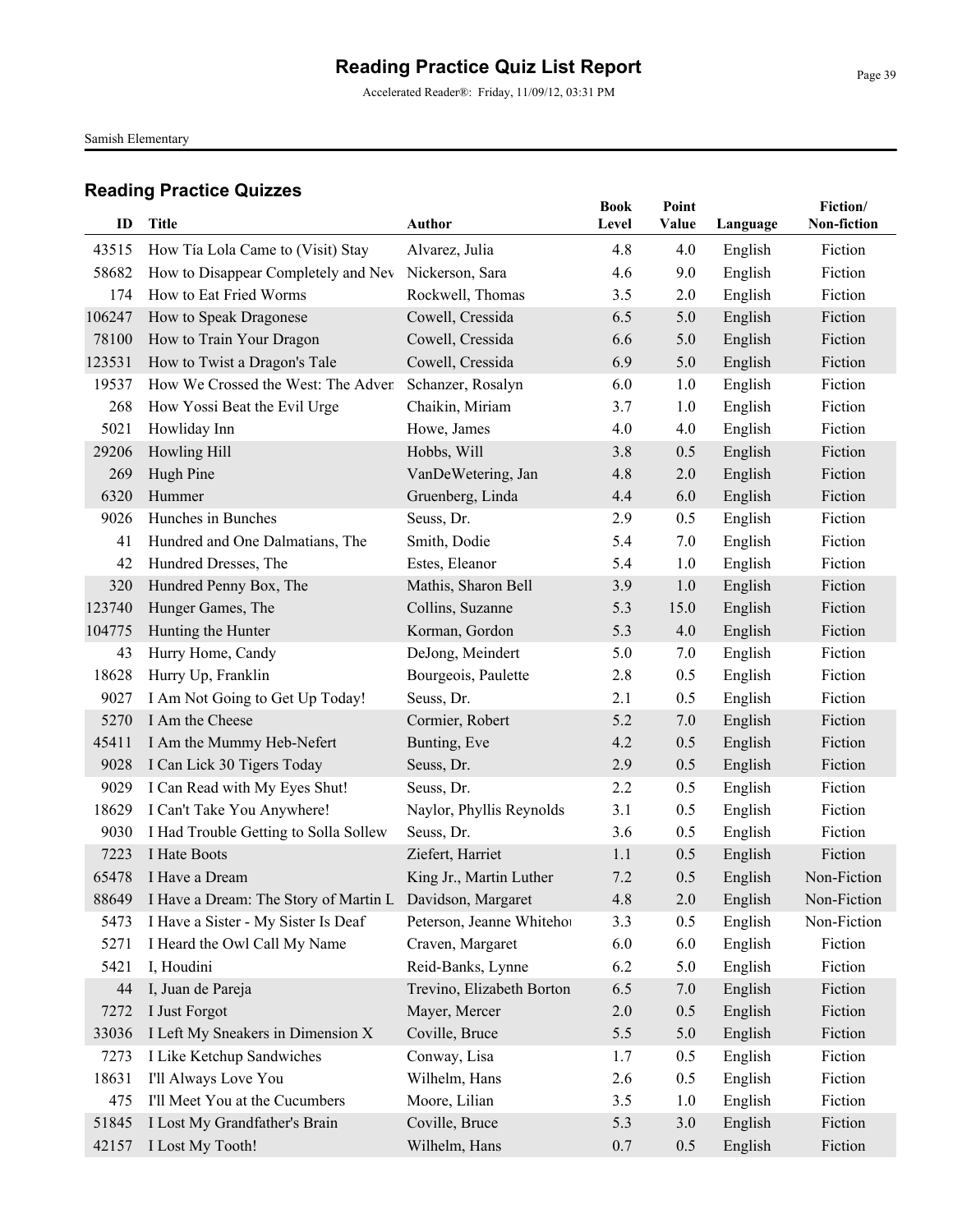# Reading Practice Quiz List Report

Accelerated Reader®: Friday, 11/09/12, 03:31 PM

Samish Elementary

## Reading Practice Quizzes

| ID | Title | Author | Book Level | Point Value | Language | Fiction/ Non-fiction |
|---|---|---|---|---|---|---|
| 43515 | How Tía Lola Came to (Visit) Stay | Alvarez, Julia | 4.8 | 4.0 | English | Fiction |
| 58682 | How to Disappear Completely and Nev | Nickerson, Sara | 4.6 | 9.0 | English | Fiction |
| 174 | How to Eat Fried Worms | Rockwell, Thomas | 3.5 | 2.0 | English | Fiction |
| 106247 | How to Speak Dragonese | Cowell, Cressida | 6.5 | 5.0 | English | Fiction |
| 78100 | How to Train Your Dragon | Cowell, Cressida | 6.6 | 5.0 | English | Fiction |
| 123531 | How to Twist a Dragon's Tale | Cowell, Cressida | 6.9 | 5.0 | English | Fiction |
| 19537 | How We Crossed the West: The Adver | Schanzer, Rosalyn | 6.0 | 1.0 | English | Fiction |
| 268 | How Yossi Beat the Evil Urge | Chaikin, Miriam | 3.7 | 1.0 | English | Fiction |
| 5021 | Howliday Inn | Howe, James | 4.0 | 4.0 | English | Fiction |
| 29206 | Howling Hill | Hobbs, Will | 3.8 | 0.5 | English | Fiction |
| 269 | Hugh Pine | VanDeWetering, Jan | 4.8 | 2.0 | English | Fiction |
| 6320 | Hummer | Gruenberg, Linda | 4.4 | 6.0 | English | Fiction |
| 9026 | Hunches in Bunches | Seuss, Dr. | 2.9 | 0.5 | English | Fiction |
| 41 | Hundred and One Dalmatians, The | Smith, Dodie | 5.4 | 7.0 | English | Fiction |
| 42 | Hundred Dresses, The | Estes, Eleanor | 5.4 | 1.0 | English | Fiction |
| 320 | Hundred Penny Box, The | Mathis, Sharon Bell | 3.9 | 1.0 | English | Fiction |
| 123740 | Hunger Games, The | Collins, Suzanne | 5.3 | 15.0 | English | Fiction |
| 104775 | Hunting the Hunter | Korman, Gordon | 5.3 | 4.0 | English | Fiction |
| 43 | Hurry Home, Candy | DeJong, Meindert | 5.0 | 7.0 | English | Fiction |
| 18628 | Hurry Up, Franklin | Bourgeois, Paulette | 2.8 | 0.5 | English | Fiction |
| 9027 | I Am Not Going to Get Up Today! | Seuss, Dr. | 2.1 | 0.5 | English | Fiction |
| 5270 | I Am the Cheese | Cormier, Robert | 5.2 | 7.0 | English | Fiction |
| 45411 | I Am the Mummy Heb-Nefert | Bunting, Eve | 4.2 | 0.5 | English | Fiction |
| 9028 | I Can Lick 30 Tigers Today | Seuss, Dr. | 2.9 | 0.5 | English | Fiction |
| 9029 | I Can Read with My Eyes Shut! | Seuss, Dr. | 2.2 | 0.5 | English | Fiction |
| 18629 | I Can't Take You Anywhere! | Naylor, Phyllis Reynolds | 3.1 | 0.5 | English | Fiction |
| 9030 | I Had Trouble Getting to Solla Sollew | Seuss, Dr. | 3.6 | 0.5 | English | Fiction |
| 7223 | I Hate Boots | Ziefert, Harriet | 1.1 | 0.5 | English | Fiction |
| 65478 | I Have a Dream | King Jr., Martin Luther | 7.2 | 0.5 | English | Non-Fiction |
| 88649 | I Have a Dream: The Story of Martin L | Davidson, Margaret | 4.8 | 2.0 | English | Non-Fiction |
| 5473 | I Have a Sister - My Sister Is Deaf | Peterson, Jeanne Whitehou | 3.3 | 0.5 | English | Non-Fiction |
| 5271 | I Heard the Owl Call My Name | Craven, Margaret | 6.0 | 6.0 | English | Fiction |
| 5421 | I, Houdini | Reid-Banks, Lynne | 6.2 | 5.0 | English | Fiction |
| 44 | I, Juan de Pareja | Trevino, Elizabeth Borton | 6.5 | 7.0 | English | Fiction |
| 7272 | I Just Forgot | Mayer, Mercer | 2.0 | 0.5 | English | Fiction |
| 33036 | I Left My Sneakers in Dimension X | Coville, Bruce | 5.5 | 5.0 | English | Fiction |
| 7273 | I Like Ketchup Sandwiches | Conway, Lisa | 1.7 | 0.5 | English | Fiction |
| 18631 | I'll Always Love You | Wilhelm, Hans | 2.6 | 0.5 | English | Fiction |
| 475 | I'll Meet You at the Cucumbers | Moore, Lilian | 3.5 | 1.0 | English | Fiction |
| 51845 | I Lost My Grandfather's Brain | Coville, Bruce | 5.3 | 3.0 | English | Fiction |
| 42157 | I Lost My Tooth! | Wilhelm, Hans | 0.7 | 0.5 | English | Fiction |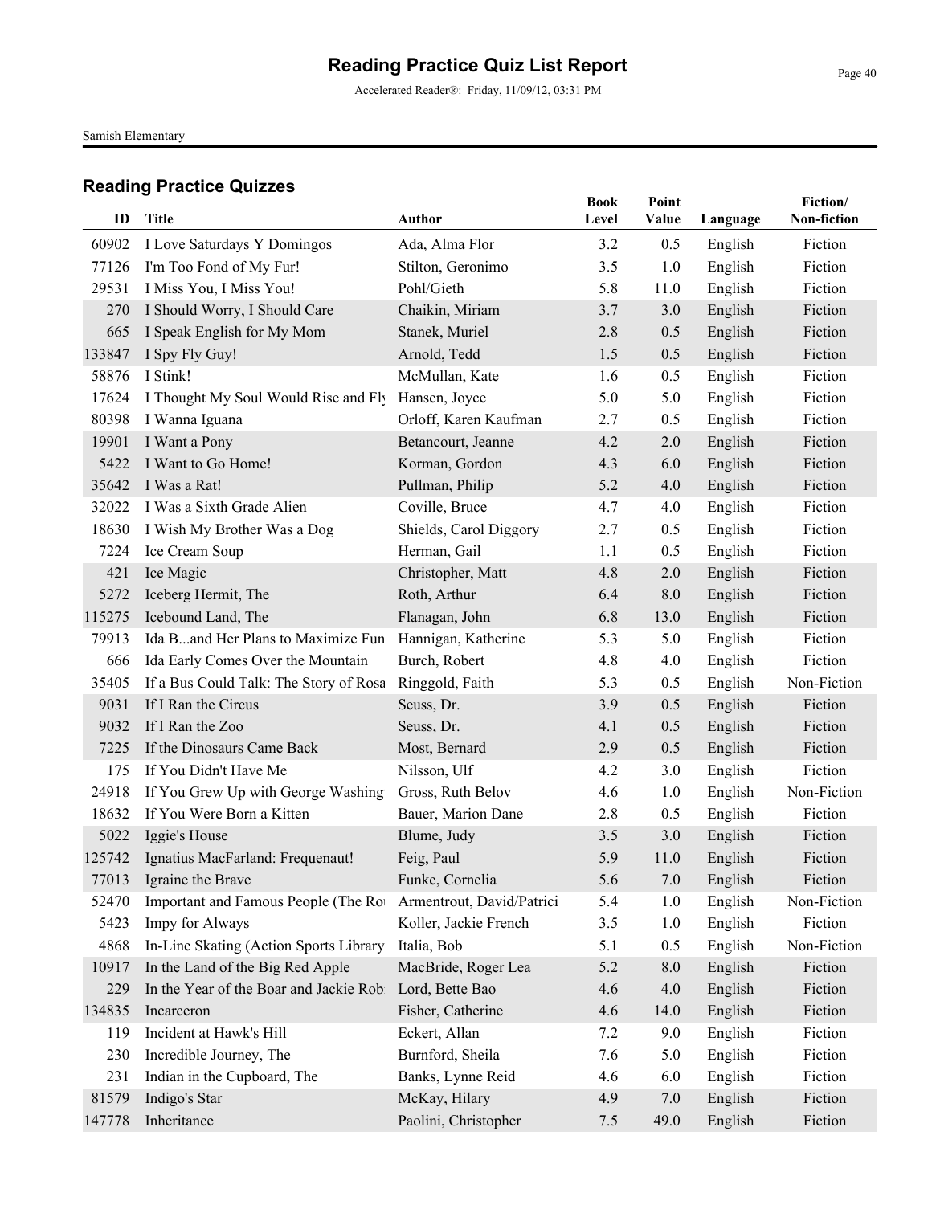# Reading Practice Quiz List Report

Accelerated Reader®: Friday, 11/09/12, 03:31 PM

Samish Elementary

## Reading Practice Quizzes

| ID | Title | Author | Book Level | Point Value | Language | Fiction/ Non-fiction |
|---|---|---|---|---|---|---|
| 60902 | I Love Saturdays Y Domingos | Ada, Alma Flor | 3.2 | 0.5 | English | Fiction |
| 77126 | I'm Too Fond of My Fur! | Stilton, Geronimo | 3.5 | 1.0 | English | Fiction |
| 29531 | I Miss You, I Miss You! | Pohl/Gieth | 5.8 | 11.0 | English | Fiction |
| 270 | I Should Worry, I Should Care | Chaikin, Miriam | 3.7 | 3.0 | English | Fiction |
| 665 | I Speak English for My Mom | Stanek, Muriel | 2.8 | 0.5 | English | Fiction |
| 133847 | I Spy Fly Guy! | Arnold, Tedd | 1.5 | 0.5 | English | Fiction |
| 58876 | I Stink! | McMullan, Kate | 1.6 | 0.5 | English | Fiction |
| 17624 | I Thought My Soul Would Rise and Fly | Hansen, Joyce | 5.0 | 5.0 | English | Fiction |
| 80398 | I Wanna Iguana | Orloff, Karen Kaufman | 2.7 | 0.5 | English | Fiction |
| 19901 | I Want a Pony | Betancourt, Jeanne | 4.2 | 2.0 | English | Fiction |
| 5422 | I Want to Go Home! | Korman, Gordon | 4.3 | 6.0 | English | Fiction |
| 35642 | I Was a Rat! | Pullman, Philip | 5.2 | 4.0 | English | Fiction |
| 32022 | I Was a Sixth Grade Alien | Coville, Bruce | 4.7 | 4.0 | English | Fiction |
| 18630 | I Wish My Brother Was a Dog | Shields, Carol Diggory | 2.7 | 0.5 | English | Fiction |
| 7224 | Ice Cream Soup | Herman, Gail | 1.1 | 0.5 | English | Fiction |
| 421 | Ice Magic | Christopher, Matt | 4.8 | 2.0 | English | Fiction |
| 5272 | Iceberg Hermit, The | Roth, Arthur | 6.4 | 8.0 | English | Fiction |
| 115275 | Icebound Land, The | Flanagan, John | 6.8 | 13.0 | English | Fiction |
| 79913 | Ida B...and Her Plans to Maximize Fun | Hannigan, Katherine | 5.3 | 5.0 | English | Fiction |
| 666 | Ida Early Comes Over the Mountain | Burch, Robert | 4.8 | 4.0 | English | Fiction |
| 35405 | If a Bus Could Talk: The Story of Rosa | Ringgold, Faith | 5.3 | 0.5 | English | Non-Fiction |
| 9031 | If I Ran the Circus | Seuss, Dr. | 3.9 | 0.5 | English | Fiction |
| 9032 | If I Ran the Zoo | Seuss, Dr. | 4.1 | 0.5 | English | Fiction |
| 7225 | If the Dinosaurs Came Back | Most, Bernard | 2.9 | 0.5 | English | Fiction |
| 175 | If You Didn't Have Me | Nilsson, Ulf | 4.2 | 3.0 | English | Fiction |
| 24918 | If You Grew Up with George Washing | Gross, Ruth Belov | 4.6 | 1.0 | English | Non-Fiction |
| 18632 | If You Were Born a Kitten | Bauer, Marion Dane | 2.8 | 0.5 | English | Fiction |
| 5022 | Iggie's House | Blume, Judy | 3.5 | 3.0 | English | Fiction |
| 125742 | Ignatius MacFarland: Frequenaut! | Feig, Paul | 5.9 | 11.0 | English | Fiction |
| 77013 | Igraine the Brave | Funke, Cornelia | 5.6 | 7.0 | English | Fiction |
| 52470 | Important and Famous People (The Ro | Armentrout, David/Patrici | 5.4 | 1.0 | English | Non-Fiction |
| 5423 | Impy for Always | Koller, Jackie French | 3.5 | 1.0 | English | Fiction |
| 4868 | In-Line Skating (Action Sports Library | Italia, Bob | 5.1 | 0.5 | English | Non-Fiction |
| 10917 | In the Land of the Big Red Apple | MacBride, Roger Lea | 5.2 | 8.0 | English | Fiction |
| 229 | In the Year of the Boar and Jackie Rob | Lord, Bette Bao | 4.6 | 4.0 | English | Fiction |
| 134835 | Incarceron | Fisher, Catherine | 4.6 | 14.0 | English | Fiction |
| 119 | Incident at Hawk's Hill | Eckert, Allan | 7.2 | 9.0 | English | Fiction |
| 230 | Incredible Journey, The | Burnford, Sheila | 7.6 | 5.0 | English | Fiction |
| 231 | Indian in the Cupboard, The | Banks, Lynne Reid | 4.6 | 6.0 | English | Fiction |
| 81579 | Indigo's Star | McKay, Hilary | 4.9 | 7.0 | English | Fiction |
| 147778 | Inheritance | Paolini, Christopher | 7.5 | 49.0 | English | Fiction |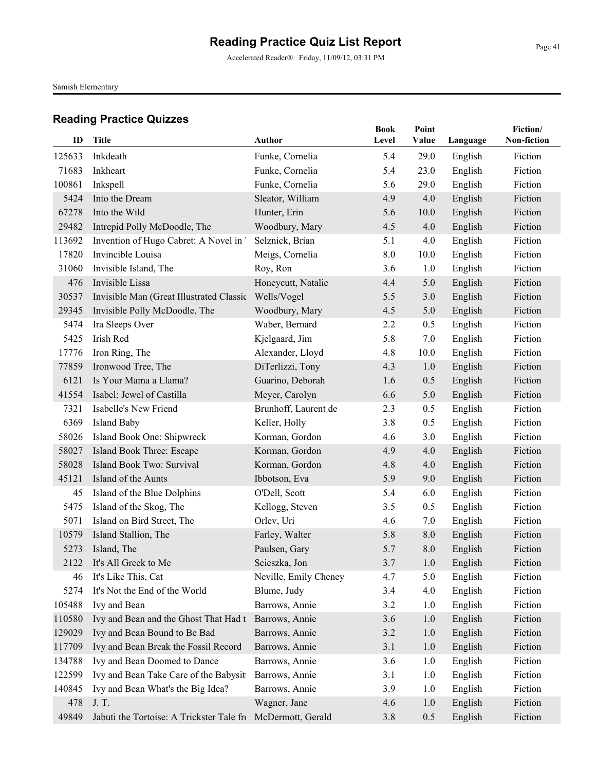# Reading Practice Quiz List Report

Accelerated Reader®: Friday, 11/09/12, 03:31 PM

Samish Elementary

## Reading Practice Quizzes

| ID | Title | Author | Book Level | Point Value | Language | Fiction/ Non-fiction |
|---|---|---|---|---|---|---|
| 125633 | Inkdeath | Funke, Cornelia | 5.4 | 29.0 | English | Fiction |
| 71683 | Inkheart | Funke, Cornelia | 5.4 | 23.0 | English | Fiction |
| 100861 | Inkspell | Funke, Cornelia | 5.6 | 29.0 | English | Fiction |
| 5424 | Into the Dream | Sleator, William | 4.9 | 4.0 | English | Fiction |
| 67278 | Into the Wild | Hunter, Erin | 5.6 | 10.0 | English | Fiction |
| 29482 | Intrepid Polly McDoodle, The | Woodbury, Mary | 4.5 | 4.0 | English | Fiction |
| 113692 | Invention of Hugo Cabret: A Novel in ' | Selznick, Brian | 5.1 | 4.0 | English | Fiction |
| 17820 | Invincible Louisa | Meigs, Cornelia | 8.0 | 10.0 | English | Fiction |
| 31060 | Invisible Island, The | Roy, Ron | 3.6 | 1.0 | English | Fiction |
| 476 | Invisible Lissa | Honeycutt, Natalie | 4.4 | 5.0 | English | Fiction |
| 30537 | Invisible Man (Great Illustrated Classic | Wells/Vogel | 5.5 | 3.0 | English | Fiction |
| 29345 | Invisible Polly McDoodle, The | Woodbury, Mary | 4.5 | 5.0 | English | Fiction |
| 5474 | Ira Sleeps Over | Waber, Bernard | 2.2 | 0.5 | English | Fiction |
| 5425 | Irish Red | Kjelgaard, Jim | 5.8 | 7.0 | English | Fiction |
| 17776 | Iron Ring, The | Alexander, Lloyd | 4.8 | 10.0 | English | Fiction |
| 77859 | Ironwood Tree, The | DiTerlizzi, Tony | 4.3 | 1.0 | English | Fiction |
| 6121 | Is Your Mama a Llama? | Guarino, Deborah | 1.6 | 0.5 | English | Fiction |
| 41554 | Isabel: Jewel of Castilla | Meyer, Carolyn | 6.6 | 5.0 | English | Fiction |
| 7321 | Isabelle's New Friend | Brunhoff, Laurent de | 2.3 | 0.5 | English | Fiction |
| 6369 | Island Baby | Keller, Holly | 3.8 | 0.5 | English | Fiction |
| 58026 | Island Book One: Shipwreck | Korman, Gordon | 4.6 | 3.0 | English | Fiction |
| 58027 | Island Book Three: Escape | Korman, Gordon | 4.9 | 4.0 | English | Fiction |
| 58028 | Island Book Two: Survival | Korman, Gordon | 4.8 | 4.0 | English | Fiction |
| 45121 | Island of the Aunts | Ibbotson, Eva | 5.9 | 9.0 | English | Fiction |
| 45 | Island of the Blue Dolphins | O'Dell, Scott | 5.4 | 6.0 | English | Fiction |
| 5475 | Island of the Skog, The | Kellogg, Steven | 3.5 | 0.5 | English | Fiction |
| 5071 | Island on Bird Street, The | Orlev, Uri | 4.6 | 7.0 | English | Fiction |
| 10579 | Island Stallion, The | Farley, Walter | 5.8 | 8.0 | English | Fiction |
| 5273 | Island, The | Paulsen, Gary | 5.7 | 8.0 | English | Fiction |
| 2122 | It's All Greek to Me | Scieszka, Jon | 3.7 | 1.0 | English | Fiction |
| 46 | It's Like This, Cat | Neville, Emily Cheney | 4.7 | 5.0 | English | Fiction |
| 5274 | It's Not the End of the World | Blume, Judy | 3.4 | 4.0 | English | Fiction |
| 105488 | Ivy and Bean | Barrows, Annie | 3.2 | 1.0 | English | Fiction |
| 110580 | Ivy and Bean and the Ghost That Had t | Barrows, Annie | 3.6 | 1.0 | English | Fiction |
| 129029 | Ivy and Bean Bound to Be Bad | Barrows, Annie | 3.2 | 1.0 | English | Fiction |
| 117709 | Ivy and Bean Break the Fossil Record | Barrows, Annie | 3.1 | 1.0 | English | Fiction |
| 134788 | Ivy and Bean Doomed to Dance | Barrows, Annie | 3.6 | 1.0 | English | Fiction |
| 122599 | Ivy and Bean Take Care of the Babysit | Barrows, Annie | 3.1 | 1.0 | English | Fiction |
| 140845 | Ivy and Bean What's the Big Idea? | Barrows, Annie | 3.9 | 1.0 | English | Fiction |
| 478 | J. T. | Wagner, Jane | 4.6 | 1.0 | English | Fiction |
| 49849 | Jabuti the Tortoise: A Trickster Tale fro | McDermott, Gerald | 3.8 | 0.5 | English | Fiction |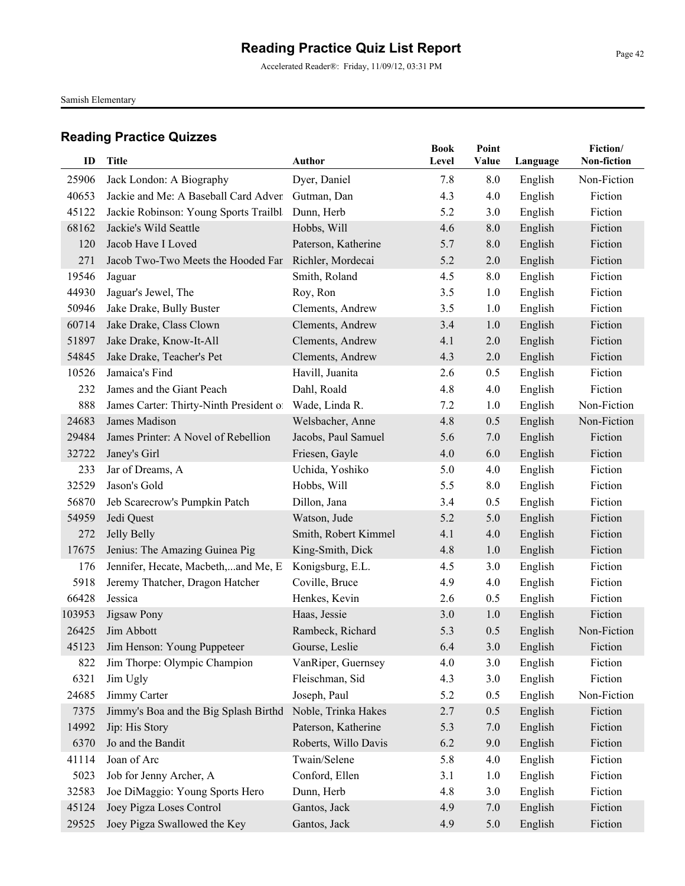# Reading Practice Quiz List Report

Accelerated Reader®: Friday, 11/09/12, 03:31 PM

Samish Elementary

## Reading Practice Quizzes

| ID | Title | Author | Book Level | Point Value | Language | Fiction/ Non-fiction |
|---|---|---|---|---|---|---|
| 25906 | Jack London: A Biography | Dyer, Daniel | 7.8 | 8.0 | English | Non-Fiction |
| 40653 | Jackie and Me: A Baseball Card Adven | Gutman, Dan | 4.3 | 4.0 | English | Fiction |
| 45122 | Jackie Robinson: Young Sports Trailbl | Dunn, Herb | 5.2 | 3.0 | English | Fiction |
| 68162 | Jackie's Wild Seattle | Hobbs, Will | 4.6 | 8.0 | English | Fiction |
| 120 | Jacob Have I Loved | Paterson, Katherine | 5.7 | 8.0 | English | Fiction |
| 271 | Jacob Two-Two Meets the Hooded Far | Richler, Mordecai | 5.2 | 2.0 | English | Fiction |
| 19546 | Jaguar | Smith, Roland | 4.5 | 8.0 | English | Fiction |
| 44930 | Jaguar's Jewel, The | Roy, Ron | 3.5 | 1.0 | English | Fiction |
| 50946 | Jake Drake, Bully Buster | Clements, Andrew | 3.5 | 1.0 | English | Fiction |
| 60714 | Jake Drake, Class Clown | Clements, Andrew | 3.4 | 1.0 | English | Fiction |
| 51897 | Jake Drake, Know-It-All | Clements, Andrew | 4.1 | 2.0 | English | Fiction |
| 54845 | Jake Drake, Teacher's Pet | Clements, Andrew | 4.3 | 2.0 | English | Fiction |
| 10526 | Jamaica's Find | Havill, Juanita | 2.6 | 0.5 | English | Fiction |
| 232 | James and the Giant Peach | Dahl, Roald | 4.8 | 4.0 | English | Fiction |
| 888 | James Carter: Thirty-Ninth President o | Wade, Linda R. | 7.2 | 1.0 | English | Non-Fiction |
| 24683 | James Madison | Welsbacher, Anne | 4.8 | 0.5 | English | Non-Fiction |
| 29484 | James Printer: A Novel of Rebellion | Jacobs, Paul Samuel | 5.6 | 7.0 | English | Fiction |
| 32722 | Janey's Girl | Friesen, Gayle | 4.0 | 6.0 | English | Fiction |
| 233 | Jar of Dreams, A | Uchida, Yoshiko | 5.0 | 4.0 | English | Fiction |
| 32529 | Jason's Gold | Hobbs, Will | 5.5 | 8.0 | English | Fiction |
| 56870 | Jeb Scarecrow's Pumpkin Patch | Dillon, Jana | 3.4 | 0.5 | English | Fiction |
| 54959 | Jedi Quest | Watson, Jude | 5.2 | 5.0 | English | Fiction |
| 272 | Jelly Belly | Smith, Robert Kimmel | 4.1 | 4.0 | English | Fiction |
| 17675 | Jenius: The Amazing Guinea Pig | King-Smith, Dick | 4.8 | 1.0 | English | Fiction |
| 176 | Jennifer, Hecate, Macbeth,...and Me, E | Konigsburg, E.L. | 4.5 | 3.0 | English | Fiction |
| 5918 | Jeremy Thatcher, Dragon Hatcher | Coville, Bruce | 4.9 | 4.0 | English | Fiction |
| 66428 | Jessica | Henkes, Kevin | 2.6 | 0.5 | English | Fiction |
| 103953 | Jigsaw Pony | Haas, Jessie | 3.0 | 1.0 | English | Fiction |
| 26425 | Jim Abbott | Rambeck, Richard | 5.3 | 0.5 | English | Non-Fiction |
| 45123 | Jim Henson: Young Puppeteer | Gourse, Leslie | 6.4 | 3.0 | English | Fiction |
| 822 | Jim Thorpe: Olympic Champion | VanRiper, Guernsey | 4.0 | 3.0 | English | Fiction |
| 6321 | Jim Ugly | Fleischman, Sid | 4.3 | 3.0 | English | Fiction |
| 24685 | Jimmy Carter | Joseph, Paul | 5.2 | 0.5 | English | Non-Fiction |
| 7375 | Jimmy's Boa and the Big Splash Birthd | Noble, Trinka Hakes | 2.7 | 0.5 | English | Fiction |
| 14992 | Jip: His Story | Paterson, Katherine | 5.3 | 7.0 | English | Fiction |
| 6370 | Jo and the Bandit | Roberts, Willo Davis | 6.2 | 9.0 | English | Fiction |
| 41114 | Joan of Arc | Twain/Selene | 5.8 | 4.0 | English | Fiction |
| 5023 | Job for Jenny Archer, A | Conford, Ellen | 3.1 | 1.0 | English | Fiction |
| 32583 | Joe DiMaggio: Young Sports Hero | Dunn, Herb | 4.8 | 3.0 | English | Fiction |
| 45124 | Joey Pigza Loses Control | Gantos, Jack | 4.9 | 7.0 | English | Fiction |
| 29525 | Joey Pigza Swallowed the Key | Gantos, Jack | 4.9 | 5.0 | English | Fiction |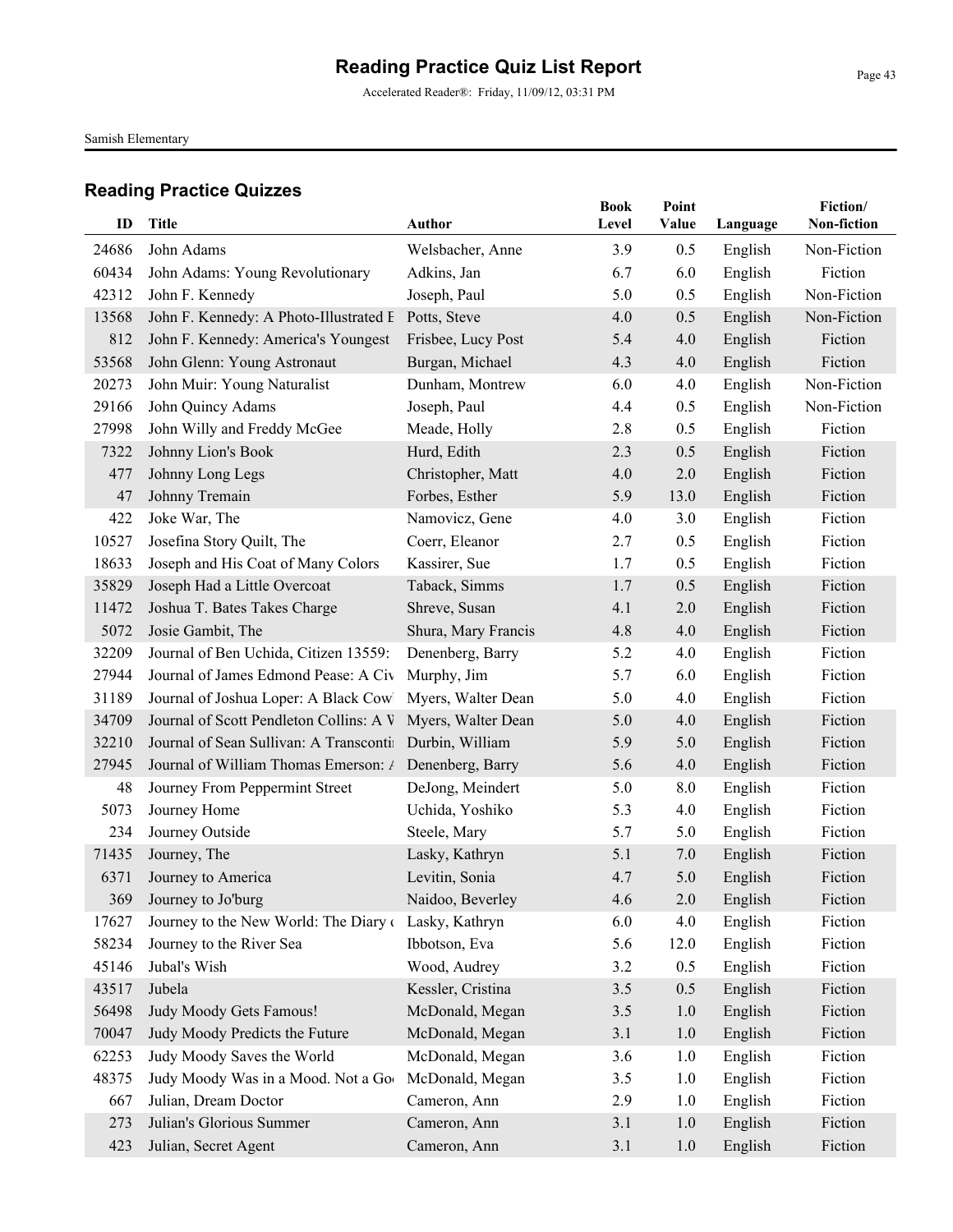# Reading Practice Quiz List Report

Accelerated Reader®: Friday, 11/09/12, 03:31 PM

Samish Elementary

## Reading Practice Quizzes

| ID | Title | Author | Book Level | Point Value | Language | Fiction/ Non-fiction |
|---|---|---|---|---|---|---|
| 24686 | John Adams | Welsbacher, Anne | 3.9 | 0.5 | English | Non-Fiction |
| 60434 | John Adams: Young Revolutionary | Adkins, Jan | 6.7 | 6.0 | English | Fiction |
| 42312 | John F. Kennedy | Joseph, Paul | 5.0 | 0.5 | English | Non-Fiction |
| 13568 | John F. Kennedy: A Photo-Illustrated E | Potts, Steve | 4.0 | 0.5 | English | Non-Fiction |
| 812 | John F. Kennedy: America's Youngest | Frisbee, Lucy Post | 5.4 | 4.0 | English | Fiction |
| 53568 | John Glenn: Young Astronaut | Burgan, Michael | 4.3 | 4.0 | English | Fiction |
| 20273 | John Muir: Young Naturalist | Dunham, Montrew | 6.0 | 4.0 | English | Non-Fiction |
| 29166 | John Quincy Adams | Joseph, Paul | 4.4 | 0.5 | English | Non-Fiction |
| 27998 | John Willy and Freddy McGee | Meade, Holly | 2.8 | 0.5 | English | Fiction |
| 7322 | Johnny Lion's Book | Hurd, Edith | 2.3 | 0.5 | English | Fiction |
| 477 | Johnny Long Legs | Christopher, Matt | 4.0 | 2.0 | English | Fiction |
| 47 | Johnny Tremain | Forbes, Esther | 5.9 | 13.0 | English | Fiction |
| 422 | Joke War, The | Namovicz, Gene | 4.0 | 3.0 | English | Fiction |
| 10527 | Josefina Story Quilt, The | Coerr, Eleanor | 2.7 | 0.5 | English | Fiction |
| 18633 | Joseph and His Coat of Many Colors | Kassirer, Sue | 1.7 | 0.5 | English | Fiction |
| 35829 | Joseph Had a Little Overcoat | Taback, Simms | 1.7 | 0.5 | English | Fiction |
| 11472 | Joshua T. Bates Takes Charge | Shreve, Susan | 4.1 | 2.0 | English | Fiction |
| 5072 | Josie Gambit, The | Shura, Mary Francis | 4.8 | 4.0 | English | Fiction |
| 32209 | Journal of Ben Uchida, Citizen 13559: | Denenberg, Barry | 5.2 | 4.0 | English | Fiction |
| 27944 | Journal of James Edmond Pease: A Civ | Murphy, Jim | 5.7 | 6.0 | English | Fiction |
| 31189 | Journal of Joshua Loper: A Black Cowl | Myers, Walter Dean | 5.0 | 4.0 | English | Fiction |
| 34709 | Journal of Scott Pendleton Collins: A V | Myers, Walter Dean | 5.0 | 4.0 | English | Fiction |
| 32210 | Journal of Sean Sullivan: A Transconti | Durbin, William | 5.9 | 5.0 | English | Fiction |
| 27945 | Journal of William Thomas Emerson: A | Denenberg, Barry | 5.6 | 4.0 | English | Fiction |
| 48 | Journey From Peppermint Street | DeJong, Meindert | 5.0 | 8.0 | English | Fiction |
| 5073 | Journey Home | Uchida, Yoshiko | 5.3 | 4.0 | English | Fiction |
| 234 | Journey Outside | Steele, Mary | 5.7 | 5.0 | English | Fiction |
| 71435 | Journey, The | Lasky, Kathryn | 5.1 | 7.0 | English | Fiction |
| 6371 | Journey to America | Levitin, Sonia | 4.7 | 5.0 | English | Fiction |
| 369 | Journey to Jo'burg | Naidoo, Beverley | 4.6 | 2.0 | English | Fiction |
| 17627 | Journey to the New World: The Diary o | Lasky, Kathryn | 6.0 | 4.0 | English | Fiction |
| 58234 | Journey to the River Sea | Ibbotson, Eva | 5.6 | 12.0 | English | Fiction |
| 45146 | Jubal's Wish | Wood, Audrey | 3.2 | 0.5 | English | Fiction |
| 43517 | Jubela | Kessler, Cristina | 3.5 | 0.5 | English | Fiction |
| 56498 | Judy Moody Gets Famous! | McDonald, Megan | 3.5 | 1.0 | English | Fiction |
| 70047 | Judy Moody Predicts the Future | McDonald, Megan | 3.1 | 1.0 | English | Fiction |
| 62253 | Judy Moody Saves the World | McDonald, Megan | 3.6 | 1.0 | English | Fiction |
| 48375 | Judy Moody Was in a Mood. Not a Go | McDonald, Megan | 3.5 | 1.0 | English | Fiction |
| 667 | Julian, Dream Doctor | Cameron, Ann | 2.9 | 1.0 | English | Fiction |
| 273 | Julian's Glorious Summer | Cameron, Ann | 3.1 | 1.0 | English | Fiction |
| 423 | Julian, Secret Agent | Cameron, Ann | 3.1 | 1.0 | English | Fiction |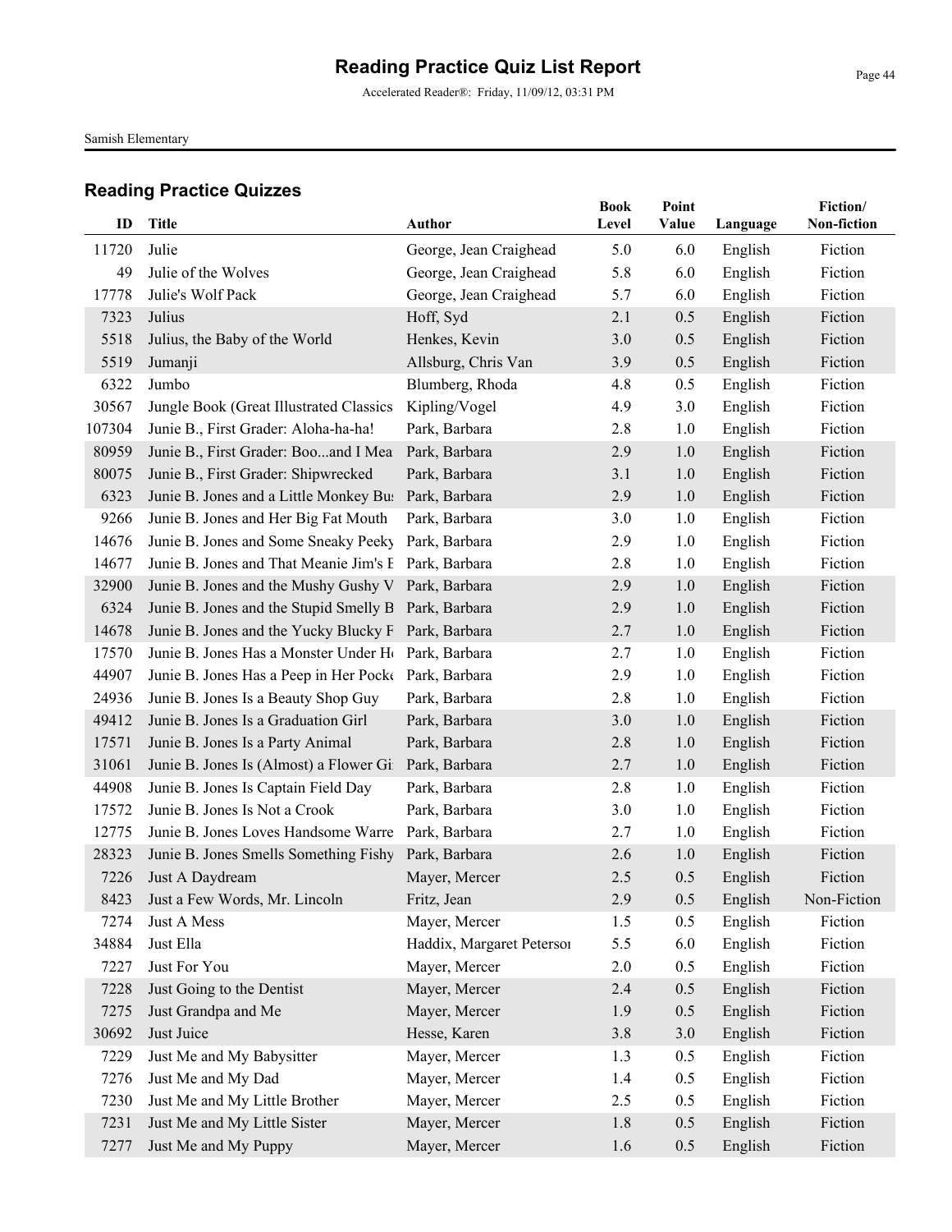# Reading Practice Quiz List Report

Accelerated Reader®: Friday, 11/09/12, 03:31 PM

Samish Elementary

## Reading Practice Quizzes

| ID | Title | Author | Book Level | Point Value | Language | Fiction/ Non-fiction |
|---|---|---|---|---|---|---|
| 11720 | Julie | George, Jean Craighead | 5.0 | 6.0 | English | Fiction |
| 49 | Julie of the Wolves | George, Jean Craighead | 5.8 | 6.0 | English | Fiction |
| 17778 | Julie's Wolf Pack | George, Jean Craighead | 5.7 | 6.0 | English | Fiction |
| 7323 | Julius | Hoff, Syd | 2.1 | 0.5 | English | Fiction |
| 5518 | Julius, the Baby of the World | Henkes, Kevin | 3.0 | 0.5 | English | Fiction |
| 5519 | Jumanji | Allsburg, Chris Van | 3.9 | 0.5 | English | Fiction |
| 6322 | Jumbo | Blumberg, Rhoda | 4.8 | 0.5 | English | Fiction |
| 30567 | Jungle Book (Great Illustrated Classics | Kipling/Vogel | 4.9 | 3.0 | English | Fiction |
| 107304 | Junie B., First Grader: Aloha-ha-ha! | Park, Barbara | 2.8 | 1.0 | English | Fiction |
| 80959 | Junie B., First Grader: Boo...and I Mea | Park, Barbara | 2.9 | 1.0 | English | Fiction |
| 80075 | Junie B., First Grader: Shipwrecked | Park, Barbara | 3.1 | 1.0 | English | Fiction |
| 6323 | Junie B. Jones and a Little Monkey Bu | Park, Barbara | 2.9 | 1.0 | English | Fiction |
| 9266 | Junie B. Jones and Her Big Fat Mouth | Park, Barbara | 3.0 | 1.0 | English | Fiction |
| 14676 | Junie B. Jones and Some Sneaky Peeky | Park, Barbara | 2.9 | 1.0 | English | Fiction |
| 14677 | Junie B. Jones and That Meanie Jim's E | Park, Barbara | 2.8 | 1.0 | English | Fiction |
| 32900 | Junie B. Jones and the Mushy Gushy V | Park, Barbara | 2.9 | 1.0 | English | Fiction |
| 6324 | Junie B. Jones and the Stupid Smelly B | Park, Barbara | 2.9 | 1.0 | English | Fiction |
| 14678 | Junie B. Jones and the Yucky Blucky F | Park, Barbara | 2.7 | 1.0 | English | Fiction |
| 17570 | Junie B. Jones Has a Monster Under H | Park, Barbara | 2.7 | 1.0 | English | Fiction |
| 44907 | Junie B. Jones Has a Peep in Her Pock | Park, Barbara | 2.9 | 1.0 | English | Fiction |
| 24936 | Junie B. Jones Is a Beauty Shop Guy | Park, Barbara | 2.8 | 1.0 | English | Fiction |
| 49412 | Junie B. Jones Is a Graduation Girl | Park, Barbara | 3.0 | 1.0 | English | Fiction |
| 17571 | Junie B. Jones Is a Party Animal | Park, Barbara | 2.8 | 1.0 | English | Fiction |
| 31061 | Junie B. Jones Is (Almost) a Flower Gi | Park, Barbara | 2.7 | 1.0 | English | Fiction |
| 44908 | Junie B. Jones Is Captain Field Day | Park, Barbara | 2.8 | 1.0 | English | Fiction |
| 17572 | Junie B. Jones Is Not a Crook | Park, Barbara | 3.0 | 1.0 | English | Fiction |
| 12775 | Junie B. Jones Loves Handsome Warre | Park, Barbara | 2.7 | 1.0 | English | Fiction |
| 28323 | Junie B. Jones Smells Something Fishy | Park, Barbara | 2.6 | 1.0 | English | Fiction |
| 7226 | Just A Daydream | Mayer, Mercer | 2.5 | 0.5 | English | Fiction |
| 8423 | Just a Few Words, Mr. Lincoln | Fritz, Jean | 2.9 | 0.5 | English | Non-Fiction |
| 7274 | Just A Mess | Mayer, Mercer | 1.5 | 0.5 | English | Fiction |
| 34884 | Just Ella | Haddix, Margaret Petersor | 5.5 | 6.0 | English | Fiction |
| 7227 | Just For You | Mayer, Mercer | 2.0 | 0.5 | English | Fiction |
| 7228 | Just Going to the Dentist | Mayer, Mercer | 2.4 | 0.5 | English | Fiction |
| 7275 | Just Grandpa and Me | Mayer, Mercer | 1.9 | 0.5 | English | Fiction |
| 30692 | Just Juice | Hesse, Karen | 3.8 | 3.0 | English | Fiction |
| 7229 | Just Me and My Babysitter | Mayer, Mercer | 1.3 | 0.5 | English | Fiction |
| 7276 | Just Me and My Dad | Mayer, Mercer | 1.4 | 0.5 | English | Fiction |
| 7230 | Just Me and My Little Brother | Mayer, Mercer | 2.5 | 0.5 | English | Fiction |
| 7231 | Just Me and My Little Sister | Mayer, Mercer | 1.8 | 0.5 | English | Fiction |
| 7277 | Just Me and My Puppy | Mayer, Mercer | 1.6 | 0.5 | English | Fiction |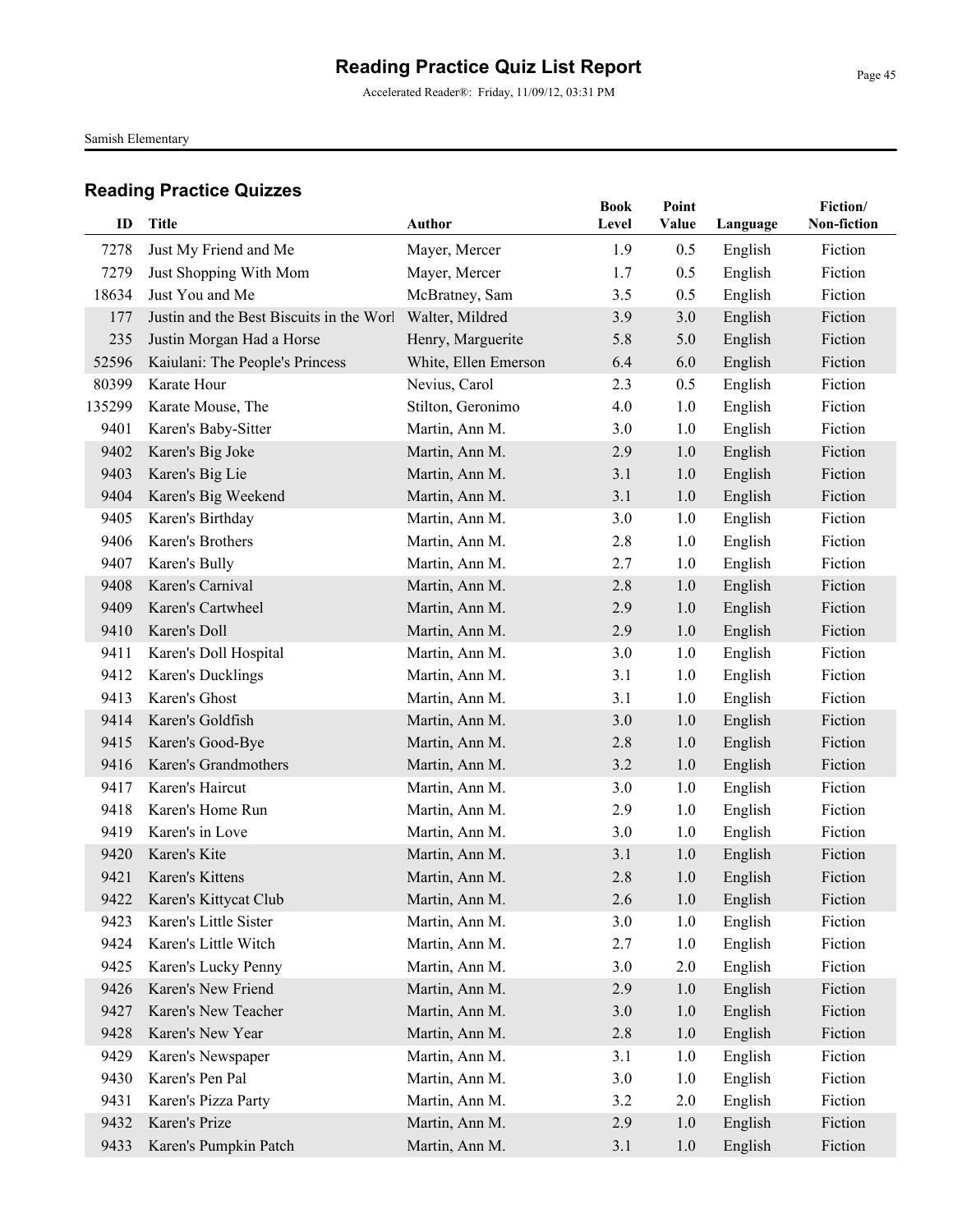# Reading Practice Quiz List Report

Accelerated Reader®: Friday, 11/09/12, 03:31 PM

Samish Elementary

## Reading Practice Quizzes

| ID | Title | Author | Book Level | Point Value | Language | Fiction/ Non-fiction |
|---|---|---|---|---|---|---|
| 7278 | Just My Friend and Me | Mayer, Mercer | 1.9 | 0.5 | English | Fiction |
| 7279 | Just Shopping With Mom | Mayer, Mercer | 1.7 | 0.5 | English | Fiction |
| 18634 | Just You and Me | McBratney, Sam | 3.5 | 0.5 | English | Fiction |
| 177 | Justin and the Best Biscuits in the Worl | Walter, Mildred | 3.9 | 3.0 | English | Fiction |
| 235 | Justin Morgan Had a Horse | Henry, Marguerite | 5.8 | 5.0 | English | Fiction |
| 52596 | Kaiulani: The People's Princess | White, Ellen Emerson | 6.4 | 6.0 | English | Fiction |
| 80399 | Karate Hour | Nevius, Carol | 2.3 | 0.5 | English | Fiction |
| 135299 | Karate Mouse, The | Stilton, Geronimo | 4.0 | 1.0 | English | Fiction |
| 9401 | Karen's Baby-Sitter | Martin, Ann M. | 3.0 | 1.0 | English | Fiction |
| 9402 | Karen's Big Joke | Martin, Ann M. | 2.9 | 1.0 | English | Fiction |
| 9403 | Karen's Big Lie | Martin, Ann M. | 3.1 | 1.0 | English | Fiction |
| 9404 | Karen's Big Weekend | Martin, Ann M. | 3.1 | 1.0 | English | Fiction |
| 9405 | Karen's Birthday | Martin, Ann M. | 3.0 | 1.0 | English | Fiction |
| 9406 | Karen's Brothers | Martin, Ann M. | 2.8 | 1.0 | English | Fiction |
| 9407 | Karen's Bully | Martin, Ann M. | 2.7 | 1.0 | English | Fiction |
| 9408 | Karen's Carnival | Martin, Ann M. | 2.8 | 1.0 | English | Fiction |
| 9409 | Karen's Cartwheel | Martin, Ann M. | 2.9 | 1.0 | English | Fiction |
| 9410 | Karen's Doll | Martin, Ann M. | 2.9 | 1.0 | English | Fiction |
| 9411 | Karen's Doll Hospital | Martin, Ann M. | 3.0 | 1.0 | English | Fiction |
| 9412 | Karen's Ducklings | Martin, Ann M. | 3.1 | 1.0 | English | Fiction |
| 9413 | Karen's Ghost | Martin, Ann M. | 3.1 | 1.0 | English | Fiction |
| 9414 | Karen's Goldfish | Martin, Ann M. | 3.0 | 1.0 | English | Fiction |
| 9415 | Karen's Good-Bye | Martin, Ann M. | 2.8 | 1.0 | English | Fiction |
| 9416 | Karen's Grandmothers | Martin, Ann M. | 3.2 | 1.0 | English | Fiction |
| 9417 | Karen's Haircut | Martin, Ann M. | 3.0 | 1.0 | English | Fiction |
| 9418 | Karen's Home Run | Martin, Ann M. | 2.9 | 1.0 | English | Fiction |
| 9419 | Karen's in Love | Martin, Ann M. | 3.0 | 1.0 | English | Fiction |
| 9420 | Karen's Kite | Martin, Ann M. | 3.1 | 1.0 | English | Fiction |
| 9421 | Karen's Kittens | Martin, Ann M. | 2.8 | 1.0 | English | Fiction |
| 9422 | Karen's Kittycat Club | Martin, Ann M. | 2.6 | 1.0 | English | Fiction |
| 9423 | Karen's Little Sister | Martin, Ann M. | 3.0 | 1.0 | English | Fiction |
| 9424 | Karen's Little Witch | Martin, Ann M. | 2.7 | 1.0 | English | Fiction |
| 9425 | Karen's Lucky Penny | Martin, Ann M. | 3.0 | 2.0 | English | Fiction |
| 9426 | Karen's New Friend | Martin, Ann M. | 2.9 | 1.0 | English | Fiction |
| 9427 | Karen's New Teacher | Martin, Ann M. | 3.0 | 1.0 | English | Fiction |
| 9428 | Karen's New Year | Martin, Ann M. | 2.8 | 1.0 | English | Fiction |
| 9429 | Karen's Newspaper | Martin, Ann M. | 3.1 | 1.0 | English | Fiction |
| 9430 | Karen's Pen Pal | Martin, Ann M. | 3.0 | 1.0 | English | Fiction |
| 9431 | Karen's Pizza Party | Martin, Ann M. | 3.2 | 2.0 | English | Fiction |
| 9432 | Karen's Prize | Martin, Ann M. | 2.9 | 1.0 | English | Fiction |
| 9433 | Karen's Pumpkin Patch | Martin, Ann M. | 3.1 | 1.0 | English | Fiction |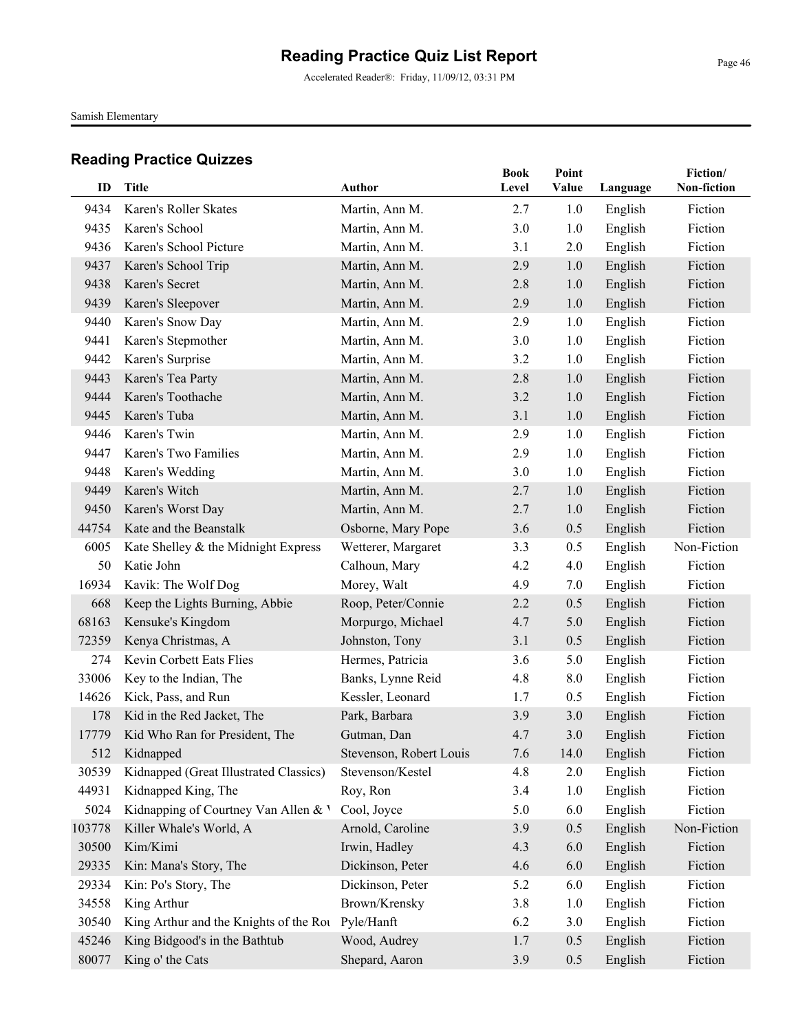# Reading Practice Quiz List Report

Accelerated Reader®: Friday, 11/09/12, 03:31 PM

Samish Elementary

## Reading Practice Quizzes

| ID | Title | Author | Book Level | Point Value | Language | Fiction/ Non-fiction |
|---|---|---|---|---|---|---|
| 9434 | Karen's Roller Skates | Martin, Ann M. | 2.7 | 1.0 | English | Fiction |
| 9435 | Karen's School | Martin, Ann M. | 3.0 | 1.0 | English | Fiction |
| 9436 | Karen's School Picture | Martin, Ann M. | 3.1 | 2.0 | English | Fiction |
| 9437 | Karen's School Trip | Martin, Ann M. | 2.9 | 1.0 | English | Fiction |
| 9438 | Karen's Secret | Martin, Ann M. | 2.8 | 1.0 | English | Fiction |
| 9439 | Karen's Sleepover | Martin, Ann M. | 2.9 | 1.0 | English | Fiction |
| 9440 | Karen's Snow Day | Martin, Ann M. | 2.9 | 1.0 | English | Fiction |
| 9441 | Karen's Stepmother | Martin, Ann M. | 3.0 | 1.0 | English | Fiction |
| 9442 | Karen's Surprise | Martin, Ann M. | 3.2 | 1.0 | English | Fiction |
| 9443 | Karen's Tea Party | Martin, Ann M. | 2.8 | 1.0 | English | Fiction |
| 9444 | Karen's Toothache | Martin, Ann M. | 3.2 | 1.0 | English | Fiction |
| 9445 | Karen's Tuba | Martin, Ann M. | 3.1 | 1.0 | English | Fiction |
| 9446 | Karen's Twin | Martin, Ann M. | 2.9 | 1.0 | English | Fiction |
| 9447 | Karen's Two Families | Martin, Ann M. | 2.9 | 1.0 | English | Fiction |
| 9448 | Karen's Wedding | Martin, Ann M. | 3.0 | 1.0 | English | Fiction |
| 9449 | Karen's Witch | Martin, Ann M. | 2.7 | 1.0 | English | Fiction |
| 9450 | Karen's Worst Day | Martin, Ann M. | 2.7 | 1.0 | English | Fiction |
| 44754 | Kate and the Beanstalk | Osborne, Mary Pope | 3.6 | 0.5 | English | Fiction |
| 6005 | Kate Shelley & the Midnight Express | Wetterer, Margaret | 3.3 | 0.5 | English | Non-Fiction |
| 50 | Katie John | Calhoun, Mary | 4.2 | 4.0 | English | Fiction |
| 16934 | Kavik: The Wolf Dog | Morey, Walt | 4.9 | 7.0 | English | Fiction |
| 668 | Keep the Lights Burning, Abbie | Roop, Peter/Connie | 2.2 | 0.5 | English | Fiction |
| 68163 | Kensuke's Kingdom | Morpurgo, Michael | 4.7 | 5.0 | English | Fiction |
| 72359 | Kenya Christmas, A | Johnston, Tony | 3.1 | 0.5 | English | Fiction |
| 274 | Kevin Corbett Eats Flies | Hermes, Patricia | 3.6 | 5.0 | English | Fiction |
| 33006 | Key to the Indian, The | Banks, Lynne Reid | 4.8 | 8.0 | English | Fiction |
| 14626 | Kick, Pass, and Run | Kessler, Leonard | 1.7 | 0.5 | English | Fiction |
| 178 | Kid in the Red Jacket, The | Park, Barbara | 3.9 | 3.0 | English | Fiction |
| 17779 | Kid Who Ran for President, The | Gutman, Dan | 4.7 | 3.0 | English | Fiction |
| 512 | Kidnapped | Stevenson, Robert Louis | 7.6 | 14.0 | English | Fiction |
| 30539 | Kidnapped (Great Illustrated Classics) | Stevenson/Kestel | 4.8 | 2.0 | English | Fiction |
| 44931 | Kidnapped King, The | Roy, Ron | 3.4 | 1.0 | English | Fiction |
| 5024 | Kidnapping of Courtney Van Allen & V | Cool, Joyce | 5.0 | 6.0 | English | Fiction |
| 103778 | Killer Whale's World, A | Arnold, Caroline | 3.9 | 0.5 | English | Non-Fiction |
| 30500 | Kim/Kimi | Irwin, Hadley | 4.3 | 6.0 | English | Fiction |
| 29335 | Kin: Mana's Story, The | Dickinson, Peter | 4.6 | 6.0 | English | Fiction |
| 29334 | Kin: Po's Story, The | Dickinson, Peter | 5.2 | 6.0 | English | Fiction |
| 34558 | King Arthur | Brown/Krensky | 3.8 | 1.0 | English | Fiction |
| 30540 | King Arthur and the Knights of the Rou | Pyle/Hanft | 6.2 | 3.0 | English | Fiction |
| 45246 | King Bidgood's in the Bathtub | Wood, Audrey | 1.7 | 0.5 | English | Fiction |
| 80077 | King o' the Cats | Shepard, Aaron | 3.9 | 0.5 | English | Fiction |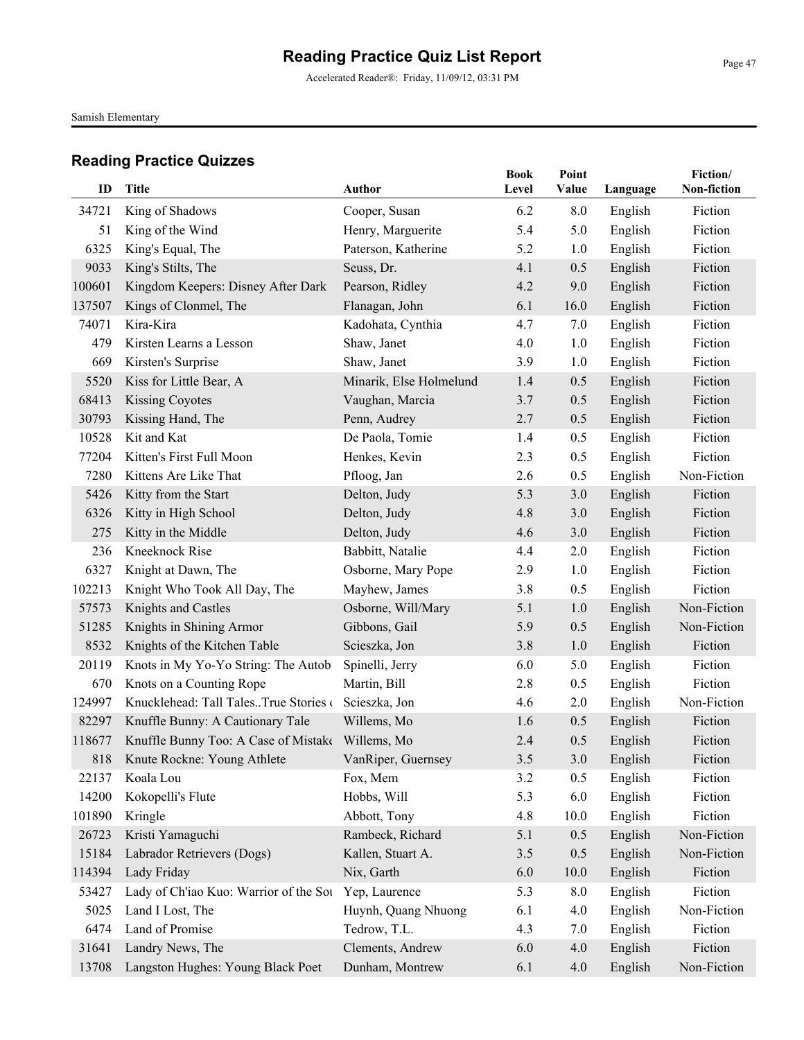# Reading Practice Quiz List Report

Accelerated Reader®: Friday, 11/09/12, 03:31 PM

Samish Elementary

## Reading Practice Quizzes

| ID | Title | Author | Book Level | Point Value | Language | Fiction/ Non-fiction |
|---|---|---|---|---|---|---|
| 34721 | King of Shadows | Cooper, Susan | 6.2 | 8.0 | English | Fiction |
| 51 | King of the Wind | Henry, Marguerite | 5.4 | 5.0 | English | Fiction |
| 6325 | King's Equal, The | Paterson, Katherine | 5.2 | 1.0 | English | Fiction |
| 9033 | King's Stilts, The | Seuss, Dr. | 4.1 | 0.5 | English | Fiction |
| 100601 | Kingdom Keepers: Disney After Dark | Pearson, Ridley | 4.2 | 9.0 | English | Fiction |
| 137507 | Kings of Clonmel, The | Flanagan, John | 6.1 | 16.0 | English | Fiction |
| 74071 | Kira-Kira | Kadohata, Cynthia | 4.7 | 7.0 | English | Fiction |
| 479 | Kirsten Learns a Lesson | Shaw, Janet | 4.0 | 1.0 | English | Fiction |
| 669 | Kirsten's Surprise | Shaw, Janet | 3.9 | 1.0 | English | Fiction |
| 5520 | Kiss for Little Bear, A | Minarik, Else Holmelund | 1.4 | 0.5 | English | Fiction |
| 68413 | Kissing Coyotes | Vaughan, Marcia | 3.7 | 0.5 | English | Fiction |
| 30793 | Kissing Hand, The | Penn, Audrey | 2.7 | 0.5 | English | Fiction |
| 10528 | Kit and Kat | De Paola, Tomie | 1.4 | 0.5 | English | Fiction |
| 77204 | Kitten's First Full Moon | Henkes, Kevin | 2.3 | 0.5 | English | Fiction |
| 7280 | Kittens Are Like That | Pfloog, Jan | 2.6 | 0.5 | English | Non-Fiction |
| 5426 | Kitty from the Start | Delton, Judy | 5.3 | 3.0 | English | Fiction |
| 6326 | Kitty in High School | Delton, Judy | 4.8 | 3.0 | English | Fiction |
| 275 | Kitty in the Middle | Delton, Judy | 4.6 | 3.0 | English | Fiction |
| 236 | Kneeknock Rise | Babbitt, Natalie | 4.4 | 2.0 | English | Fiction |
| 6327 | Knight at Dawn, The | Osborne, Mary Pope | 2.9 | 1.0 | English | Fiction |
| 102213 | Knight Who Took All Day, The | Mayhew, James | 3.8 | 0.5 | English | Fiction |
| 57573 | Knights and Castles | Osborne, Will/Mary | 5.1 | 1.0 | English | Non-Fiction |
| 51285 | Knights in Shining Armor | Gibbons, Gail | 5.9 | 0.5 | English | Non-Fiction |
| 8532 | Knights of the Kitchen Table | Scieszka, Jon | 3.8 | 1.0 | English | Fiction |
| 20119 | Knots in My Yo-Yo String: The Autob | Spinelli, Jerry | 6.0 | 5.0 | English | Fiction |
| 670 | Knots on a Counting Rope | Martin, Bill | 2.8 | 0.5 | English | Fiction |
| 124997 | Knucklehead: Tall Tales..True Stories ( | Scieszka, Jon | 4.6 | 2.0 | English | Non-Fiction |
| 82297 | Knuffle Bunny: A Cautionary Tale | Willems, Mo | 1.6 | 0.5 | English | Fiction |
| 118677 | Knuffle Bunny Too: A Case of Mistake | Willems, Mo | 2.4 | 0.5 | English | Fiction |
| 818 | Knute Rockne: Young Athlete | VanRiper, Guernsey | 3.5 | 3.0 | English | Fiction |
| 22137 | Koala Lou | Fox, Mem | 3.2 | 0.5 | English | Fiction |
| 14200 | Kokopelli's Flute | Hobbs, Will | 5.3 | 6.0 | English | Fiction |
| 101890 | Kringle | Abbott, Tony | 4.8 | 10.0 | English | Fiction |
| 26723 | Kristi Yamaguchi | Rambeck, Richard | 5.1 | 0.5 | English | Non-Fiction |
| 15184 | Labrador Retrievers (Dogs) | Kallen, Stuart A. | 3.5 | 0.5 | English | Non-Fiction |
| 114394 | Lady Friday | Nix, Garth | 6.0 | 10.0 | English | Fiction |
| 53427 | Lady of Ch'iao Kuo: Warrior of the Sou | Yep, Laurence | 5.3 | 8.0 | English | Fiction |
| 5025 | Land I Lost, The | Huynh, Quang Nhuong | 6.1 | 4.0 | English | Non-Fiction |
| 6474 | Land of Promise | Tedrow, T.L. | 4.3 | 7.0 | English | Fiction |
| 31641 | Landry News, The | Clements, Andrew | 6.0 | 4.0 | English | Fiction |
| 13708 | Langston Hughes: Young Black Poet | Dunham, Montrew | 6.1 | 4.0 | English | Non-Fiction |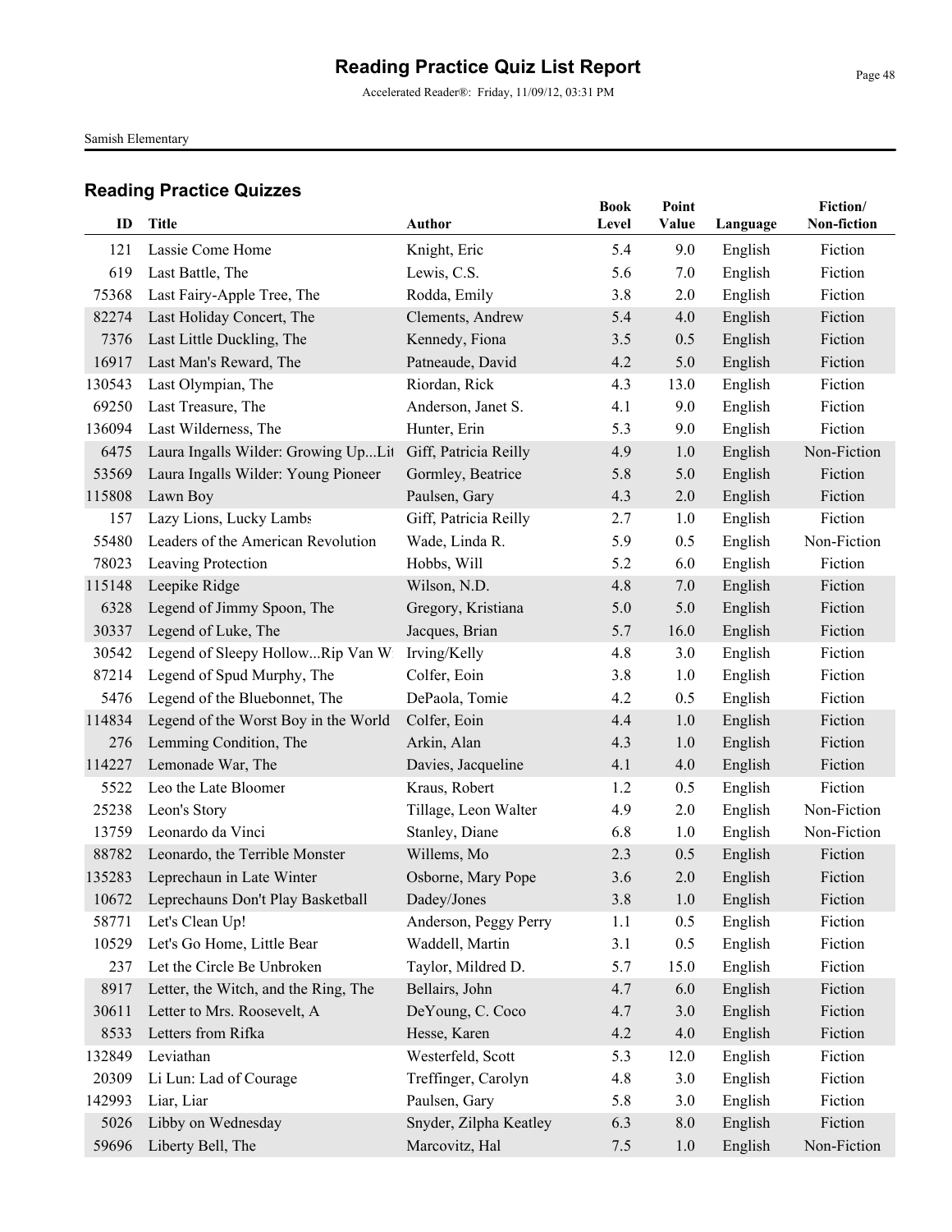# Reading Practice Quiz List Report

Accelerated Reader®: Friday, 11/09/12, 03:31 PM

Samish Elementary

## Reading Practice Quizzes

| ID | Title | Author | Book Level | Point Value | Language | Fiction/ Non-fiction |
|---|---|---|---|---|---|---|
| 121 | Lassie Come Home | Knight, Eric | 5.4 | 9.0 | English | Fiction |
| 619 | Last Battle, The | Lewis, C.S. | 5.6 | 7.0 | English | Fiction |
| 75368 | Last Fairy-Apple Tree, The | Rodda, Emily | 3.8 | 2.0 | English | Fiction |
| 82274 | Last Holiday Concert, The | Clements, Andrew | 5.4 | 4.0 | English | Fiction |
| 7376 | Last Little Duckling, The | Kennedy, Fiona | 3.5 | 0.5 | English | Fiction |
| 16917 | Last Man's Reward, The | Patneaude, David | 4.2 | 5.0 | English | Fiction |
| 130543 | Last Olympian, The | Riordan, Rick | 4.3 | 13.0 | English | Fiction |
| 69250 | Last Treasure, The | Anderson, Janet S. | 4.1 | 9.0 | English | Fiction |
| 136094 | Last Wilderness, The | Hunter, Erin | 5.3 | 9.0 | English | Fiction |
| 6475 | Laura Ingalls Wilder: Growing Up...Lit | Giff, Patricia Reilly | 4.9 | 1.0 | English | Non-Fiction |
| 53569 | Laura Ingalls Wilder: Young Pioneer | Gormley, Beatrice | 5.8 | 5.0 | English | Fiction |
| 115808 | Lawn Boy | Paulsen, Gary | 4.3 | 2.0 | English | Fiction |
| 157 | Lazy Lions, Lucky Lambs | Giff, Patricia Reilly | 2.7 | 1.0 | English | Fiction |
| 55480 | Leaders of the American Revolution | Wade, Linda R. | 5.9 | 0.5 | English | Non-Fiction |
| 78023 | Leaving Protection | Hobbs, Will | 5.2 | 6.0 | English | Fiction |
| 115148 | Leepike Ridge | Wilson, N.D. | 4.8 | 7.0 | English | Fiction |
| 6328 | Legend of Jimmy Spoon, The | Gregory, Kristiana | 5.0 | 5.0 | English | Fiction |
| 30337 | Legend of Luke, The | Jacques, Brian | 5.7 | 16.0 | English | Fiction |
| 30542 | Legend of Sleepy Hollow...Rip Van W | Irving/Kelly | 4.8 | 3.0 | English | Fiction |
| 87214 | Legend of Spud Murphy, The | Colfer, Eoin | 3.8 | 1.0 | English | Fiction |
| 5476 | Legend of the Bluebonnet, The | DePaola, Tomie | 4.2 | 0.5 | English | Fiction |
| 114834 | Legend of the Worst Boy in the World | Colfer, Eoin | 4.4 | 1.0 | English | Fiction |
| 276 | Lemming Condition, The | Arkin, Alan | 4.3 | 1.0 | English | Fiction |
| 114227 | Lemonade War, The | Davies, Jacqueline | 4.1 | 4.0 | English | Fiction |
| 5522 | Leo the Late Bloomer | Kraus, Robert | 1.2 | 0.5 | English | Fiction |
| 25238 | Leon's Story | Tillage, Leon Walter | 4.9 | 2.0 | English | Non-Fiction |
| 13759 | Leonardo da Vinci | Stanley, Diane | 6.8 | 1.0 | English | Non-Fiction |
| 88782 | Leonardo, the Terrible Monster | Willems, Mo | 2.3 | 0.5 | English | Fiction |
| 135283 | Leprechaun in Late Winter | Osborne, Mary Pope | 3.6 | 2.0 | English | Fiction |
| 10672 | Leprechauns Don't Play Basketball | Dadey/Jones | 3.8 | 1.0 | English | Fiction |
| 58771 | Let's Clean Up! | Anderson, Peggy Perry | 1.1 | 0.5 | English | Fiction |
| 10529 | Let's Go Home, Little Bear | Waddell, Martin | 3.1 | 0.5 | English | Fiction |
| 237 | Let the Circle Be Unbroken | Taylor, Mildred D. | 5.7 | 15.0 | English | Fiction |
| 8917 | Letter, the Witch, and the Ring, The | Bellairs, John | 4.7 | 6.0 | English | Fiction |
| 30611 | Letter to Mrs. Roosevelt, A | DeYoung, C. Coco | 4.7 | 3.0 | English | Fiction |
| 8533 | Letters from Rifka | Hesse, Karen | 4.2 | 4.0 | English | Fiction |
| 132849 | Leviathan | Westerfeld, Scott | 5.3 | 12.0 | English | Fiction |
| 20309 | Li Lun: Lad of Courage | Treffinger, Carolyn | 4.8 | 3.0 | English | Fiction |
| 142993 | Liar, Liar | Paulsen, Gary | 5.8 | 3.0 | English | Fiction |
| 5026 | Libby on Wednesday | Snyder, Zilpha Keatley | 6.3 | 8.0 | English | Fiction |
| 59696 | Liberty Bell, The | Marcovitz, Hal | 7.5 | 1.0 | English | Non-Fiction |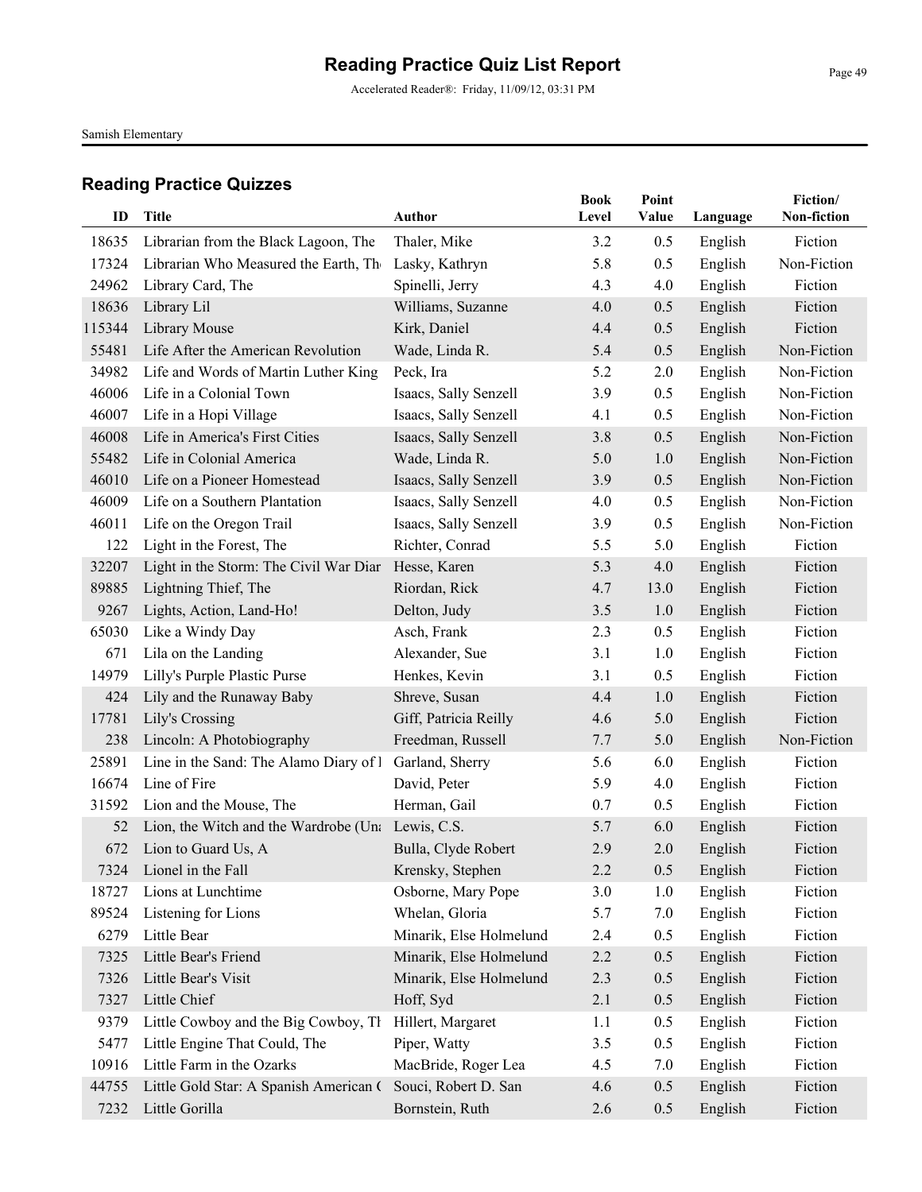# Reading Practice Quiz List Report

Accelerated Reader®: Friday, 11/09/12, 03:31 PM

Samish Elementary

## Reading Practice Quizzes

| ID | Title | Author | Book Level | Point Value | Language | Fiction/ Non-fiction |
|---|---|---|---|---|---|---|
| 18635 | Librarian from the Black Lagoon, The | Thaler, Mike | 3.2 | 0.5 | English | Fiction |
| 17324 | Librarian Who Measured the Earth, Th | Lasky, Kathryn | 5.8 | 0.5 | English | Non-Fiction |
| 24962 | Library Card, The | Spinelli, Jerry | 4.3 | 4.0 | English | Fiction |
| 18636 | Library Lil | Williams, Suzanne | 4.0 | 0.5 | English | Fiction |
| 115344 | Library Mouse | Kirk, Daniel | 4.4 | 0.5 | English | Fiction |
| 55481 | Life After the American Revolution | Wade, Linda R. | 5.4 | 0.5 | English | Non-Fiction |
| 34982 | Life and Words of Martin Luther King | Peck, Ira | 5.2 | 2.0 | English | Non-Fiction |
| 46006 | Life in a Colonial Town | Isaacs, Sally Senzell | 3.9 | 0.5 | English | Non-Fiction |
| 46007 | Life in a Hopi Village | Isaacs, Sally Senzell | 4.1 | 0.5 | English | Non-Fiction |
| 46008 | Life in America's First Cities | Isaacs, Sally Senzell | 3.8 | 0.5 | English | Non-Fiction |
| 55482 | Life in Colonial America | Wade, Linda R. | 5.0 | 1.0 | English | Non-Fiction |
| 46010 | Life on a Pioneer Homestead | Isaacs, Sally Senzell | 3.9 | 0.5 | English | Non-Fiction |
| 46009 | Life on a Southern Plantation | Isaacs, Sally Senzell | 4.0 | 0.5 | English | Non-Fiction |
| 46011 | Life on the Oregon Trail | Isaacs, Sally Senzell | 3.9 | 0.5 | English | Non-Fiction |
| 122 | Light in the Forest, The | Richter, Conrad | 5.5 | 5.0 | English | Fiction |
| 32207 | Light in the Storm: The Civil War Diar | Hesse, Karen | 5.3 | 4.0 | English | Fiction |
| 89885 | Lightning Thief, The | Riordan, Rick | 4.7 | 13.0 | English | Fiction |
| 9267 | Lights, Action, Land-Ho! | Delton, Judy | 3.5 | 1.0 | English | Fiction |
| 65030 | Like a Windy Day | Asch, Frank | 2.3 | 0.5 | English | Fiction |
| 671 | Lila on the Landing | Alexander, Sue | 3.1 | 1.0 | English | Fiction |
| 14979 | Lilly's Purple Plastic Purse | Henkes, Kevin | 3.1 | 0.5 | English | Fiction |
| 424 | Lily and the Runaway Baby | Shreve, Susan | 4.4 | 1.0 | English | Fiction |
| 17781 | Lily's Crossing | Giff, Patricia Reilly | 4.6 | 5.0 | English | Fiction |
| 238 | Lincoln: A Photobiography | Freedman, Russell | 7.7 | 5.0 | English | Non-Fiction |
| 25891 | Line in the Sand: The Alamo Diary of l | Garland, Sherry | 5.6 | 6.0 | English | Fiction |
| 16674 | Line of Fire | David, Peter | 5.9 | 4.0 | English | Fiction |
| 31592 | Lion and the Mouse, The | Herman, Gail | 0.7 | 0.5 | English | Fiction |
| 52 | Lion, the Witch and the Wardrobe (Una | Lewis, C.S. | 5.7 | 6.0 | English | Fiction |
| 672 | Lion to Guard Us, A | Bulla, Clyde Robert | 2.9 | 2.0 | English | Fiction |
| 7324 | Lionel in the Fall | Krensky, Stephen | 2.2 | 0.5 | English | Fiction |
| 18727 | Lions at Lunchtime | Osborne, Mary Pope | 3.0 | 1.0 | English | Fiction |
| 89524 | Listening for Lions | Whelan, Gloria | 5.7 | 7.0 | English | Fiction |
| 6279 | Little Bear | Minarik, Else Holmelund | 2.4 | 0.5 | English | Fiction |
| 7325 | Little Bear's Friend | Minarik, Else Holmelund | 2.2 | 0.5 | English | Fiction |
| 7326 | Little Bear's Visit | Minarik, Else Holmelund | 2.3 | 0.5 | English | Fiction |
| 7327 | Little Chief | Hoff, Syd | 2.1 | 0.5 | English | Fiction |
| 9379 | Little Cowboy and the Big Cowboy, Th | Hillert, Margaret | 1.1 | 0.5 | English | Fiction |
| 5477 | Little Engine That Could, The | Piper, Watty | 3.5 | 0.5 | English | Fiction |
| 10916 | Little Farm in the Ozarks | MacBride, Roger Lea | 4.5 | 7.0 | English | Fiction |
| 44755 | Little Gold Star: A Spanish American ( | Souci, Robert D. San | 4.6 | 0.5 | English | Fiction |
| 7232 | Little Gorilla | Bornstein, Ruth | 2.6 | 0.5 | English | Fiction |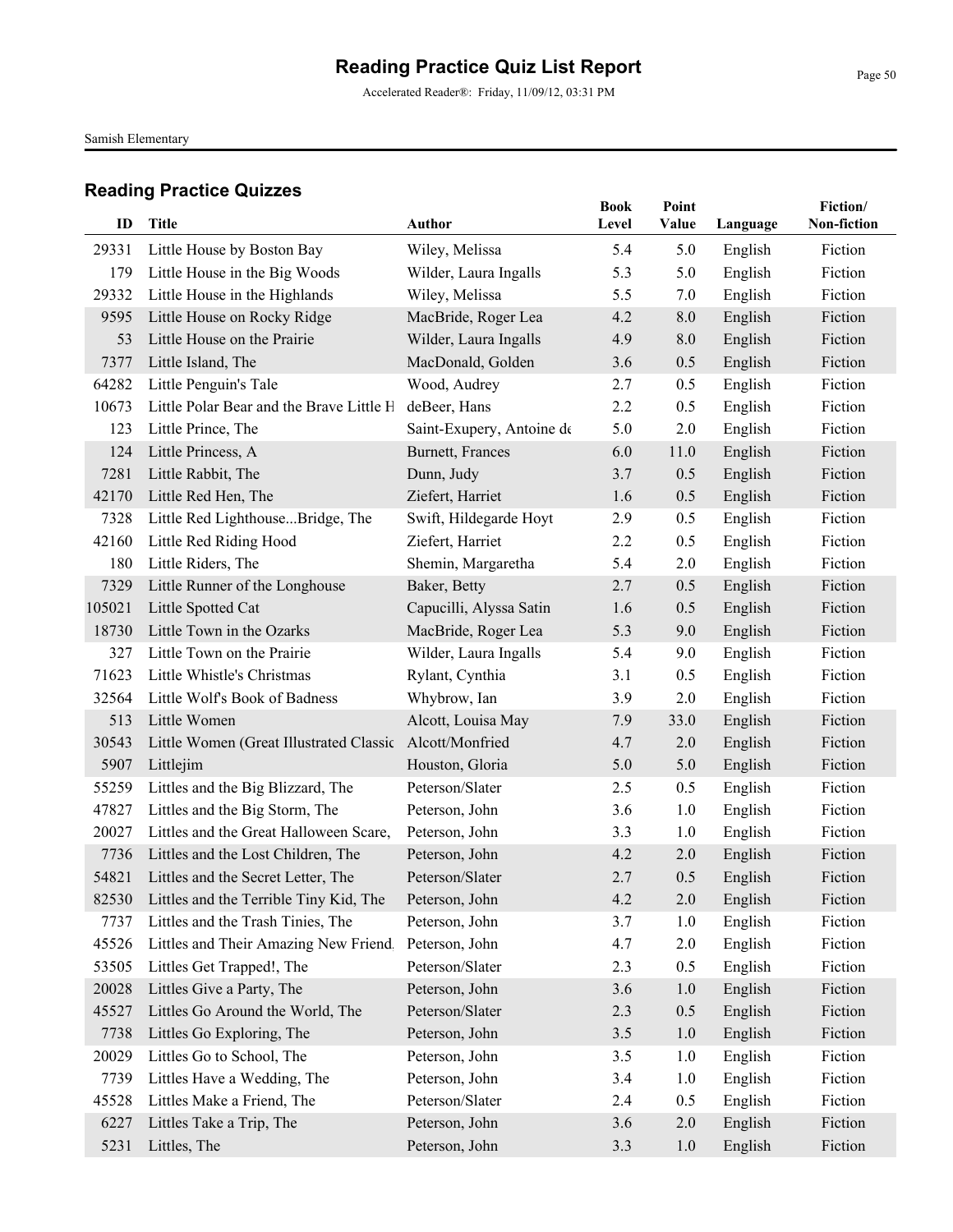# Reading Practice Quiz List Report

Accelerated Reader®: Friday, 11/09/12, 03:31 PM

Samish Elementary

## Reading Practice Quizzes

| ID | Title | Author | Book Level | Point Value | Language | Fiction/ Non-fiction |
|---|---|---|---|---|---|---|
| 29331 | Little House by Boston Bay | Wiley, Melissa | 5.4 | 5.0 | English | Fiction |
| 179 | Little House in the Big Woods | Wilder, Laura Ingalls | 5.3 | 5.0 | English | Fiction |
| 29332 | Little House in the Highlands | Wiley, Melissa | 5.5 | 7.0 | English | Fiction |
| 9595 | Little House on Rocky Ridge | MacBride, Roger Lea | 4.2 | 8.0 | English | Fiction |
| 53 | Little House on the Prairie | Wilder, Laura Ingalls | 4.9 | 8.0 | English | Fiction |
| 7377 | Little Island, The | MacDonald, Golden | 3.6 | 0.5 | English | Fiction |
| 64282 | Little Penguin's Tale | Wood, Audrey | 2.7 | 0.5 | English | Fiction |
| 10673 | Little Polar Bear and the Brave Little H | deBeer, Hans | 2.2 | 0.5 | English | Fiction |
| 123 | Little Prince, The | Saint-Exupery, Antoine de | 5.0 | 2.0 | English | Fiction |
| 124 | Little Princess, A | Burnett, Frances | 6.0 | 11.0 | English | Fiction |
| 7281 | Little Rabbit, The | Dunn, Judy | 3.7 | 0.5 | English | Fiction |
| 42170 | Little Red Hen, The | Ziefert, Harriet | 1.6 | 0.5 | English | Fiction |
| 7328 | Little Red Lighthouse...Bridge, The | Swift, Hildegarde Hoyt | 2.9 | 0.5 | English | Fiction |
| 42160 | Little Red Riding Hood | Ziefert, Harriet | 2.2 | 0.5 | English | Fiction |
| 180 | Little Riders, The | Shemin, Margaretha | 5.4 | 2.0 | English | Fiction |
| 7329 | Little Runner of the Longhouse | Baker, Betty | 2.7 | 0.5 | English | Fiction |
| 105021 | Little Spotted Cat | Capucilli, Alyssa Satin | 1.6 | 0.5 | English | Fiction |
| 18730 | Little Town in the Ozarks | MacBride, Roger Lea | 5.3 | 9.0 | English | Fiction |
| 327 | Little Town on the Prairie | Wilder, Laura Ingalls | 5.4 | 9.0 | English | Fiction |
| 71623 | Little Whistle's Christmas | Rylant, Cynthia | 3.1 | 0.5 | English | Fiction |
| 32564 | Little Wolf's Book of Badness | Whybrow, Ian | 3.9 | 2.0 | English | Fiction |
| 513 | Little Women | Alcott, Louisa May | 7.9 | 33.0 | English | Fiction |
| 30543 | Little Women (Great Illustrated Classic | Alcott/Monfried | 4.7 | 2.0 | English | Fiction |
| 5907 | Littlejim | Houston, Gloria | 5.0 | 5.0 | English | Fiction |
| 55259 | Littles and the Big Blizzard, The | Peterson/Slater | 2.5 | 0.5 | English | Fiction |
| 47827 | Littles and the Big Storm, The | Peterson, John | 3.6 | 1.0 | English | Fiction |
| 20027 | Littles and the Great Halloween Scare, | Peterson, John | 3.3 | 1.0 | English | Fiction |
| 7736 | Littles and the Lost Children, The | Peterson, John | 4.2 | 2.0 | English | Fiction |
| 54821 | Littles and the Secret Letter, The | Peterson/Slater | 2.7 | 0.5 | English | Fiction |
| 82530 | Littles and the Terrible Tiny Kid, The | Peterson, John | 4.2 | 2.0 | English | Fiction |
| 7737 | Littles and the Trash Tinies, The | Peterson, John | 3.7 | 1.0 | English | Fiction |
| 45526 | Littles and Their Amazing New Friend, | Peterson, John | 4.7 | 2.0 | English | Fiction |
| 53505 | Littles Get Trapped!, The | Peterson/Slater | 2.3 | 0.5 | English | Fiction |
| 20028 | Littles Give a Party, The | Peterson, John | 3.6 | 1.0 | English | Fiction |
| 45527 | Littles Go Around the World, The | Peterson/Slater | 2.3 | 0.5 | English | Fiction |
| 7738 | Littles Go Exploring, The | Peterson, John | 3.5 | 1.0 | English | Fiction |
| 20029 | Littles Go to School, The | Peterson, John | 3.5 | 1.0 | English | Fiction |
| 7739 | Littles Have a Wedding, The | Peterson, John | 3.4 | 1.0 | English | Fiction |
| 45528 | Littles Make a Friend, The | Peterson/Slater | 2.4 | 0.5 | English | Fiction |
| 6227 | Littles Take a Trip, The | Peterson, John | 3.6 | 2.0 | English | Fiction |
| 5231 | Littles, The | Peterson, John | 3.3 | 1.0 | English | Fiction |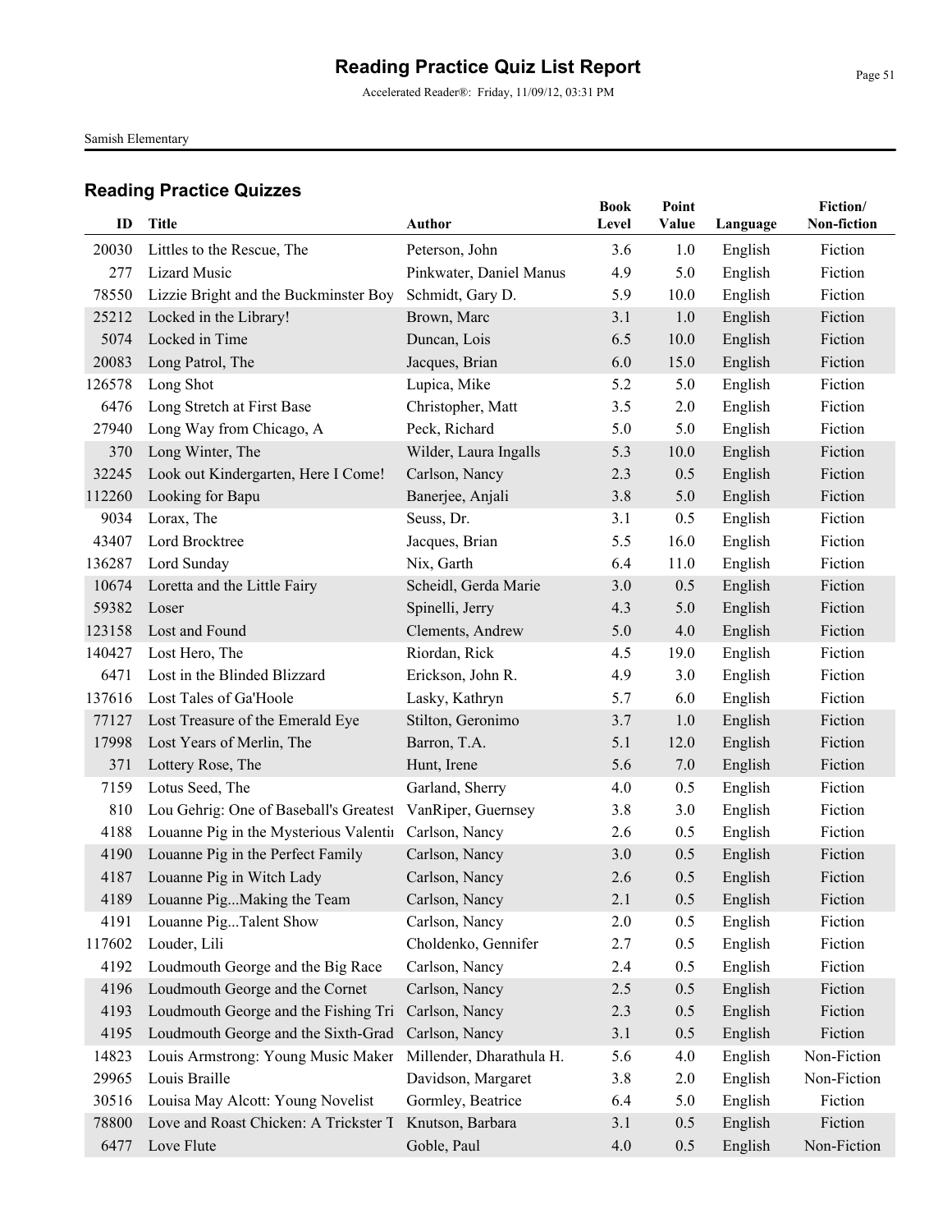# Reading Practice Quiz List Report

Accelerated Reader®: Friday, 11/09/12, 03:31 PM

Samish Elementary

## Reading Practice Quizzes

| ID | Title | Author | Book Level | Point Value | Language | Fiction/ Non-fiction |
|---|---|---|---|---|---|---|
| 20030 | Littles to the Rescue, The | Peterson, John | 3.6 | 1.0 | English | Fiction |
| 277 | Lizard Music | Pinkwater, Daniel Manus | 4.9 | 5.0 | English | Fiction |
| 78550 | Lizzie Bright and the Buckminster Boy | Schmidt, Gary D. | 5.9 | 10.0 | English | Fiction |
| 25212 | Locked in the Library! | Brown, Marc | 3.1 | 1.0 | English | Fiction |
| 5074 | Locked in Time | Duncan, Lois | 6.5 | 10.0 | English | Fiction |
| 20083 | Long Patrol, The | Jacques, Brian | 6.0 | 15.0 | English | Fiction |
| 126578 | Long Shot | Lupica, Mike | 5.2 | 5.0 | English | Fiction |
| 6476 | Long Stretch at First Base | Christopher, Matt | 3.5 | 2.0 | English | Fiction |
| 27940 | Long Way from Chicago, A | Peck, Richard | 5.0 | 5.0 | English | Fiction |
| 370 | Long Winter, The | Wilder, Laura Ingalls | 5.3 | 10.0 | English | Fiction |
| 32245 | Look out Kindergarten, Here I Come! | Carlson, Nancy | 2.3 | 0.5 | English | Fiction |
| 112260 | Looking for Bapu | Banerjee, Anjali | 3.8 | 5.0 | English | Fiction |
| 9034 | Lorax, The | Seuss, Dr. | 3.1 | 0.5 | English | Fiction |
| 43407 | Lord Brocktree | Jacques, Brian | 5.5 | 16.0 | English | Fiction |
| 136287 | Lord Sunday | Nix, Garth | 6.4 | 11.0 | English | Fiction |
| 10674 | Loretta and the Little Fairy | Scheidl, Gerda Marie | 3.0 | 0.5 | English | Fiction |
| 59382 | Loser | Spinelli, Jerry | 4.3 | 5.0 | English | Fiction |
| 123158 | Lost and Found | Clements, Andrew | 5.0 | 4.0 | English | Fiction |
| 140427 | Lost Hero, The | Riordan, Rick | 4.5 | 19.0 | English | Fiction |
| 6471 | Lost in the Blinded Blizzard | Erickson, John R. | 4.9 | 3.0 | English | Fiction |
| 137616 | Lost Tales of Ga'Hoole | Lasky, Kathryn | 5.7 | 6.0 | English | Fiction |
| 77127 | Lost Treasure of the Emerald Eye | Stilton, Geronimo | 3.7 | 1.0 | English | Fiction |
| 17998 | Lost Years of Merlin, The | Barron, T.A. | 5.1 | 12.0 | English | Fiction |
| 371 | Lottery Rose, The | Hunt, Irene | 5.6 | 7.0 | English | Fiction |
| 7159 | Lotus Seed, The | Garland, Sherry | 4.0 | 0.5 | English | Fiction |
| 810 | Lou Gehrig: One of Baseball's Greatest | VanRiper, Guernsey | 3.8 | 3.0 | English | Fiction |
| 4188 | Louanne Pig in the Mysterious Valentin | Carlson, Nancy | 2.6 | 0.5 | English | Fiction |
| 4190 | Louanne Pig in the Perfect Family | Carlson, Nancy | 3.0 | 0.5 | English | Fiction |
| 4187 | Louanne Pig in Witch Lady | Carlson, Nancy | 2.6 | 0.5 | English | Fiction |
| 4189 | Louanne Pig...Making the Team | Carlson, Nancy | 2.1 | 0.5 | English | Fiction |
| 4191 | Louanne Pig...Talent Show | Carlson, Nancy | 2.0 | 0.5 | English | Fiction |
| 117602 | Louder, Lili | Choldenko, Gennifer | 2.7 | 0.5 | English | Fiction |
| 4192 | Loudmouth George and the Big Race | Carlson, Nancy | 2.4 | 0.5 | English | Fiction |
| 4196 | Loudmouth George and the Cornet | Carlson, Nancy | 2.5 | 0.5 | English | Fiction |
| 4193 | Loudmouth George and the Fishing Tri | Carlson, Nancy | 2.3 | 0.5 | English | Fiction |
| 4195 | Loudmouth George and the Sixth-Grad | Carlson, Nancy | 3.1 | 0.5 | English | Fiction |
| 14823 | Louis Armstrong: Young Music Maker | Millender, Dharathula H. | 5.6 | 4.0 | English | Non-Fiction |
| 29965 | Louis Braille | Davidson, Margaret | 3.8 | 2.0 | English | Non-Fiction |
| 30516 | Louisa May Alcott: Young Novelist | Gormley, Beatrice | 6.4 | 5.0 | English | Fiction |
| 78800 | Love and Roast Chicken: A Trickster T | Knutson, Barbara | 3.1 | 0.5 | English | Fiction |
| 6477 | Love Flute | Goble, Paul | 4.0 | 0.5 | English | Non-Fiction |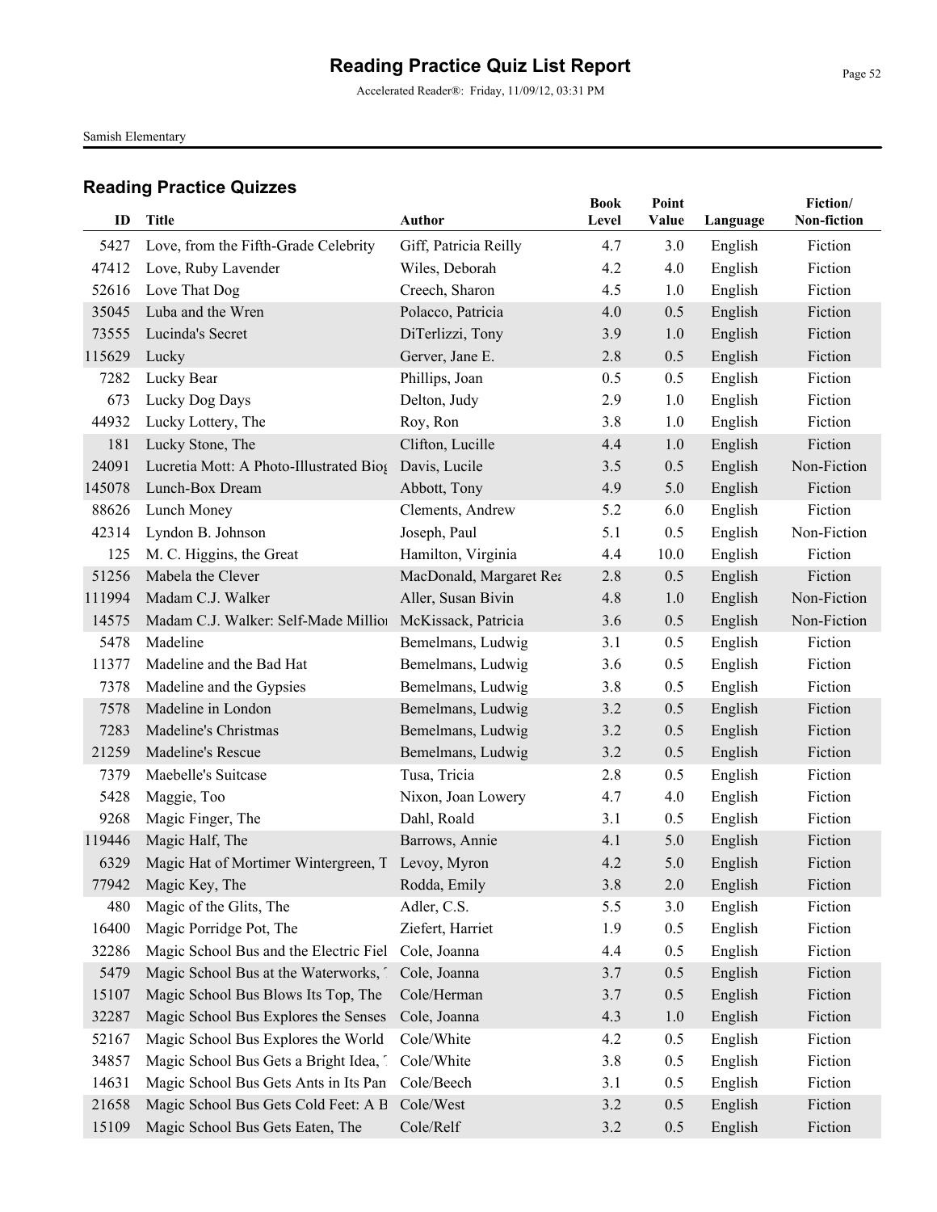# Reading Practice Quiz List Report

Accelerated Reader®: Friday, 11/09/12, 03:31 PM

Samish Elementary

## Reading Practice Quizzes

| ID | Title | Author | Book Level | Point Value | Language | Fiction/ Non-fiction |
|---|---|---|---|---|---|---|
| 5427 | Love, from the Fifth-Grade Celebrity | Giff, Patricia Reilly | 4.7 | 3.0 | English | Fiction |
| 47412 | Love, Ruby Lavender | Wiles, Deborah | 4.2 | 4.0 | English | Fiction |
| 52616 | Love That Dog | Creech, Sharon | 4.5 | 1.0 | English | Fiction |
| 35045 | Luba and the Wren | Polacco, Patricia | 4.0 | 0.5 | English | Fiction |
| 73555 | Lucinda's Secret | DiTerlizzi, Tony | 3.9 | 1.0 | English | Fiction |
| 115629 | Lucky | Gerver, Jane E. | 2.8 | 0.5 | English | Fiction |
| 7282 | Lucky Bear | Phillips, Joan | 0.5 | 0.5 | English | Fiction |
| 673 | Lucky Dog Days | Delton, Judy | 2.9 | 1.0 | English | Fiction |
| 44932 | Lucky Lottery, The | Roy, Ron | 3.8 | 1.0 | English | Fiction |
| 181 | Lucky Stone, The | Clifton, Lucille | 4.4 | 1.0 | English | Fiction |
| 24091 | Lucretia Mott: A Photo-Illustrated Biog | Davis, Lucile | 3.5 | 0.5 | English | Non-Fiction |
| 145078 | Lunch-Box Dream | Abbott, Tony | 4.9 | 5.0 | English | Fiction |
| 88626 | Lunch Money | Clements, Andrew | 5.2 | 6.0 | English | Fiction |
| 42314 | Lyndon B. Johnson | Joseph, Paul | 5.1 | 0.5 | English | Non-Fiction |
| 125 | M. C. Higgins, the Great | Hamilton, Virginia | 4.4 | 10.0 | English | Fiction |
| 51256 | Mabela the Clever | MacDonald, Margaret Rea | 2.8 | 0.5 | English | Fiction |
| 111994 | Madam C.J. Walker | Aller, Susan Bivin | 4.8 | 1.0 | English | Non-Fiction |
| 14575 | Madam C.J. Walker: Self-Made Millior | McKissack, Patricia | 3.6 | 0.5 | English | Non-Fiction |
| 5478 | Madeline | Bemelmans, Ludwig | 3.1 | 0.5 | English | Fiction |
| 11377 | Madeline and the Bad Hat | Bemelmans, Ludwig | 3.6 | 0.5 | English | Fiction |
| 7378 | Madeline and the Gypsies | Bemelmans, Ludwig | 3.8 | 0.5 | English | Fiction |
| 7578 | Madeline in London | Bemelmans, Ludwig | 3.2 | 0.5 | English | Fiction |
| 7283 | Madeline's Christmas | Bemelmans, Ludwig | 3.2 | 0.5 | English | Fiction |
| 21259 | Madeline's Rescue | Bemelmans, Ludwig | 3.2 | 0.5 | English | Fiction |
| 7379 | Maebelle's Suitcase | Tusa, Tricia | 2.8 | 0.5 | English | Fiction |
| 5428 | Maggie, Too | Nixon, Joan Lowery | 4.7 | 4.0 | English | Fiction |
| 9268 | Magic Finger, The | Dahl, Roald | 3.1 | 0.5 | English | Fiction |
| 119446 | Magic Half, The | Barrows, Annie | 4.1 | 5.0 | English | Fiction |
| 6329 | Magic Hat of Mortimer Wintergreen, T | Levoy, Myron | 4.2 | 5.0 | English | Fiction |
| 77942 | Magic Key, The | Rodda, Emily | 3.8 | 2.0 | English | Fiction |
| 480 | Magic of the Glits, The | Adler, C.S. | 5.5 | 3.0 | English | Fiction |
| 16400 | Magic Porridge Pot, The | Ziefert, Harriet | 1.9 | 0.5 | English | Fiction |
| 32286 | Magic School Bus and the Electric Fiel | Cole, Joanna | 4.4 | 0.5 | English | Fiction |
| 5479 | Magic School Bus at the Waterworks, ' | Cole, Joanna | 3.7 | 0.5 | English | Fiction |
| 15107 | Magic School Bus Blows Its Top, The | Cole/Herman | 3.7 | 0.5 | English | Fiction |
| 32287 | Magic School Bus Explores the Senses | Cole, Joanna | 4.3 | 1.0 | English | Fiction |
| 52167 | Magic School Bus Explores the World | Cole/White | 4.2 | 0.5 | English | Fiction |
| 34857 | Magic School Bus Gets a Bright Idea, ' | Cole/White | 3.8 | 0.5 | English | Fiction |
| 14631 | Magic School Bus Gets Ants in Its Pan | Cole/Beech | 3.1 | 0.5 | English | Fiction |
| 21658 | Magic School Bus Gets Cold Feet: A B | Cole/West | 3.2 | 0.5 | English | Fiction |
| 15109 | Magic School Bus Gets Eaten, The | Cole/Relf | 3.2 | 0.5 | English | Fiction |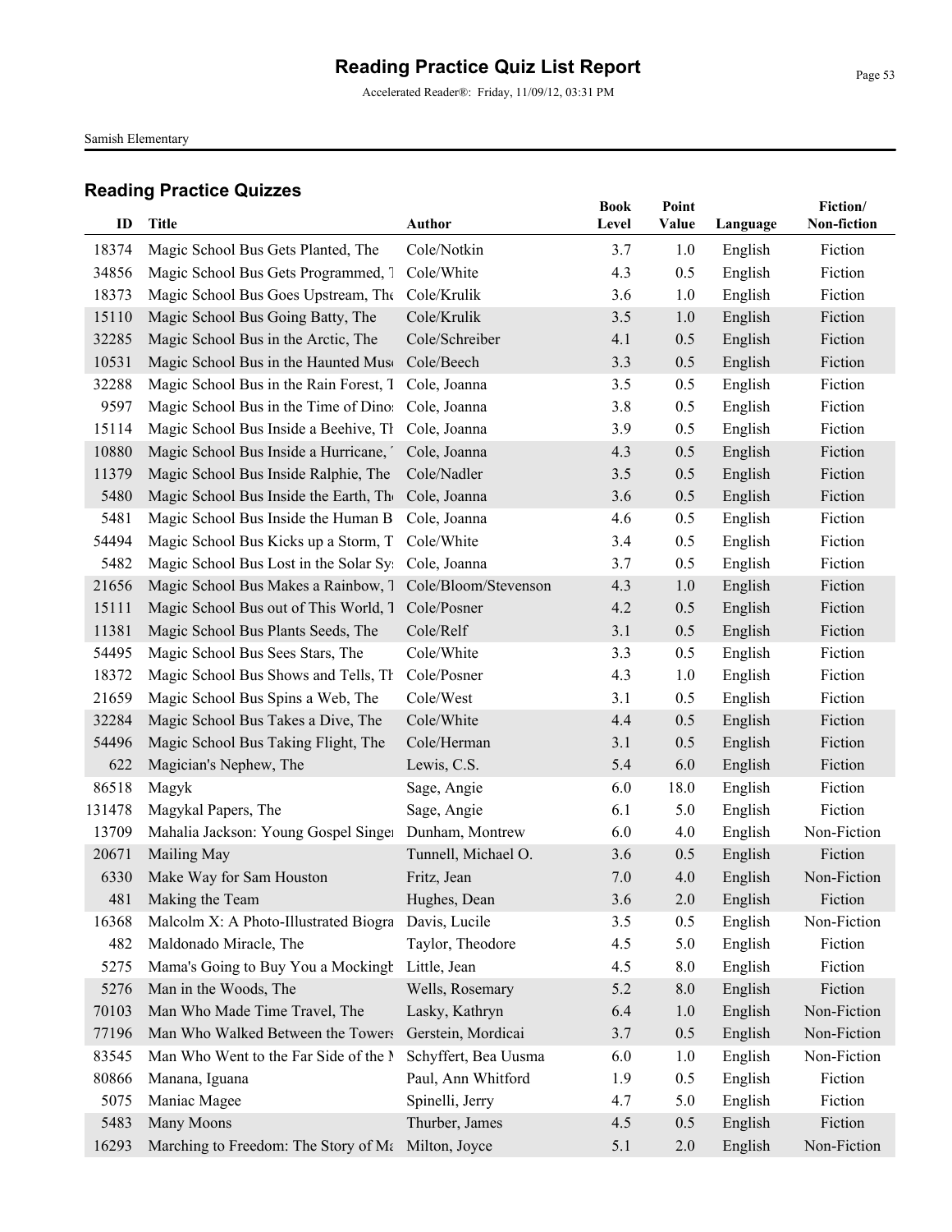# Reading Practice Quiz List Report

Accelerated Reader®: Friday, 11/09/12, 03:31 PM

Samish Elementary

## Reading Practice Quizzes

| ID | Title | Author | Book Level | Point Value | Language | Fiction/ Non-fiction |
|---|---|---|---|---|---|---|
| 18374 | Magic School Bus Gets Planted, The | Cole/Notkin | 3.7 | 1.0 | English | Fiction |
| 34856 | Magic School Bus Gets Programmed, T | Cole/White | 4.3 | 0.5 | English | Fiction |
| 18373 | Magic School Bus Goes Upstream, The | Cole/Krulik | 3.6 | 1.0 | English | Fiction |
| 15110 | Magic School Bus Going Batty, The | Cole/Krulik | 3.5 | 1.0 | English | Fiction |
| 32285 | Magic School Bus in the Arctic, The | Cole/Schreiber | 4.1 | 0.5 | English | Fiction |
| 10531 | Magic School Bus in the Haunted Muse | Cole/Beech | 3.3 | 0.5 | English | Fiction |
| 32288 | Magic School Bus in the Rain Forest, T | Cole, Joanna | 3.5 | 0.5 | English | Fiction |
| 9597 | Magic School Bus in the Time of Dinos | Cole, Joanna | 3.8 | 0.5 | English | Fiction |
| 15114 | Magic School Bus Inside a Beehive, Th | Cole, Joanna | 3.9 | 0.5 | English | Fiction |
| 10880 | Magic School Bus Inside a Hurricane, ' | Cole, Joanna | 4.3 | 0.5 | English | Fiction |
| 11379 | Magic School Bus Inside Ralphie, The | Cole/Nadler | 3.5 | 0.5 | English | Fiction |
| 5480 | Magic School Bus Inside the Earth, The | Cole, Joanna | 3.6 | 0.5 | English | Fiction |
| 5481 | Magic School Bus Inside the Human B | Cole, Joanna | 4.6 | 0.5 | English | Fiction |
| 54494 | Magic School Bus Kicks up a Storm, T | Cole/White | 3.4 | 0.5 | English | Fiction |
| 5482 | Magic School Bus Lost in the Solar Sy | Cole, Joanna | 3.7 | 0.5 | English | Fiction |
| 21656 | Magic School Bus Makes a Rainbow, T | Cole/Bloom/Stevenson | 4.3 | 1.0 | English | Fiction |
| 15111 | Magic School Bus out of This World, T | Cole/Posner | 4.2 | 0.5 | English | Fiction |
| 11381 | Magic School Bus Plants Seeds, The | Cole/Relf | 3.1 | 0.5 | English | Fiction |
| 54495 | Magic School Bus Sees Stars, The | Cole/White | 3.3 | 0.5 | English | Fiction |
| 18372 | Magic School Bus Shows and Tells, Th | Cole/Posner | 4.3 | 1.0 | English | Fiction |
| 21659 | Magic School Bus Spins a Web, The | Cole/West | 3.1 | 0.5 | English | Fiction |
| 32284 | Magic School Bus Takes a Dive, The | Cole/White | 4.4 | 0.5 | English | Fiction |
| 54496 | Magic School Bus Taking Flight, The | Cole/Herman | 3.1 | 0.5 | English | Fiction |
| 622 | Magician's Nephew, The | Lewis, C.S. | 5.4 | 6.0 | English | Fiction |
| 86518 | Magyk | Sage, Angie | 6.0 | 18.0 | English | Fiction |
| 131478 | Magykal Papers, The | Sage, Angie | 6.1 | 5.0 | English | Fiction |
| 13709 | Mahalia Jackson: Young Gospel Singer | Dunham, Montrew | 6.0 | 4.0 | English | Non-Fiction |
| 20671 | Mailing May | Tunnell, Michael O. | 3.6 | 0.5 | English | Fiction |
| 6330 | Make Way for Sam Houston | Fritz, Jean | 7.0 | 4.0 | English | Non-Fiction |
| 481 | Making the Team | Hughes, Dean | 3.6 | 2.0 | English | Fiction |
| 16368 | Malcolm X: A Photo-Illustrated Biogra | Davis, Lucile | 3.5 | 0.5 | English | Non-Fiction |
| 482 | Maldonado Miracle, The | Taylor, Theodore | 4.5 | 5.0 | English | Fiction |
| 5275 | Mama's Going to Buy You a Mockingb | Little, Jean | 4.5 | 8.0 | English | Fiction |
| 5276 | Man in the Woods, The | Wells, Rosemary | 5.2 | 8.0 | English | Fiction |
| 70103 | Man Who Made Time Travel, The | Lasky, Kathryn | 6.4 | 1.0 | English | Non-Fiction |
| 77196 | Man Who Walked Between the Towers | Gerstein, Mordicai | 3.7 | 0.5 | English | Non-Fiction |
| 83545 | Man Who Went to the Far Side of the M | Schyffert, Bea Uusma | 6.0 | 1.0 | English | Non-Fiction |
| 80866 | Manana, Iguana | Paul, Ann Whitford | 1.9 | 0.5 | English | Fiction |
| 5075 | Maniac Magee | Spinelli, Jerry | 4.7 | 5.0 | English | Fiction |
| 5483 | Many Moons | Thurber, James | 4.5 | 0.5 | English | Fiction |
| 16293 | Marching to Freedom: The Story of Ma | Milton, Joyce | 5.1 | 2.0 | English | Non-Fiction |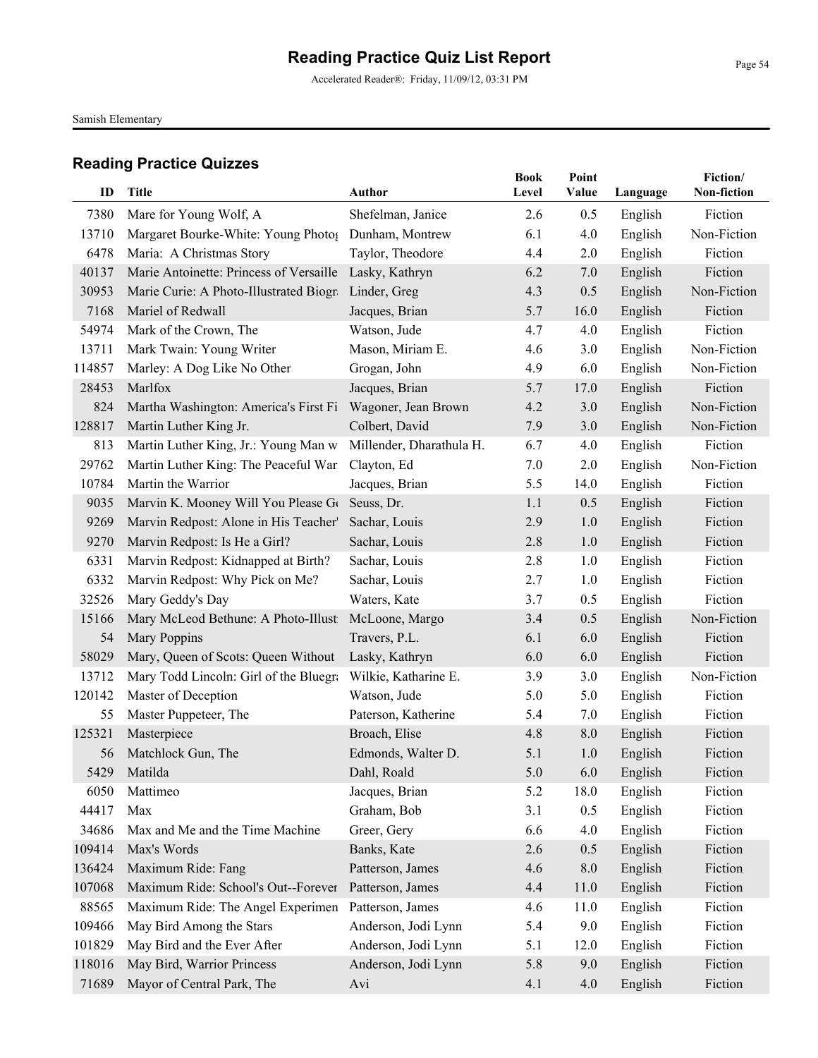# Reading Practice Quiz List Report

Accelerated Reader®: Friday, 11/09/12, 03:31 PM

Samish Elementary

## Reading Practice Quizzes

| ID | Title | Author | Book Level | Point Value | Language | Fiction/ Non-fiction |
|---|---|---|---|---|---|---|
| 7380 | Mare for Young Wolf, A | Shefelman, Janice | 2.6 | 0.5 | English | Fiction |
| 13710 | Margaret Bourke-White: Young Photog | Dunham, Montrew | 6.1 | 4.0 | English | Non-Fiction |
| 6478 | Maria: A Christmas Story | Taylor, Theodore | 4.4 | 2.0 | English | Fiction |
| 40137 | Marie Antoinette: Princess of Versaille | Lasky, Kathryn | 6.2 | 7.0 | English | Fiction |
| 30953 | Marie Curie: A Photo-Illustrated Biogr | Linder, Greg | 4.3 | 0.5 | English | Non-Fiction |
| 7168 | Mariel of Redwall | Jacques, Brian | 5.7 | 16.0 | English | Fiction |
| 54974 | Mark of the Crown, The | Watson, Jude | 4.7 | 4.0 | English | Fiction |
| 13711 | Mark Twain: Young Writer | Mason, Miriam E. | 4.6 | 3.0 | English | Non-Fiction |
| 114857 | Marley: A Dog Like No Other | Grogan, John | 4.9 | 6.0 | English | Non-Fiction |
| 28453 | Marlfox | Jacques, Brian | 5.7 | 17.0 | English | Fiction |
| 824 | Martha Washington: America's First Fi | Wagoner, Jean Brown | 4.2 | 3.0 | English | Non-Fiction |
| 128817 | Martin Luther King Jr. | Colbert, David | 7.9 | 3.0 | English | Non-Fiction |
| 813 | Martin Luther King, Jr.: Young Man w | Millender, Dharathula H. | 6.7 | 4.0 | English | Fiction |
| 29762 | Martin Luther King: The Peaceful War | Clayton, Ed | 7.0 | 2.0 | English | Non-Fiction |
| 10784 | Martin the Warrior | Jacques, Brian | 5.5 | 14.0 | English | Fiction |
| 9035 | Marvin K. Mooney Will You Please Go | Seuss, Dr. | 1.1 | 0.5 | English | Fiction |
| 9269 | Marvin Redpost: Alone in His Teacher' | Sachar, Louis | 2.9 | 1.0 | English | Fiction |
| 9270 | Marvin Redpost: Is He a Girl? | Sachar, Louis | 2.8 | 1.0 | English | Fiction |
| 6331 | Marvin Redpost: Kidnapped at Birth? | Sachar, Louis | 2.8 | 1.0 | English | Fiction |
| 6332 | Marvin Redpost: Why Pick on Me? | Sachar, Louis | 2.7 | 1.0 | English | Fiction |
| 32526 | Mary Geddy's Day | Waters, Kate | 3.7 | 0.5 | English | Fiction |
| 15166 | Mary McLeod Bethune: A Photo-Illust | McLoone, Margo | 3.4 | 0.5 | English | Non-Fiction |
| 54 | Mary Poppins | Travers, P.L. | 6.1 | 6.0 | English | Fiction |
| 58029 | Mary, Queen of Scots: Queen Without | Lasky, Kathryn | 6.0 | 6.0 | English | Fiction |
| 13712 | Mary Todd Lincoln: Girl of the Bluegra | Wilkie, Katharine E. | 3.9 | 3.0 | English | Non-Fiction |
| 120142 | Master of Deception | Watson, Jude | 5.0 | 5.0 | English | Fiction |
| 55 | Master Puppeteer, The | Paterson, Katherine | 5.4 | 7.0 | English | Fiction |
| 125321 | Masterpiece | Broach, Elise | 4.8 | 8.0 | English | Fiction |
| 56 | Matchlock Gun, The | Edmonds, Walter D. | 5.1 | 1.0 | English | Fiction |
| 5429 | Matilda | Dahl, Roald | 5.0 | 6.0 | English | Fiction |
| 6050 | Mattimeo | Jacques, Brian | 5.2 | 18.0 | English | Fiction |
| 44417 | Max | Graham, Bob | 3.1 | 0.5 | English | Fiction |
| 34686 | Max and Me and the Time Machine | Greer, Gery | 6.6 | 4.0 | English | Fiction |
| 109414 | Max's Words | Banks, Kate | 2.6 | 0.5 | English | Fiction |
| 136424 | Maximum Ride: Fang | Patterson, James | 4.6 | 8.0 | English | Fiction |
| 107068 | Maximum Ride: School's Out--Forever | Patterson, James | 4.4 | 11.0 | English | Fiction |
| 88565 | Maximum Ride: The Angel Experimen | Patterson, James | 4.6 | 11.0 | English | Fiction |
| 109466 | May Bird Among the Stars | Anderson, Jodi Lynn | 5.4 | 9.0 | English | Fiction |
| 101829 | May Bird and the Ever After | Anderson, Jodi Lynn | 5.1 | 12.0 | English | Fiction |
| 118016 | May Bird, Warrior Princess | Anderson, Jodi Lynn | 5.8 | 9.0 | English | Fiction |
| 71689 | Mayor of Central Park, The | Avi | 4.1 | 4.0 | English | Fiction |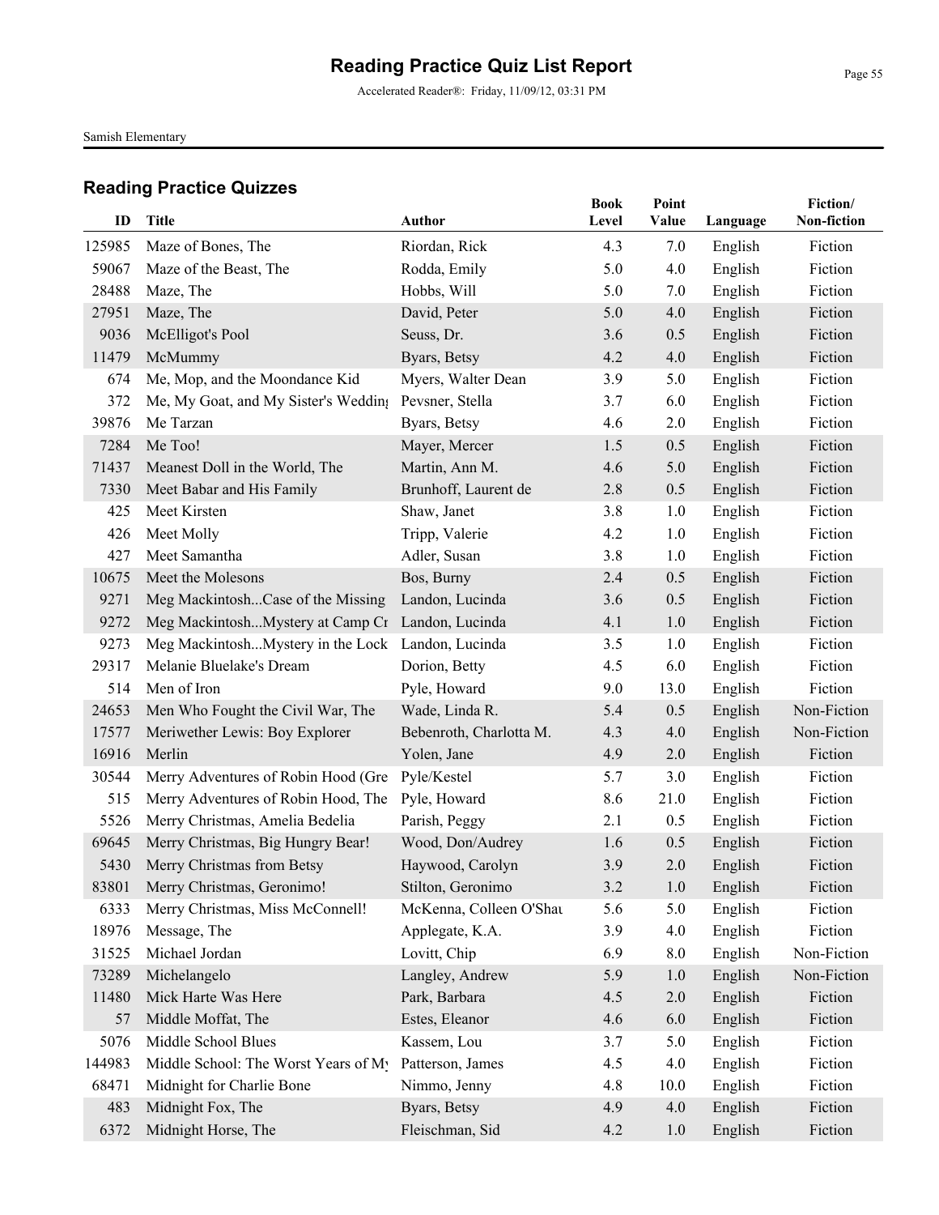# Reading Practice Quiz List Report

Accelerated Reader®: Friday, 11/09/12, 03:31 PM

Samish Elementary

## Reading Practice Quizzes

| ID | Title | Author | Book Level | Point Value | Language | Fiction/ Non-fiction |
|---|---|---|---|---|---|---|
| 125985 | Maze of Bones, The | Riordan, Rick | 4.3 | 7.0 | English | Fiction |
| 59067 | Maze of the Beast, The | Rodda, Emily | 5.0 | 4.0 | English | Fiction |
| 28488 | Maze, The | Hobbs, Will | 5.0 | 7.0 | English | Fiction |
| 27951 | Maze, The | David, Peter | 5.0 | 4.0 | English | Fiction |
| 9036 | McElligot's Pool | Seuss, Dr. | 3.6 | 0.5 | English | Fiction |
| 11479 | McMummy | Byars, Betsy | 4.2 | 4.0 | English | Fiction |
| 674 | Me, Mop, and the Moondance Kid | Myers, Walter Dean | 3.9 | 5.0 | English | Fiction |
| 372 | Me, My Goat, and My Sister's Wedding | Pevsner, Stella | 3.7 | 6.0 | English | Fiction |
| 39876 | Me Tarzan | Byars, Betsy | 4.6 | 2.0 | English | Fiction |
| 7284 | Me Too! | Mayer, Mercer | 1.5 | 0.5 | English | Fiction |
| 71437 | Meanest Doll in the World, The | Martin, Ann M. | 4.6 | 5.0 | English | Fiction |
| 7330 | Meet Babar and His Family | Brunhoff, Laurent de | 2.8 | 0.5 | English | Fiction |
| 425 | Meet Kirsten | Shaw, Janet | 3.8 | 1.0 | English | Fiction |
| 426 | Meet Molly | Tripp, Valerie | 4.2 | 1.0 | English | Fiction |
| 427 | Meet Samantha | Adler, Susan | 3.8 | 1.0 | English | Fiction |
| 10675 | Meet the Molesons | Bos, Burny | 2.4 | 0.5 | English | Fiction |
| 9271 | Meg Mackintosh...Case of the Missing | Landon, Lucinda | 3.6 | 0.5 | English | Fiction |
| 9272 | Meg Mackintosh...Mystery at Camp Cr | Landon, Lucinda | 4.1 | 1.0 | English | Fiction |
| 9273 | Meg Mackintosh...Mystery in the Lock | Landon, Lucinda | 3.5 | 1.0 | English | Fiction |
| 29317 | Melanie Bluelake's Dream | Dorion, Betty | 4.5 | 6.0 | English | Fiction |
| 514 | Men of Iron | Pyle, Howard | 9.0 | 13.0 | English | Fiction |
| 24653 | Men Who Fought the Civil War, The | Wade, Linda R. | 5.4 | 0.5 | English | Non-Fiction |
| 17577 | Meriwether Lewis: Boy Explorer | Bebenroth, Charlotta M. | 4.3 | 4.0 | English | Non-Fiction |
| 16916 | Merlin | Yolen, Jane | 4.9 | 2.0 | English | Fiction |
| 30544 | Merry Adventures of Robin Hood (Gre | Pyle/Kestel | 5.7 | 3.0 | English | Fiction |
| 515 | Merry Adventures of Robin Hood, The | Pyle, Howard | 8.6 | 21.0 | English | Fiction |
| 5526 | Merry Christmas, Amelia Bedelia | Parish, Peggy | 2.1 | 0.5 | English | Fiction |
| 69645 | Merry Christmas, Big Hungry Bear! | Wood, Don/Audrey | 1.6 | 0.5 | English | Fiction |
| 5430 | Merry Christmas from Betsy | Haywood, Carolyn | 3.9 | 2.0 | English | Fiction |
| 83801 | Merry Christmas, Geronimo! | Stilton, Geronimo | 3.2 | 1.0 | English | Fiction |
| 6333 | Merry Christmas, Miss McConnell! | McKenna, Colleen O'Shau | 5.6 | 5.0 | English | Fiction |
| 18976 | Message, The | Applegate, K.A. | 3.9 | 4.0 | English | Fiction |
| 31525 | Michael Jordan | Lovitt, Chip | 6.9 | 8.0 | English | Non-Fiction |
| 73289 | Michelangelo | Langley, Andrew | 5.9 | 1.0 | English | Non-Fiction |
| 11480 | Mick Harte Was Here | Park, Barbara | 4.5 | 2.0 | English | Fiction |
| 57 | Middle Moffat, The | Estes, Eleanor | 4.6 | 6.0 | English | Fiction |
| 5076 | Middle School Blues | Kassem, Lou | 3.7 | 5.0 | English | Fiction |
| 144983 | Middle School: The Worst Years of My | Patterson, James | 4.5 | 4.0 | English | Fiction |
| 68471 | Midnight for Charlie Bone | Nimmo, Jenny | 4.8 | 10.0 | English | Fiction |
| 483 | Midnight Fox, The | Byars, Betsy | 4.9 | 4.0 | English | Fiction |
| 6372 | Midnight Horse, The | Fleischman, Sid | 4.2 | 1.0 | English | Fiction |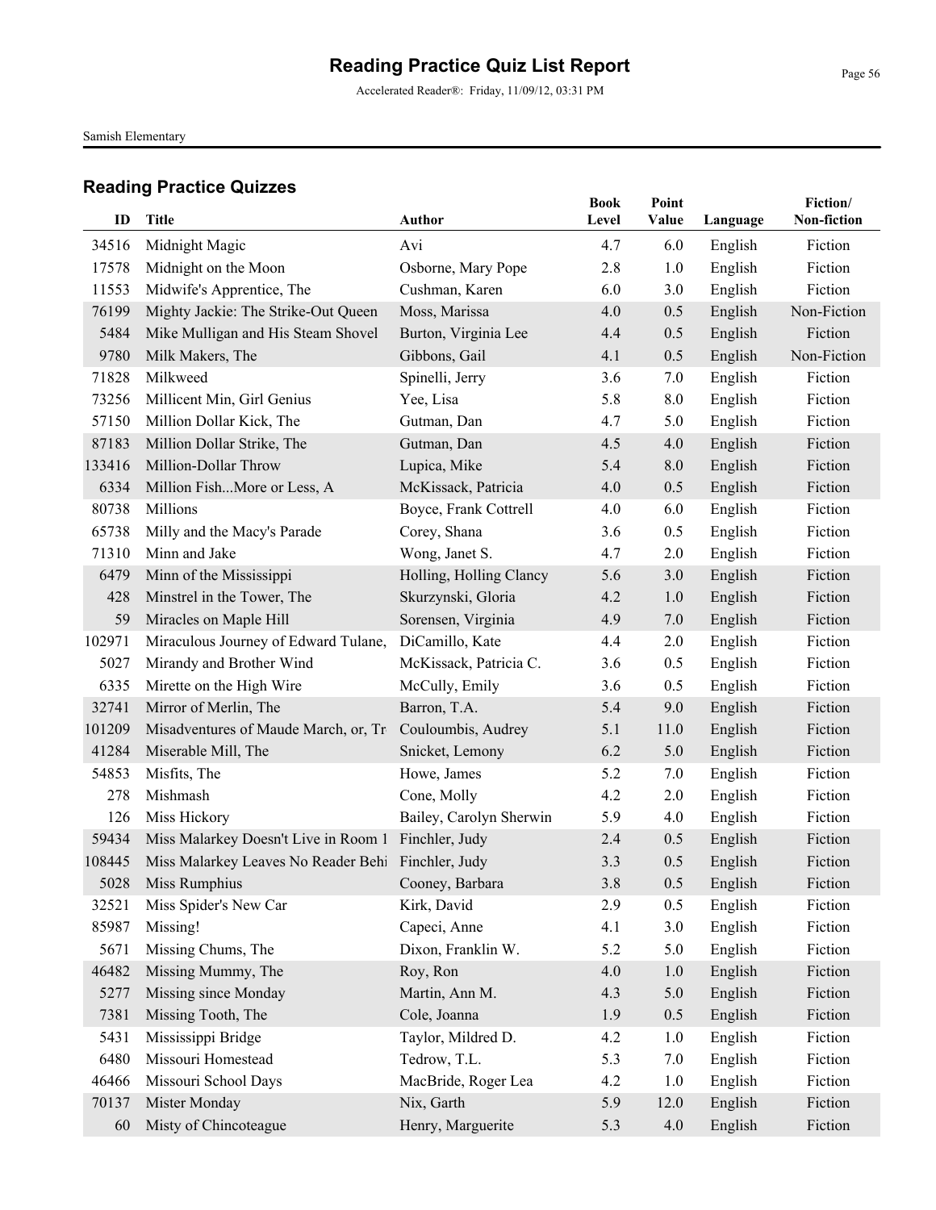# Reading Practice Quiz List Report

Accelerated Reader®: Friday, 11/09/12, 03:31 PM

Samish Elementary

## Reading Practice Quizzes

| ID | Title | Author | Book Level | Point Value | Language | Fiction/ Non-fiction |
|---|---|---|---|---|---|---|
| 34516 | Midnight Magic | Avi | 4.7 | 6.0 | English | Fiction |
| 17578 | Midnight on the Moon | Osborne, Mary Pope | 2.8 | 1.0 | English | Fiction |
| 11553 | Midwife's Apprentice, The | Cushman, Karen | 6.0 | 3.0 | English | Fiction |
| 76199 | Mighty Jackie: The Strike-Out Queen | Moss, Marissa | 4.0 | 0.5 | English | Non-Fiction |
| 5484 | Mike Mulligan and His Steam Shovel | Burton, Virginia Lee | 4.4 | 0.5 | English | Fiction |
| 9780 | Milk Makers, The | Gibbons, Gail | 4.1 | 0.5 | English | Non-Fiction |
| 71828 | Milkweed | Spinelli, Jerry | 3.6 | 7.0 | English | Fiction |
| 73256 | Millicent Min, Girl Genius | Yee, Lisa | 5.8 | 8.0 | English | Fiction |
| 57150 | Million Dollar Kick, The | Gutman, Dan | 4.7 | 5.0 | English | Fiction |
| 87183 | Million Dollar Strike, The | Gutman, Dan | 4.5 | 4.0 | English | Fiction |
| 133416 | Million-Dollar Throw | Lupica, Mike | 5.4 | 8.0 | English | Fiction |
| 6334 | Million Fish...More or Less, A | McKissack, Patricia | 4.0 | 0.5 | English | Fiction |
| 80738 | Millions | Boyce, Frank Cottrell | 4.0 | 6.0 | English | Fiction |
| 65738 | Milly and the Macy's Parade | Corey, Shana | 3.6 | 0.5 | English | Fiction |
| 71310 | Minn and Jake | Wong, Janet S. | 4.7 | 2.0 | English | Fiction |
| 6479 | Minn of the Mississippi | Holling, Holling Clancy | 5.6 | 3.0 | English | Fiction |
| 428 | Minstrel in the Tower, The | Skurzynski, Gloria | 4.2 | 1.0 | English | Fiction |
| 59 | Miracles on Maple Hill | Sorensen, Virginia | 4.9 | 7.0 | English | Fiction |
| 102971 | Miraculous Journey of Edward Tulane, | DiCamillo, Kate | 4.4 | 2.0 | English | Fiction |
| 5027 | Mirandy and Brother Wind | McKissack, Patricia C. | 3.6 | 0.5 | English | Fiction |
| 6335 | Mirette on the High Wire | McCully, Emily | 3.6 | 0.5 | English | Fiction |
| 32741 | Mirror of Merlin, The | Barron, T.A. | 5.4 | 9.0 | English | Fiction |
| 101209 | Misadventures of Maude March, or, Tr | Couloumbis, Audrey | 5.1 | 11.0 | English | Fiction |
| 41284 | Miserable Mill, The | Snicket, Lemony | 6.2 | 5.0 | English | Fiction |
| 54853 | Misfits, The | Howe, James | 5.2 | 7.0 | English | Fiction |
| 278 | Mishmash | Cone, Molly | 4.2 | 2.0 | English | Fiction |
| 126 | Miss Hickory | Bailey, Carolyn Sherwin | 5.9 | 4.0 | English | Fiction |
| 59434 | Miss Malarkey Doesn't Live in Room 1 | Finchler, Judy | 2.4 | 0.5 | English | Fiction |
| 108445 | Miss Malarkey Leaves No Reader Behi | Finchler, Judy | 3.3 | 0.5 | English | Fiction |
| 5028 | Miss Rumphius | Cooney, Barbara | 3.8 | 0.5 | English | Fiction |
| 32521 | Miss Spider's New Car | Kirk, David | 2.9 | 0.5 | English | Fiction |
| 85987 | Missing! | Capeci, Anne | 4.1 | 3.0 | English | Fiction |
| 5671 | Missing Chums, The | Dixon, Franklin W. | 5.2 | 5.0 | English | Fiction |
| 46482 | Missing Mummy, The | Roy, Ron | 4.0 | 1.0 | English | Fiction |
| 5277 | Missing since Monday | Martin, Ann M. | 4.3 | 5.0 | English | Fiction |
| 7381 | Missing Tooth, The | Cole, Joanna | 1.9 | 0.5 | English | Fiction |
| 5431 | Mississippi Bridge | Taylor, Mildred D. | 4.2 | 1.0 | English | Fiction |
| 6480 | Missouri Homestead | Tedrow, T.L. | 5.3 | 7.0 | English | Fiction |
| 46466 | Missouri School Days | MacBride, Roger Lea | 4.2 | 1.0 | English | Fiction |
| 70137 | Mister Monday | Nix, Garth | 5.9 | 12.0 | English | Fiction |
| 60 | Misty of Chincoteague | Henry, Marguerite | 5.3 | 4.0 | English | Fiction |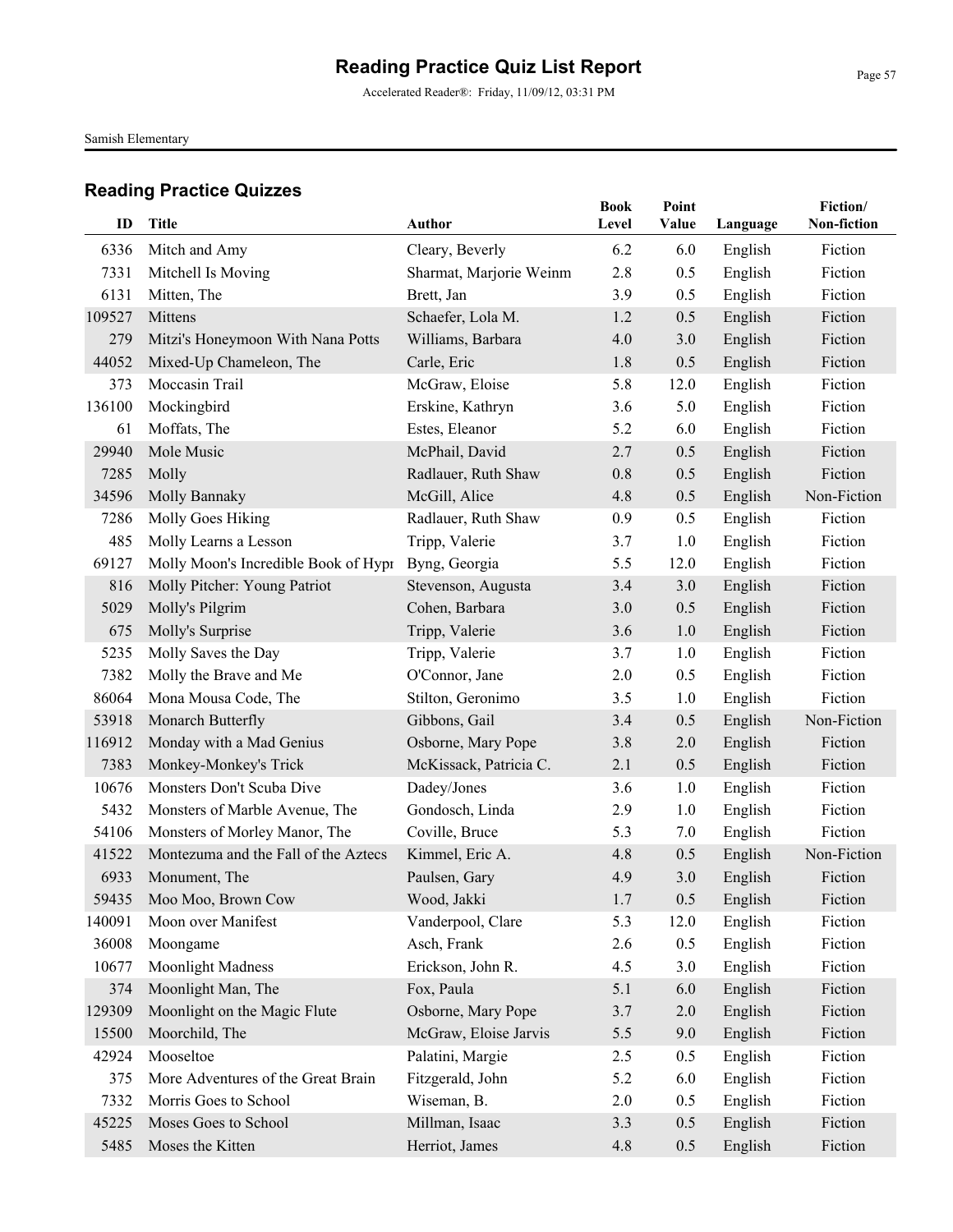Samish Elementary

## Reading Practice Quizzes

| ID | Title | Author | Book Level | Point Value | Language | Fiction/ Non-fiction |
|---|---|---|---|---|---|---|
| 6336 | Mitch and Amy | Cleary, Beverly | 6.2 | 6.0 | English | Fiction |
| 7331 | Mitchell Is Moving | Sharmat, Marjorie Weinm | 2.8 | 0.5 | English | Fiction |
| 6131 | Mitten, The | Brett, Jan | 3.9 | 0.5 | English | Fiction |
| 109527 | Mittens | Schaefer, Lola M. | 1.2 | 0.5 | English | Fiction |
| 279 | Mitzi's Honeymoon With Nana Potts | Williams, Barbara | 4.0 | 3.0 | English | Fiction |
| 44052 | Mixed-Up Chameleon, The | Carle, Eric | 1.8 | 0.5 | English | Fiction |
| 373 | Moccasin Trail | McGraw, Eloise | 5.8 | 12.0 | English | Fiction |
| 136100 | Mockingbird | Erskine, Kathryn | 3.6 | 5.0 | English | Fiction |
| 61 | Moffats, The | Estes, Eleanor | 5.2 | 6.0 | English | Fiction |
| 29940 | Mole Music | McPhail, David | 2.7 | 0.5 | English | Fiction |
| 7285 | Molly | Radlauer, Ruth Shaw | 0.8 | 0.5 | English | Fiction |
| 34596 | Molly Bannaky | McGill, Alice | 4.8 | 0.5 | English | Non-Fiction |
| 7286 | Molly Goes Hiking | Radlauer, Ruth Shaw | 0.9 | 0.5 | English | Fiction |
| 485 | Molly Learns a Lesson | Tripp, Valerie | 3.7 | 1.0 | English | Fiction |
| 69127 | Molly Moon's Incredible Book of Hypr | Byng, Georgia | 5.5 | 12.0 | English | Fiction |
| 816 | Molly Pitcher: Young Patriot | Stevenson, Augusta | 3.4 | 3.0 | English | Fiction |
| 5029 | Molly's Pilgrim | Cohen, Barbara | 3.0 | 0.5 | English | Fiction |
| 675 | Molly's Surprise | Tripp, Valerie | 3.6 | 1.0 | English | Fiction |
| 5235 | Molly Saves the Day | Tripp, Valerie | 3.7 | 1.0 | English | Fiction |
| 7382 | Molly the Brave and Me | O'Connor, Jane | 2.0 | 0.5 | English | Fiction |
| 86064 | Mona Mousa Code, The | Stilton, Geronimo | 3.5 | 1.0 | English | Fiction |
| 53918 | Monarch Butterfly | Gibbons, Gail | 3.4 | 0.5 | English | Non-Fiction |
| 116912 | Monday with a Mad Genius | Osborne, Mary Pope | 3.8 | 2.0 | English | Fiction |
| 7383 | Monkey-Monkey's Trick | McKissack, Patricia C. | 2.1 | 0.5 | English | Fiction |
| 10676 | Monsters Don't Scuba Dive | Dadey/Jones | 3.6 | 1.0 | English | Fiction |
| 5432 | Monsters of Marble Avenue, The | Gondosch, Linda | 2.9 | 1.0 | English | Fiction |
| 54106 | Monsters of Morley Manor, The | Coville, Bruce | 5.3 | 7.0 | English | Fiction |
| 41522 | Montezuma and the Fall of the Aztecs | Kimmel, Eric A. | 4.8 | 0.5 | English | Non-Fiction |
| 6933 | Monument, The | Paulsen, Gary | 4.9 | 3.0 | English | Fiction |
| 59435 | Moo Moo, Brown Cow | Wood, Jakki | 1.7 | 0.5 | English | Fiction |
| 140091 | Moon over Manifest | Vanderpool, Clare | 5.3 | 12.0 | English | Fiction |
| 36008 | Moongame | Asch, Frank | 2.6 | 0.5 | English | Fiction |
| 10677 | Moonlight Madness | Erickson, John R. | 4.5 | 3.0 | English | Fiction |
| 374 | Moonlight Man, The | Fox, Paula | 5.1 | 6.0 | English | Fiction |
| 129309 | Moonlight on the Magic Flute | Osborne, Mary Pope | 3.7 | 2.0 | English | Fiction |
| 15500 | Moorchild, The | McGraw, Eloise Jarvis | 5.5 | 9.0 | English | Fiction |
| 42924 | Mooseltoe | Palatini, Margie | 2.5 | 0.5 | English | Fiction |
| 375 | More Adventures of the Great Brain | Fitzgerald, John | 5.2 | 6.0 | English | Fiction |
| 7332 | Morris Goes to School | Wiseman, B. | 2.0 | 0.5 | English | Fiction |
| 45225 | Moses Goes to School | Millman, Isaac | 3.3 | 0.5 | English | Fiction |
| 5485 | Moses the Kitten | Herriot, James | 4.8 | 0.5 | English | Fiction |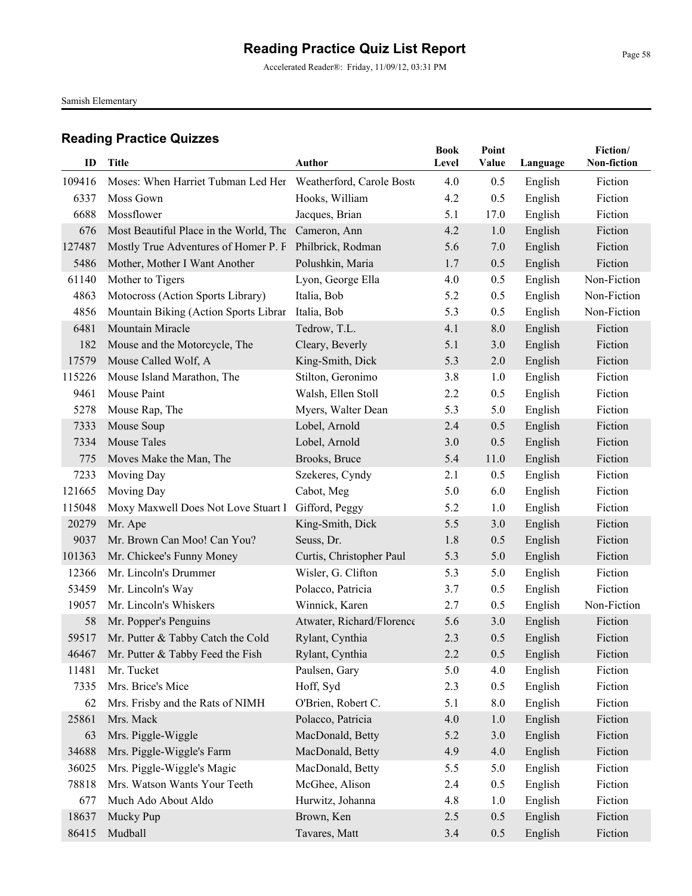# Reading Practice Quiz List Report

Accelerated Reader®: Friday, 11/09/12, 03:31 PM

Samish Elementary

## Reading Practice Quizzes

| ID | Title | Author | Book Level | Point Value | Language | Fiction/ Non-fiction |
|---|---|---|---|---|---|---|
| 109416 | Moses: When Harriet Tubman Led Her | Weatherford, Carole Bosto | 4.0 | 0.5 | English | Fiction |
| 6337 | Moss Gown | Hooks, William | 4.2 | 0.5 | English | Fiction |
| 6688 | Mossflower | Jacques, Brian | 5.1 | 17.0 | English | Fiction |
| 676 | Most Beautiful Place in the World, The | Cameron, Ann | 4.2 | 1.0 | English | Fiction |
| 127487 | Mostly True Adventures of Homer P. F | Philbrick, Rodman | 5.6 | 7.0 | English | Fiction |
| 5486 | Mother, Mother I Want Another | Polushkin, Maria | 1.7 | 0.5 | English | Fiction |
| 61140 | Mother to Tigers | Lyon, George Ella | 4.0 | 0.5 | English | Non-Fiction |
| 4863 | Motocross (Action Sports Library) | Italia, Bob | 5.2 | 0.5 | English | Non-Fiction |
| 4856 | Mountain Biking (Action Sports Librar | Italia, Bob | 5.3 | 0.5 | English | Non-Fiction |
| 6481 | Mountain Miracle | Tedrow, T.L. | 4.1 | 8.0 | English | Fiction |
| 182 | Mouse and the Motorcycle, The | Cleary, Beverly | 5.1 | 3.0 | English | Fiction |
| 17579 | Mouse Called Wolf, A | King-Smith, Dick | 5.3 | 2.0 | English | Fiction |
| 115226 | Mouse Island Marathon, The | Stilton, Geronimo | 3.8 | 1.0 | English | Fiction |
| 9461 | Mouse Paint | Walsh, Ellen Stoll | 2.2 | 0.5 | English | Fiction |
| 5278 | Mouse Rap, The | Myers, Walter Dean | 5.3 | 5.0 | English | Fiction |
| 7333 | Mouse Soup | Lobel, Arnold | 2.4 | 0.5 | English | Fiction |
| 7334 | Mouse Tales | Lobel, Arnold | 3.0 | 0.5 | English | Fiction |
| 775 | Moves Make the Man, The | Brooks, Bruce | 5.4 | 11.0 | English | Fiction |
| 7233 | Moving Day | Szekeres, Cyndy | 2.1 | 0.5 | English | Fiction |
| 121665 | Moving Day | Cabot, Meg | 5.0 | 6.0 | English | Fiction |
| 115048 | Moxy Maxwell Does Not Love Stuart I | Gifford, Peggy | 5.2 | 1.0 | English | Fiction |
| 20279 | Mr. Ape | King-Smith, Dick | 5.5 | 3.0 | English | Fiction |
| 9037 | Mr. Brown Can Moo! Can You? | Seuss, Dr. | 1.8 | 0.5 | English | Fiction |
| 101363 | Mr. Chickee's Funny Money | Curtis, Christopher Paul | 5.3 | 5.0 | English | Fiction |
| 12366 | Mr. Lincoln's Drummer | Wisler, G. Clifton | 5.3 | 5.0 | English | Fiction |
| 53459 | Mr. Lincoln's Way | Polacco, Patricia | 3.7 | 0.5 | English | Fiction |
| 19057 | Mr. Lincoln's Whiskers | Winnick, Karen | 2.7 | 0.5 | English | Non-Fiction |
| 58 | Mr. Popper's Penguins | Atwater, Richard/Florence | 5.6 | 3.0 | English | Fiction |
| 59517 | Mr. Putter & Tabby Catch the Cold | Rylant, Cynthia | 2.3 | 0.5 | English | Fiction |
| 46467 | Mr. Putter & Tabby Feed the Fish | Rylant, Cynthia | 2.2 | 0.5 | English | Fiction |
| 11481 | Mr. Tucket | Paulsen, Gary | 5.0 | 4.0 | English | Fiction |
| 7335 | Mrs. Brice's Mice | Hoff, Syd | 2.3 | 0.5 | English | Fiction |
| 62 | Mrs. Frisby and the Rats of NIMH | O'Brien, Robert C. | 5.1 | 8.0 | English | Fiction |
| 25861 | Mrs. Mack | Polacco, Patricia | 4.0 | 1.0 | English | Fiction |
| 63 | Mrs. Piggle-Wiggle | MacDonald, Betty | 5.2 | 3.0 | English | Fiction |
| 34688 | Mrs. Piggle-Wiggle's Farm | MacDonald, Betty | 4.9 | 4.0 | English | Fiction |
| 36025 | Mrs. Piggle-Wiggle's Magic | MacDonald, Betty | 5.5 | 5.0 | English | Fiction |
| 78818 | Mrs. Watson Wants Your Teeth | McGhee, Alison | 2.4 | 0.5 | English | Fiction |
| 677 | Much Ado About Aldo | Hurwitz, Johanna | 4.8 | 1.0 | English | Fiction |
| 18637 | Mucky Pup | Brown, Ken | 2.5 | 0.5 | English | Fiction |
| 86415 | Mudball | Tavares, Matt | 3.4 | 0.5 | English | Fiction |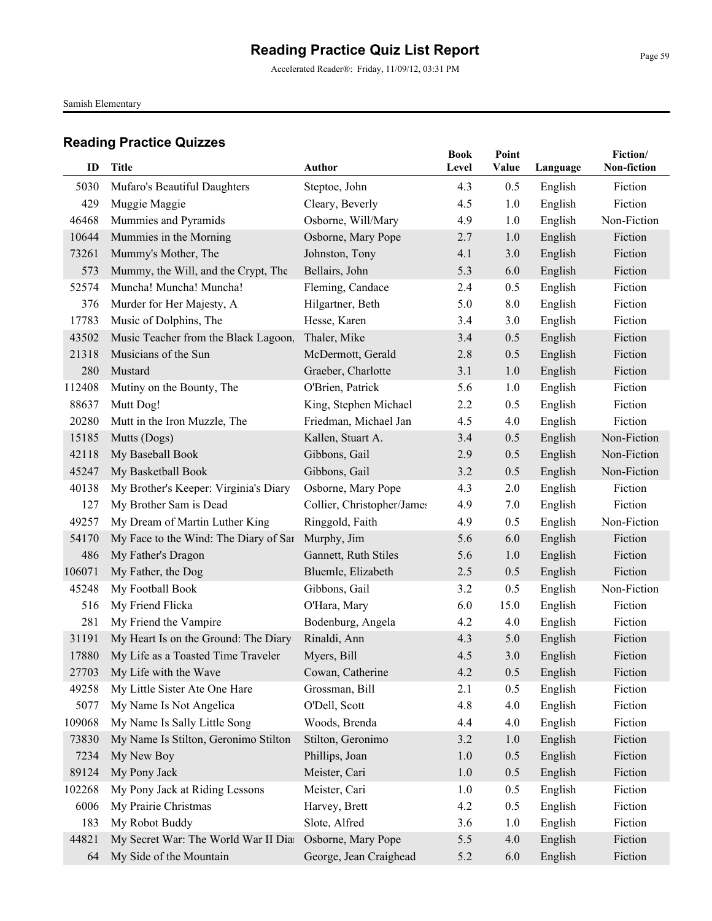# Reading Practice Quiz List Report

Accelerated Reader®: Friday, 11/09/12, 03:31 PM

Samish Elementary

## Reading Practice Quizzes

| ID | Title | Author | Book Level | Point Value | Language | Fiction/ Non-fiction |
|---|---|---|---|---|---|---|
| 5030 | Mufaro's Beautiful Daughters | Steptoe, John | 4.3 | 0.5 | English | Fiction |
| 429 | Muggie Maggie | Cleary, Beverly | 4.5 | 1.0 | English | Fiction |
| 46468 | Mummies and Pyramids | Osborne, Will/Mary | 4.9 | 1.0 | English | Non-Fiction |
| 10644 | Mummies in the Morning | Osborne, Mary Pope | 2.7 | 1.0 | English | Fiction |
| 73261 | Mummy's Mother, The | Johnston, Tony | 4.1 | 3.0 | English | Fiction |
| 573 | Mummy, the Will, and the Crypt, The | Bellairs, John | 5.3 | 6.0 | English | Fiction |
| 52574 | Muncha! Muncha! Muncha! | Fleming, Candace | 2.4 | 0.5 | English | Fiction |
| 376 | Murder for Her Majesty, A | Hilgartner, Beth | 5.0 | 8.0 | English | Fiction |
| 17783 | Music of Dolphins, The | Hesse, Karen | 3.4 | 3.0 | English | Fiction |
| 43502 | Music Teacher from the Black Lagoon, | Thaler, Mike | 3.4 | 0.5 | English | Fiction |
| 21318 | Musicians of the Sun | McDermott, Gerald | 2.8 | 0.5 | English | Fiction |
| 280 | Mustard | Graeber, Charlotte | 3.1 | 1.0 | English | Fiction |
| 112408 | Mutiny on the Bounty, The | O'Brien, Patrick | 5.6 | 1.0 | English | Fiction |
| 88637 | Mutt Dog! | King, Stephen Michael | 2.2 | 0.5 | English | Fiction |
| 20280 | Mutt in the Iron Muzzle, The | Friedman, Michael Jan | 4.5 | 4.0 | English | Fiction |
| 15185 | Mutts (Dogs) | Kallen, Stuart A. | 3.4 | 0.5 | English | Non-Fiction |
| 42118 | My Baseball Book | Gibbons, Gail | 2.9 | 0.5 | English | Non-Fiction |
| 45247 | My Basketball Book | Gibbons, Gail | 3.2 | 0.5 | English | Non-Fiction |
| 40138 | My Brother's Keeper: Virginia's Diary | Osborne, Mary Pope | 4.3 | 2.0 | English | Fiction |
| 127 | My Brother Sam is Dead | Collier, Christopher/James | 4.9 | 7.0 | English | Fiction |
| 49257 | My Dream of Martin Luther King | Ringgold, Faith | 4.9 | 0.5 | English | Non-Fiction |
| 54170 | My Face to the Wind: The Diary of Sar | Murphy, Jim | 5.6 | 6.0 | English | Fiction |
| 486 | My Father's Dragon | Gannett, Ruth Stiles | 5.6 | 1.0 | English | Fiction |
| 106071 | My Father, the Dog | Bluemle, Elizabeth | 2.5 | 0.5 | English | Fiction |
| 45248 | My Football Book | Gibbons, Gail | 3.2 | 0.5 | English | Non-Fiction |
| 516 | My Friend Flicka | O'Hara, Mary | 6.0 | 15.0 | English | Fiction |
| 281 | My Friend the Vampire | Bodenburg, Angela | 4.2 | 4.0 | English | Fiction |
| 31191 | My Heart Is on the Ground: The Diary | Rinaldi, Ann | 4.3 | 5.0 | English | Fiction |
| 17880 | My Life as a Toasted Time Traveler | Myers, Bill | 4.5 | 3.0 | English | Fiction |
| 27703 | My Life with the Wave | Cowan, Catherine | 4.2 | 0.5 | English | Fiction |
| 49258 | My Little Sister Ate One Hare | Grossman, Bill | 2.1 | 0.5 | English | Fiction |
| 5077 | My Name Is Not Angelica | O'Dell, Scott | 4.8 | 4.0 | English | Fiction |
| 109068 | My Name Is Sally Little Song | Woods, Brenda | 4.4 | 4.0 | English | Fiction |
| 73830 | My Name Is Stilton, Geronimo Stilton | Stilton, Geronimo | 3.2 | 1.0 | English | Fiction |
| 7234 | My New Boy | Phillips, Joan | 1.0 | 0.5 | English | Fiction |
| 89124 | My Pony Jack | Meister, Cari | 1.0 | 0.5 | English | Fiction |
| 102268 | My Pony Jack at Riding Lessons | Meister, Cari | 1.0 | 0.5 | English | Fiction |
| 6006 | My Prairie Christmas | Harvey, Brett | 4.2 | 0.5 | English | Fiction |
| 183 | My Robot Buddy | Slote, Alfred | 3.6 | 1.0 | English | Fiction |
| 44821 | My Secret War: The World War II Diar | Osborne, Mary Pope | 5.5 | 4.0 | English | Fiction |
| 64 | My Side of the Mountain | George, Jean Craighead | 5.2 | 6.0 | English | Fiction |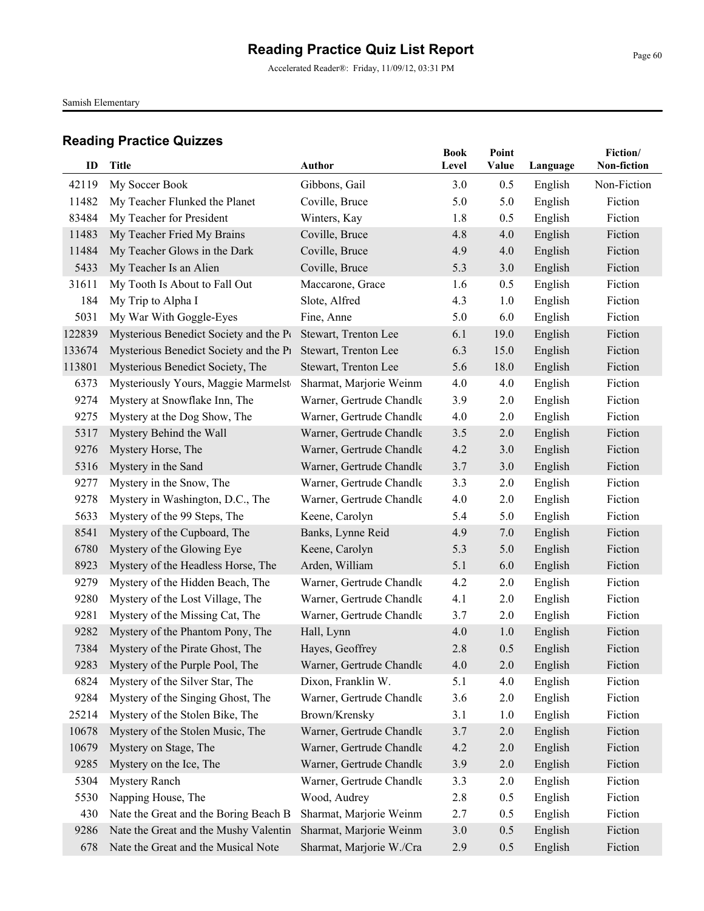## Reading Practice Quizzes

| ID | Title | Author | Book Level | Point Value | Language | Fiction/ Non-fiction |
|---|---|---|---|---|---|---|
| 42119 | My Soccer Book | Gibbons, Gail | 3.0 | 0.5 | English | Non-Fiction |
| 11482 | My Teacher Flunked the Planet | Coville, Bruce | 5.0 | 5.0 | English | Fiction |
| 83484 | My Teacher for President | Winters, Kay | 1.8 | 0.5 | English | Fiction |
| 11483 | My Teacher Fried My Brains | Coville, Bruce | 4.8 | 4.0 | English | Fiction |
| 11484 | My Teacher Glows in the Dark | Coville, Bruce | 4.9 | 4.0 | English | Fiction |
| 5433 | My Teacher Is an Alien | Coville, Bruce | 5.3 | 3.0 | English | Fiction |
| 31611 | My Tooth Is About to Fall Out | Maccarone, Grace | 1.6 | 0.5 | English | Fiction |
| 184 | My Trip to Alpha I | Slote, Alfred | 4.3 | 1.0 | English | Fiction |
| 5031 | My War With Goggle-Eyes | Fine, Anne | 5.0 | 6.0 | English | Fiction |
| 122839 | Mysterious Benedict Society and the Pe | Stewart, Trenton Lee | 6.1 | 19.0 | English | Fiction |
| 133674 | Mysterious Benedict Society and the Pr | Stewart, Trenton Lee | 6.3 | 15.0 | English | Fiction |
| 113801 | Mysterious Benedict Society, The | Stewart, Trenton Lee | 5.6 | 18.0 | English | Fiction |
| 6373 | Mysteriously Yours, Maggie Marmelste | Sharmat, Marjorie Weinm | 4.0 | 4.0 | English | Fiction |
| 9274 | Mystery at Snowflake Inn, The | Warner, Gertrude Chandle | 3.9 | 2.0 | English | Fiction |
| 9275 | Mystery at the Dog Show, The | Warner, Gertrude Chandle | 4.0 | 2.0 | English | Fiction |
| 5317 | Mystery Behind the Wall | Warner, Gertrude Chandle | 3.5 | 2.0 | English | Fiction |
| 9276 | Mystery Horse, The | Warner, Gertrude Chandle | 4.2 | 3.0 | English | Fiction |
| 5316 | Mystery in the Sand | Warner, Gertrude Chandle | 3.7 | 3.0 | English | Fiction |
| 9277 | Mystery in the Snow, The | Warner, Gertrude Chandle | 3.3 | 2.0 | English | Fiction |
| 9278 | Mystery in Washington, D.C., The | Warner, Gertrude Chandle | 4.0 | 2.0 | English | Fiction |
| 5633 | Mystery of the 99 Steps, The | Keene, Carolyn | 5.4 | 5.0 | English | Fiction |
| 8541 | Mystery of the Cupboard, The | Banks, Lynne Reid | 4.9 | 7.0 | English | Fiction |
| 6780 | Mystery of the Glowing Eye | Keene, Carolyn | 5.3 | 5.0 | English | Fiction |
| 8923 | Mystery of the Headless Horse, The | Arden, William | 5.1 | 6.0 | English | Fiction |
| 9279 | Mystery of the Hidden Beach, The | Warner, Gertrude Chandle | 4.2 | 2.0 | English | Fiction |
| 9280 | Mystery of the Lost Village, The | Warner, Gertrude Chandle | 4.1 | 2.0 | English | Fiction |
| 9281 | Mystery of the Missing Cat, The | Warner, Gertrude Chandle | 3.7 | 2.0 | English | Fiction |
| 9282 | Mystery of the Phantom Pony, The | Hall, Lynn | 4.0 | 1.0 | English | Fiction |
| 7384 | Mystery of the Pirate Ghost, The | Hayes, Geoffrey | 2.8 | 0.5 | English | Fiction |
| 9283 | Mystery of the Purple Pool, The | Warner, Gertrude Chandle | 4.0 | 2.0 | English | Fiction |
| 6824 | Mystery of the Silver Star, The | Dixon, Franklin W. | 5.1 | 4.0 | English | Fiction |
| 9284 | Mystery of the Singing Ghost, The | Warner, Gertrude Chandle | 3.6 | 2.0 | English | Fiction |
| 25214 | Mystery of the Stolen Bike, The | Brown/Krensky | 3.1 | 1.0 | English | Fiction |
| 10678 | Mystery of the Stolen Music, The | Warner, Gertrude Chandle | 3.7 | 2.0 | English | Fiction |
| 10679 | Mystery on Stage, The | Warner, Gertrude Chandle | 4.2 | 2.0 | English | Fiction |
| 9285 | Mystery on the Ice, The | Warner, Gertrude Chandle | 3.9 | 2.0 | English | Fiction |
| 5304 | Mystery Ranch | Warner, Gertrude Chandle | 3.3 | 2.0 | English | Fiction |
| 5530 | Napping House, The | Wood, Audrey | 2.8 | 0.5 | English | Fiction |
| 430 | Nate the Great and the Boring Beach B | Sharmat, Marjorie Weinm | 2.7 | 0.5 | English | Fiction |
| 9286 | Nate the Great and the Mushy Valentin | Sharmat, Marjorie Weinm | 3.0 | 0.5 | English | Fiction |
| 678 | Nate the Great and the Musical Note | Sharmat, Marjorie W./Cra | 2.9 | 0.5 | English | Fiction |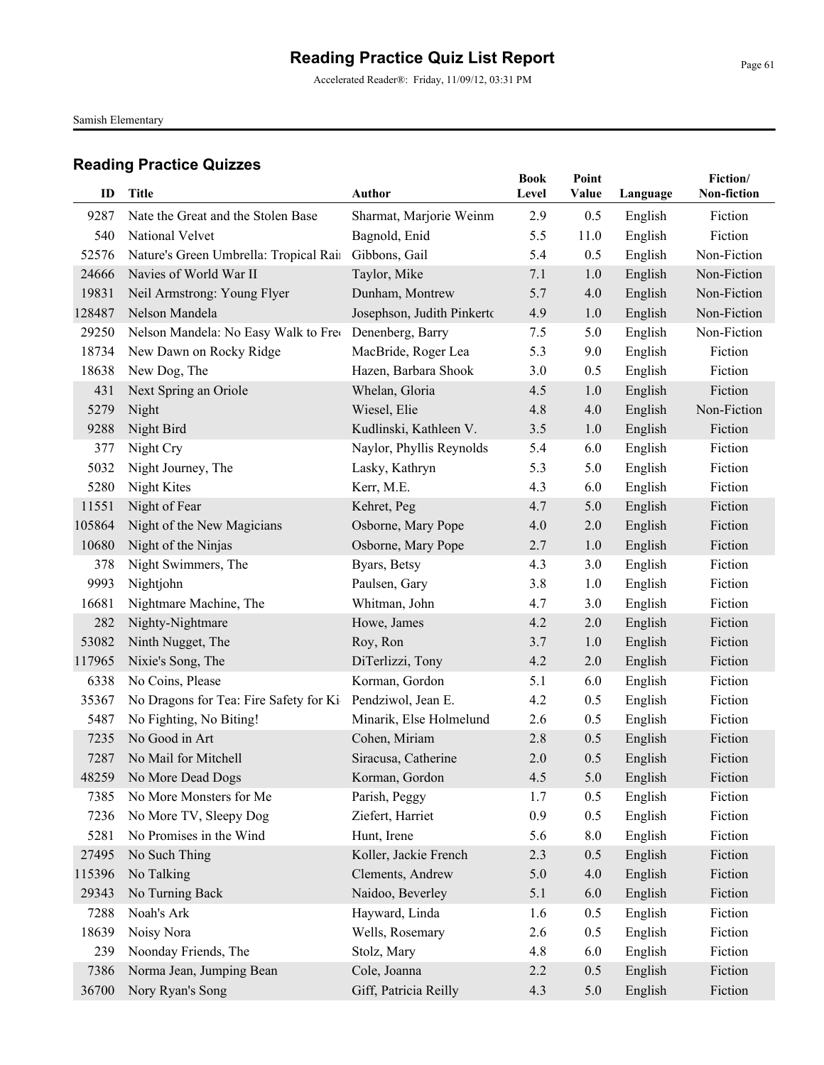# Reading Practice Quiz List Report

Accelerated Reader®: Friday, 11/09/12, 03:31 PM

Samish Elementary

## Reading Practice Quizzes

| ID | Title | Author | Book Level | Point Value | Language | Fiction/ Non-fiction |
|---|---|---|---|---|---|---|
| 9287 | Nate the Great and the Stolen Base | Sharmat, Marjorie Weinm | 2.9 | 0.5 | English | Fiction |
| 540 | National Velvet | Bagnold, Enid | 5.5 | 11.0 | English | Fiction |
| 52576 | Nature's Green Umbrella: Tropical Rai | Gibbons, Gail | 5.4 | 0.5 | English | Non-Fiction |
| 24666 | Navies of World War II | Taylor, Mike | 7.1 | 1.0 | English | Non-Fiction |
| 19831 | Neil Armstrong: Young Flyer | Dunham, Montrew | 5.7 | 4.0 | English | Non-Fiction |
| 128487 | Nelson Mandela | Josephson, Judith Pinkerto | 4.9 | 1.0 | English | Non-Fiction |
| 29250 | Nelson Mandela: No Easy Walk to Fre | Denenberg, Barry | 7.5 | 5.0 | English | Non-Fiction |
| 18734 | New Dawn on Rocky Ridge | MacBride, Roger Lea | 5.3 | 9.0 | English | Fiction |
| 18638 | New Dog, The | Hazen, Barbara Shook | 3.0 | 0.5 | English | Fiction |
| 431 | Next Spring an Oriole | Whelan, Gloria | 4.5 | 1.0 | English | Fiction |
| 5279 | Night | Wiesel, Elie | 4.8 | 4.0 | English | Non-Fiction |
| 9288 | Night Bird | Kudlinski, Kathleen V. | 3.5 | 1.0 | English | Fiction |
| 377 | Night Cry | Naylor, Phyllis Reynolds | 5.4 | 6.0 | English | Fiction |
| 5032 | Night Journey, The | Lasky, Kathryn | 5.3 | 5.0 | English | Fiction |
| 5280 | Night Kites | Kerr, M.E. | 4.3 | 6.0 | English | Fiction |
| 11551 | Night of Fear | Kehret, Peg | 4.7 | 5.0 | English | Fiction |
| 105864 | Night of the New Magicians | Osborne, Mary Pope | 4.0 | 2.0 | English | Fiction |
| 10680 | Night of the Ninjas | Osborne, Mary Pope | 2.7 | 1.0 | English | Fiction |
| 378 | Night Swimmers, The | Byars, Betsy | 4.3 | 3.0 | English | Fiction |
| 9993 | Nightjohn | Paulsen, Gary | 3.8 | 1.0 | English | Fiction |
| 16681 | Nightmare Machine, The | Whitman, John | 4.7 | 3.0 | English | Fiction |
| 282 | Nighty-Nightmare | Howe, James | 4.2 | 2.0 | English | Fiction |
| 53082 | Ninth Nugget, The | Roy, Ron | 3.7 | 1.0 | English | Fiction |
| 117965 | Nixie's Song, The | DiTerlizzi, Tony | 4.2 | 2.0 | English | Fiction |
| 6338 | No Coins, Please | Korman, Gordon | 5.1 | 6.0 | English | Fiction |
| 35367 | No Dragons for Tea: Fire Safety for Ki | Pendziwol, Jean E. | 4.2 | 0.5 | English | Fiction |
| 5487 | No Fighting, No Biting! | Minarik, Else Holmelund | 2.6 | 0.5 | English | Fiction |
| 7235 | No Good in Art | Cohen, Miriam | 2.8 | 0.5 | English | Fiction |
| 7287 | No Mail for Mitchell | Siracusa, Catherine | 2.0 | 0.5 | English | Fiction |
| 48259 | No More Dead Dogs | Korman, Gordon | 4.5 | 5.0 | English | Fiction |
| 7385 | No More Monsters for Me | Parish, Peggy | 1.7 | 0.5 | English | Fiction |
| 7236 | No More TV, Sleepy Dog | Ziefert, Harriet | 0.9 | 0.5 | English | Fiction |
| 5281 | No Promises in the Wind | Hunt, Irene | 5.6 | 8.0 | English | Fiction |
| 27495 | No Such Thing | Koller, Jackie French | 2.3 | 0.5 | English | Fiction |
| 115396 | No Talking | Clements, Andrew | 5.0 | 4.0 | English | Fiction |
| 29343 | No Turning Back | Naidoo, Beverley | 5.1 | 6.0 | English | Fiction |
| 7288 | Noah's Ark | Hayward, Linda | 1.6 | 0.5 | English | Fiction |
| 18639 | Noisy Nora | Wells, Rosemary | 2.6 | 0.5 | English | Fiction |
| 239 | Noonday Friends, The | Stolz, Mary | 4.8 | 6.0 | English | Fiction |
| 7386 | Norma Jean, Jumping Bean | Cole, Joanna | 2.2 | 0.5 | English | Fiction |
| 36700 | Nory Ryan's Song | Giff, Patricia Reilly | 4.3 | 5.0 | English | Fiction |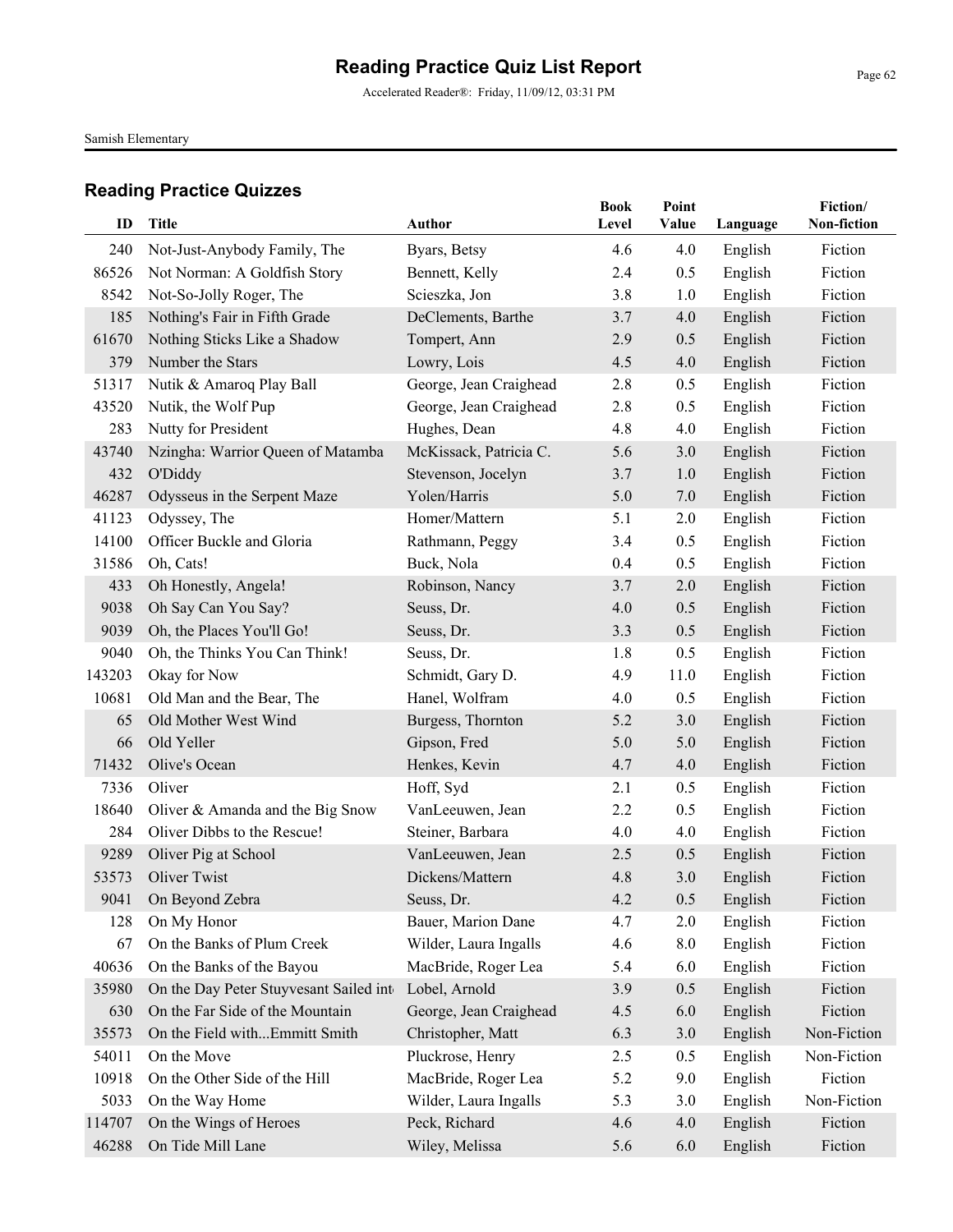# Reading Practice Quiz List Report

Accelerated Reader®: Friday, 11/09/12, 03:31 PM

Samish Elementary

## Reading Practice Quizzes

| ID | Title | Author | Book Level | Point Value | Language | Fiction/ Non-fiction |
|---|---|---|---|---|---|---|
| 240 | Not-Just-Anybody Family, The | Byars, Betsy | 4.6 | 4.0 | English | Fiction |
| 86526 | Not Norman: A Goldfish Story | Bennett, Kelly | 2.4 | 0.5 | English | Fiction |
| 8542 | Not-So-Jolly Roger, The | Scieszka, Jon | 3.8 | 1.0 | English | Fiction |
| 185 | Nothing's Fair in Fifth Grade | DeClements, Barthe | 3.7 | 4.0 | English | Fiction |
| 61670 | Nothing Sticks Like a Shadow | Tompert, Ann | 2.9 | 0.5 | English | Fiction |
| 379 | Number the Stars | Lowry, Lois | 4.5 | 4.0 | English | Fiction |
| 51317 | Nutik & Amaroq Play Ball | George, Jean Craighead | 2.8 | 0.5 | English | Fiction |
| 43520 | Nutik, the Wolf Pup | George, Jean Craighead | 2.8 | 0.5 | English | Fiction |
| 283 | Nutty for President | Hughes, Dean | 4.8 | 4.0 | English | Fiction |
| 43740 | Nzingha: Warrior Queen of Matamba | McKissack, Patricia C. | 5.6 | 3.0 | English | Fiction |
| 432 | O'Diddy | Stevenson, Jocelyn | 3.7 | 1.0 | English | Fiction |
| 46287 | Odysseus in the Serpent Maze | Yolen/Harris | 5.0 | 7.0 | English | Fiction |
| 41123 | Odyssey, The | Homer/Mattern | 5.1 | 2.0 | English | Fiction |
| 14100 | Officer Buckle and Gloria | Rathmann, Peggy | 3.4 | 0.5 | English | Fiction |
| 31586 | Oh, Cats! | Buck, Nola | 0.4 | 0.5 | English | Fiction |
| 433 | Oh Honestly, Angela! | Robinson, Nancy | 3.7 | 2.0 | English | Fiction |
| 9038 | Oh Say Can You Say? | Seuss, Dr. | 4.0 | 0.5 | English | Fiction |
| 9039 | Oh, the Places You'll Go! | Seuss, Dr. | 3.3 | 0.5 | English | Fiction |
| 9040 | Oh, the Thinks You Can Think! | Seuss, Dr. | 1.8 | 0.5 | English | Fiction |
| 143203 | Okay for Now | Schmidt, Gary D. | 4.9 | 11.0 | English | Fiction |
| 10681 | Old Man and the Bear, The | Hanel, Wolfram | 4.0 | 0.5 | English | Fiction |
| 65 | Old Mother West Wind | Burgess, Thornton | 5.2 | 3.0 | English | Fiction |
| 66 | Old Yeller | Gipson, Fred | 5.0 | 5.0 | English | Fiction |
| 71432 | Olive's Ocean | Henkes, Kevin | 4.7 | 4.0 | English | Fiction |
| 7336 | Oliver | Hoff, Syd | 2.1 | 0.5 | English | Fiction |
| 18640 | Oliver & Amanda and the Big Snow | VanLeeuwen, Jean | 2.2 | 0.5 | English | Fiction |
| 284 | Oliver Dibbs to the Rescue! | Steiner, Barbara | 4.0 | 4.0 | English | Fiction |
| 9289 | Oliver Pig at School | VanLeeuwen, Jean | 2.5 | 0.5 | English | Fiction |
| 53573 | Oliver Twist | Dickens/Mattern | 4.8 | 3.0 | English | Fiction |
| 9041 | On Beyond Zebra | Seuss, Dr. | 4.2 | 0.5 | English | Fiction |
| 128 | On My Honor | Bauer, Marion Dane | 4.7 | 2.0 | English | Fiction |
| 67 | On the Banks of Plum Creek | Wilder, Laura Ingalls | 4.6 | 8.0 | English | Fiction |
| 40636 | On the Banks of the Bayou | MacBride, Roger Lea | 5.4 | 6.0 | English | Fiction |
| 35980 | On the Day Peter Stuyvesant Sailed int | Lobel, Arnold | 3.9 | 0.5 | English | Fiction |
| 630 | On the Far Side of the Mountain | George, Jean Craighead | 4.5 | 6.0 | English | Fiction |
| 35573 | On the Field with...Emmitt Smith | Christopher, Matt | 6.3 | 3.0 | English | Non-Fiction |
| 54011 | On the Move | Pluckrose, Henry | 2.5 | 0.5 | English | Non-Fiction |
| 10918 | On the Other Side of the Hill | MacBride, Roger Lea | 5.2 | 9.0 | English | Fiction |
| 5033 | On the Way Home | Wilder, Laura Ingalls | 5.3 | 3.0 | English | Non-Fiction |
| 114707 | On the Wings of Heroes | Peck, Richard | 4.6 | 4.0 | English | Fiction |
| 46288 | On Tide Mill Lane | Wiley, Melissa | 5.6 | 6.0 | English | Fiction |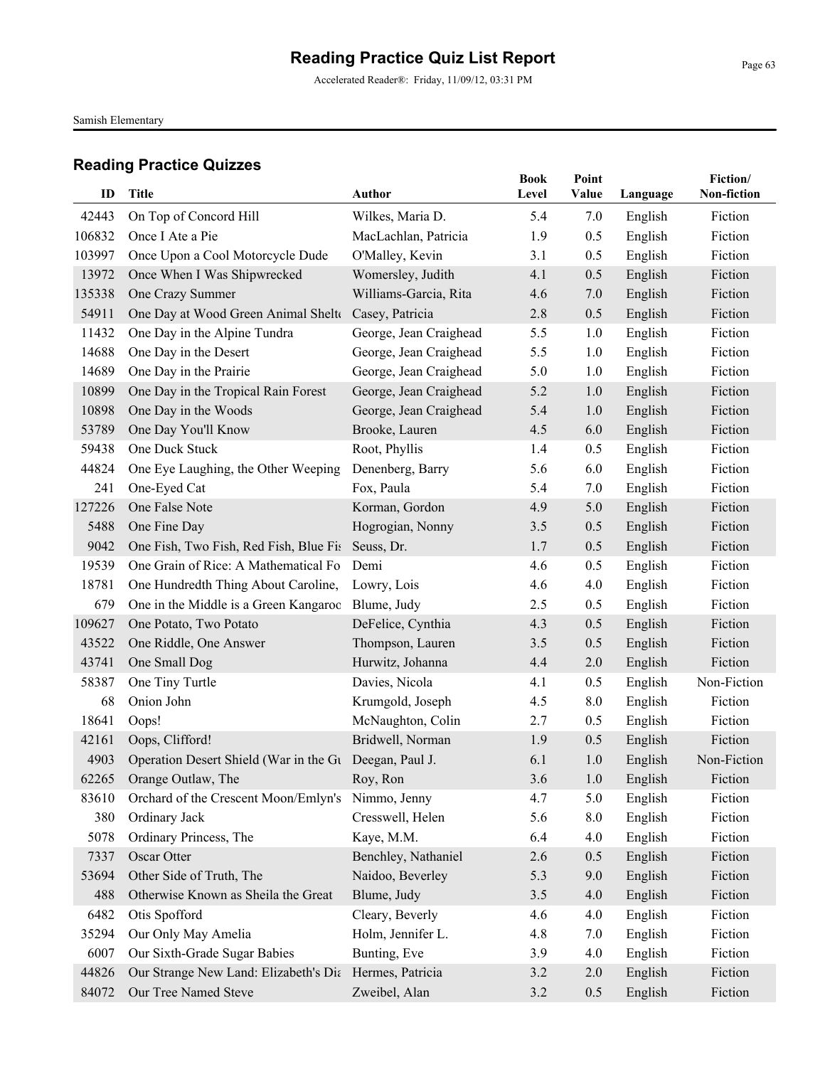# Reading Practice Quiz List Report

Accelerated Reader®: Friday, 11/09/12, 03:31 PM

Samish Elementary

## Reading Practice Quizzes

| ID | Title | Author | Book Level | Point Value | Language | Fiction/ Non-fiction |
|---|---|---|---|---|---|---|
| 42443 | On Top of Concord Hill | Wilkes, Maria D. | 5.4 | 7.0 | English | Fiction |
| 106832 | Once I Ate a Pie | MacLachlan, Patricia | 1.9 | 0.5 | English | Fiction |
| 103997 | Once Upon a Cool Motorcycle Dude | O'Malley, Kevin | 3.1 | 0.5 | English | Fiction |
| 13972 | Once When I Was Shipwrecked | Womersley, Judith | 4.1 | 0.5 | English | Fiction |
| 135338 | One Crazy Summer | Williams-Garcia, Rita | 4.6 | 7.0 | English | Fiction |
| 54911 | One Day at Wood Green Animal Shelte | Casey, Patricia | 2.8 | 0.5 | English | Fiction |
| 11432 | One Day in the Alpine Tundra | George, Jean Craighead | 5.5 | 1.0 | English | Fiction |
| 14688 | One Day in the Desert | George, Jean Craighead | 5.5 | 1.0 | English | Fiction |
| 14689 | One Day in the Prairie | George, Jean Craighead | 5.0 | 1.0 | English | Fiction |
| 10899 | One Day in the Tropical Rain Forest | George, Jean Craighead | 5.2 | 1.0 | English | Fiction |
| 10898 | One Day in the Woods | George, Jean Craighead | 5.4 | 1.0 | English | Fiction |
| 53789 | One Day You'll Know | Brooke, Lauren | 4.5 | 6.0 | English | Fiction |
| 59438 | One Duck Stuck | Root, Phyllis | 1.4 | 0.5 | English | Fiction |
| 44824 | One Eye Laughing, the Other Weeping | Denenberg, Barry | 5.6 | 6.0 | English | Fiction |
| 241 | One-Eyed Cat | Fox, Paula | 5.4 | 7.0 | English | Fiction |
| 127226 | One False Note | Korman, Gordon | 4.9 | 5.0 | English | Fiction |
| 5488 | One Fine Day | Hogrogian, Nonny | 3.5 | 0.5 | English | Fiction |
| 9042 | One Fish, Two Fish, Red Fish, Blue Fis | Seuss, Dr. | 1.7 | 0.5 | English | Fiction |
| 19539 | One Grain of Rice: A Mathematical Fo | Demi | 4.6 | 0.5 | English | Fiction |
| 18781 | One Hundredth Thing About Caroline, | Lowry, Lois | 4.6 | 4.0 | English | Fiction |
| 679 | One in the Middle is a Green Kangaroo | Blume, Judy | 2.5 | 0.5 | English | Fiction |
| 109627 | One Potato, Two Potato | DeFelice, Cynthia | 4.3 | 0.5 | English | Fiction |
| 43522 | One Riddle, One Answer | Thompson, Lauren | 3.5 | 0.5 | English | Fiction |
| 43741 | One Small Dog | Hurwitz, Johanna | 4.4 | 2.0 | English | Fiction |
| 58387 | One Tiny Turtle | Davies, Nicola | 4.1 | 0.5 | English | Non-Fiction |
| 68 | Onion John | Krumgold, Joseph | 4.5 | 8.0 | English | Fiction |
| 18641 | Oops! | McNaughton, Colin | 2.7 | 0.5 | English | Fiction |
| 42161 | Oops, Clifford! | Bridwell, Norman | 1.9 | 0.5 | English | Fiction |
| 4903 | Operation Desert Shield (War in the Gu | Deegan, Paul J. | 6.1 | 1.0 | English | Non-Fiction |
| 62265 | Orange Outlaw, The | Roy, Ron | 3.6 | 1.0 | English | Fiction |
| 83610 | Orchard of the Crescent Moon/Emlyn's | Nimmo, Jenny | 4.7 | 5.0 | English | Fiction |
| 380 | Ordinary Jack | Cresswell, Helen | 5.6 | 8.0 | English | Fiction |
| 5078 | Ordinary Princess, The | Kaye, M.M. | 6.4 | 4.0 | English | Fiction |
| 7337 | Oscar Otter | Benchley, Nathaniel | 2.6 | 0.5 | English | Fiction |
| 53694 | Other Side of Truth, The | Naidoo, Beverley | 5.3 | 9.0 | English | Fiction |
| 488 | Otherwise Known as Sheila the Great | Blume, Judy | 3.5 | 4.0 | English | Fiction |
| 6482 | Otis Spofford | Cleary, Beverly | 4.6 | 4.0 | English | Fiction |
| 35294 | Our Only May Amelia | Holm, Jennifer L. | 4.8 | 7.0 | English | Fiction |
| 6007 | Our Sixth-Grade Sugar Babies | Bunting, Eve | 3.9 | 4.0 | English | Fiction |
| 44826 | Our Strange New Land: Elizabeth's Dia | Hermes, Patricia | 3.2 | 2.0 | English | Fiction |
| 84072 | Our Tree Named Steve | Zweibel, Alan | 3.2 | 0.5 | English | Fiction |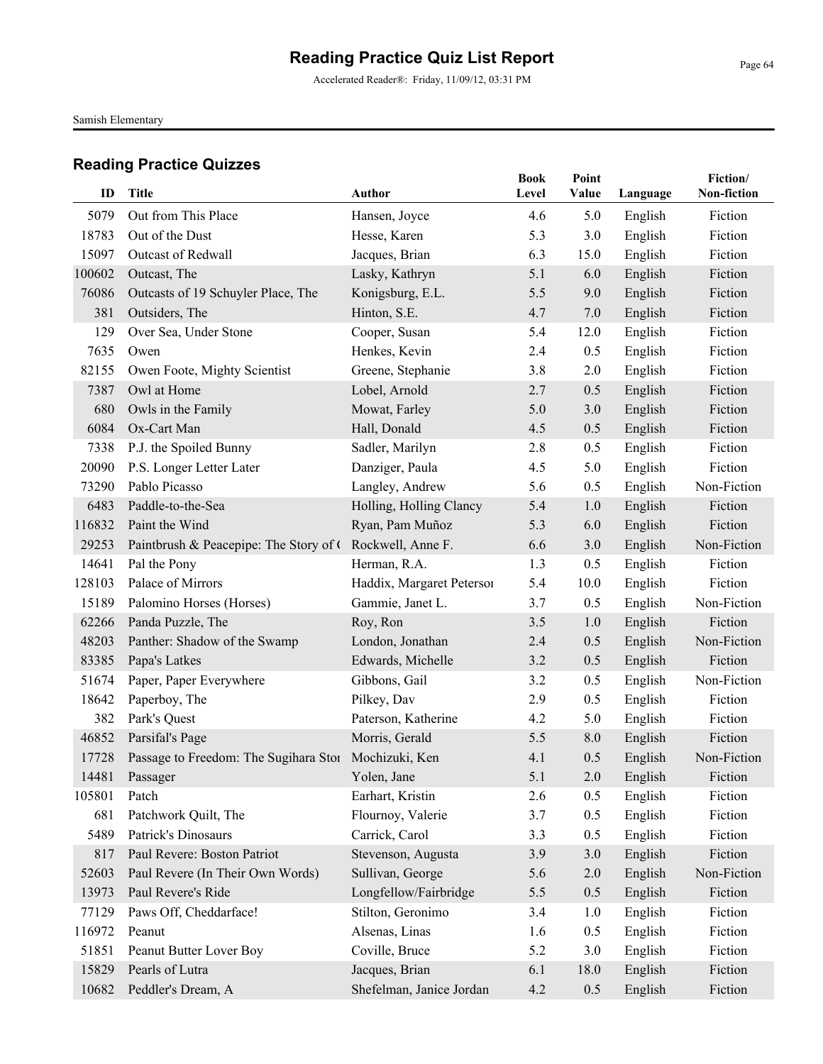# Reading Practice Quiz List Report

Accelerated Reader®: Friday, 11/09/12, 03:31 PM

Samish Elementary

## Reading Practice Quizzes

| ID | Title | Author | Book Level | Point Value | Language | Fiction/ Non-fiction |
|---|---|---|---|---|---|---|
| 5079 | Out from This Place | Hansen, Joyce | 4.6 | 5.0 | English | Fiction |
| 18783 | Out of the Dust | Hesse, Karen | 5.3 | 3.0 | English | Fiction |
| 15097 | Outcast of Redwall | Jacques, Brian | 6.3 | 15.0 | English | Fiction |
| 100602 | Outcast, The | Lasky, Kathryn | 5.1 | 6.0 | English | Fiction |
| 76086 | Outcasts of 19 Schuyler Place, The | Konigsburg, E.L. | 5.5 | 9.0 | English | Fiction |
| 381 | Outsiders, The | Hinton, S.E. | 4.7 | 7.0 | English | Fiction |
| 129 | Over Sea, Under Stone | Cooper, Susan | 5.4 | 12.0 | English | Fiction |
| 7635 | Owen | Henkes, Kevin | 2.4 | 0.5 | English | Fiction |
| 82155 | Owen Foote, Mighty Scientist | Greene, Stephanie | 3.8 | 2.0 | English | Fiction |
| 7387 | Owl at Home | Lobel, Arnold | 2.7 | 0.5 | English | Fiction |
| 680 | Owls in the Family | Mowat, Farley | 5.0 | 3.0 | English | Fiction |
| 6084 | Ox-Cart Man | Hall, Donald | 4.5 | 0.5 | English | Fiction |
| 7338 | P.J. the Spoiled Bunny | Sadler, Marilyn | 2.8 | 0.5 | English | Fiction |
| 20090 | P.S. Longer Letter Later | Danziger, Paula | 4.5 | 5.0 | English | Fiction |
| 73290 | Pablo Picasso | Langley, Andrew | 5.6 | 0.5 | English | Non-Fiction |
| 6483 | Paddle-to-the-Sea | Holling, Holling Clancy | 5.4 | 1.0 | English | Fiction |
| 116832 | Paint the Wind | Ryan, Pam Muñoz | 5.3 | 6.0 | English | Fiction |
| 29253 | Paintbrush & Peacepipe: The Story of ( | Rockwell, Anne F. | 6.6 | 3.0 | English | Non-Fiction |
| 14641 | Pal the Pony | Herman, R.A. | 1.3 | 0.5 | English | Fiction |
| 128103 | Palace of Mirrors | Haddix, Margaret Petersoı | 5.4 | 10.0 | English | Fiction |
| 15189 | Palomino Horses (Horses) | Gammie, Janet L. | 3.7 | 0.5 | English | Non-Fiction |
| 62266 | Panda Puzzle, The | Roy, Ron | 3.5 | 1.0 | English | Fiction |
| 48203 | Panther: Shadow of the Swamp | London, Jonathan | 2.4 | 0.5 | English | Non-Fiction |
| 83385 | Papa's Latkes | Edwards, Michelle | 3.2 | 0.5 | English | Fiction |
| 51674 | Paper, Paper Everywhere | Gibbons, Gail | 3.2 | 0.5 | English | Non-Fiction |
| 18642 | Paperboy, The | Pilkey, Dav | 2.9 | 0.5 | English | Fiction |
| 382 | Park's Quest | Paterson, Katherine | 4.2 | 5.0 | English | Fiction |
| 46852 | Parsifal's Page | Morris, Gerald | 5.5 | 8.0 | English | Fiction |
| 17728 | Passage to Freedom: The Sugihara Stoı | Mochizuki, Ken | 4.1 | 0.5 | English | Non-Fiction |
| 14481 | Passager | Yolen, Jane | 5.1 | 2.0 | English | Fiction |
| 105801 | Patch | Earhart, Kristin | 2.6 | 0.5 | English | Fiction |
| 681 | Patchwork Quilt, The | Flournoy, Valerie | 3.7 | 0.5 | English | Fiction |
| 5489 | Patrick's Dinosaurs | Carrick, Carol | 3.3 | 0.5 | English | Fiction |
| 817 | Paul Revere: Boston Patriot | Stevenson, Augusta | 3.9 | 3.0 | English | Fiction |
| 52603 | Paul Revere (In Their Own Words) | Sullivan, George | 5.6 | 2.0 | English | Non-Fiction |
| 13973 | Paul Revere's Ride | Longfellow/Fairbridge | 5.5 | 0.5 | English | Fiction |
| 77129 | Paws Off, Cheddarface! | Stilton, Geronimo | 3.4 | 1.0 | English | Fiction |
| 116972 | Peanut | Alsenas, Linas | 1.6 | 0.5 | English | Fiction |
| 51851 | Peanut Butter Lover Boy | Coville, Bruce | 5.2 | 3.0 | English | Fiction |
| 15829 | Pearls of Lutra | Jacques, Brian | 6.1 | 18.0 | English | Fiction |
| 10682 | Peddler's Dream, A | Shefelman, Janice Jordan | 4.2 | 0.5 | English | Fiction |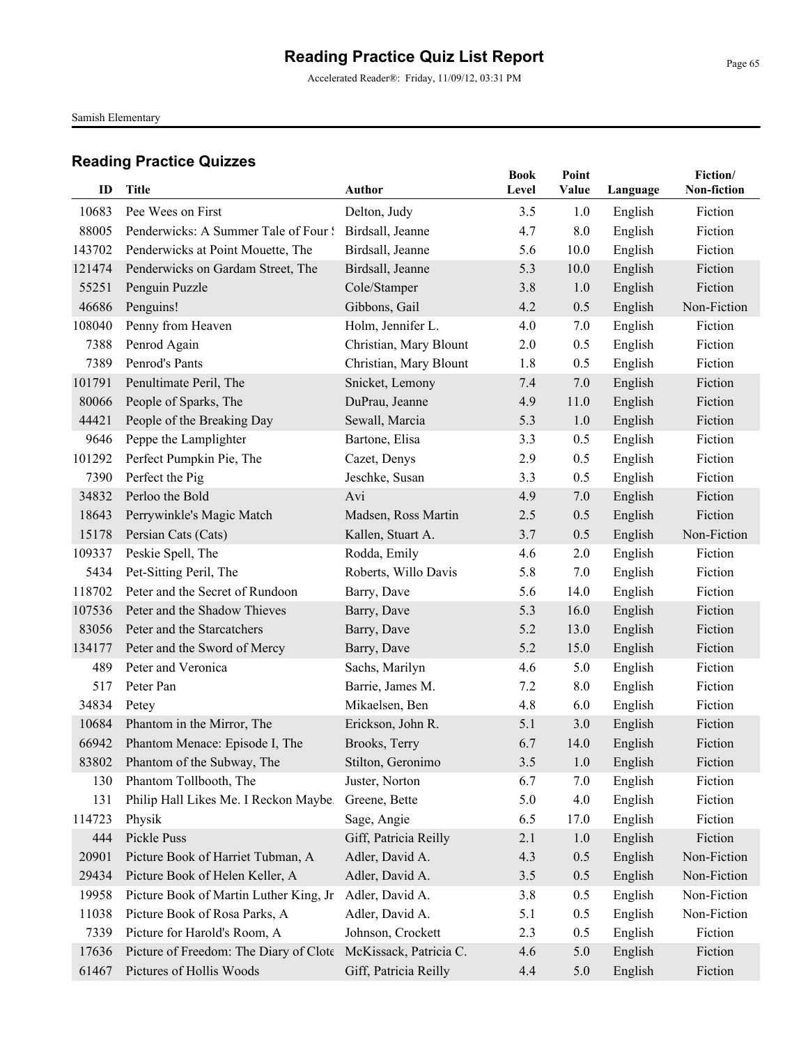# Reading Practice Quiz List Report

Accelerated Reader®: Friday, 11/09/12, 03:31 PM

Samish Elementary

## Reading Practice Quizzes

| ID | Title | Author | Book Level | Point Value | Language | Fiction/ Non-fiction |
|---|---|---|---|---|---|---|
| 10683 | Pee Wees on First | Delton, Judy | 3.5 | 1.0 | English | Fiction |
| 88005 | Penderwicks: A Summer Tale of Four S | Birdsall, Jeanne | 4.7 | 8.0 | English | Fiction |
| 143702 | Penderwicks at Point Mouette, The | Birdsall, Jeanne | 5.6 | 10.0 | English | Fiction |
| 121474 | Penderwicks on Gardam Street, The | Birdsall, Jeanne | 5.3 | 10.0 | English | Fiction |
| 55251 | Penguin Puzzle | Cole/Stamper | 3.8 | 1.0 | English | Fiction |
| 46686 | Penguins! | Gibbons, Gail | 4.2 | 0.5 | English | Non-Fiction |
| 108040 | Penny from Heaven | Holm, Jennifer L. | 4.0 | 7.0 | English | Fiction |
| 7388 | Penrod Again | Christian, Mary Blount | 2.0 | 0.5 | English | Fiction |
| 7389 | Penrod's Pants | Christian, Mary Blount | 1.8 | 0.5 | English | Fiction |
| 101791 | Penultimate Peril, The | Snicket, Lemony | 7.4 | 7.0 | English | Fiction |
| 80066 | People of Sparks, The | DuPrau, Jeanne | 4.9 | 11.0 | English | Fiction |
| 44421 | People of the Breaking Day | Sewall, Marcia | 5.3 | 1.0 | English | Fiction |
| 9646 | Peppe the Lamplighter | Bartone, Elisa | 3.3 | 0.5 | English | Fiction |
| 101292 | Perfect Pumpkin Pie, The | Cazet, Denys | 2.9 | 0.5 | English | Fiction |
| 7390 | Perfect the Pig | Jeschke, Susan | 3.3 | 0.5 | English | Fiction |
| 34832 | Perloo the Bold | Avi | 4.9 | 7.0 | English | Fiction |
| 18643 | Perrywinkle's Magic Match | Madsen, Ross Martin | 2.5 | 0.5 | English | Fiction |
| 15178 | Persian Cats (Cats) | Kallen, Stuart A. | 3.7 | 0.5 | English | Non-Fiction |
| 109337 | Peskie Spell, The | Rodda, Emily | 4.6 | 2.0 | English | Fiction |
| 5434 | Pet-Sitting Peril, The | Roberts, Willo Davis | 5.8 | 7.0 | English | Fiction |
| 118702 | Peter and the Secret of Rundoon | Barry, Dave | 5.6 | 14.0 | English | Fiction |
| 107536 | Peter and the Shadow Thieves | Barry, Dave | 5.3 | 16.0 | English | Fiction |
| 83056 | Peter and the Starcatchers | Barry, Dave | 5.2 | 13.0 | English | Fiction |
| 134177 | Peter and the Sword of Mercy | Barry, Dave | 5.2 | 15.0 | English | Fiction |
| 489 | Peter and Veronica | Sachs, Marilyn | 4.6 | 5.0 | English | Fiction |
| 517 | Peter Pan | Barrie, James M. | 7.2 | 8.0 | English | Fiction |
| 34834 | Petey | Mikaelsen, Ben | 4.8 | 6.0 | English | Fiction |
| 10684 | Phantom in the Mirror, The | Erickson, John R. | 5.1 | 3.0 | English | Fiction |
| 66942 | Phantom Menace: Episode I, The | Brooks, Terry | 6.7 | 14.0 | English | Fiction |
| 83802 | Phantom of the Subway, The | Stilton, Geronimo | 3.5 | 1.0 | English | Fiction |
| 130 | Phantom Tollbooth, The | Juster, Norton | 6.7 | 7.0 | English | Fiction |
| 131 | Philip Hall Likes Me. I Reckon Maybe. | Greene, Bette | 5.0 | 4.0 | English | Fiction |
| 114723 | Physik | Sage, Angie | 6.5 | 17.0 | English | Fiction |
| 444 | Pickle Puss | Giff, Patricia Reilly | 2.1 | 1.0 | English | Fiction |
| 20901 | Picture Book of Harriet Tubman, A | Adler, David A. | 4.3 | 0.5 | English | Non-Fiction |
| 29434 | Picture Book of Helen Keller, A | Adler, David A. | 3.5 | 0.5 | English | Non-Fiction |
| 19958 | Picture Book of Martin Luther King, Jr | Adler, David A. | 3.8 | 0.5 | English | Non-Fiction |
| 11038 | Picture Book of Rosa Parks, A | Adler, David A. | 5.1 | 0.5 | English | Non-Fiction |
| 7339 | Picture for Harold's Room, A | Johnson, Crockett | 2.3 | 0.5 | English | Fiction |
| 17636 | Picture of Freedom: The Diary of Clote | McKissack, Patricia C. | 4.6 | 5.0 | English | Fiction |
| 61467 | Pictures of Hollis Woods | Giff, Patricia Reilly | 4.4 | 5.0 | English | Fiction |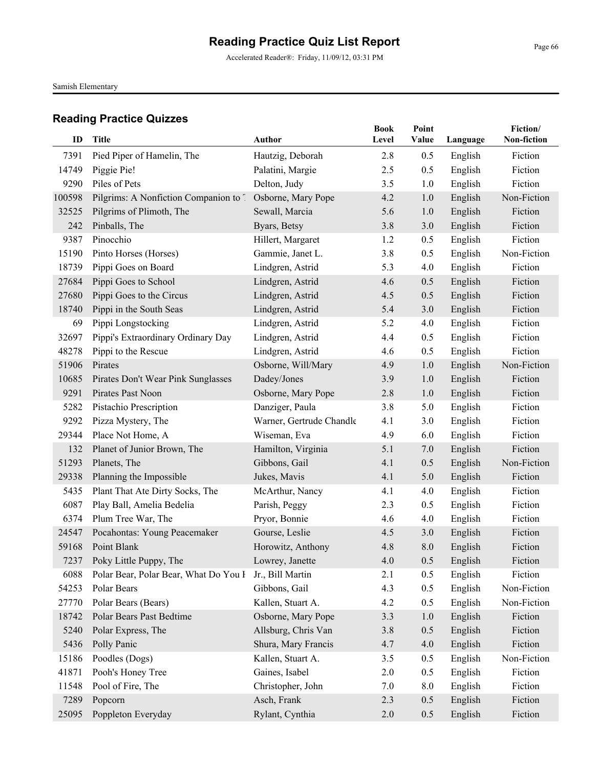# Reading Practice Quiz List Report

Accelerated Reader®: Friday, 11/09/12, 03:31 PM

Samish Elementary

## Reading Practice Quizzes

| ID | Title | Author | Book Level | Point Value | Language | Fiction/ Non-fiction |
|---|---|---|---|---|---|---|
| 7391 | Pied Piper of Hamelin, The | Hautzig, Deborah | 2.8 | 0.5 | English | Fiction |
| 14749 | Piggie Pie! | Palatini, Margie | 2.5 | 0.5 | English | Fiction |
| 9290 | Piles of Pets | Delton, Judy | 3.5 | 1.0 | English | Fiction |
| 100598 | Pilgrims: A Nonfiction Companion to T | Osborne, Mary Pope | 4.2 | 1.0 | English | Non-Fiction |
| 32525 | Pilgrims of Plimoth, The | Sewall, Marcia | 5.6 | 1.0 | English | Fiction |
| 242 | Pinballs, The | Byars, Betsy | 3.8 | 3.0 | English | Fiction |
| 9387 | Pinocchio | Hillert, Margaret | 1.2 | 0.5 | English | Fiction |
| 15190 | Pinto Horses (Horses) | Gammie, Janet L. | 3.8 | 0.5 | English | Non-Fiction |
| 18739 | Pippi Goes on Board | Lindgren, Astrid | 5.3 | 4.0 | English | Fiction |
| 27684 | Pippi Goes to School | Lindgren, Astrid | 4.6 | 0.5 | English | Fiction |
| 27680 | Pippi Goes to the Circus | Lindgren, Astrid | 4.5 | 0.5 | English | Fiction |
| 18740 | Pippi in the South Seas | Lindgren, Astrid | 5.4 | 3.0 | English | Fiction |
| 69 | Pippi Longstocking | Lindgren, Astrid | 5.2 | 4.0 | English | Fiction |
| 32697 | Pippi's Extraordinary Ordinary Day | Lindgren, Astrid | 4.4 | 0.5 | English | Fiction |
| 48278 | Pippi to the Rescue | Lindgren, Astrid | 4.6 | 0.5 | English | Fiction |
| 51906 | Pirates | Osborne, Will/Mary | 4.9 | 1.0 | English | Non-Fiction |
| 10685 | Pirates Don't Wear Pink Sunglasses | Dadey/Jones | 3.9 | 1.0 | English | Fiction |
| 9291 | Pirates Past Noon | Osborne, Mary Pope | 2.8 | 1.0 | English | Fiction |
| 5282 | Pistachio Prescription | Danziger, Paula | 3.8 | 5.0 | English | Fiction |
| 9292 | Pizza Mystery, The | Warner, Gertrude Chandle | 4.1 | 3.0 | English | Fiction |
| 29344 | Place Not Home, A | Wiseman, Eva | 4.9 | 6.0 | English | Fiction |
| 132 | Planet of Junior Brown, The | Hamilton, Virginia | 5.1 | 7.0 | English | Fiction |
| 51293 | Planets, The | Gibbons, Gail | 4.1 | 0.5 | English | Non-Fiction |
| 29338 | Planning the Impossible | Jukes, Mavis | 4.1 | 5.0 | English | Fiction |
| 5435 | Plant That Ate Dirty Socks, The | McArthur, Nancy | 4.1 | 4.0 | English | Fiction |
| 6087 | Play Ball, Amelia Bedelia | Parish, Peggy | 2.3 | 0.5 | English | Fiction |
| 6374 | Plum Tree War, The | Pryor, Bonnie | 4.6 | 4.0 | English | Fiction |
| 24547 | Pocahontas: Young Peacemaker | Gourse, Leslie | 4.5 | 3.0 | English | Fiction |
| 59168 | Point Blank | Horowitz, Anthony | 4.8 | 8.0 | English | Fiction |
| 7237 | Poky Little Puppy, The | Lowrey, Janette | 4.0 | 0.5 | English | Fiction |
| 6088 | Polar Bear, Polar Bear, What Do You H | Jr., Bill Martin | 2.1 | 0.5 | English | Fiction |
| 54253 | Polar Bears | Gibbons, Gail | 4.3 | 0.5 | English | Non-Fiction |
| 27770 | Polar Bears (Bears) | Kallen, Stuart A. | 4.2 | 0.5 | English | Non-Fiction |
| 18742 | Polar Bears Past Bedtime | Osborne, Mary Pope | 3.3 | 1.0 | English | Fiction |
| 5240 | Polar Express, The | Allsburg, Chris Van | 3.8 | 0.5 | English | Fiction |
| 5436 | Polly Panic | Shura, Mary Francis | 4.7 | 4.0 | English | Fiction |
| 15186 | Poodles (Dogs) | Kallen, Stuart A. | 3.5 | 0.5 | English | Non-Fiction |
| 41871 | Pooh's Honey Tree | Gaines, Isabel | 2.0 | 0.5 | English | Fiction |
| 11548 | Pool of Fire, The | Christopher, John | 7.0 | 8.0 | English | Fiction |
| 7289 | Popcorn | Asch, Frank | 2.3 | 0.5 | English | Fiction |
| 25095 | Poppleton Everyday | Rylant, Cynthia | 2.0 | 0.5 | English | Fiction |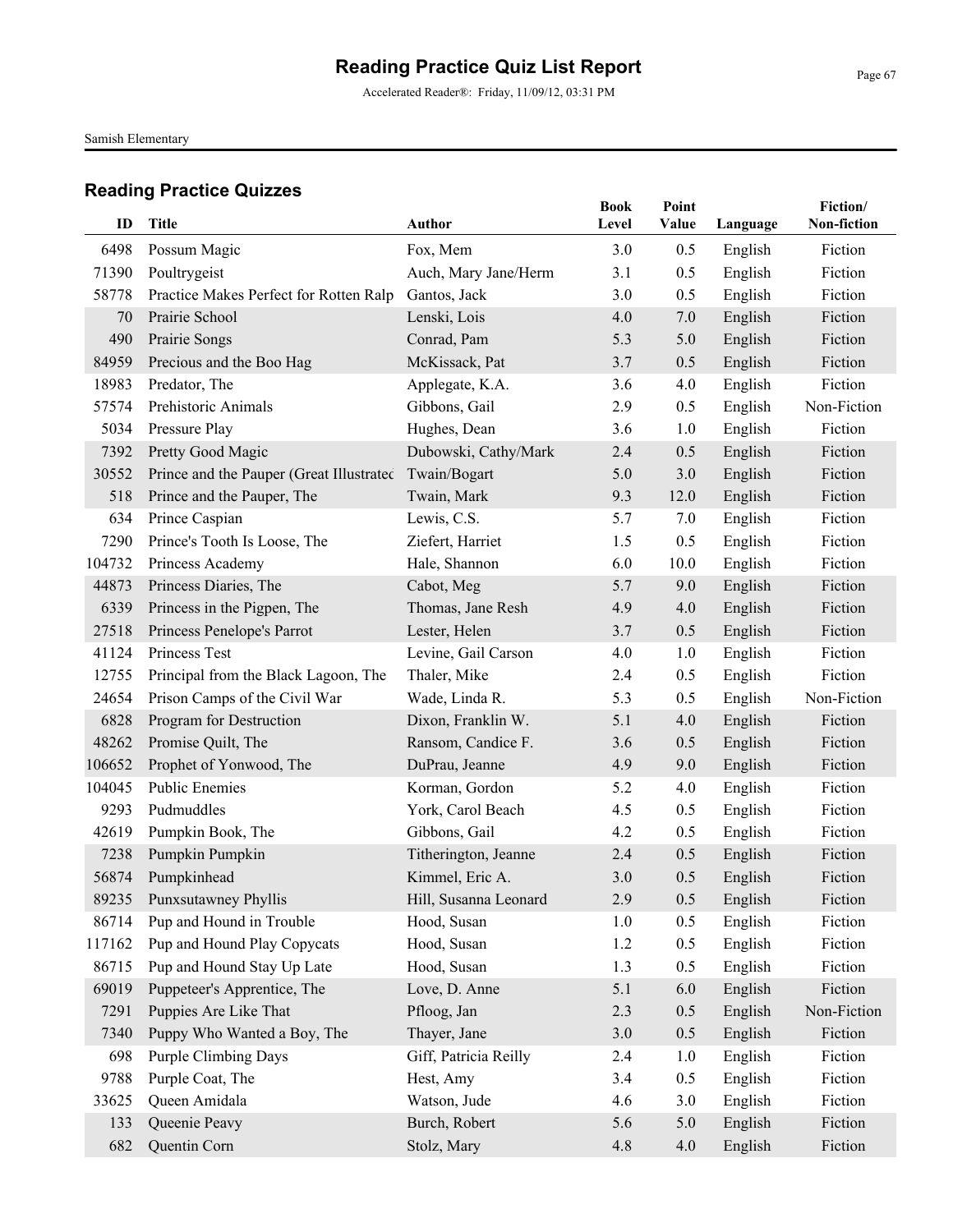# Reading Practice Quiz List Report

Accelerated Reader®: Friday, 11/09/12, 03:31 PM

Samish Elementary

## Reading Practice Quizzes

| ID | Title | Author | Book Level | Point Value | Language | Fiction/ Non-fiction |
|---|---|---|---|---|---|---|
| 6498 | Possum Magic | Fox, Mem | 3.0 | 0.5 | English | Fiction |
| 71390 | Poultrygeist | Auch, Mary Jane/Herm | 3.1 | 0.5 | English | Fiction |
| 58778 | Practice Makes Perfect for Rotten Ralp | Gantos, Jack | 3.0 | 0.5 | English | Fiction |
| 70 | Prairie School | Lenski, Lois | 4.0 | 7.0 | English | Fiction |
| 490 | Prairie Songs | Conrad, Pam | 5.3 | 5.0 | English | Fiction |
| 84959 | Precious and the Boo Hag | McKissack, Pat | 3.7 | 0.5 | English | Fiction |
| 18983 | Predator, The | Applegate, K.A. | 3.6 | 4.0 | English | Fiction |
| 57574 | Prehistoric Animals | Gibbons, Gail | 2.9 | 0.5 | English | Non-Fiction |
| 5034 | Pressure Play | Hughes, Dean | 3.6 | 1.0 | English | Fiction |
| 7392 | Pretty Good Magic | Dubowski, Cathy/Mark | 2.4 | 0.5 | English | Fiction |
| 30552 | Prince and the Pauper (Great Illustratec | Twain/Bogart | 5.0 | 3.0 | English | Fiction |
| 518 | Prince and the Pauper, The | Twain, Mark | 9.3 | 12.0 | English | Fiction |
| 634 | Prince Caspian | Lewis, C.S. | 5.7 | 7.0 | English | Fiction |
| 7290 | Prince's Tooth Is Loose, The | Ziefert, Harriet | 1.5 | 0.5 | English | Fiction |
| 104732 | Princess Academy | Hale, Shannon | 6.0 | 10.0 | English | Fiction |
| 44873 | Princess Diaries, The | Cabot, Meg | 5.7 | 9.0 | English | Fiction |
| 6339 | Princess in the Pigpen, The | Thomas, Jane Resh | 4.9 | 4.0 | English | Fiction |
| 27518 | Princess Penelope's Parrot | Lester, Helen | 3.7 | 0.5 | English | Fiction |
| 41124 | Princess Test | Levine, Gail Carson | 4.0 | 1.0 | English | Fiction |
| 12755 | Principal from the Black Lagoon, The | Thaler, Mike | 2.4 | 0.5 | English | Fiction |
| 24654 | Prison Camps of the Civil War | Wade, Linda R. | 5.3 | 0.5 | English | Non-Fiction |
| 6828 | Program for Destruction | Dixon, Franklin W. | 5.1 | 4.0 | English | Fiction |
| 48262 | Promise Quilt, The | Ransom, Candice F. | 3.6 | 0.5 | English | Fiction |
| 106652 | Prophet of Yonwood, The | DuPrau, Jeanne | 4.9 | 9.0 | English | Fiction |
| 104045 | Public Enemies | Korman, Gordon | 5.2 | 4.0 | English | Fiction |
| 9293 | Pudmuddles | York, Carol Beach | 4.5 | 0.5 | English | Fiction |
| 42619 | Pumpkin Book, The | Gibbons, Gail | 4.2 | 0.5 | English | Fiction |
| 7238 | Pumpkin Pumpkin | Titherington, Jeanne | 2.4 | 0.5 | English | Fiction |
| 56874 | Pumpkinhead | Kimmel, Eric A. | 3.0 | 0.5 | English | Fiction |
| 89235 | Punxsutawney Phyllis | Hill, Susanna Leonard | 2.9 | 0.5 | English | Fiction |
| 86714 | Pup and Hound in Trouble | Hood, Susan | 1.0 | 0.5 | English | Fiction |
| 117162 | Pup and Hound Play Copycats | Hood, Susan | 1.2 | 0.5 | English | Fiction |
| 86715 | Pup and Hound Stay Up Late | Hood, Susan | 1.3 | 0.5 | English | Fiction |
| 69019 | Puppeteer's Apprentice, The | Love, D. Anne | 5.1 | 6.0 | English | Fiction |
| 7291 | Puppies Are Like That | Pfloog, Jan | 2.3 | 0.5 | English | Non-Fiction |
| 7340 | Puppy Who Wanted a Boy, The | Thayer, Jane | 3.0 | 0.5 | English | Fiction |
| 698 | Purple Climbing Days | Giff, Patricia Reilly | 2.4 | 1.0 | English | Fiction |
| 9788 | Purple Coat, The | Hest, Amy | 3.4 | 0.5 | English | Fiction |
| 33625 | Queen Amidala | Watson, Jude | 4.6 | 3.0 | English | Fiction |
| 133 | Queenie Peavy | Burch, Robert | 5.6 | 5.0 | English | Fiction |
| 682 | Quentin Corn | Stolz, Mary | 4.8 | 4.0 | English | Fiction |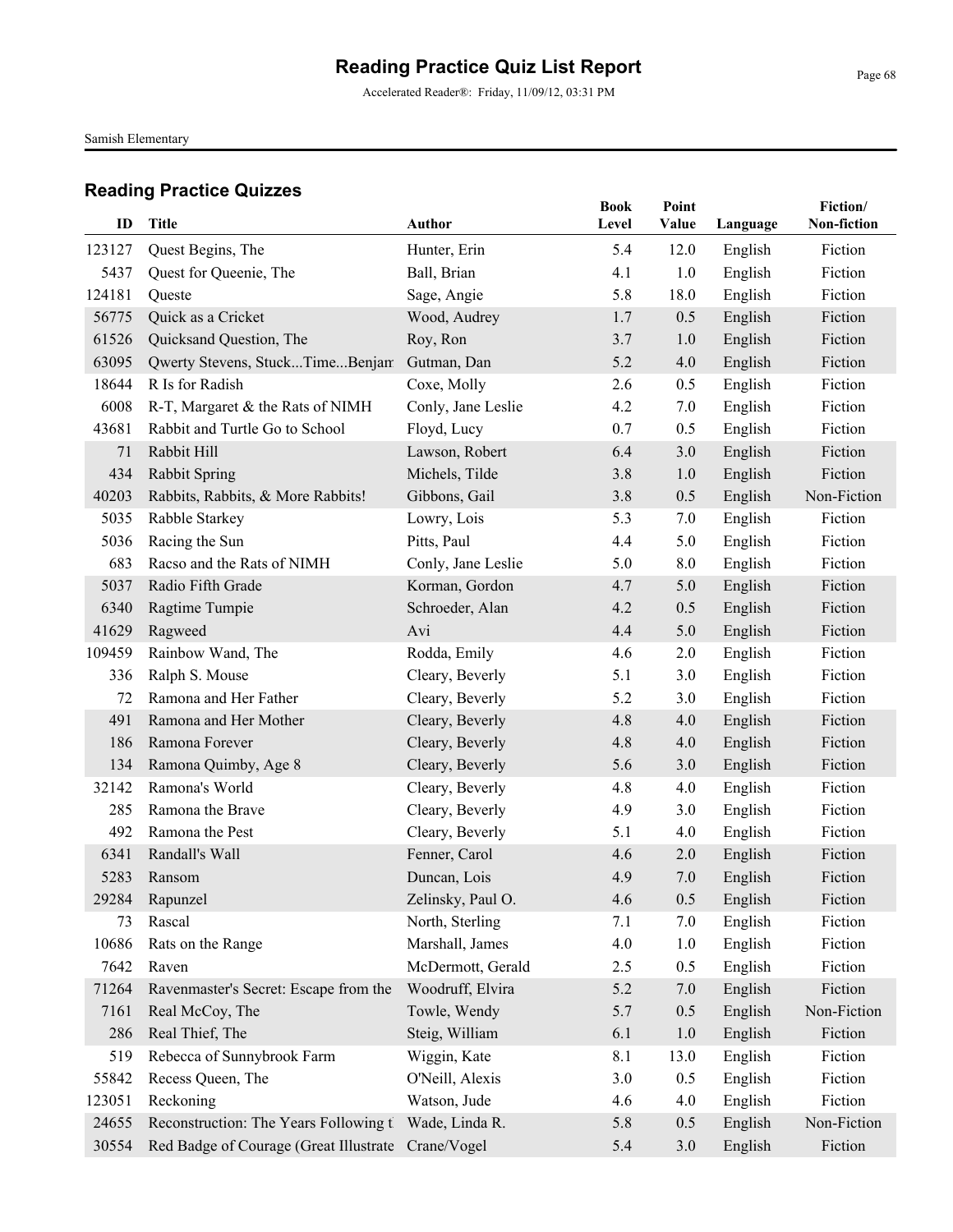# Reading Practice Quiz List Report

Accelerated Reader®: Friday, 11/09/12, 03:31 PM

Samish Elementary

## Reading Practice Quizzes

| ID | Title | Author | Book Level | Point Value | Language | Fiction/ Non-fiction |
|---|---|---|---|---|---|---|
| 123127 | Quest Begins, The | Hunter, Erin | 5.4 | 12.0 | English | Fiction |
| 5437 | Quest for Queenie, The | Ball, Brian | 4.1 | 1.0 | English | Fiction |
| 124181 | Queste | Sage, Angie | 5.8 | 18.0 | English | Fiction |
| 56775 | Quick as a Cricket | Wood, Audrey | 1.7 | 0.5 | English | Fiction |
| 61526 | Quicksand Question, The | Roy, Ron | 3.7 | 1.0 | English | Fiction |
| 63095 | Qwerty Stevens, Stuck...Time...Benjam | Gutman, Dan | 5.2 | 4.0 | English | Fiction |
| 18644 | R Is for Radish | Coxe, Molly | 2.6 | 0.5 | English | Fiction |
| 6008 | R-T, Margaret & the Rats of NIMH | Conly, Jane Leslie | 4.2 | 7.0 | English | Fiction |
| 43681 | Rabbit and Turtle Go to School | Floyd, Lucy | 0.7 | 0.5 | English | Fiction |
| 71 | Rabbit Hill | Lawson, Robert | 6.4 | 3.0 | English | Fiction |
| 434 | Rabbit Spring | Michels, Tilde | 3.8 | 1.0 | English | Fiction |
| 40203 | Rabbits, Rabbits, & More Rabbits! | Gibbons, Gail | 3.8 | 0.5 | English | Non-Fiction |
| 5035 | Rabble Starkey | Lowry, Lois | 5.3 | 7.0 | English | Fiction |
| 5036 | Racing the Sun | Pitts, Paul | 4.4 | 5.0 | English | Fiction |
| 683 | Racso and the Rats of NIMH | Conly, Jane Leslie | 5.0 | 8.0 | English | Fiction |
| 5037 | Radio Fifth Grade | Korman, Gordon | 4.7 | 5.0 | English | Fiction |
| 6340 | Ragtime Tumpie | Schroeder, Alan | 4.2 | 0.5 | English | Fiction |
| 41629 | Ragweed | Avi | 4.4 | 5.0 | English | Fiction |
| 109459 | Rainbow Wand, The | Rodda, Emily | 4.6 | 2.0 | English | Fiction |
| 336 | Ralph S. Mouse | Cleary, Beverly | 5.1 | 3.0 | English | Fiction |
| 72 | Ramona and Her Father | Cleary, Beverly | 5.2 | 3.0 | English | Fiction |
| 491 | Ramona and Her Mother | Cleary, Beverly | 4.8 | 4.0 | English | Fiction |
| 186 | Ramona Forever | Cleary, Beverly | 4.8 | 4.0 | English | Fiction |
| 134 | Ramona Quimby, Age 8 | Cleary, Beverly | 5.6 | 3.0 | English | Fiction |
| 32142 | Ramona's World | Cleary, Beverly | 4.8 | 4.0 | English | Fiction |
| 285 | Ramona the Brave | Cleary, Beverly | 4.9 | 3.0 | English | Fiction |
| 492 | Ramona the Pest | Cleary, Beverly | 5.1 | 4.0 | English | Fiction |
| 6341 | Randall's Wall | Fenner, Carol | 4.6 | 2.0 | English | Fiction |
| 5283 | Ransom | Duncan, Lois | 4.9 | 7.0 | English | Fiction |
| 29284 | Rapunzel | Zelinsky, Paul O. | 4.6 | 0.5 | English | Fiction |
| 73 | Rascal | North, Sterling | 7.1 | 7.0 | English | Fiction |
| 10686 | Rats on the Range | Marshall, James | 4.0 | 1.0 | English | Fiction |
| 7642 | Raven | McDermott, Gerald | 2.5 | 0.5 | English | Fiction |
| 71264 | Ravenmaster's Secret: Escape from the | Woodruff, Elvira | 5.2 | 7.0 | English | Fiction |
| 7161 | Real McCoy, The | Towle, Wendy | 5.7 | 0.5 | English | Non-Fiction |
| 286 | Real Thief, The | Steig, William | 6.1 | 1.0 | English | Fiction |
| 519 | Rebecca of Sunnybrook Farm | Wiggin, Kate | 8.1 | 13.0 | English | Fiction |
| 55842 | Recess Queen, The | O'Neill, Alexis | 3.0 | 0.5 | English | Fiction |
| 123051 | Reckoning | Watson, Jude | 4.6 | 4.0 | English | Fiction |
| 24655 | Reconstruction: The Years Following t | Wade, Linda R. | 5.8 | 0.5 | English | Non-Fiction |
| 30554 | Red Badge of Courage (Great Illustrate | Crane/Vogel | 5.4 | 3.0 | English | Fiction |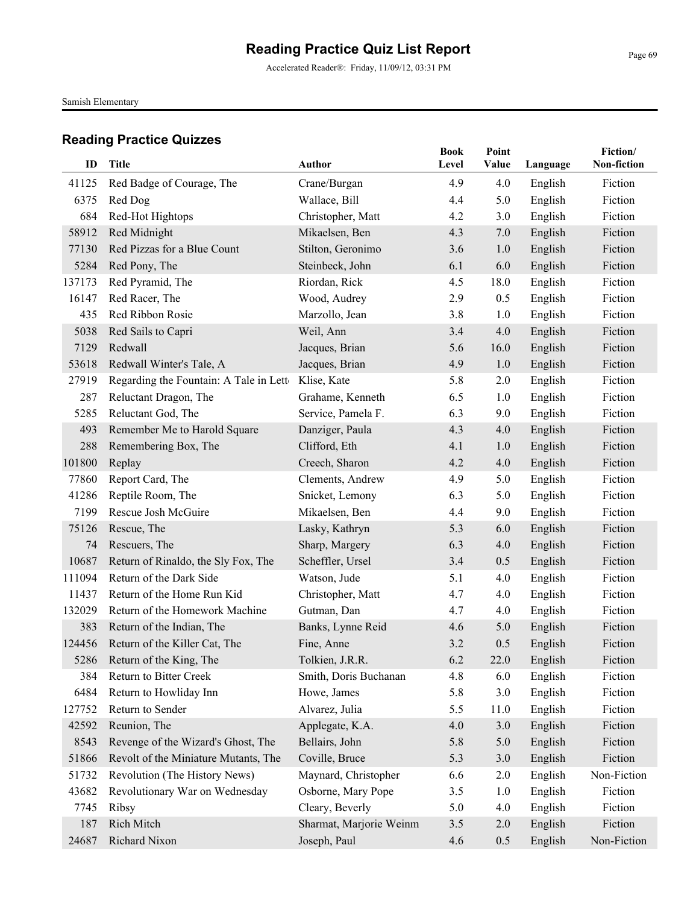# Reading Practice Quiz List Report

Accelerated Reader®: Friday, 11/09/12, 03:31 PM

Samish Elementary

## Reading Practice Quizzes

| ID | Title | Author | Book Level | Point Value | Language | Fiction/ Non-fiction |
|---|---|---|---|---|---|---|
| 41125 | Red Badge of Courage, The | Crane/Burgan | 4.9 | 4.0 | English | Fiction |
| 6375 | Red Dog | Wallace, Bill | 4.4 | 5.0 | English | Fiction |
| 684 | Red-Hot Hightops | Christopher, Matt | 4.2 | 3.0 | English | Fiction |
| 58912 | Red Midnight | Mikaelsen, Ben | 4.3 | 7.0 | English | Fiction |
| 77130 | Red Pizzas for a Blue Count | Stilton, Geronimo | 3.6 | 1.0 | English | Fiction |
| 5284 | Red Pony, The | Steinbeck, John | 6.1 | 6.0 | English | Fiction |
| 137173 | Red Pyramid, The | Riordan, Rick | 4.5 | 18.0 | English | Fiction |
| 16147 | Red Racer, The | Wood, Audrey | 2.9 | 0.5 | English | Fiction |
| 435 | Red Ribbon Rosie | Marzollo, Jean | 3.8 | 1.0 | English | Fiction |
| 5038 | Red Sails to Capri | Weil, Ann | 3.4 | 4.0 | English | Fiction |
| 7129 | Redwall | Jacques, Brian | 5.6 | 16.0 | English | Fiction |
| 53618 | Redwall Winter's Tale, A | Jacques, Brian | 4.9 | 1.0 | English | Fiction |
| 27919 | Regarding the Fountain: A Tale in Lett | Klise, Kate | 5.8 | 2.0 | English | Fiction |
| 287 | Reluctant Dragon, The | Grahame, Kenneth | 6.5 | 1.0 | English | Fiction |
| 5285 | Reluctant God, The | Service, Pamela F. | 6.3 | 9.0 | English | Fiction |
| 493 | Remember Me to Harold Square | Danziger, Paula | 4.3 | 4.0 | English | Fiction |
| 288 | Remembering Box, The | Clifford, Eth | 4.1 | 1.0 | English | Fiction |
| 101800 | Replay | Creech, Sharon | 4.2 | 4.0 | English | Fiction |
| 77860 | Report Card, The | Clements, Andrew | 4.9 | 5.0 | English | Fiction |
| 41286 | Reptile Room, The | Snicket, Lemony | 6.3 | 5.0 | English | Fiction |
| 7199 | Rescue Josh McGuire | Mikaelsen, Ben | 4.4 | 9.0 | English | Fiction |
| 75126 | Rescue, The | Lasky, Kathryn | 5.3 | 6.0 | English | Fiction |
| 74 | Rescuers, The | Sharp, Margery | 6.3 | 4.0 | English | Fiction |
| 10687 | Return of Rinaldo, the Sly Fox, The | Scheffler, Ursel | 3.4 | 0.5 | English | Fiction |
| 111094 | Return of the Dark Side | Watson, Jude | 5.1 | 4.0 | English | Fiction |
| 11437 | Return of the Home Run Kid | Christopher, Matt | 4.7 | 4.0 | English | Fiction |
| 132029 | Return of the Homework Machine | Gutman, Dan | 4.7 | 4.0 | English | Fiction |
| 383 | Return of the Indian, The | Banks, Lynne Reid | 4.6 | 5.0 | English | Fiction |
| 124456 | Return of the Killer Cat, The | Fine, Anne | 3.2 | 0.5 | English | Fiction |
| 5286 | Return of the King, The | Tolkien, J.R.R. | 6.2 | 22.0 | English | Fiction |
| 384 | Return to Bitter Creek | Smith, Doris Buchanan | 4.8 | 6.0 | English | Fiction |
| 6484 | Return to Howliday Inn | Howe, James | 5.8 | 3.0 | English | Fiction |
| 127752 | Return to Sender | Alvarez, Julia | 5.5 | 11.0 | English | Fiction |
| 42592 | Reunion, The | Applegate, K.A. | 4.0 | 3.0 | English | Fiction |
| 8543 | Revenge of the Wizard's Ghost, The | Bellairs, John | 5.8 | 5.0 | English | Fiction |
| 51866 | Revolt of the Miniature Mutants, The | Coville, Bruce | 5.3 | 3.0 | English | Fiction |
| 51732 | Revolution (The History News) | Maynard, Christopher | 6.6 | 2.0 | English | Non-Fiction |
| 43682 | Revolutionary War on Wednesday | Osborne, Mary Pope | 3.5 | 1.0 | English | Fiction |
| 7745 | Ribsy | Cleary, Beverly | 5.0 | 4.0 | English | Fiction |
| 187 | Rich Mitch | Sharmat, Marjorie Weinm | 3.5 | 2.0 | English | Fiction |
| 24687 | Richard Nixon | Joseph, Paul | 4.6 | 0.5 | English | Non-Fiction |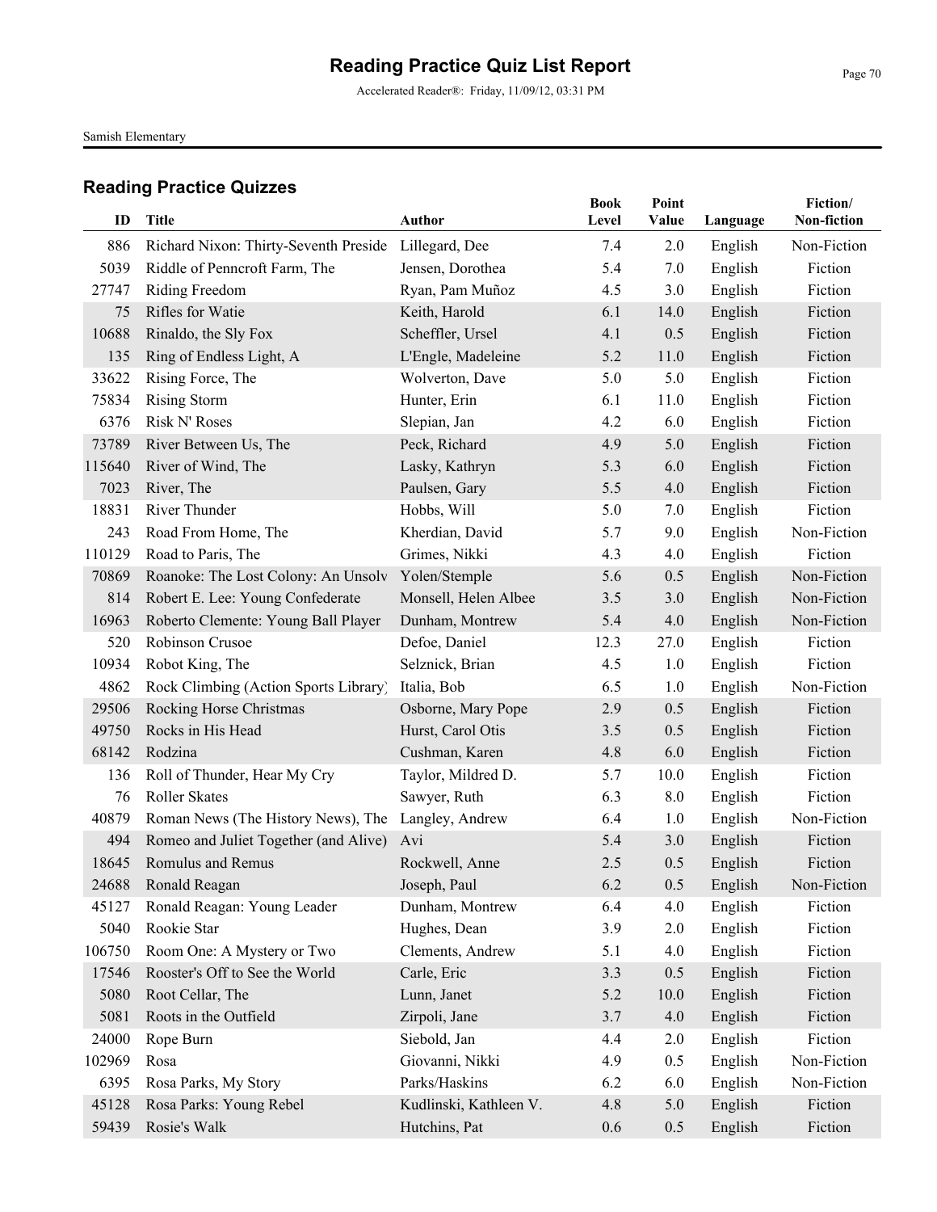# Reading Practice Quiz List Report

Accelerated Reader®: Friday, 11/09/12, 03:31 PM

Samish Elementary

## Reading Practice Quizzes

| ID | Title | Author | Book Level | Point Value | Language | Fiction/ Non-fiction |
|---|---|---|---|---|---|---|
| 886 | Richard Nixon: Thirty-Seventh Preside | Lillegard, Dee | 7.4 | 2.0 | English | Non-Fiction |
| 5039 | Riddle of Penncroft Farm, The | Jensen, Dorothea | 5.4 | 7.0 | English | Fiction |
| 27747 | Riding Freedom | Ryan, Pam Muñoz | 4.5 | 3.0 | English | Fiction |
| 75 | Rifles for Watie | Keith, Harold | 6.1 | 14.0 | English | Fiction |
| 10688 | Rinaldo, the Sly Fox | Scheffler, Ursel | 4.1 | 0.5 | English | Fiction |
| 135 | Ring of Endless Light, A | L'Engle, Madeleine | 5.2 | 11.0 | English | Fiction |
| 33622 | Rising Force, The | Wolverton, Dave | 5.0 | 5.0 | English | Fiction |
| 75834 | Rising Storm | Hunter, Erin | 6.1 | 11.0 | English | Fiction |
| 6376 | Risk N' Roses | Slepian, Jan | 4.2 | 6.0 | English | Fiction |
| 73789 | River Between Us, The | Peck, Richard | 4.9 | 5.0 | English | Fiction |
| 115640 | River of Wind, The | Lasky, Kathryn | 5.3 | 6.0 | English | Fiction |
| 7023 | River, The | Paulsen, Gary | 5.5 | 4.0 | English | Fiction |
| 18831 | River Thunder | Hobbs, Will | 5.0 | 7.0 | English | Fiction |
| 243 | Road From Home, The | Kherdian, David | 5.7 | 9.0 | English | Non-Fiction |
| 110129 | Road to Paris, The | Grimes, Nikki | 4.3 | 4.0 | English | Fiction |
| 70869 | Roanoke: The Lost Colony: An Unsolv | Yolen/Stemple | 5.6 | 0.5 | English | Non-Fiction |
| 814 | Robert E. Lee: Young Confederate | Monsell, Helen Albee | 3.5 | 3.0 | English | Non-Fiction |
| 16963 | Roberto Clemente: Young Ball Player | Dunham, Montrew | 5.4 | 4.0 | English | Non-Fiction |
| 520 | Robinson Crusoe | Defoe, Daniel | 12.3 | 27.0 | English | Fiction |
| 10934 | Robot King, The | Selznick, Brian | 4.5 | 1.0 | English | Fiction |
| 4862 | Rock Climbing (Action Sports Library) | Italia, Bob | 6.5 | 1.0 | English | Non-Fiction |
| 29506 | Rocking Horse Christmas | Osborne, Mary Pope | 2.9 | 0.5 | English | Fiction |
| 49750 | Rocks in His Head | Hurst, Carol Otis | 3.5 | 0.5 | English | Fiction |
| 68142 | Rodzina | Cushman, Karen | 4.8 | 6.0 | English | Fiction |
| 136 | Roll of Thunder, Hear My Cry | Taylor, Mildred D. | 5.7 | 10.0 | English | Fiction |
| 76 | Roller Skates | Sawyer, Ruth | 6.3 | 8.0 | English | Fiction |
| 40879 | Roman News (The History News), The | Langley, Andrew | 6.4 | 1.0 | English | Non-Fiction |
| 494 | Romeo and Juliet Together (and Alive) | Avi | 5.4 | 3.0 | English | Fiction |
| 18645 | Romulus and Remus | Rockwell, Anne | 2.5 | 0.5 | English | Fiction |
| 24688 | Ronald Reagan | Joseph, Paul | 6.2 | 0.5 | English | Non-Fiction |
| 45127 | Ronald Reagan: Young Leader | Dunham, Montrew | 6.4 | 4.0 | English | Fiction |
| 5040 | Rookie Star | Hughes, Dean | 3.9 | 2.0 | English | Fiction |
| 106750 | Room One: A Mystery or Two | Clements, Andrew | 5.1 | 4.0 | English | Fiction |
| 17546 | Rooster's Off to See the World | Carle, Eric | 3.3 | 0.5 | English | Fiction |
| 5080 | Root Cellar, The | Lunn, Janet | 5.2 | 10.0 | English | Fiction |
| 5081 | Roots in the Outfield | Zirpoli, Jane | 3.7 | 4.0 | English | Fiction |
| 24000 | Rope Burn | Siebold, Jan | 4.4 | 2.0 | English | Fiction |
| 102969 | Rosa | Giovanni, Nikki | 4.9 | 0.5 | English | Non-Fiction |
| 6395 | Rosa Parks, My Story | Parks/Haskins | 6.2 | 6.0 | English | Non-Fiction |
| 45128 | Rosa Parks: Young Rebel | Kudlinski, Kathleen V. | 4.8 | 5.0 | English | Fiction |
| 59439 | Rosie's Walk | Hutchins, Pat | 0.6 | 0.5 | English | Fiction |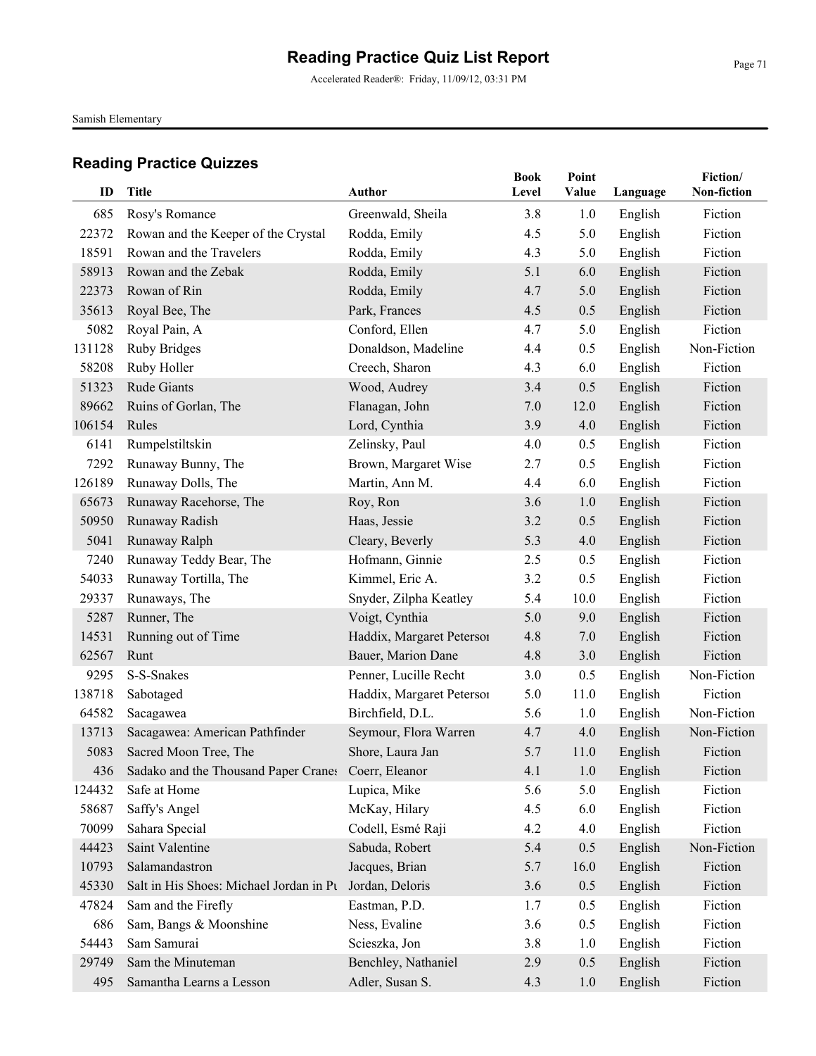# Reading Practice Quiz List Report

Accelerated Reader®: Friday, 11/09/12, 03:31 PM

Samish Elementary

## Reading Practice Quizzes

| ID | Title | Author | Book Level | Point Value | Language | Fiction/ Non-fiction |
|---|---|---|---|---|---|---|
| 685 | Rosy's Romance | Greenwald, Sheila | 3.8 | 1.0 | English | Fiction |
| 22372 | Rowan and the Keeper of the Crystal | Rodda, Emily | 4.5 | 5.0 | English | Fiction |
| 18591 | Rowan and the Travelers | Rodda, Emily | 4.3 | 5.0 | English | Fiction |
| 58913 | Rowan and the Zebak | Rodda, Emily | 5.1 | 6.0 | English | Fiction |
| 22373 | Rowan of Rin | Rodda, Emily | 4.7 | 5.0 | English | Fiction |
| 35613 | Royal Bee, The | Park, Frances | 4.5 | 0.5 | English | Fiction |
| 5082 | Royal Pain, A | Conford, Ellen | 4.7 | 5.0 | English | Fiction |
| 131128 | Ruby Bridges | Donaldson, Madeline | 4.4 | 0.5 | English | Non-Fiction |
| 58208 | Ruby Holler | Creech, Sharon | 4.3 | 6.0 | English | Fiction |
| 51323 | Rude Giants | Wood, Audrey | 3.4 | 0.5 | English | Fiction |
| 89662 | Ruins of Gorlan, The | Flanagan, John | 7.0 | 12.0 | English | Fiction |
| 106154 | Rules | Lord, Cynthia | 3.9 | 4.0 | English | Fiction |
| 6141 | Rumpelstiltskin | Zelinsky, Paul | 4.0 | 0.5 | English | Fiction |
| 7292 | Runaway Bunny, The | Brown, Margaret Wise | 2.7 | 0.5 | English | Fiction |
| 126189 | Runaway Dolls, The | Martin, Ann M. | 4.4 | 6.0 | English | Fiction |
| 65673 | Runaway Racehorse, The | Roy, Ron | 3.6 | 1.0 | English | Fiction |
| 50950 | Runaway Radish | Haas, Jessie | 3.2 | 0.5 | English | Fiction |
| 5041 | Runaway Ralph | Cleary, Beverly | 5.3 | 4.0 | English | Fiction |
| 7240 | Runaway Teddy Bear, The | Hofmann, Ginnie | 2.5 | 0.5 | English | Fiction |
| 54033 | Runaway Tortilla, The | Kimmel, Eric A. | 3.2 | 0.5 | English | Fiction |
| 29337 | Runaways, The | Snyder, Zilpha Keatley | 5.4 | 10.0 | English | Fiction |
| 5287 | Runner, The | Voigt, Cynthia | 5.0 | 9.0 | English | Fiction |
| 14531 | Running out of Time | Haddix, Margaret Petersoı | 4.8 | 7.0 | English | Fiction |
| 62567 | Runt | Bauer, Marion Dane | 4.8 | 3.0 | English | Fiction |
| 9295 | S-S-Snakes | Penner, Lucille Recht | 3.0 | 0.5 | English | Non-Fiction |
| 138718 | Sabotaged | Haddix, Margaret Petersoı | 5.0 | 11.0 | English | Fiction |
| 64582 | Sacagawea | Birchfield, D.L. | 5.6 | 1.0 | English | Non-Fiction |
| 13713 | Sacagawea: American Pathfinder | Seymour, Flora Warren | 4.7 | 4.0 | English | Non-Fiction |
| 5083 | Sacred Moon Tree, The | Shore, Laura Jan | 5.7 | 11.0 | English | Fiction |
| 436 | Sadako and the Thousand Paper Cranes | Coerr, Eleanor | 4.1 | 1.0 | English | Fiction |
| 124432 | Safe at Home | Lupica, Mike | 5.6 | 5.0 | English | Fiction |
| 58687 | Saffy's Angel | McKay, Hilary | 4.5 | 6.0 | English | Fiction |
| 70099 | Sahara Special | Codell, Esmé Raji | 4.2 | 4.0 | English | Fiction |
| 44423 | Saint Valentine | Sabuda, Robert | 5.4 | 0.5 | English | Non-Fiction |
| 10793 | Salamandastron | Jacques, Brian | 5.7 | 16.0 | English | Fiction |
| 45330 | Salt in His Shoes: Michael Jordan in Pu | Jordan, Deloris | 3.6 | 0.5 | English | Fiction |
| 47824 | Sam and the Firefly | Eastman, P.D. | 1.7 | 0.5 | English | Fiction |
| 686 | Sam, Bangs & Moonshine | Ness, Evaline | 3.6 | 0.5 | English | Fiction |
| 54443 | Sam Samurai | Scieszka, Jon | 3.8 | 1.0 | English | Fiction |
| 29749 | Sam the Minuteman | Benchley, Nathaniel | 2.9 | 0.5 | English | Fiction |
| 495 | Samantha Learns a Lesson | Adler, Susan S. | 4.3 | 1.0 | English | Fiction |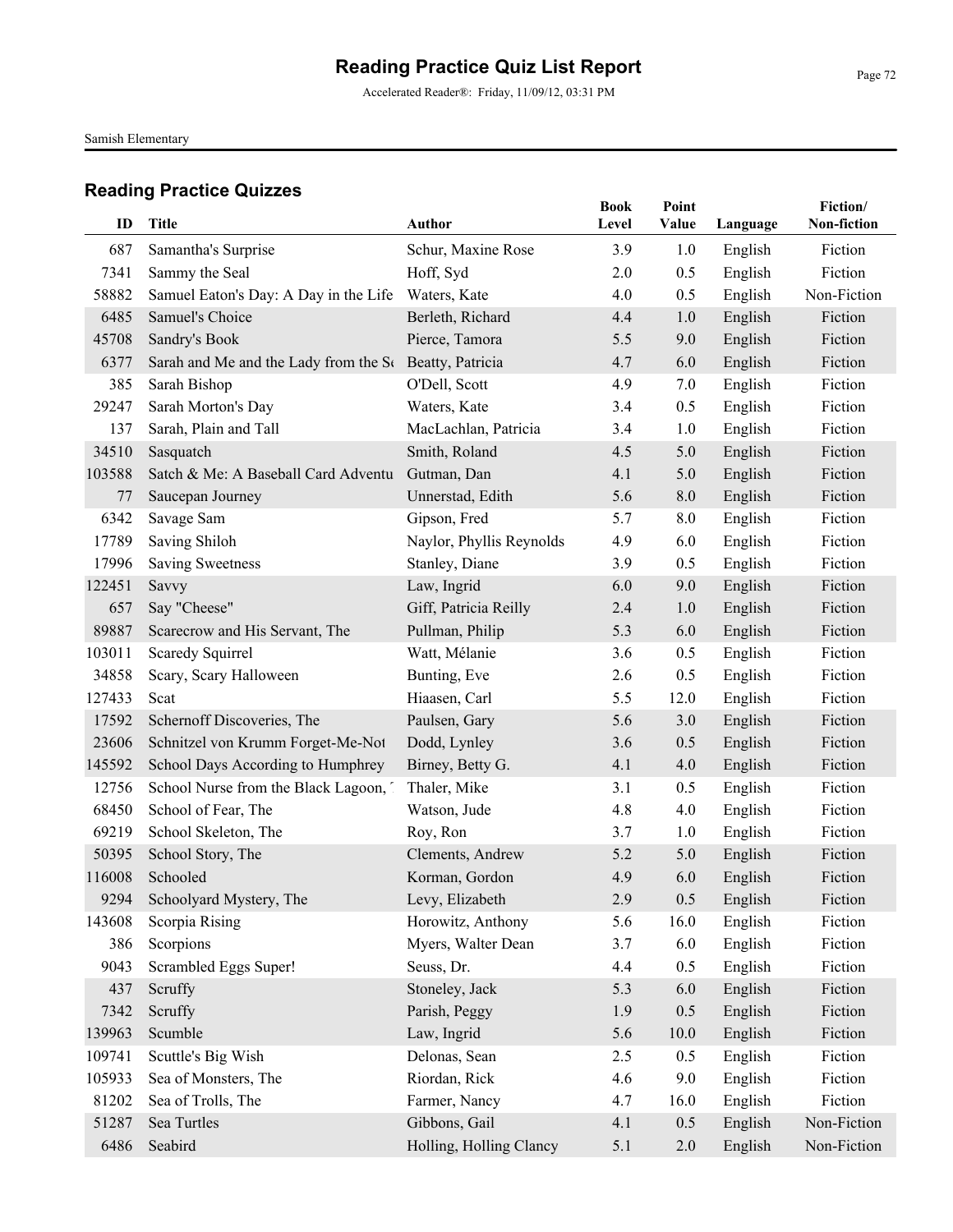# Reading Practice Quiz List Report

Accelerated Reader®: Friday, 11/09/12, 03:31 PM

Samish Elementary

## Reading Practice Quizzes

| ID | Title | Author | Book Level | Point Value | Language | Fiction/ Non-fiction |
|---|---|---|---|---|---|---|
| 687 | Samantha's Surprise | Schur, Maxine Rose | 3.9 | 1.0 | English | Fiction |
| 7341 | Sammy the Seal | Hoff, Syd | 2.0 | 0.5 | English | Fiction |
| 58882 | Samuel Eaton's Day: A Day in the Life | Waters, Kate | 4.0 | 0.5 | English | Non-Fiction |
| 6485 | Samuel's Choice | Berleth, Richard | 4.4 | 1.0 | English | Fiction |
| 45708 | Sandry's Book | Pierce, Tamora | 5.5 | 9.0 | English | Fiction |
| 6377 | Sarah and Me and the Lady from the Se | Beatty, Patricia | 4.7 | 6.0 | English | Fiction |
| 385 | Sarah Bishop | O'Dell, Scott | 4.9 | 7.0 | English | Fiction |
| 29247 | Sarah Morton's Day | Waters, Kate | 3.4 | 0.5 | English | Fiction |
| 137 | Sarah, Plain and Tall | MacLachlan, Patricia | 3.4 | 1.0 | English | Fiction |
| 34510 | Sasquatch | Smith, Roland | 4.5 | 5.0 | English | Fiction |
| 103588 | Satch & Me: A Baseball Card Adventu | Gutman, Dan | 4.1 | 5.0 | English | Fiction |
| 77 | Saucepan Journey | Unnerstad, Edith | 5.6 | 8.0 | English | Fiction |
| 6342 | Savage Sam | Gipson, Fred | 5.7 | 8.0 | English | Fiction |
| 17789 | Saving Shiloh | Naylor, Phyllis Reynolds | 4.9 | 6.0 | English | Fiction |
| 17996 | Saving Sweetness | Stanley, Diane | 3.9 | 0.5 | English | Fiction |
| 122451 | Savvy | Law, Ingrid | 6.0 | 9.0 | English | Fiction |
| 657 | Say "Cheese" | Giff, Patricia Reilly | 2.4 | 1.0 | English | Fiction |
| 89887 | Scarecrow and His Servant, The | Pullman, Philip | 5.3 | 6.0 | English | Fiction |
| 103011 | Scaredy Squirrel | Watt, Mélanie | 3.6 | 0.5 | English | Fiction |
| 34858 | Scary, Scary Halloween | Bunting, Eve | 2.6 | 0.5 | English | Fiction |
| 127433 | Scat | Hiaasen, Carl | 5.5 | 12.0 | English | Fiction |
| 17592 | Schernoff Discoveries, The | Paulsen, Gary | 5.6 | 3.0 | English | Fiction |
| 23606 | Schnitzel von Krumm Forget-Me-Not | Dodd, Lynley | 3.6 | 0.5 | English | Fiction |
| 145592 | School Days According to Humphrey | Birney, Betty G. | 4.1 | 4.0 | English | Fiction |
| 12756 | School Nurse from the Black Lagoon, T | Thaler, Mike | 3.1 | 0.5 | English | Fiction |
| 68450 | School of Fear, The | Watson, Jude | 4.8 | 4.0 | English | Fiction |
| 69219 | School Skeleton, The | Roy, Ron | 3.7 | 1.0 | English | Fiction |
| 50395 | School Story, The | Clements, Andrew | 5.2 | 5.0 | English | Fiction |
| 116008 | Schooled | Korman, Gordon | 4.9 | 6.0 | English | Fiction |
| 9294 | Schoolyard Mystery, The | Levy, Elizabeth | 2.9 | 0.5 | English | Fiction |
| 143608 | Scorpia Rising | Horowitz, Anthony | 5.6 | 16.0 | English | Fiction |
| 386 | Scorpions | Myers, Walter Dean | 3.7 | 6.0 | English | Fiction |
| 9043 | Scrambled Eggs Super! | Seuss, Dr. | 4.4 | 0.5 | English | Fiction |
| 437 | Scruffy | Stoneley, Jack | 5.3 | 6.0 | English | Fiction |
| 7342 | Scruffy | Parish, Peggy | 1.9 | 0.5 | English | Fiction |
| 139963 | Scumble | Law, Ingrid | 5.6 | 10.0 | English | Fiction |
| 109741 | Scuttle's Big Wish | Delonas, Sean | 2.5 | 0.5 | English | Fiction |
| 105933 | Sea of Monsters, The | Riordan, Rick | 4.6 | 9.0 | English | Fiction |
| 81202 | Sea of Trolls, The | Farmer, Nancy | 4.7 | 16.0 | English | Fiction |
| 51287 | Sea Turtles | Gibbons, Gail | 4.1 | 0.5 | English | Non-Fiction |
| 6486 | Seabird | Holling, Holling Clancy | 5.1 | 2.0 | English | Non-Fiction |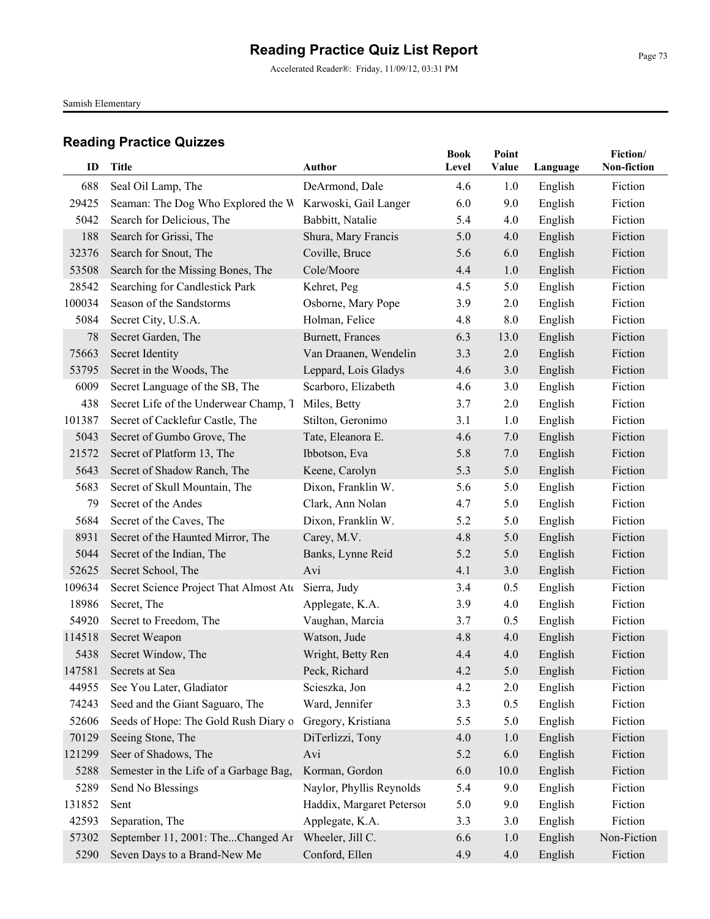# Reading Practice Quiz List Report

Accelerated Reader®: Friday, 11/09/12, 03:31 PM

Samish Elementary

## Reading Practice Quizzes

| ID | Title | Author | Book Level | Point Value | Language | Fiction/ Non-fiction |
|---|---|---|---|---|---|---|
| 688 | Seal Oil Lamp, The | DeArmond, Dale | 4.6 | 1.0 | English | Fiction |
| 29425 | Seaman: The Dog Who Explored the W | Karwoski, Gail Langer | 6.0 | 9.0 | English | Fiction |
| 5042 | Search for Delicious, The | Babbitt, Natalie | 5.4 | 4.0 | English | Fiction |
| 188 | Search for Grissi, The | Shura, Mary Francis | 5.0 | 4.0 | English | Fiction |
| 32376 | Search for Snout, The | Coville, Bruce | 5.6 | 6.0 | English | Fiction |
| 53508 | Search for the Missing Bones, The | Cole/Moore | 4.4 | 1.0 | English | Fiction |
| 28542 | Searching for Candlestick Park | Kehret, Peg | 4.5 | 5.0 | English | Fiction |
| 100034 | Season of the Sandstorms | Osborne, Mary Pope | 3.9 | 2.0 | English | Fiction |
| 5084 | Secret City, U.S.A. | Holman, Felice | 4.8 | 8.0 | English | Fiction |
| 78 | Secret Garden, The | Burnett, Frances | 6.3 | 13.0 | English | Fiction |
| 75663 | Secret Identity | Van Draanen, Wendelin | 3.3 | 2.0 | English | Fiction |
| 53795 | Secret in the Woods, The | Leppard, Lois Gladys | 4.6 | 3.0 | English | Fiction |
| 6009 | Secret Language of the SB, The | Scarboro, Elizabeth | 4.6 | 3.0 | English | Fiction |
| 438 | Secret Life of the Underwear Champ, T | Miles, Betty | 3.7 | 2.0 | English | Fiction |
| 101387 | Secret of Cacklefur Castle, The | Stilton, Geronimo | 3.1 | 1.0 | English | Fiction |
| 5043 | Secret of Gumbo Grove, The | Tate, Eleanora E. | 4.6 | 7.0 | English | Fiction |
| 21572 | Secret of Platform 13, The | Ibbotson, Eva | 5.8 | 7.0 | English | Fiction |
| 5643 | Secret of Shadow Ranch, The | Keene, Carolyn | 5.3 | 5.0 | English | Fiction |
| 5683 | Secret of Skull Mountain, The | Dixon, Franklin W. | 5.6 | 5.0 | English | Fiction |
| 79 | Secret of the Andes | Clark, Ann Nolan | 4.7 | 5.0 | English | Fiction |
| 5684 | Secret of the Caves, The | Dixon, Franklin W. | 5.2 | 5.0 | English | Fiction |
| 8931 | Secret of the Haunted Mirror, The | Carey, M.V. | 4.8 | 5.0 | English | Fiction |
| 5044 | Secret of the Indian, The | Banks, Lynne Reid | 5.2 | 5.0 | English | Fiction |
| 52625 | Secret School, The | Avi | 4.1 | 3.0 | English | Fiction |
| 109634 | Secret Science Project That Almost Ate | Sierra, Judy | 3.4 | 0.5 | English | Fiction |
| 18986 | Secret, The | Applegate, K.A. | 3.9 | 4.0 | English | Fiction |
| 54920 | Secret to Freedom, The | Vaughan, Marcia | 3.7 | 0.5 | English | Fiction |
| 114518 | Secret Weapon | Watson, Jude | 4.8 | 4.0 | English | Fiction |
| 5438 | Secret Window, The | Wright, Betty Ren | 4.4 | 4.0 | English | Fiction |
| 147581 | Secrets at Sea | Peck, Richard | 4.2 | 5.0 | English | Fiction |
| 44955 | See You Later, Gladiator | Scieszka, Jon | 4.2 | 2.0 | English | Fiction |
| 74243 | Seed and the Giant Saguaro, The | Ward, Jennifer | 3.3 | 0.5 | English | Fiction |
| 52606 | Seeds of Hope: The Gold Rush Diary o | Gregory, Kristiana | 5.5 | 5.0 | English | Fiction |
| 70129 | Seeing Stone, The | DiTerlizzi, Tony | 4.0 | 1.0 | English | Fiction |
| 121299 | Seer of Shadows, The | Avi | 5.2 | 6.0 | English | Fiction |
| 5288 | Semester in the Life of a Garbage Bag, | Korman, Gordon | 6.0 | 10.0 | English | Fiction |
| 5289 | Send No Blessings | Naylor, Phyllis Reynolds | 5.4 | 9.0 | English | Fiction |
| 131852 | Sent | Haddix, Margaret Petersoı | 5.0 | 9.0 | English | Fiction |
| 42593 | Separation, The | Applegate, K.A. | 3.3 | 3.0 | English | Fiction |
| 57302 | September 11, 2001: The...Changed Ar | Wheeler, Jill C. | 6.6 | 1.0 | English | Non-Fiction |
| 5290 | Seven Days to a Brand-New Me | Conford, Ellen | 4.9 | 4.0 | English | Fiction |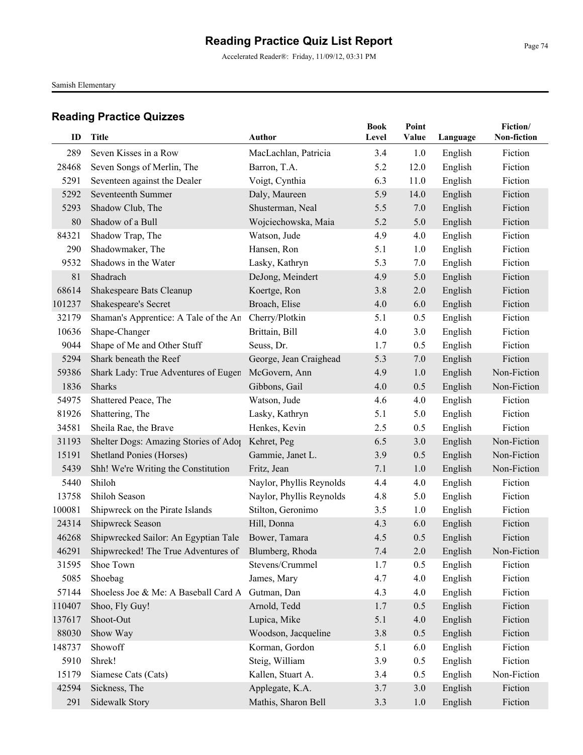# Reading Practice Quiz List Report

Accelerated Reader®: Friday, 11/09/12, 03:31 PM

Samish Elementary

## Reading Practice Quizzes

| ID | Title | Author | Book Level | Point Value | Language | Fiction/ Non-fiction |
|---|---|---|---|---|---|---|
| 289 | Seven Kisses in a Row | MacLachlan, Patricia | 3.4 | 1.0 | English | Fiction |
| 28468 | Seven Songs of Merlin, The | Barron, T.A. | 5.2 | 12.0 | English | Fiction |
| 5291 | Seventeen against the Dealer | Voigt, Cynthia | 6.3 | 11.0 | English | Fiction |
| 5292 | Seventeenth Summer | Daly, Maureen | 5.9 | 14.0 | English | Fiction |
| 5293 | Shadow Club, The | Shusterman, Neal | 5.5 | 7.0 | English | Fiction |
| 80 | Shadow of a Bull | Wojciechowska, Maia | 5.2 | 5.0 | English | Fiction |
| 84321 | Shadow Trap, The | Watson, Jude | 4.9 | 4.0 | English | Fiction |
| 290 | Shadowmaker, The | Hansen, Ron | 5.1 | 1.0 | English | Fiction |
| 9532 | Shadows in the Water | Lasky, Kathryn | 5.3 | 7.0 | English | Fiction |
| 81 | Shadrach | DeJong, Meindert | 4.9 | 5.0 | English | Fiction |
| 68614 | Shakespeare Bats Cleanup | Koertge, Ron | 3.8 | 2.0 | English | Fiction |
| 101237 | Shakespeare's Secret | Broach, Elise | 4.0 | 6.0 | English | Fiction |
| 32179 | Shaman's Apprentice: A Tale of the An | Cherry/Plotkin | 5.1 | 0.5 | English | Fiction |
| 10636 | Shape-Changer | Brittain, Bill | 4.0 | 3.0 | English | Fiction |
| 9044 | Shape of Me and Other Stuff | Seuss, Dr. | 1.7 | 0.5 | English | Fiction |
| 5294 | Shark beneath the Reef | George, Jean Craighead | 5.3 | 7.0 | English | Fiction |
| 59386 | Shark Lady: True Adventures of Eugen | McGovern, Ann | 4.9 | 1.0 | English | Non-Fiction |
| 1836 | Sharks | Gibbons, Gail | 4.0 | 0.5 | English | Non-Fiction |
| 54975 | Shattered Peace, The | Watson, Jude | 4.6 | 4.0 | English | Fiction |
| 81926 | Shattering, The | Lasky, Kathryn | 5.1 | 5.0 | English | Fiction |
| 34581 | Sheila Rae, the Brave | Henkes, Kevin | 2.5 | 0.5 | English | Fiction |
| 31193 | Shelter Dogs: Amazing Stories of Adop | Kehret, Peg | 6.5 | 3.0 | English | Non-Fiction |
| 15191 | Shetland Ponies (Horses) | Gammie, Janet L. | 3.9 | 0.5 | English | Non-Fiction |
| 5439 | Shh! We're Writing the Constitution | Fritz, Jean | 7.1 | 1.0 | English | Non-Fiction |
| 5440 | Shiloh | Naylor, Phyllis Reynolds | 4.4 | 4.0 | English | Fiction |
| 13758 | Shiloh Season | Naylor, Phyllis Reynolds | 4.8 | 5.0 | English | Fiction |
| 100081 | Shipwreck on the Pirate Islands | Stilton, Geronimo | 3.5 | 1.0 | English | Fiction |
| 24314 | Shipwreck Season | Hill, Donna | 4.3 | 6.0 | English | Fiction |
| 46268 | Shipwrecked Sailor: An Egyptian Tale | Bower, Tamara | 4.5 | 0.5 | English | Fiction |
| 46291 | Shipwrecked! The True Adventures of | Blumberg, Rhoda | 7.4 | 2.0 | English | Non-Fiction |
| 31595 | Shoe Town | Stevens/Crummel | 1.7 | 0.5 | English | Fiction |
| 5085 | Shoebag | James, Mary | 4.7 | 4.0 | English | Fiction |
| 57144 | Shoeless Joe & Me: A Baseball Card A | Gutman, Dan | 4.3 | 4.0 | English | Fiction |
| 110407 | Shoo, Fly Guy! | Arnold, Tedd | 1.7 | 0.5 | English | Fiction |
| 137617 | Shoot-Out | Lupica, Mike | 5.1 | 4.0 | English | Fiction |
| 88030 | Show Way | Woodson, Jacqueline | 3.8 | 0.5 | English | Fiction |
| 148737 | Showoff | Korman, Gordon | 5.1 | 6.0 | English | Fiction |
| 5910 | Shrek! | Steig, William | 3.9 | 0.5 | English | Fiction |
| 15179 | Siamese Cats (Cats) | Kallen, Stuart A. | 3.4 | 0.5 | English | Non-Fiction |
| 42594 | Sickness, The | Applegate, K.A. | 3.7 | 3.0 | English | Fiction |
| 291 | Sidewalk Story | Mathis, Sharon Bell | 3.3 | 1.0 | English | Fiction |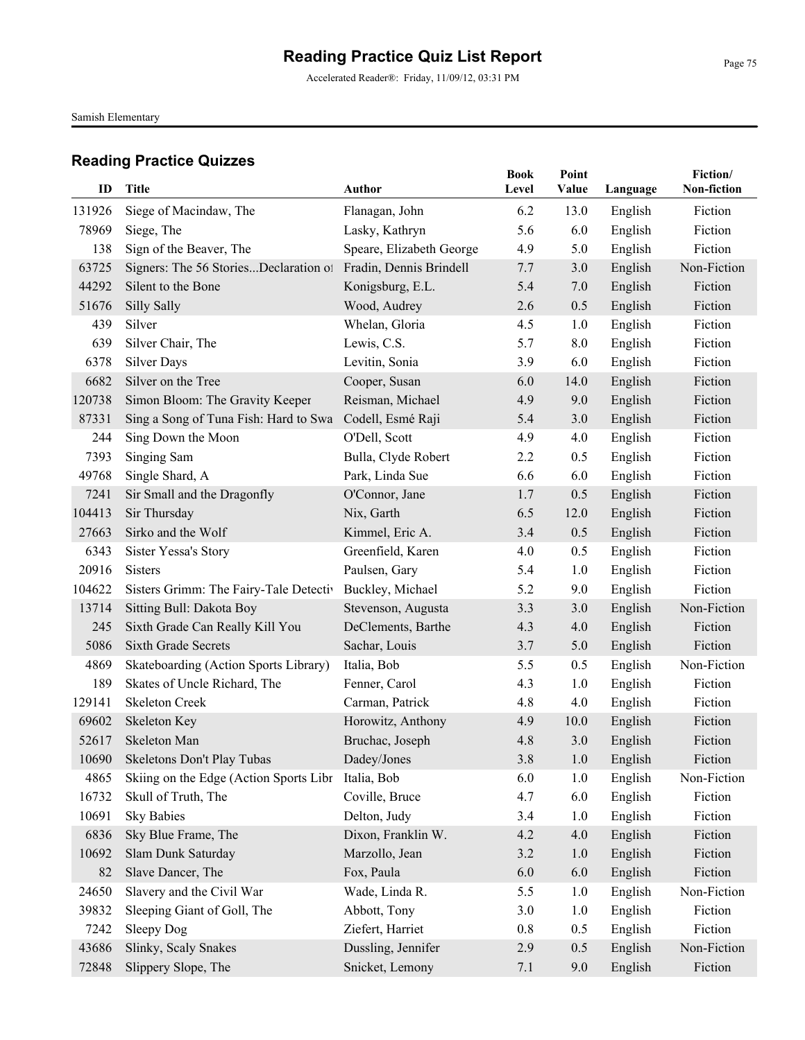# Reading Practice Quiz List Report

Accelerated Reader®: Friday, 11/09/12, 03:31 PM

Samish Elementary

## Reading Practice Quizzes

| ID | Title | Author | Book Level | Point Value | Language | Fiction/ Non-fiction |
|---|---|---|---|---|---|---|
| 131926 | Siege of Macindaw, The | Flanagan, John | 6.2 | 13.0 | English | Fiction |
| 78969 | Siege, The | Lasky, Kathryn | 5.6 | 6.0 | English | Fiction |
| 138 | Sign of the Beaver, The | Speare, Elizabeth George | 4.9 | 5.0 | English | Fiction |
| 63725 | Signers: The 56 Stories...Declaration of | Fradin, Dennis Brindell | 7.7 | 3.0 | English | Non-Fiction |
| 44292 | Silent to the Bone | Konigsburg, E.L. | 5.4 | 7.0 | English | Fiction |
| 51676 | Silly Sally | Wood, Audrey | 2.6 | 0.5 | English | Fiction |
| 439 | Silver | Whelan, Gloria | 4.5 | 1.0 | English | Fiction |
| 639 | Silver Chair, The | Lewis, C.S. | 5.7 | 8.0 | English | Fiction |
| 6378 | Silver Days | Levitin, Sonia | 3.9 | 6.0 | English | Fiction |
| 6682 | Silver on the Tree | Cooper, Susan | 6.0 | 14.0 | English | Fiction |
| 120738 | Simon Bloom: The Gravity Keeper | Reisman, Michael | 4.9 | 9.0 | English | Fiction |
| 87331 | Sing a Song of Tuna Fish: Hard to Swa | Codell, Esmé Raji | 5.4 | 3.0 | English | Fiction |
| 244 | Sing Down the Moon | O'Dell, Scott | 4.9 | 4.0 | English | Fiction |
| 7393 | Singing Sam | Bulla, Clyde Robert | 2.2 | 0.5 | English | Fiction |
| 49768 | Single Shard, A | Park, Linda Sue | 6.6 | 6.0 | English | Fiction |
| 7241 | Sir Small and the Dragonfly | O'Connor, Jane | 1.7 | 0.5 | English | Fiction |
| 104413 | Sir Thursday | Nix, Garth | 6.5 | 12.0 | English | Fiction |
| 27663 | Sirko and the Wolf | Kimmel, Eric A. | 3.4 | 0.5 | English | Fiction |
| 6343 | Sister Yessa's Story | Greenfield, Karen | 4.0 | 0.5 | English | Fiction |
| 20916 | Sisters | Paulsen, Gary | 5.4 | 1.0 | English | Fiction |
| 104622 | Sisters Grimm: The Fairy-Tale Detectiv | Buckley, Michael | 5.2 | 9.0 | English | Fiction |
| 13714 | Sitting Bull: Dakota Boy | Stevenson, Augusta | 3.3 | 3.0 | English | Non-Fiction |
| 245 | Sixth Grade Can Really Kill You | DeClements, Barthe | 4.3 | 4.0 | English | Fiction |
| 5086 | Sixth Grade Secrets | Sachar, Louis | 3.7 | 5.0 | English | Fiction |
| 4869 | Skateboarding (Action Sports Library) | Italia, Bob | 5.5 | 0.5 | English | Non-Fiction |
| 189 | Skates of Uncle Richard, The | Fenner, Carol | 4.3 | 1.0 | English | Fiction |
| 129141 | Skeleton Creek | Carman, Patrick | 4.8 | 4.0 | English | Fiction |
| 69602 | Skeleton Key | Horowitz, Anthony | 4.9 | 10.0 | English | Fiction |
| 52617 | Skeleton Man | Bruchac, Joseph | 4.8 | 3.0 | English | Fiction |
| 10690 | Skeletons Don't Play Tubas | Dadey/Jones | 3.8 | 1.0 | English | Fiction |
| 4865 | Skiing on the Edge (Action Sports Libr | Italia, Bob | 6.0 | 1.0 | English | Non-Fiction |
| 16732 | Skull of Truth, The | Coville, Bruce | 4.7 | 6.0 | English | Fiction |
| 10691 | Sky Babies | Delton, Judy | 3.4 | 1.0 | English | Fiction |
| 6836 | Sky Blue Frame, The | Dixon, Franklin W. | 4.2 | 4.0 | English | Fiction |
| 10692 | Slam Dunk Saturday | Marzollo, Jean | 3.2 | 1.0 | English | Fiction |
| 82 | Slave Dancer, The | Fox, Paula | 6.0 | 6.0 | English | Fiction |
| 24650 | Slavery and the Civil War | Wade, Linda R. | 5.5 | 1.0 | English | Non-Fiction |
| 39832 | Sleeping Giant of Goll, The | Abbott, Tony | 3.0 | 1.0 | English | Fiction |
| 7242 | Sleepy Dog | Ziefert, Harriet | 0.8 | 0.5 | English | Fiction |
| 43686 | Slinky, Scaly Snakes | Dussling, Jennifer | 2.9 | 0.5 | English | Non-Fiction |
| 72848 | Slippery Slope, The | Snicket, Lemony | 7.1 | 9.0 | English | Fiction |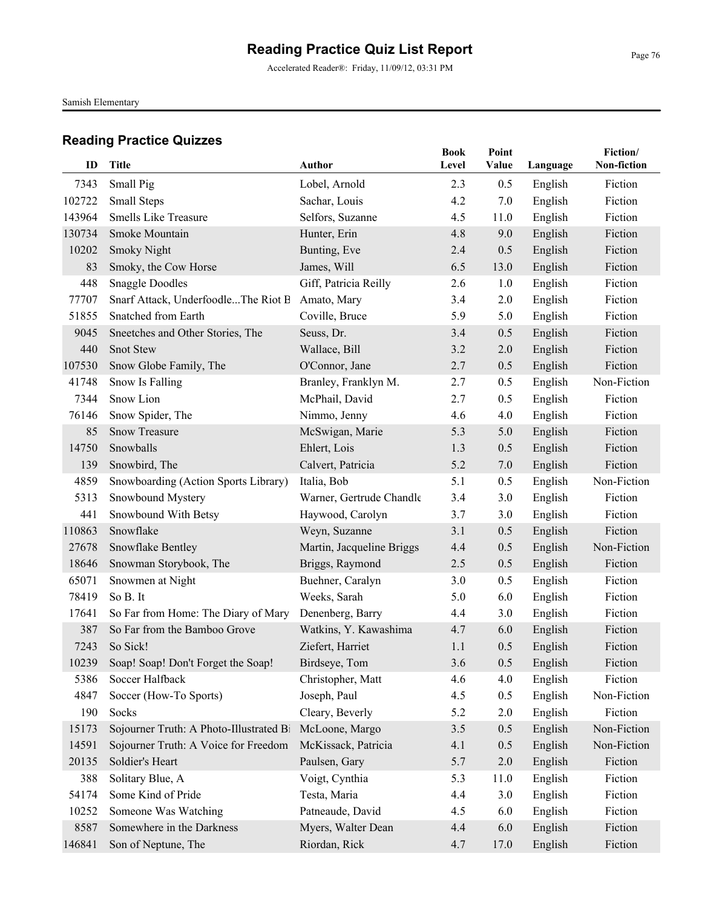# Reading Practice Quiz List Report

Accelerated Reader®: Friday, 11/09/12, 03:31 PM

Samish Elementary

## Reading Practice Quizzes

| ID | Title | Author | Book Level | Point Value | Language | Fiction/ Non-fiction |
|---|---|---|---|---|---|---|
| 7343 | Small Pig | Lobel, Arnold | 2.3 | 0.5 | English | Fiction |
| 102722 | Small Steps | Sachar, Louis | 4.2 | 7.0 | English | Fiction |
| 143964 | Smells Like Treasure | Selfors, Suzanne | 4.5 | 11.0 | English | Fiction |
| 130734 | Smoke Mountain | Hunter, Erin | 4.8 | 9.0 | English | Fiction |
| 10202 | Smoky Night | Bunting, Eve | 2.4 | 0.5 | English | Fiction |
| 83 | Smoky, the Cow Horse | James, Will | 6.5 | 13.0 | English | Fiction |
| 448 | Snaggle Doodles | Giff, Patricia Reilly | 2.6 | 1.0 | English | Fiction |
| 77707 | Snarf Attack, Underfoodle...The Riot B | Amato, Mary | 3.4 | 2.0 | English | Fiction |
| 51855 | Snatched from Earth | Coville, Bruce | 5.9 | 5.0 | English | Fiction |
| 9045 | Sneetches and Other Stories, The | Seuss, Dr. | 3.4 | 0.5 | English | Fiction |
| 440 | Snot Stew | Wallace, Bill | 3.2 | 2.0 | English | Fiction |
| 107530 | Snow Globe Family, The | O'Connor, Jane | 2.7 | 0.5 | English | Fiction |
| 41748 | Snow Is Falling | Branley, Franklyn M. | 2.7 | 0.5 | English | Non-Fiction |
| 7344 | Snow Lion | McPhail, David | 2.7 | 0.5 | English | Fiction |
| 76146 | Snow Spider, The | Nimmo, Jenny | 4.6 | 4.0 | English | Fiction |
| 85 | Snow Treasure | McSwigan, Marie | 5.3 | 5.0 | English | Fiction |
| 14750 | Snowballs | Ehlert, Lois | 1.3 | 0.5 | English | Fiction |
| 139 | Snowbird, The | Calvert, Patricia | 5.2 | 7.0 | English | Fiction |
| 4859 | Snowboarding (Action Sports Library) | Italia, Bob | 5.1 | 0.5 | English | Non-Fiction |
| 5313 | Snowbound Mystery | Warner, Gertrude Chandle | 3.4 | 3.0 | English | Fiction |
| 441 | Snowbound With Betsy | Haywood, Carolyn | 3.7 | 3.0 | English | Fiction |
| 110863 | Snowflake | Weyn, Suzanne | 3.1 | 0.5 | English | Fiction |
| 27678 | Snowflake Bentley | Martin, Jacqueline Briggs | 4.4 | 0.5 | English | Non-Fiction |
| 18646 | Snowman Storybook, The | Briggs, Raymond | 2.5 | 0.5 | English | Fiction |
| 65071 | Snowmen at Night | Buehner, Caralyn | 3.0 | 0.5 | English | Fiction |
| 78419 | So B. It | Weeks, Sarah | 5.0 | 6.0 | English | Fiction |
| 17641 | So Far from Home: The Diary of Mary | Denenberg, Barry | 4.4 | 3.0 | English | Fiction |
| 387 | So Far from the Bamboo Grove | Watkins, Y. Kawashima | 4.7 | 6.0 | English | Fiction |
| 7243 | So Sick! | Ziefert, Harriet | 1.1 | 0.5 | English | Fiction |
| 10239 | Soap! Soap! Don't Forget the Soap! | Birdseye, Tom | 3.6 | 0.5 | English | Fiction |
| 5386 | Soccer Halfback | Christopher, Matt | 4.6 | 4.0 | English | Fiction |
| 4847 | Soccer (How-To Sports) | Joseph, Paul | 4.5 | 0.5 | English | Non-Fiction |
| 190 | Socks | Cleary, Beverly | 5.2 | 2.0 | English | Fiction |
| 15173 | Sojourner Truth: A Photo-Illustrated Bi | McLoone, Margo | 3.5 | 0.5 | English | Non-Fiction |
| 14591 | Sojourner Truth: A Voice for Freedom | McKissack, Patricia | 4.1 | 0.5 | English | Non-Fiction |
| 20135 | Soldier's Heart | Paulsen, Gary | 5.7 | 2.0 | English | Fiction |
| 388 | Solitary Blue, A | Voigt, Cynthia | 5.3 | 11.0 | English | Fiction |
| 54174 | Some Kind of Pride | Testa, Maria | 4.4 | 3.0 | English | Fiction |
| 10252 | Someone Was Watching | Patneaude, David | 4.5 | 6.0 | English | Fiction |
| 8587 | Somewhere in the Darkness | Myers, Walter Dean | 4.4 | 6.0 | English | Fiction |
| 146841 | Son of Neptune, The | Riordan, Rick | 4.7 | 17.0 | English | Fiction |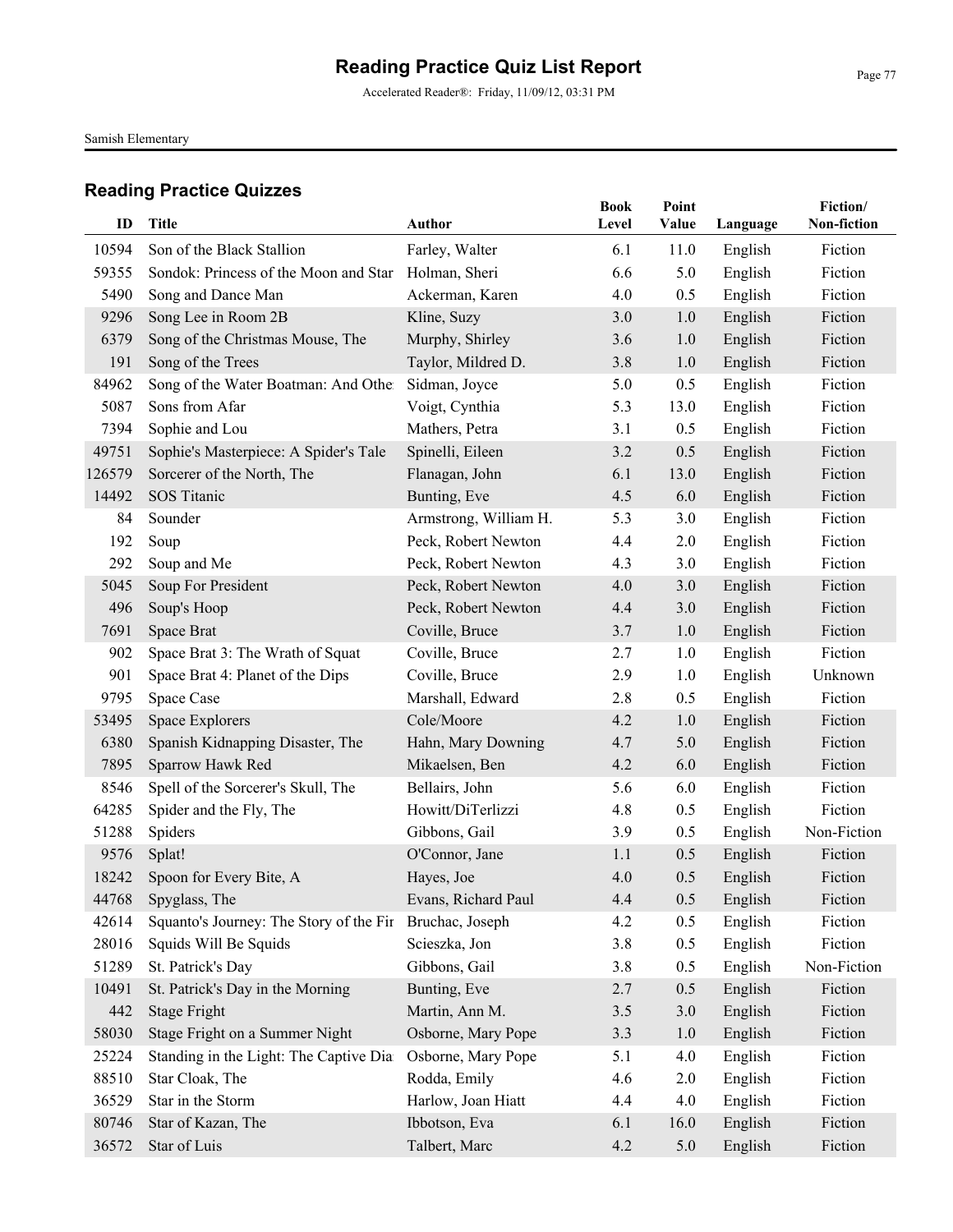# Reading Practice Quiz List Report

Accelerated Reader®: Friday, 11/09/12, 03:31 PM

Samish Elementary

## Reading Practice Quizzes

| ID | Title | Author | Book Level | Point Value | Language | Fiction/ Non-fiction |
|---|---|---|---|---|---|---|
| 10594 | Son of the Black Stallion | Farley, Walter | 6.1 | 11.0 | English | Fiction |
| 59355 | Sondok: Princess of the Moon and Star | Holman, Sheri | 6.6 | 5.0 | English | Fiction |
| 5490 | Song and Dance Man | Ackerman, Karen | 4.0 | 0.5 | English | Fiction |
| 9296 | Song Lee in Room 2B | Kline, Suzy | 3.0 | 1.0 | English | Fiction |
| 6379 | Song of the Christmas Mouse, The | Murphy, Shirley | 3.6 | 1.0 | English | Fiction |
| 191 | Song of the Trees | Taylor, Mildred D. | 3.8 | 1.0 | English | Fiction |
| 84962 | Song of the Water Boatman: And Othe | Sidman, Joyce | 5.0 | 0.5 | English | Fiction |
| 5087 | Sons from Afar | Voigt, Cynthia | 5.3 | 13.0 | English | Fiction |
| 7394 | Sophie and Lou | Mathers, Petra | 3.1 | 0.5 | English | Fiction |
| 49751 | Sophie's Masterpiece: A Spider's Tale | Spinelli, Eileen | 3.2 | 0.5 | English | Fiction |
| 126579 | Sorcerer of the North, The | Flanagan, John | 6.1 | 13.0 | English | Fiction |
| 14492 | SOS Titanic | Bunting, Eve | 4.5 | 6.0 | English | Fiction |
| 84 | Sounder | Armstrong, William H. | 5.3 | 3.0 | English | Fiction |
| 192 | Soup | Peck, Robert Newton | 4.4 | 2.0 | English | Fiction |
| 292 | Soup and Me | Peck, Robert Newton | 4.3 | 3.0 | English | Fiction |
| 5045 | Soup For President | Peck, Robert Newton | 4.0 | 3.0 | English | Fiction |
| 496 | Soup's Hoop | Peck, Robert Newton | 4.4 | 3.0 | English | Fiction |
| 7691 | Space Brat | Coville, Bruce | 3.7 | 1.0 | English | Fiction |
| 902 | Space Brat 3: The Wrath of Squat | Coville, Bruce | 2.7 | 1.0 | English | Fiction |
| 901 | Space Brat 4: Planet of the Dips | Coville, Bruce | 2.9 | 1.0 | English | Unknown |
| 9795 | Space Case | Marshall, Edward | 2.8 | 0.5 | English | Fiction |
| 53495 | Space Explorers | Cole/Moore | 4.2 | 1.0 | English | Fiction |
| 6380 | Spanish Kidnapping Disaster, The | Hahn, Mary Downing | 4.7 | 5.0 | English | Fiction |
| 7895 | Sparrow Hawk Red | Mikaelsen, Ben | 4.2 | 6.0 | English | Fiction |
| 8546 | Spell of the Sorcerer's Skull, The | Bellairs, John | 5.6 | 6.0 | English | Fiction |
| 64285 | Spider and the Fly, The | Howitt/DiTerlizzi | 4.8 | 0.5 | English | Fiction |
| 51288 | Spiders | Gibbons, Gail | 3.9 | 0.5 | English | Non-Fiction |
| 9576 | Splat! | O'Connor, Jane | 1.1 | 0.5 | English | Fiction |
| 18242 | Spoon for Every Bite, A | Hayes, Joe | 4.0 | 0.5 | English | Fiction |
| 44768 | Spyglass, The | Evans, Richard Paul | 4.4 | 0.5 | English | Fiction |
| 42614 | Squanto's Journey: The Story of the Fir | Bruchac, Joseph | 4.2 | 0.5 | English | Fiction |
| 28016 | Squids Will Be Squids | Scieszka, Jon | 3.8 | 0.5 | English | Fiction |
| 51289 | St. Patrick's Day | Gibbons, Gail | 3.8 | 0.5 | English | Non-Fiction |
| 10491 | St. Patrick's Day in the Morning | Bunting, Eve | 2.7 | 0.5 | English | Fiction |
| 442 | Stage Fright | Martin, Ann M. | 3.5 | 3.0 | English | Fiction |
| 58030 | Stage Fright on a Summer Night | Osborne, Mary Pope | 3.3 | 1.0 | English | Fiction |
| 25224 | Standing in the Light: The Captive Dia | Osborne, Mary Pope | 5.1 | 4.0 | English | Fiction |
| 88510 | Star Cloak, The | Rodda, Emily | 4.6 | 2.0 | English | Fiction |
| 36529 | Star in the Storm | Harlow, Joan Hiatt | 4.4 | 4.0 | English | Fiction |
| 80746 | Star of Kazan, The | Ibbotson, Eva | 6.1 | 16.0 | English | Fiction |
| 36572 | Star of Luis | Talbert, Marc | 4.2 | 5.0 | English | Fiction |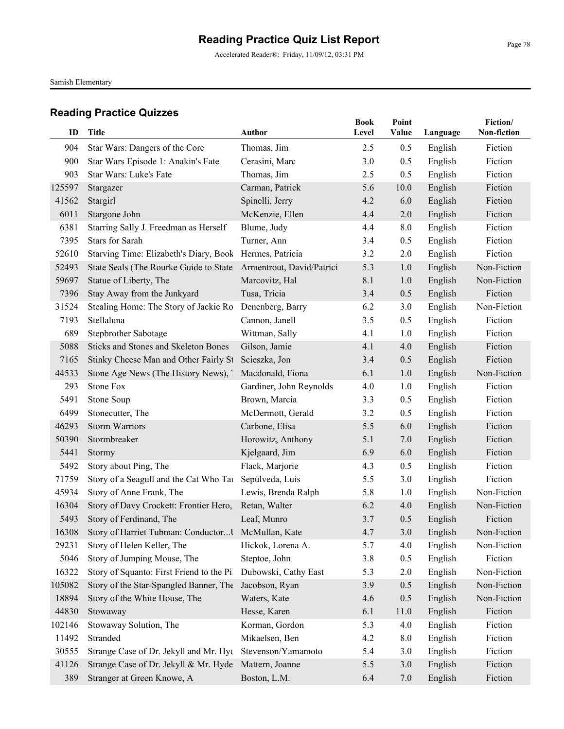# Reading Practice Quiz List Report

Accelerated Reader®: Friday, 11/09/12, 03:31 PM

Samish Elementary

## Reading Practice Quizzes

| ID | Title | Author | Book Level | Point Value | Language | Fiction/ Non-fiction |
|---|---|---|---|---|---|---|
| 904 | Star Wars: Dangers of the Core | Thomas, Jim | 2.5 | 0.5 | English | Fiction |
| 900 | Star Wars Episode 1: Anakin's Fate | Cerasini, Marc | 3.0 | 0.5 | English | Fiction |
| 903 | Star Wars: Luke's Fate | Thomas, Jim | 2.5 | 0.5 | English | Fiction |
| 125597 | Stargazer | Carman, Patrick | 5.6 | 10.0 | English | Fiction |
| 41562 | Stargirl | Spinelli, Jerry | 4.2 | 6.0 | English | Fiction |
| 6011 | Stargone John | McKenzie, Ellen | 4.4 | 2.0 | English | Fiction |
| 6381 | Starring Sally J. Freedman as Herself | Blume, Judy | 4.4 | 8.0 | English | Fiction |
| 7395 | Stars for Sarah | Turner, Ann | 3.4 | 0.5 | English | Fiction |
| 52610 | Starving Time: Elizabeth's Diary, Book | Hermes, Patricia | 3.2 | 2.0 | English | Fiction |
| 52493 | State Seals (The Rourke Guide to State | Armentrout, David/Patrici | 5.3 | 1.0 | English | Non-Fiction |
| 59697 | Statue of Liberty, The | Marcovitz, Hal | 8.1 | 1.0 | English | Non-Fiction |
| 7396 | Stay Away from the Junkyard | Tusa, Tricia | 3.4 | 0.5 | English | Fiction |
| 31524 | Stealing Home: The Story of Jackie Ro | Denenberg, Barry | 6.2 | 3.0 | English | Non-Fiction |
| 7193 | Stellaluna | Cannon, Janell | 3.5 | 0.5 | English | Fiction |
| 689 | Stepbrother Sabotage | Wittman, Sally | 4.1 | 1.0 | English | Fiction |
| 5088 | Sticks and Stones and Skeleton Bones | Gilson, Jamie | 4.1 | 4.0 | English | Fiction |
| 7165 | Stinky Cheese Man and Other Fairly St | Scieszka, Jon | 3.4 | 0.5 | English | Fiction |
| 44533 | Stone Age News (The History News), | Macdonald, Fiona | 6.1 | 1.0 | English | Non-Fiction |
| 293 | Stone Fox | Gardiner, John Reynolds | 4.0 | 1.0 | English | Fiction |
| 5491 | Stone Soup | Brown, Marcia | 3.3 | 0.5 | English | Fiction |
| 6499 | Stonecutter, The | McDermott, Gerald | 3.2 | 0.5 | English | Fiction |
| 46293 | Storm Warriors | Carbone, Elisa | 5.5 | 6.0 | English | Fiction |
| 50390 | Stormbreaker | Horowitz, Anthony | 5.1 | 7.0 | English | Fiction |
| 5441 | Stormy | Kjelgaard, Jim | 6.9 | 6.0 | English | Fiction |
| 5492 | Story about Ping, The | Flack, Marjorie | 4.3 | 0.5 | English | Fiction |
| 71759 | Story of a Seagull and the Cat Who Tau | Sepúlveda, Luis | 5.5 | 3.0 | English | Fiction |
| 45934 | Story of Anne Frank, The | Lewis, Brenda Ralph | 5.8 | 1.0 | English | Non-Fiction |
| 16304 | Story of Davy Crockett: Frontier Hero, | Retan, Walter | 6.2 | 4.0 | English | Non-Fiction |
| 5493 | Story of Ferdinand, The | Leaf, Munro | 3.7 | 0.5 | English | Fiction |
| 16308 | Story of Harriet Tubman: Conductor...U | McMullan, Kate | 4.7 | 3.0 | English | Non-Fiction |
| 29231 | Story of Helen Keller, The | Hickok, Lorena A. | 5.7 | 4.0 | English | Non-Fiction |
| 5046 | Story of Jumping Mouse, The | Steptoe, John | 3.8 | 0.5 | English | Fiction |
| 16322 | Story of Squanto: First Friend to the Pi | Dubowski, Cathy East | 5.3 | 2.0 | English | Non-Fiction |
| 105082 | Story of the Star-Spangled Banner, The | Jacobson, Ryan | 3.9 | 0.5 | English | Non-Fiction |
| 18894 | Story of the White House, The | Waters, Kate | 4.6 | 0.5 | English | Non-Fiction |
| 44830 | Stowaway | Hesse, Karen | 6.1 | 11.0 | English | Fiction |
| 102146 | Stowaway Solution, The | Korman, Gordon | 5.3 | 4.0 | English | Fiction |
| 11492 | Stranded | Mikaelsen, Ben | 4.2 | 8.0 | English | Fiction |
| 30555 | Strange Case of Dr. Jekyll and Mr. Hyd | Stevenson/Yamamoto | 5.4 | 3.0 | English | Fiction |
| 41126 | Strange Case of Dr. Jekyll & Mr. Hyde | Mattern, Joanne | 5.5 | 3.0 | English | Fiction |
| 389 | Stranger at Green Knowe, A | Boston, L.M. | 6.4 | 7.0 | English | Fiction |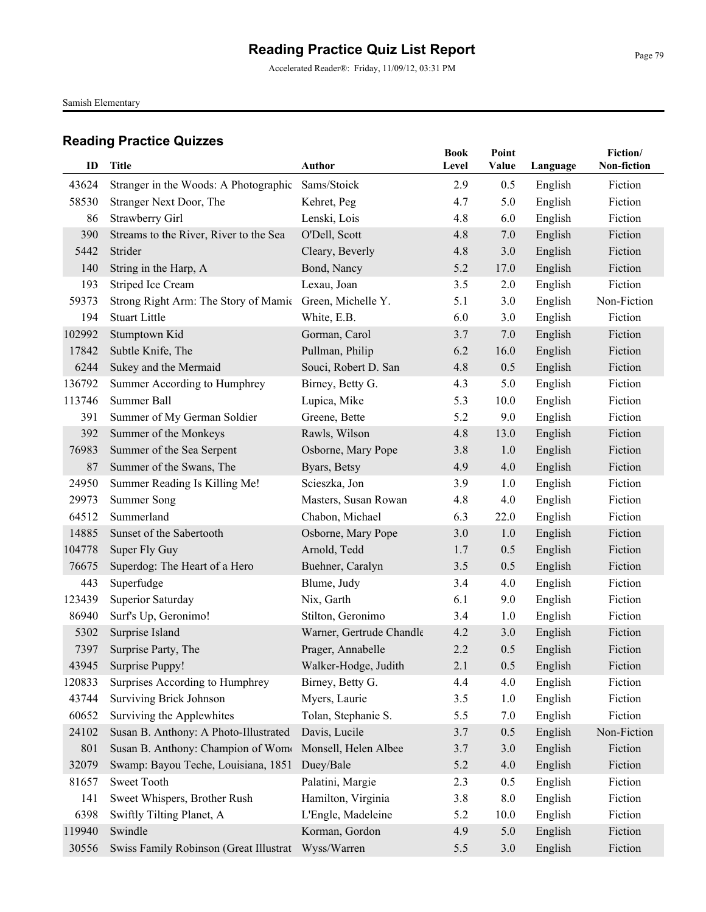# Reading Practice Quiz List Report

Accelerated Reader®: Friday, 11/09/12, 03:31 PM

Samish Elementary

## Reading Practice Quizzes

| ID | Title | Author | Book Level | Point Value | Language | Fiction/ Non-fiction |
|---|---|---|---|---|---|---|
| 43624 | Stranger in the Woods: A Photographic | Sams/Stoick | 2.9 | 0.5 | English | Fiction |
| 58530 | Stranger Next Door, The | Kehret, Peg | 4.7 | 5.0 | English | Fiction |
| 86 | Strawberry Girl | Lenski, Lois | 4.8 | 6.0 | English | Fiction |
| 390 | Streams to the River, River to the Sea | O'Dell, Scott | 4.8 | 7.0 | English | Fiction |
| 5442 | Strider | Cleary, Beverly | 4.8 | 3.0 | English | Fiction |
| 140 | String in the Harp, A | Bond, Nancy | 5.2 | 17.0 | English | Fiction |
| 193 | Striped Ice Cream | Lexau, Joan | 3.5 | 2.0 | English | Fiction |
| 59373 | Strong Right Arm: The Story of Mamie | Green, Michelle Y. | 5.1 | 3.0 | English | Non-Fiction |
| 194 | Stuart Little | White, E.B. | 6.0 | 3.0 | English | Fiction |
| 102992 | Stumptown Kid | Gorman, Carol | 3.7 | 7.0 | English | Fiction |
| 17842 | Subtle Knife, The | Pullman, Philip | 6.2 | 16.0 | English | Fiction |
| 6244 | Sukey and the Mermaid | Souci, Robert D. San | 4.8 | 0.5 | English | Fiction |
| 136792 | Summer According to Humphrey | Birney, Betty G. | 4.3 | 5.0 | English | Fiction |
| 113746 | Summer Ball | Lupica, Mike | 5.3 | 10.0 | English | Fiction |
| 391 | Summer of My German Soldier | Greene, Bette | 5.2 | 9.0 | English | Fiction |
| 392 | Summer of the Monkeys | Rawls, Wilson | 4.8 | 13.0 | English | Fiction |
| 76983 | Summer of the Sea Serpent | Osborne, Mary Pope | 3.8 | 1.0 | English | Fiction |
| 87 | Summer of the Swans, The | Byars, Betsy | 4.9 | 4.0 | English | Fiction |
| 24950 | Summer Reading Is Killing Me! | Scieszka, Jon | 3.9 | 1.0 | English | Fiction |
| 29973 | Summer Song | Masters, Susan Rowan | 4.8 | 4.0 | English | Fiction |
| 64512 | Summerland | Chabon, Michael | 6.3 | 22.0 | English | Fiction |
| 14885 | Sunset of the Sabertooth | Osborne, Mary Pope | 3.0 | 1.0 | English | Fiction |
| 104778 | Super Fly Guy | Arnold, Tedd | 1.7 | 0.5 | English | Fiction |
| 76675 | Superdog: The Heart of a Hero | Buehner, Caralyn | 3.5 | 0.5 | English | Fiction |
| 443 | Superfudge | Blume, Judy | 3.4 | 4.0 | English | Fiction |
| 123439 | Superior Saturday | Nix, Garth | 6.1 | 9.0 | English | Fiction |
| 86940 | Surf's Up, Geronimo! | Stilton, Geronimo | 3.4 | 1.0 | English | Fiction |
| 5302 | Surprise Island | Warner, Gertrude Chandle | 4.2 | 3.0 | English | Fiction |
| 7397 | Surprise Party, The | Prager, Annabelle | 2.2 | 0.5 | English | Fiction |
| 43945 | Surprise Puppy! | Walker-Hodge, Judith | 2.1 | 0.5 | English | Fiction |
| 120833 | Surprises According to Humphrey | Birney, Betty G. | 4.4 | 4.0 | English | Fiction |
| 43744 | Surviving Brick Johnson | Myers, Laurie | 3.5 | 1.0 | English | Fiction |
| 60652 | Surviving the Applewhites | Tolan, Stephanie S. | 5.5 | 7.0 | English | Fiction |
| 24102 | Susan B. Anthony: A Photo-Illustrated | Davis, Lucile | 3.7 | 0.5 | English | Non-Fiction |
| 801 | Susan B. Anthony: Champion of Wom | Monsell, Helen Albee | 3.7 | 3.0 | English | Fiction |
| 32079 | Swamp: Bayou Teche, Louisiana, 1851 | Duey/Bale | 5.2 | 4.0 | English | Fiction |
| 81657 | Sweet Tooth | Palatini, Margie | 2.3 | 0.5 | English | Fiction |
| 141 | Sweet Whispers, Brother Rush | Hamilton, Virginia | 3.8 | 8.0 | English | Fiction |
| 6398 | Swiftly Tilting Planet, A | L'Engle, Madeleine | 5.2 | 10.0 | English | Fiction |
| 119940 | Swindle | Korman, Gordon | 4.9 | 5.0 | English | Fiction |
| 30556 | Swiss Family Robinson (Great Illustrat | Wyss/Warren | 5.5 | 3.0 | English | Fiction |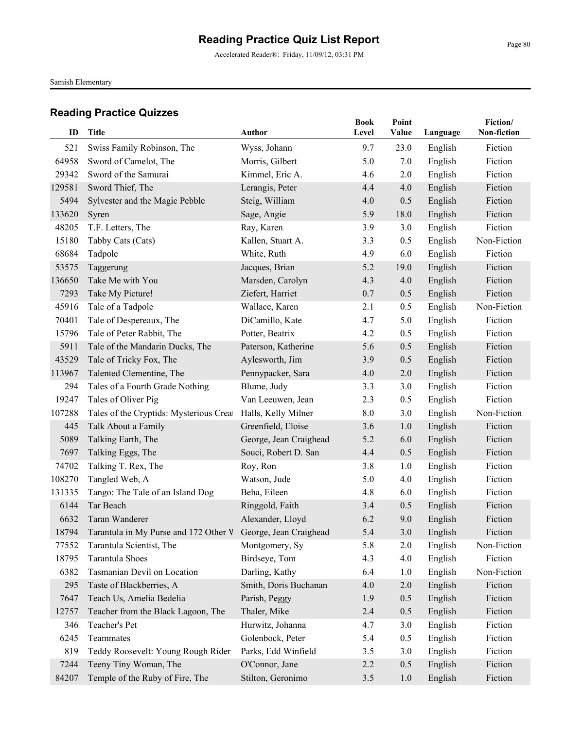# Reading Practice Quiz List Report

Accelerated Reader®: Friday, 11/09/12, 03:31 PM

Samish Elementary

## Reading Practice Quizzes

| ID | Title | Author | Book Level | Point Value | Language | Fiction/ Non-fiction |
|---|---|---|---|---|---|---|
| 521 | Swiss Family Robinson, The | Wyss, Johann | 9.7 | 23.0 | English | Fiction |
| 64958 | Sword of Camelot, The | Morris, Gilbert | 5.0 | 7.0 | English | Fiction |
| 29342 | Sword of the Samurai | Kimmel, Eric A. | 4.6 | 2.0 | English | Fiction |
| 129581 | Sword Thief, The | Lerangis, Peter | 4.4 | 4.0 | English | Fiction |
| 5494 | Sylvester and the Magic Pebble | Steig, William | 4.0 | 0.5 | English | Fiction |
| 133620 | Syren | Sage, Angie | 5.9 | 18.0 | English | Fiction |
| 48205 | T.F. Letters, The | Ray, Karen | 3.9 | 3.0 | English | Fiction |
| 15180 | Tabby Cats (Cats) | Kallen, Stuart A. | 3.3 | 0.5 | English | Non-Fiction |
| 68684 | Tadpole | White, Ruth | 4.9 | 6.0 | English | Fiction |
| 53575 | Taggerung | Jacques, Brian | 5.2 | 19.0 | English | Fiction |
| 136650 | Take Me with You | Marsden, Carolyn | 4.3 | 4.0 | English | Fiction |
| 7293 | Take My Picture! | Ziefert, Harriet | 0.7 | 0.5 | English | Fiction |
| 45916 | Tale of a Tadpole | Wallace, Karen | 2.1 | 0.5 | English | Non-Fiction |
| 70401 | Tale of Despereaux, The | DiCamillo, Kate | 4.7 | 5.0 | English | Fiction |
| 15796 | Tale of Peter Rabbit, The | Potter, Beatrix | 4.2 | 0.5 | English | Fiction |
| 5911 | Tale of the Mandarin Ducks, The | Paterson, Katherine | 5.6 | 0.5 | English | Fiction |
| 43529 | Tale of Tricky Fox, The | Aylesworth, Jim | 3.9 | 0.5 | English | Fiction |
| 113967 | Talented Clementine, The | Pennypacker, Sara | 4.0 | 2.0 | English | Fiction |
| 294 | Tales of a Fourth Grade Nothing | Blume, Judy | 3.3 | 3.0 | English | Fiction |
| 19247 | Tales of Oliver Pig | Van Leeuwen, Jean | 2.3 | 0.5 | English | Fiction |
| 107288 | Tales of the Cryptids: Mysterious Creat | Halls, Kelly Milner | 8.0 | 3.0 | English | Non-Fiction |
| 445 | Talk About a Family | Greenfield, Eloise | 3.6 | 1.0 | English | Fiction |
| 5089 | Talking Earth, The | George, Jean Craighead | 5.2 | 6.0 | English | Fiction |
| 7697 | Talking Eggs, The | Souci, Robert D. San | 4.4 | 0.5 | English | Fiction |
| 74702 | Talking T. Rex, The | Roy, Ron | 3.8 | 1.0 | English | Fiction |
| 108270 | Tangled Web, A | Watson, Jude | 5.0 | 4.0 | English | Fiction |
| 131335 | Tango: The Tale of an Island Dog | Beha, Eileen | 4.8 | 6.0 | English | Fiction |
| 6144 | Tar Beach | Ringgold, Faith | 3.4 | 0.5 | English | Fiction |
| 6632 | Taran Wanderer | Alexander, Lloyd | 6.2 | 9.0 | English | Fiction |
| 18794 | Tarantula in My Purse and 172 Other W | George, Jean Craighead | 5.4 | 3.0 | English | Fiction |
| 77552 | Tarantula Scientist, The | Montgomery, Sy | 5.8 | 2.0 | English | Non-Fiction |
| 18795 | Tarantula Shoes | Birdseye, Tom | 4.3 | 4.0 | English | Fiction |
| 6382 | Tasmanian Devil on Location | Darling, Kathy | 6.4 | 1.0 | English | Non-Fiction |
| 295 | Taste of Blackberries, A | Smith, Doris Buchanan | 4.0 | 2.0 | English | Fiction |
| 7647 | Teach Us, Amelia Bedelia | Parish, Peggy | 1.9 | 0.5 | English | Fiction |
| 12757 | Teacher from the Black Lagoon, The | Thaler, Mike | 2.4 | 0.5 | English | Fiction |
| 346 | Teacher's Pet | Hurwitz, Johanna | 4.7 | 3.0 | English | Fiction |
| 6245 | Teammates | Golenbock, Peter | 5.4 | 0.5 | English | Fiction |
| 819 | Teddy Roosevelt: Young Rough Rider | Parks, Edd Winfield | 3.5 | 3.0 | English | Fiction |
| 7244 | Teeny Tiny Woman, The | O'Connor, Jane | 2.2 | 0.5 | English | Fiction |
| 84207 | Temple of the Ruby of Fire, The | Stilton, Geronimo | 3.5 | 1.0 | English | Fiction |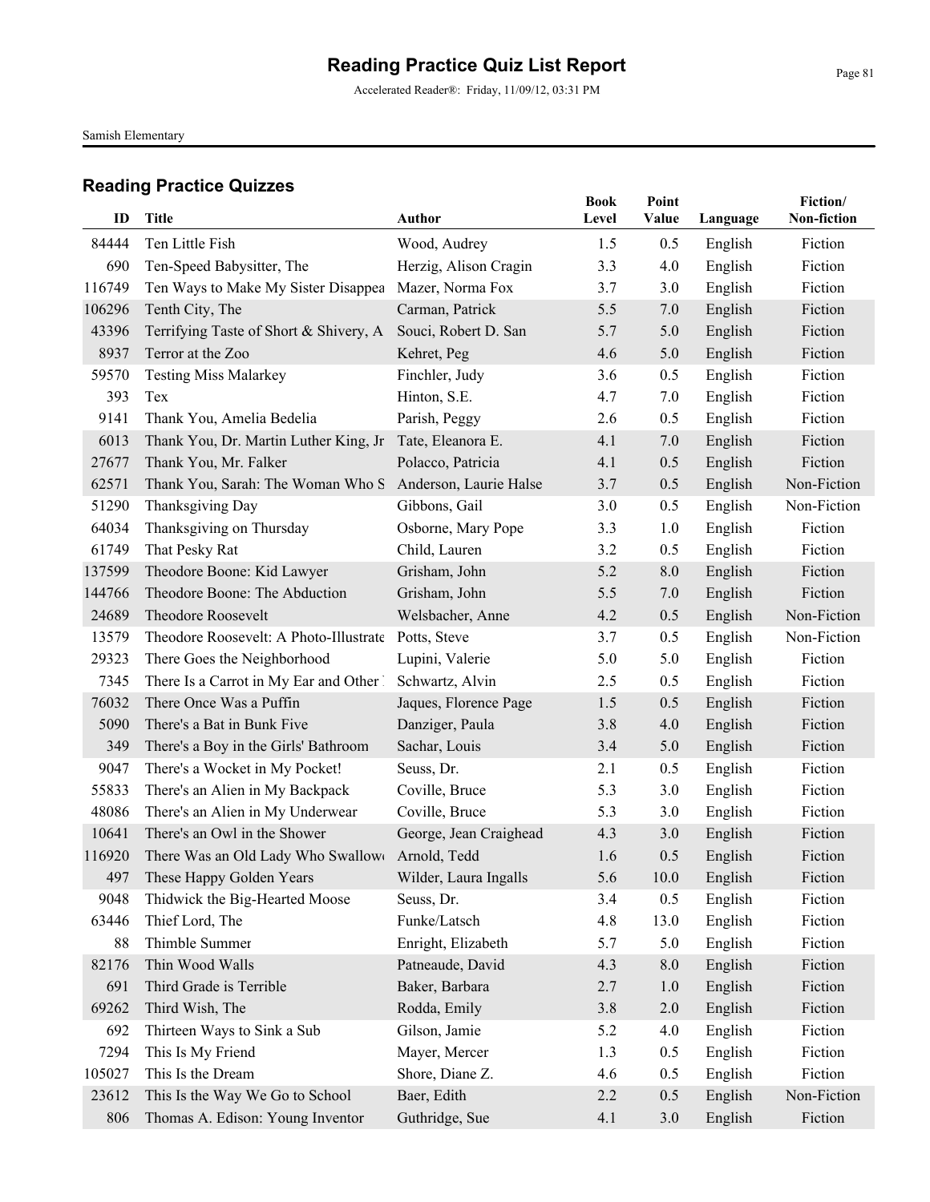# Reading Practice Quiz List Report

Accelerated Reader®: Friday, 11/09/12, 03:31 PM

Samish Elementary

## Reading Practice Quizzes

| ID | Title | Author | Book Level | Point Value | Language | Fiction/ Non-fiction |
|---|---|---|---|---|---|---|
| 84444 | Ten Little Fish | Wood, Audrey | 1.5 | 0.5 | English | Fiction |
| 690 | Ten-Speed Babysitter, The | Herzig, Alison Cragin | 3.3 | 4.0 | English | Fiction |
| 116749 | Ten Ways to Make My Sister Disappea | Mazer, Norma Fox | 3.7 | 3.0 | English | Fiction |
| 106296 | Tenth City, The | Carman, Patrick | 5.5 | 7.0 | English | Fiction |
| 43396 | Terrifying Taste of Short & Shivery, A | Souci, Robert D. San | 5.7 | 5.0 | English | Fiction |
| 8937 | Terror at the Zoo | Kehret, Peg | 4.6 | 5.0 | English | Fiction |
| 59570 | Testing Miss Malarkey | Finchler, Judy | 3.6 | 0.5 | English | Fiction |
| 393 | Tex | Hinton, S.E. | 4.7 | 7.0 | English | Fiction |
| 9141 | Thank You, Amelia Bedelia | Parish, Peggy | 2.6 | 0.5 | English | Fiction |
| 6013 | Thank You, Dr. Martin Luther King, Jr | Tate, Eleanora E. | 4.1 | 7.0 | English | Fiction |
| 27677 | Thank You, Mr. Falker | Polacco, Patricia | 4.1 | 0.5 | English | Fiction |
| 62571 | Thank You, Sarah: The Woman Who S | Anderson, Laurie Halse | 3.7 | 0.5 | English | Non-Fiction |
| 51290 | Thanksgiving Day | Gibbons, Gail | 3.0 | 0.5 | English | Non-Fiction |
| 64034 | Thanksgiving on Thursday | Osborne, Mary Pope | 3.3 | 1.0 | English | Fiction |
| 61749 | That Pesky Rat | Child, Lauren | 3.2 | 0.5 | English | Fiction |
| 137599 | Theodore Boone: Kid Lawyer | Grisham, John | 5.2 | 8.0 | English | Fiction |
| 144766 | Theodore Boone: The Abduction | Grisham, John | 5.5 | 7.0 | English | Fiction |
| 24689 | Theodore Roosevelt | Welsbacher, Anne | 4.2 | 0.5 | English | Non-Fiction |
| 13579 | Theodore Roosevelt: A Photo-Illustrate | Potts, Steve | 3.7 | 0.5 | English | Non-Fiction |
| 29323 | There Goes the Neighborhood | Lupini, Valerie | 5.0 | 5.0 | English | Fiction |
| 7345 | There Is a Carrot in My Ear and Other | Schwartz, Alvin | 2.5 | 0.5 | English | Fiction |
| 76032 | There Once Was a Puffin | Jaques, Florence Page | 1.5 | 0.5 | English | Fiction |
| 5090 | There's a Bat in Bunk Five | Danziger, Paula | 3.8 | 4.0 | English | Fiction |
| 349 | There's a Boy in the Girls' Bathroom | Sachar, Louis | 3.4 | 5.0 | English | Fiction |
| 9047 | There's a Wocket in My Pocket! | Seuss, Dr. | 2.1 | 0.5 | English | Fiction |
| 55833 | There's an Alien in My Backpack | Coville, Bruce | 5.3 | 3.0 | English | Fiction |
| 48086 | There's an Alien in My Underwear | Coville, Bruce | 5.3 | 3.0 | English | Fiction |
| 10641 | There's an Owl in the Shower | George, Jean Craighead | 4.3 | 3.0 | English | Fiction |
| 116920 | There Was an Old Lady Who Swallow | Arnold, Tedd | 1.6 | 0.5 | English | Fiction |
| 497 | These Happy Golden Years | Wilder, Laura Ingalls | 5.6 | 10.0 | English | Fiction |
| 9048 | Thidwick the Big-Hearted Moose | Seuss, Dr. | 3.4 | 0.5 | English | Fiction |
| 63446 | Thief Lord, The | Funke/Latsch | 4.8 | 13.0 | English | Fiction |
| 88 | Thimble Summer | Enright, Elizabeth | 5.7 | 5.0 | English | Fiction |
| 82176 | Thin Wood Walls | Patneaude, David | 4.3 | 8.0 | English | Fiction |
| 691 | Third Grade is Terrible | Baker, Barbara | 2.7 | 1.0 | English | Fiction |
| 69262 | Third Wish, The | Rodda, Emily | 3.8 | 2.0 | English | Fiction |
| 692 | Thirteen Ways to Sink a Sub | Gilson, Jamie | 5.2 | 4.0 | English | Fiction |
| 7294 | This Is My Friend | Mayer, Mercer | 1.3 | 0.5 | English | Fiction |
| 105027 | This Is the Dream | Shore, Diane Z. | 4.6 | 0.5 | English | Fiction |
| 23612 | This Is the Way We Go to School | Baer, Edith | 2.2 | 0.5 | English | Non-Fiction |
| 806 | Thomas A. Edison: Young Inventor | Guthridge, Sue | 4.1 | 3.0 | English | Fiction |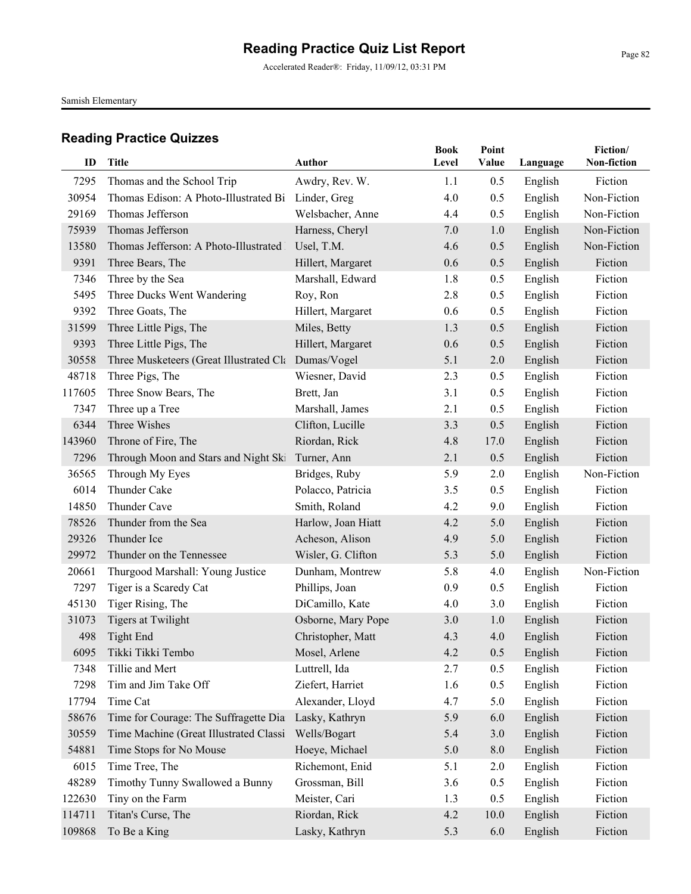# Reading Practice Quiz List Report

Accelerated Reader®: Friday, 11/09/12, 03:31 PM

Samish Elementary

## Reading Practice Quizzes

| ID | Title | Author | Book Level | Point Value | Language | Fiction/ Non-fiction |
|---|---|---|---|---|---|---|
| 7295 | Thomas and the School Trip | Awdry, Rev. W. | 1.1 | 0.5 | English | Fiction |
| 30954 | Thomas Edison: A Photo-Illustrated Bi | Linder, Greg | 4.0 | 0.5 | English | Non-Fiction |
| 29169 | Thomas Jefferson | Welsbacher, Anne | 4.4 | 0.5 | English | Non-Fiction |
| 75939 | Thomas Jefferson | Harness, Cheryl | 7.0 | 1.0 | English | Non-Fiction |
| 13580 | Thomas Jefferson: A Photo-Illustrated | Usel, T.M. | 4.6 | 0.5 | English | Non-Fiction |
| 9391 | Three Bears, The | Hillert, Margaret | 0.6 | 0.5 | English | Fiction |
| 7346 | Three by the Sea | Marshall, Edward | 1.8 | 0.5 | English | Fiction |
| 5495 | Three Ducks Went Wandering | Roy, Ron | 2.8 | 0.5 | English | Fiction |
| 9392 | Three Goats, The | Hillert, Margaret | 0.6 | 0.5 | English | Fiction |
| 31599 | Three Little Pigs, The | Miles, Betty | 1.3 | 0.5 | English | Fiction |
| 9393 | Three Little Pigs, The | Hillert, Margaret | 0.6 | 0.5 | English | Fiction |
| 30558 | Three Musketeers (Great Illustrated Cla | Dumas/Vogel | 5.1 | 2.0 | English | Fiction |
| 48718 | Three Pigs, The | Wiesner, David | 2.3 | 0.5 | English | Fiction |
| 117605 | Three Snow Bears, The | Brett, Jan | 3.1 | 0.5 | English | Fiction |
| 7347 | Three up a Tree | Marshall, James | 2.1 | 0.5 | English | Fiction |
| 6344 | Three Wishes | Clifton, Lucille | 3.3 | 0.5 | English | Fiction |
| 143960 | Throne of Fire, The | Riordan, Rick | 4.8 | 17.0 | English | Fiction |
| 7296 | Through Moon and Stars and Night Ski | Turner, Ann | 2.1 | 0.5 | English | Fiction |
| 36565 | Through My Eyes | Bridges, Ruby | 5.9 | 2.0 | English | Non-Fiction |
| 6014 | Thunder Cake | Polacco, Patricia | 3.5 | 0.5 | English | Fiction |
| 14850 | Thunder Cave | Smith, Roland | 4.2 | 9.0 | English | Fiction |
| 78526 | Thunder from the Sea | Harlow, Joan Hiatt | 4.2 | 5.0 | English | Fiction |
| 29326 | Thunder Ice | Acheson, Alison | 4.9 | 5.0 | English | Fiction |
| 29972 | Thunder on the Tennessee | Wisler, G. Clifton | 5.3 | 5.0 | English | Fiction |
| 20661 | Thurgood Marshall: Young Justice | Dunham, Montrew | 5.8 | 4.0 | English | Non-Fiction |
| 7297 | Tiger is a Scaredy Cat | Phillips, Joan | 0.9 | 0.5 | English | Fiction |
| 45130 | Tiger Rising, The | DiCamillo, Kate | 4.0 | 3.0 | English | Fiction |
| 31073 | Tigers at Twilight | Osborne, Mary Pope | 3.0 | 1.0 | English | Fiction |
| 498 | Tight End | Christopher, Matt | 4.3 | 4.0 | English | Fiction |
| 6095 | Tikki Tikki Tembo | Mosel, Arlene | 4.2 | 0.5 | English | Fiction |
| 7348 | Tillie and Mert | Luttrell, Ida | 2.7 | 0.5 | English | Fiction |
| 7298 | Tim and Jim Take Off | Ziefert, Harriet | 1.6 | 0.5 | English | Fiction |
| 17794 | Time Cat | Alexander, Lloyd | 4.7 | 5.0 | English | Fiction |
| 58676 | Time for Courage: The Suffragette Dia | Lasky, Kathryn | 5.9 | 6.0 | English | Fiction |
| 30559 | Time Machine (Great Illustrated Classi | Wells/Bogart | 5.4 | 3.0 | English | Fiction |
| 54881 | Time Stops for No Mouse | Hoeye, Michael | 5.0 | 8.0 | English | Fiction |
| 6015 | Time Tree, The | Richemont, Enid | 5.1 | 2.0 | English | Fiction |
| 48289 | Timothy Tunny Swallowed a Bunny | Grossman, Bill | 3.6 | 0.5 | English | Fiction |
| 122630 | Tiny on the Farm | Meister, Cari | 1.3 | 0.5 | English | Fiction |
| 114711 | Titan's Curse, The | Riordan, Rick | 4.2 | 10.0 | English | Fiction |
| 109868 | To Be a King | Lasky, Kathryn | 5.3 | 6.0 | English | Fiction |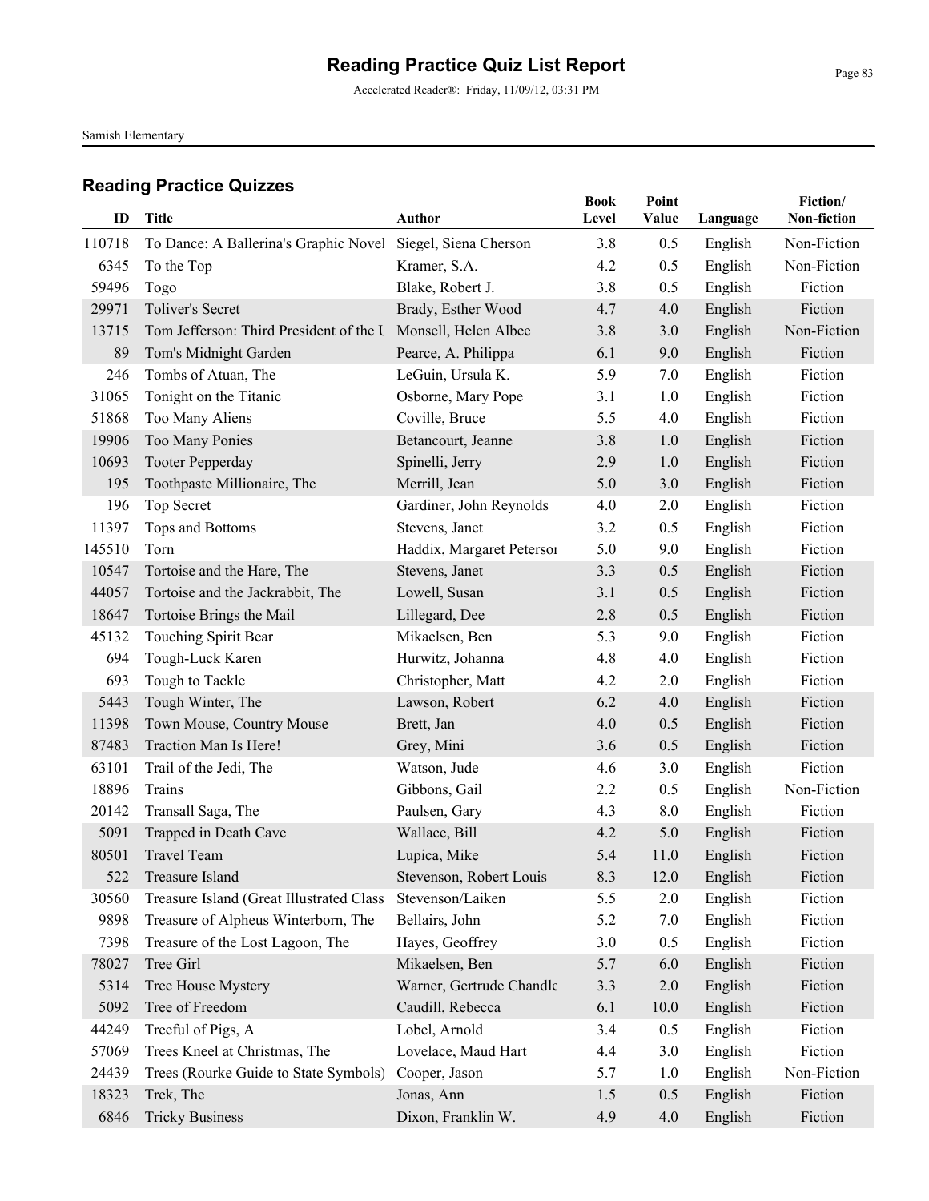# Reading Practice Quiz List Report

Accelerated Reader®: Friday, 11/09/12, 03:31 PM

Samish Elementary

## Reading Practice Quizzes

| ID | Title | Author | Book Level | Point Value | Language | Fiction/ Non-fiction |
|---|---|---|---|---|---|---|
| 110718 | To Dance: A Ballerina's Graphic Novel | Siegel, Siena Cherson | 3.8 | 0.5 | English | Non-Fiction |
| 6345 | To the Top | Kramer, S.A. | 4.2 | 0.5 | English | Non-Fiction |
| 59496 | Togo | Blake, Robert J. | 3.8 | 0.5 | English | Fiction |
| 29971 | Toliver's Secret | Brady, Esther Wood | 4.7 | 4.0 | English | Fiction |
| 13715 | Tom Jefferson: Third President of the U | Monsell, Helen Albee | 3.8 | 3.0 | English | Non-Fiction |
| 89 | Tom's Midnight Garden | Pearce, A. Philippa | 6.1 | 9.0 | English | Fiction |
| 246 | Tombs of Atuan, The | LeGuin, Ursula K. | 5.9 | 7.0 | English | Fiction |
| 31065 | Tonight on the Titanic | Osborne, Mary Pope | 3.1 | 1.0 | English | Fiction |
| 51868 | Too Many Aliens | Coville, Bruce | 5.5 | 4.0 | English | Fiction |
| 19906 | Too Many Ponies | Betancourt, Jeanne | 3.8 | 1.0 | English | Fiction |
| 10693 | Tooter Pepperday | Spinelli, Jerry | 2.9 | 1.0 | English | Fiction |
| 195 | Toothpaste Millionaire, The | Merrill, Jean | 5.0 | 3.0 | English | Fiction |
| 196 | Top Secret | Gardiner, John Reynolds | 4.0 | 2.0 | English | Fiction |
| 11397 | Tops and Bottoms | Stevens, Janet | 3.2 | 0.5 | English | Fiction |
| 145510 | Torn | Haddix, Margaret Peterson | 5.0 | 9.0 | English | Fiction |
| 10547 | Tortoise and the Hare, The | Stevens, Janet | 3.3 | 0.5 | English | Fiction |
| 44057 | Tortoise and the Jackrabbit, The | Lowell, Susan | 3.1 | 0.5 | English | Fiction |
| 18647 | Tortoise Brings the Mail | Lillegard, Dee | 2.8 | 0.5 | English | Fiction |
| 45132 | Touching Spirit Bear | Mikaelsen, Ben | 5.3 | 9.0 | English | Fiction |
| 694 | Tough-Luck Karen | Hurwitz, Johanna | 4.8 | 4.0 | English | Fiction |
| 693 | Tough to Tackle | Christopher, Matt | 4.2 | 2.0 | English | Fiction |
| 5443 | Tough Winter, The | Lawson, Robert | 6.2 | 4.0 | English | Fiction |
| 11398 | Town Mouse, Country Mouse | Brett, Jan | 4.0 | 0.5 | English | Fiction |
| 87483 | Traction Man Is Here! | Grey, Mini | 3.6 | 0.5 | English | Fiction |
| 63101 | Trail of the Jedi, The | Watson, Jude | 4.6 | 3.0 | English | Fiction |
| 18896 | Trains | Gibbons, Gail | 2.2 | 0.5 | English | Non-Fiction |
| 20142 | Transall Saga, The | Paulsen, Gary | 4.3 | 8.0 | English | Fiction |
| 5091 | Trapped in Death Cave | Wallace, Bill | 4.2 | 5.0 | English | Fiction |
| 80501 | Travel Team | Lupica, Mike | 5.4 | 11.0 | English | Fiction |
| 522 | Treasure Island | Stevenson, Robert Louis | 8.3 | 12.0 | English | Fiction |
| 30560 | Treasure Island (Great Illustrated Class | Stevenson/Laiken | 5.5 | 2.0 | English | Fiction |
| 9898 | Treasure of Alpheus Winterborn, The | Bellairs, John | 5.2 | 7.0 | English | Fiction |
| 7398 | Treasure of the Lost Lagoon, The | Hayes, Geoffrey | 3.0 | 0.5 | English | Fiction |
| 78027 | Tree Girl | Mikaelsen, Ben | 5.7 | 6.0 | English | Fiction |
| 5314 | Tree House Mystery | Warner, Gertrude Chandle | 3.3 | 2.0 | English | Fiction |
| 5092 | Tree of Freedom | Caudill, Rebecca | 6.1 | 10.0 | English | Fiction |
| 44249 | Treeful of Pigs, A | Lobel, Arnold | 3.4 | 0.5 | English | Fiction |
| 57069 | Trees Kneel at Christmas, The | Lovelace, Maud Hart | 4.4 | 3.0 | English | Fiction |
| 24439 | Trees (Rourke Guide to State Symbols) | Cooper, Jason | 5.7 | 1.0 | English | Non-Fiction |
| 18323 | Trek, The | Jonas, Ann | 1.5 | 0.5 | English | Fiction |
| 6846 | Tricky Business | Dixon, Franklin W. | 4.9 | 4.0 | English | Fiction |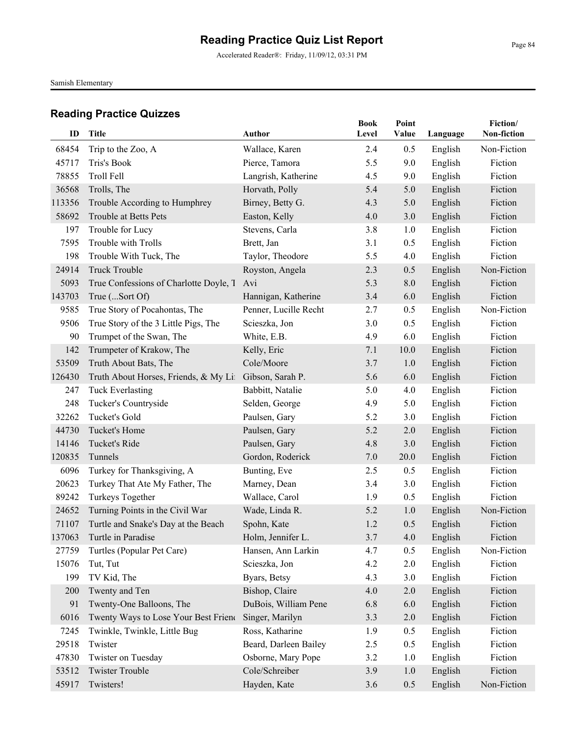# Reading Practice Quiz List Report

Accelerated Reader®: Friday, 11/09/12, 03:31 PM

Samish Elementary

## Reading Practice Quizzes

| ID | Title | Author | Book Level | Point Value | Language | Fiction/ Non-fiction |
|---|---|---|---|---|---|---|
| 68454 | Trip to the Zoo, A | Wallace, Karen | 2.4 | 0.5 | English | Non-Fiction |
| 45717 | Tris's Book | Pierce, Tamora | 5.5 | 9.0 | English | Fiction |
| 78855 | Troll Fell | Langrish, Katherine | 4.5 | 9.0 | English | Fiction |
| 36568 | Trolls, The | Horvath, Polly | 5.4 | 5.0 | English | Fiction |
| 113356 | Trouble According to Humphrey | Birney, Betty G. | 4.3 | 5.0 | English | Fiction |
| 58692 | Trouble at Betts Pets | Easton, Kelly | 4.0 | 3.0 | English | Fiction |
| 197 | Trouble for Lucy | Stevens, Carla | 3.8 | 1.0 | English | Fiction |
| 7595 | Trouble with Trolls | Brett, Jan | 3.1 | 0.5 | English | Fiction |
| 198 | Trouble With Tuck, The | Taylor, Theodore | 5.5 | 4.0 | English | Fiction |
| 24914 | Truck Trouble | Royston, Angela | 2.3 | 0.5 | English | Non-Fiction |
| 5093 | True Confessions of Charlotte Doyle, T | Avi | 5.3 | 8.0 | English | Fiction |
| 143703 | True (...Sort Of) | Hannigan, Katherine | 3.4 | 6.0 | English | Fiction |
| 9585 | True Story of Pocahontas, The | Penner, Lucille Recht | 2.7 | 0.5 | English | Non-Fiction |
| 9506 | True Story of the 3 Little Pigs, The | Scieszka, Jon | 3.0 | 0.5 | English | Fiction |
| 90 | Trumpet of the Swan, The | White, E.B. | 4.9 | 6.0 | English | Fiction |
| 142 | Trumpeter of Krakow, The | Kelly, Eric | 7.1 | 10.0 | English | Fiction |
| 53509 | Truth About Bats, The | Cole/Moore | 3.7 | 1.0 | English | Fiction |
| 126430 | Truth About Horses, Friends, & My Li | Gibson, Sarah P. | 5.6 | 6.0 | English | Fiction |
| 247 | Tuck Everlasting | Babbitt, Natalie | 5.0 | 4.0 | English | Fiction |
| 248 | Tucker's Countryside | Selden, George | 4.9 | 5.0 | English | Fiction |
| 32262 | Tucket's Gold | Paulsen, Gary | 5.2 | 3.0 | English | Fiction |
| 44730 | Tucket's Home | Paulsen, Gary | 5.2 | 2.0 | English | Fiction |
| 14146 | Tucket's Ride | Paulsen, Gary | 4.8 | 3.0 | English | Fiction |
| 120835 | Tunnels | Gordon, Roderick | 7.0 | 20.0 | English | Fiction |
| 6096 | Turkey for Thanksgiving, A | Bunting, Eve | 2.5 | 0.5 | English | Fiction |
| 20623 | Turkey That Ate My Father, The | Marney, Dean | 3.4 | 3.0 | English | Fiction |
| 89242 | Turkeys Together | Wallace, Carol | 1.9 | 0.5 | English | Fiction |
| 24652 | Turning Points in the Civil War | Wade, Linda R. | 5.2 | 1.0 | English | Non-Fiction |
| 71107 | Turtle and Snake's Day at the Beach | Spohn, Kate | 1.2 | 0.5 | English | Fiction |
| 137063 | Turtle in Paradise | Holm, Jennifer L. | 3.7 | 4.0 | English | Fiction |
| 27759 | Turtles (Popular Pet Care) | Hansen, Ann Larkin | 4.7 | 0.5 | English | Non-Fiction |
| 15076 | Tut, Tut | Scieszka, Jon | 4.2 | 2.0 | English | Fiction |
| 199 | TV Kid, The | Byars, Betsy | 4.3 | 3.0 | English | Fiction |
| 200 | Twenty and Ten | Bishop, Claire | 4.0 | 2.0 | English | Fiction |
| 91 | Twenty-One Balloons, The | DuBois, William Pene | 6.8 | 6.0 | English | Fiction |
| 6016 | Twenty Ways to Lose Your Best Frien | Singer, Marilyn | 3.3 | 2.0 | English | Fiction |
| 7245 | Twinkle, Twinkle, Little Bug | Ross, Katharine | 1.9 | 0.5 | English | Fiction |
| 29518 | Twister | Beard, Darleen Bailey | 2.5 | 0.5 | English | Fiction |
| 47830 | Twister on Tuesday | Osborne, Mary Pope | 3.2 | 1.0 | English | Fiction |
| 53512 | Twister Trouble | Cole/Schreiber | 3.9 | 1.0 | English | Fiction |
| 45917 | Twisters! | Hayden, Kate | 3.6 | 0.5 | English | Non-Fiction |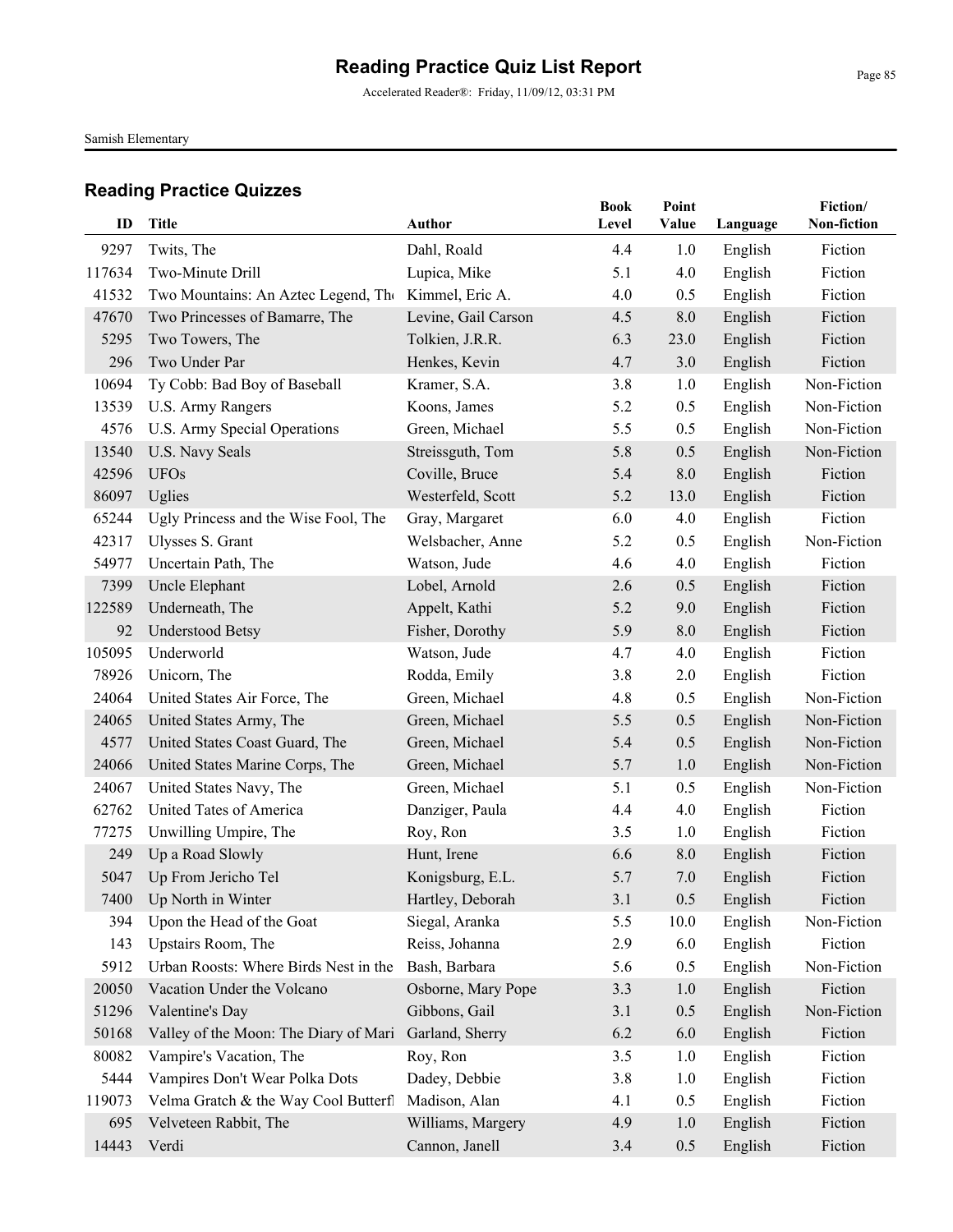# Reading Practice Quiz List Report

Accelerated Reader®: Friday, 11/09/12, 03:31 PM

Samish Elementary

## Reading Practice Quizzes

| ID | Title | Author | Book Level | Point Value | Language | Fiction/ Non-fiction |
|---|---|---|---|---|---|---|
| 9297 | Twits, The | Dahl, Roald | 4.4 | 1.0 | English | Fiction |
| 117634 | Two-Minute Drill | Lupica, Mike | 5.1 | 4.0 | English | Fiction |
| 41532 | Two Mountains: An Aztec Legend, The | Kimmel, Eric A. | 4.0 | 0.5 | English | Fiction |
| 47670 | Two Princesses of Bamarre, The | Levine, Gail Carson | 4.5 | 8.0 | English | Fiction |
| 5295 | Two Towers, The | Tolkien, J.R.R. | 6.3 | 23.0 | English | Fiction |
| 296 | Two Under Par | Henkes, Kevin | 4.7 | 3.0 | English | Fiction |
| 10694 | Ty Cobb: Bad Boy of Baseball | Kramer, S.A. | 3.8 | 1.0 | English | Non-Fiction |
| 13539 | U.S. Army Rangers | Koons, James | 5.2 | 0.5 | English | Non-Fiction |
| 4576 | U.S. Army Special Operations | Green, Michael | 5.5 | 0.5 | English | Non-Fiction |
| 13540 | U.S. Navy Seals | Streissguth, Tom | 5.8 | 0.5 | English | Non-Fiction |
| 42596 | UFOs | Coville, Bruce | 5.4 | 8.0 | English | Fiction |
| 86097 | Uglies | Westerfeld, Scott | 5.2 | 13.0 | English | Fiction |
| 65244 | Ugly Princess and the Wise Fool, The | Gray, Margaret | 6.0 | 4.0 | English | Fiction |
| 42317 | Ulysses S. Grant | Welsbacher, Anne | 5.2 | 0.5 | English | Non-Fiction |
| 54977 | Uncertain Path, The | Watson, Jude | 4.6 | 4.0 | English | Fiction |
| 7399 | Uncle Elephant | Lobel, Arnold | 2.6 | 0.5 | English | Fiction |
| 122589 | Underneath, The | Appelt, Kathi | 5.2 | 9.0 | English | Fiction |
| 92 | Understood Betsy | Fisher, Dorothy | 5.9 | 8.0 | English | Fiction |
| 105095 | Underworld | Watson, Jude | 4.7 | 4.0 | English | Fiction |
| 78926 | Unicorn, The | Rodda, Emily | 3.8 | 2.0 | English | Fiction |
| 24064 | United States Air Force, The | Green, Michael | 4.8 | 0.5 | English | Non-Fiction |
| 24065 | United States Army, The | Green, Michael | 5.5 | 0.5 | English | Non-Fiction |
| 4577 | United States Coast Guard, The | Green, Michael | 5.4 | 0.5 | English | Non-Fiction |
| 24066 | United States Marine Corps, The | Green, Michael | 5.7 | 1.0 | English | Non-Fiction |
| 24067 | United States Navy, The | Green, Michael | 5.1 | 0.5 | English | Non-Fiction |
| 62762 | United Tates of America | Danziger, Paula | 4.4 | 4.0 | English | Fiction |
| 77275 | Unwilling Umpire, The | Roy, Ron | 3.5 | 1.0 | English | Fiction |
| 249 | Up a Road Slowly | Hunt, Irene | 6.6 | 8.0 | English | Fiction |
| 5047 | Up From Jericho Tel | Konigsburg, E.L. | 5.7 | 7.0 | English | Fiction |
| 7400 | Up North in Winter | Hartley, Deborah | 3.1 | 0.5 | English | Fiction |
| 394 | Upon the Head of the Goat | Siegal, Aranka | 5.5 | 10.0 | English | Non-Fiction |
| 143 | Upstairs Room, The | Reiss, Johanna | 2.9 | 6.0 | English | Fiction |
| 5912 | Urban Roosts: Where Birds Nest in the | Bash, Barbara | 5.6 | 0.5 | English | Non-Fiction |
| 20050 | Vacation Under the Volcano | Osborne, Mary Pope | 3.3 | 1.0 | English | Fiction |
| 51296 | Valentine's Day | Gibbons, Gail | 3.1 | 0.5 | English | Non-Fiction |
| 50168 | Valley of the Moon: The Diary of Mari | Garland, Sherry | 6.2 | 6.0 | English | Fiction |
| 80082 | Vampire's Vacation, The | Roy, Ron | 3.5 | 1.0 | English | Fiction |
| 5444 | Vampires Don't Wear Polka Dots | Dadey, Debbie | 3.8 | 1.0 | English | Fiction |
| 119073 | Velma Gratch & the Way Cool Butterfl | Madison, Alan | 4.1 | 0.5 | English | Fiction |
| 695 | Velveteen Rabbit, The | Williams, Margery | 4.9 | 1.0 | English | Fiction |
| 14443 | Verdi | Cannon, Janell | 3.4 | 0.5 | English | Fiction |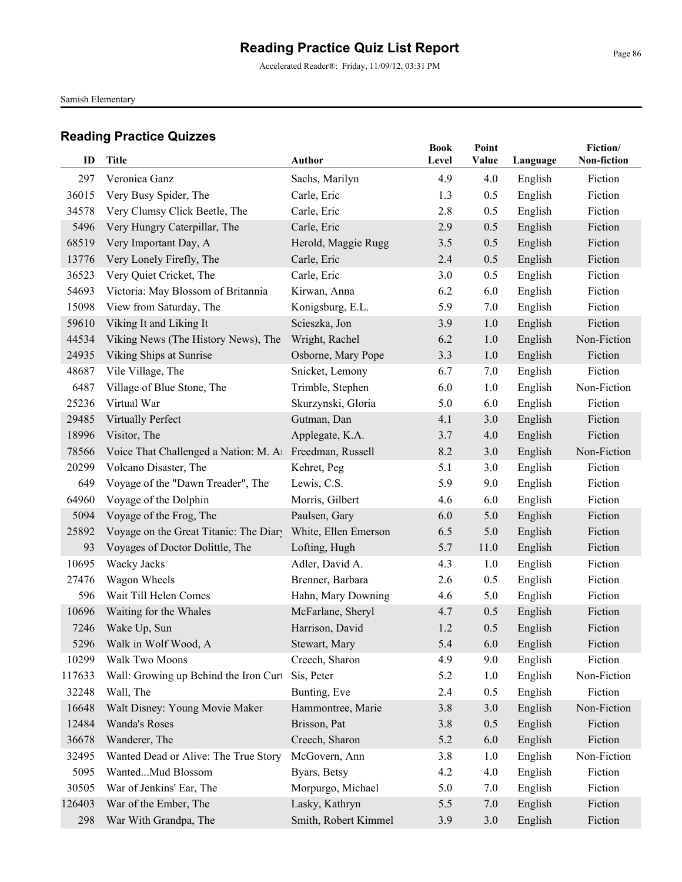# Reading Practice Quiz List Report

Accelerated Reader®: Friday, 11/09/12, 03:31 PM

Samish Elementary

## Reading Practice Quizzes

| ID | Title | Author | Book Level | Point Value | Language | Fiction/ Non-fiction |
|---|---|---|---|---|---|---|
| 297 | Veronica Ganz | Sachs, Marilyn | 4.9 | 4.0 | English | Fiction |
| 36015 | Very Busy Spider, The | Carle, Eric | 1.3 | 0.5 | English | Fiction |
| 34578 | Very Clumsy Click Beetle, The | Carle, Eric | 2.8 | 0.5 | English | Fiction |
| 5496 | Very Hungry Caterpillar, The | Carle, Eric | 2.9 | 0.5 | English | Fiction |
| 68519 | Very Important Day, A | Herold, Maggie Rugg | 3.5 | 0.5 | English | Fiction |
| 13776 | Very Lonely Firefly, The | Carle, Eric | 2.4 | 0.5 | English | Fiction |
| 36523 | Very Quiet Cricket, The | Carle, Eric | 3.0 | 0.5 | English | Fiction |
| 54693 | Victoria: May Blossom of Britannia | Kirwan, Anna | 6.2 | 6.0 | English | Fiction |
| 15098 | View from Saturday, The | Konigsburg, E.L. | 5.9 | 7.0 | English | Fiction |
| 59610 | Viking It and Liking It | Scieszka, Jon | 3.9 | 1.0 | English | Fiction |
| 44534 | Viking News (The History News), The | Wright, Rachel | 6.2 | 1.0 | English | Non-Fiction |
| 24935 | Viking Ships at Sunrise | Osborne, Mary Pope | 3.3 | 1.0 | English | Fiction |
| 48687 | Vile Village, The | Snicket, Lemony | 6.7 | 7.0 | English | Fiction |
| 6487 | Village of Blue Stone, The | Trimble, Stephen | 6.0 | 1.0 | English | Non-Fiction |
| 25236 | Virtual War | Skurzynski, Gloria | 5.0 | 6.0 | English | Fiction |
| 29485 | Virtually Perfect | Gutman, Dan | 4.1 | 3.0 | English | Fiction |
| 18996 | Visitor, The | Applegate, K.A. | 3.7 | 4.0 | English | Fiction |
| 78566 | Voice That Challenged a Nation: M. A | Freedman, Russell | 8.2 | 3.0 | English | Non-Fiction |
| 20299 | Volcano Disaster, The | Kehret, Peg | 5.1 | 3.0 | English | Fiction |
| 649 | Voyage of the "Dawn Treader", The | Lewis, C.S. | 5.9 | 9.0 | English | Fiction |
| 64960 | Voyage of the Dolphin | Morris, Gilbert | 4.6 | 6.0 | English | Fiction |
| 5094 | Voyage of the Frog, The | Paulsen, Gary | 6.0 | 5.0 | English | Fiction |
| 25892 | Voyage on the Great Titanic: The Diary | White, Ellen Emerson | 6.5 | 5.0 | English | Fiction |
| 93 | Voyages of Doctor Dolittle, The | Lofting, Hugh | 5.7 | 11.0 | English | Fiction |
| 10695 | Wacky Jacks | Adler, David A. | 4.3 | 1.0 | English | Fiction |
| 27476 | Wagon Wheels | Brenner, Barbara | 2.6 | 0.5 | English | Fiction |
| 596 | Wait Till Helen Comes | Hahn, Mary Downing | 4.6 | 5.0 | English | Fiction |
| 10696 | Waiting for the Whales | McFarlane, Sheryl | 4.7 | 0.5 | English | Fiction |
| 7246 | Wake Up, Sun | Harrison, David | 1.2 | 0.5 | English | Fiction |
| 5296 | Walk in Wolf Wood, A | Stewart, Mary | 5.4 | 6.0 | English | Fiction |
| 10299 | Walk Two Moons | Creech, Sharon | 4.9 | 9.0 | English | Fiction |
| 117633 | Wall: Growing up Behind the Iron Curt | Sís, Peter | 5.2 | 1.0 | English | Non-Fiction |
| 32248 | Wall, The | Bunting, Eve | 2.4 | 0.5 | English | Fiction |
| 16648 | Walt Disney: Young Movie Maker | Hammontree, Marie | 3.8 | 3.0 | English | Non-Fiction |
| 12484 | Wanda's Roses | Brisson, Pat | 3.8 | 0.5 | English | Fiction |
| 36678 | Wanderer, The | Creech, Sharon | 5.2 | 6.0 | English | Fiction |
| 32495 | Wanted Dead or Alive: The True Story | McGovern, Ann | 3.8 | 1.0 | English | Non-Fiction |
| 5095 | Wanted...Mud Blossom | Byars, Betsy | 4.2 | 4.0 | English | Fiction |
| 30505 | War of Jenkins' Ear, The | Morpurgo, Michael | 5.0 | 7.0 | English | Fiction |
| 126403 | War of the Ember, The | Lasky, Kathryn | 5.5 | 7.0 | English | Fiction |
| 298 | War With Grandpa, The | Smith, Robert Kimmel | 3.9 | 3.0 | English | Fiction |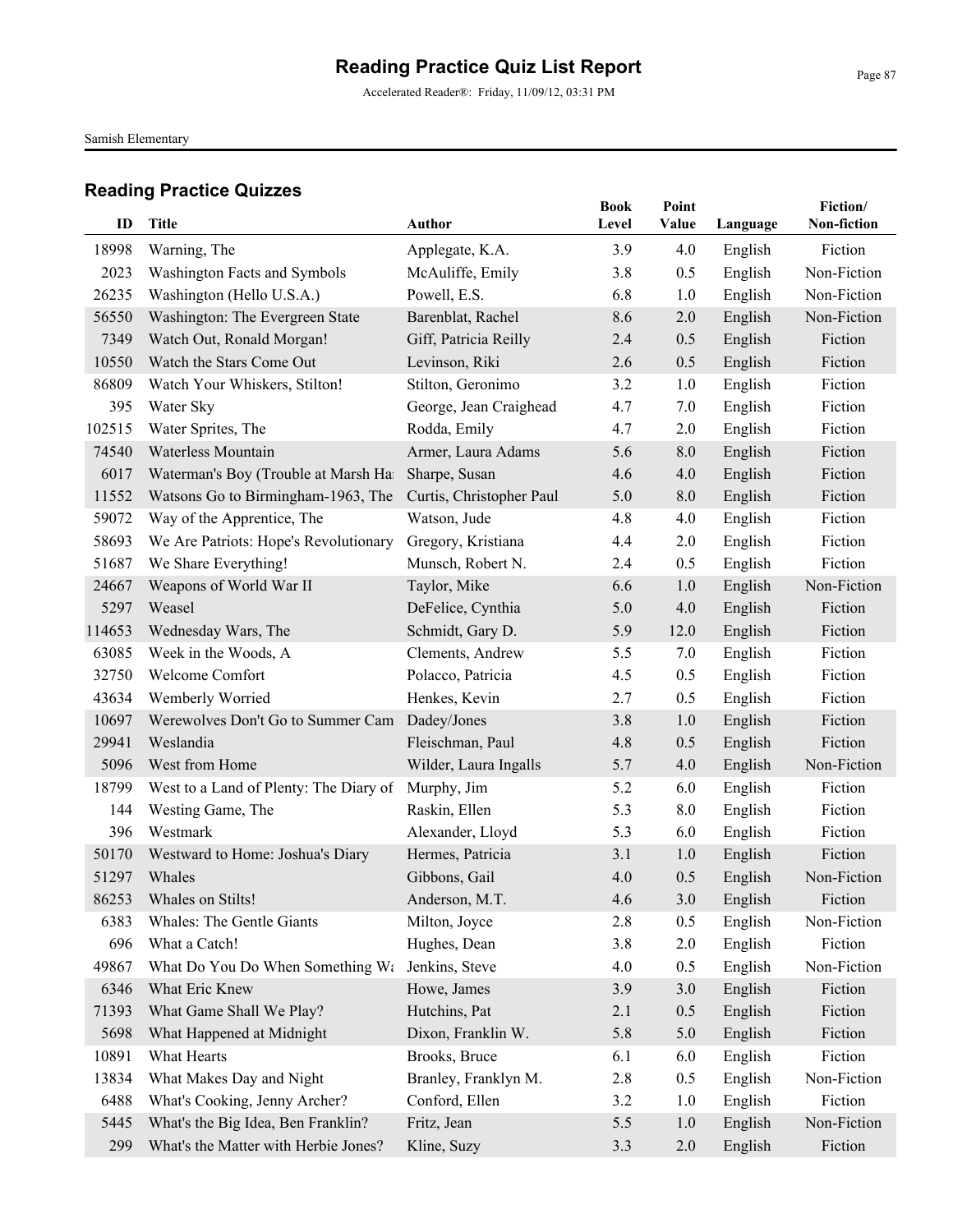# Reading Practice Quiz List Report

Accelerated Reader®: Friday, 11/09/12, 03:31 PM

Samish Elementary

## Reading Practice Quizzes

| ID | Title | Author | Book Level | Point Value | Language | Fiction/ Non-fiction |
|---|---|---|---|---|---|---|
| 18998 | Warning, The | Applegate, K.A. | 3.9 | 4.0 | English | Fiction |
| 2023 | Washington Facts and Symbols | McAuliffe, Emily | 3.8 | 0.5 | English | Non-Fiction |
| 26235 | Washington (Hello U.S.A.) | Powell, E.S. | 6.8 | 1.0 | English | Non-Fiction |
| 56550 | Washington: The Evergreen State | Barenblat, Rachel | 8.6 | 2.0 | English | Non-Fiction |
| 7349 | Watch Out, Ronald Morgan! | Giff, Patricia Reilly | 2.4 | 0.5 | English | Fiction |
| 10550 | Watch the Stars Come Out | Levinson, Riki | 2.6 | 0.5 | English | Fiction |
| 86809 | Watch Your Whiskers, Stilton! | Stilton, Geronimo | 3.2 | 1.0 | English | Fiction |
| 395 | Water Sky | George, Jean Craighead | 4.7 | 7.0 | English | Fiction |
| 102515 | Water Sprites, The | Rodda, Emily | 4.7 | 2.0 | English | Fiction |
| 74540 | Waterless Mountain | Armer, Laura Adams | 5.6 | 8.0 | English | Fiction |
| 6017 | Waterman's Boy (Trouble at Marsh Ha | Sharpe, Susan | 4.6 | 4.0 | English | Fiction |
| 11552 | Watsons Go to Birmingham-1963, The | Curtis, Christopher Paul | 5.0 | 8.0 | English | Fiction |
| 59072 | Way of the Apprentice, The | Watson, Jude | 4.8 | 4.0 | English | Fiction |
| 58693 | We Are Patriots: Hope's Revolutionary | Gregory, Kristiana | 4.4 | 2.0 | English | Fiction |
| 51687 | We Share Everything! | Munsch, Robert N. | 2.4 | 0.5 | English | Fiction |
| 24667 | Weapons of World War II | Taylor, Mike | 6.6 | 1.0 | English | Non-Fiction |
| 5297 | Weasel | DeFelice, Cynthia | 5.0 | 4.0 | English | Fiction |
| 114653 | Wednesday Wars, The | Schmidt, Gary D. | 5.9 | 12.0 | English | Fiction |
| 63085 | Week in the Woods, A | Clements, Andrew | 5.5 | 7.0 | English | Fiction |
| 32750 | Welcome Comfort | Polacco, Patricia | 4.5 | 0.5 | English | Fiction |
| 43634 | Wemberly Worried | Henkes, Kevin | 2.7 | 0.5 | English | Fiction |
| 10697 | Werewolves Don't Go to Summer Cam | Dadey/Jones | 3.8 | 1.0 | English | Fiction |
| 29941 | Weslandia | Fleischman, Paul | 4.8 | 0.5 | English | Fiction |
| 5096 | West from Home | Wilder, Laura Ingalls | 5.7 | 4.0 | English | Non-Fiction |
| 18799 | West to a Land of Plenty: The Diary of | Murphy, Jim | 5.2 | 6.0 | English | Fiction |
| 144 | Westing Game, The | Raskin, Ellen | 5.3 | 8.0 | English | Fiction |
| 396 | Westmark | Alexander, Lloyd | 5.3 | 6.0 | English | Fiction |
| 50170 | Westward to Home: Joshua's Diary | Hermes, Patricia | 3.1 | 1.0 | English | Fiction |
| 51297 | Whales | Gibbons, Gail | 4.0 | 0.5 | English | Non-Fiction |
| 86253 | Whales on Stilts! | Anderson, M.T. | 4.6 | 3.0 | English | Fiction |
| 6383 | Whales: The Gentle Giants | Milton, Joyce | 2.8 | 0.5 | English | Non-Fiction |
| 696 | What a Catch! | Hughes, Dean | 3.8 | 2.0 | English | Fiction |
| 49867 | What Do You Do When Something Wa | Jenkins, Steve | 4.0 | 0.5 | English | Non-Fiction |
| 6346 | What Eric Knew | Howe, James | 3.9 | 3.0 | English | Fiction |
| 71393 | What Game Shall We Play? | Hutchins, Pat | 2.1 | 0.5 | English | Fiction |
| 5698 | What Happened at Midnight | Dixon, Franklin W. | 5.8 | 5.0 | English | Fiction |
| 10891 | What Hearts | Brooks, Bruce | 6.1 | 6.0 | English | Fiction |
| 13834 | What Makes Day and Night | Branley, Franklyn M. | 2.8 | 0.5 | English | Non-Fiction |
| 6488 | What's Cooking, Jenny Archer? | Conford, Ellen | 3.2 | 1.0 | English | Fiction |
| 5445 | What's the Big Idea, Ben Franklin? | Fritz, Jean | 5.5 | 1.0 | English | Non-Fiction |
| 299 | What's the Matter with Herbie Jones? | Kline, Suzy | 3.3 | 2.0 | English | Fiction |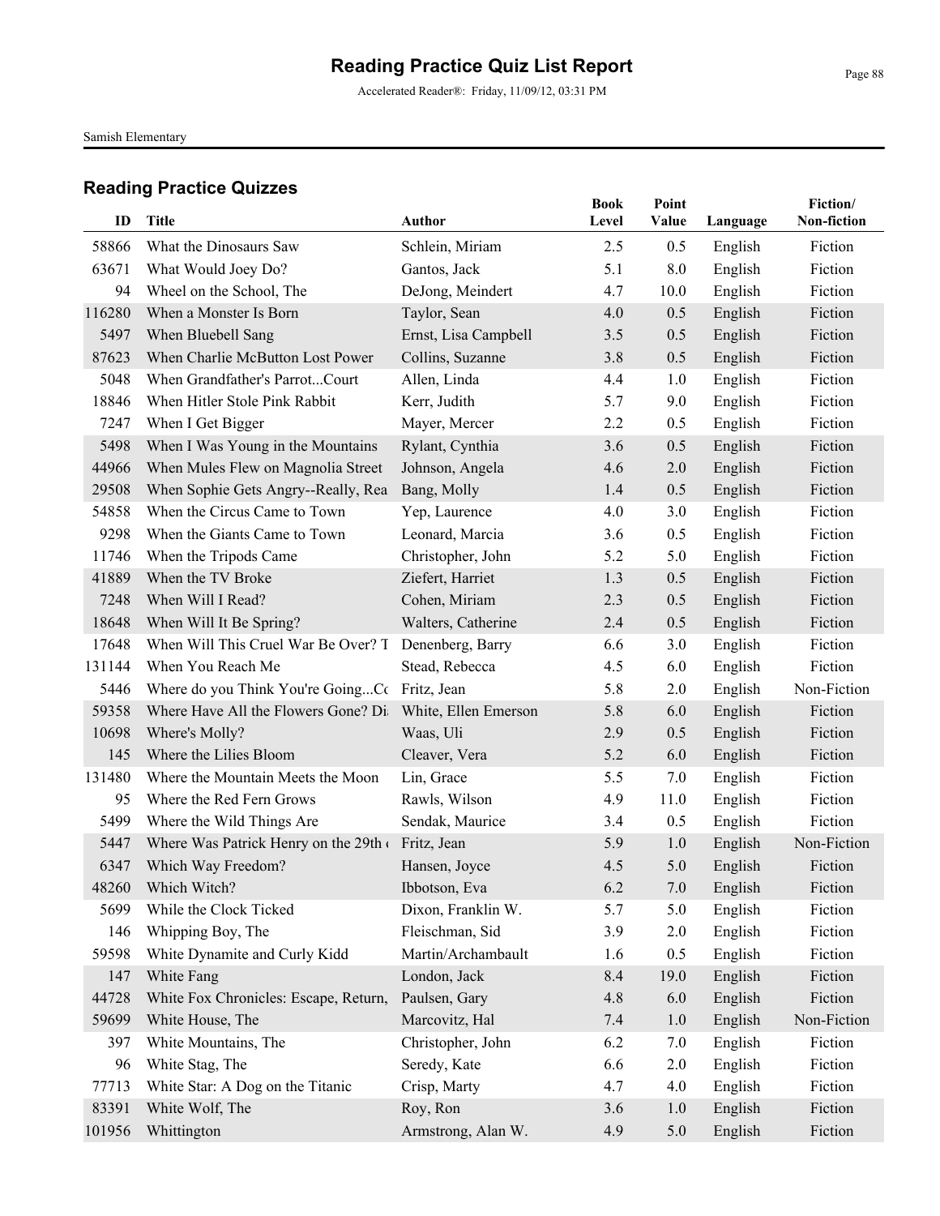# Reading Practice Quiz List Report

Accelerated Reader®: Friday, 11/09/12, 03:31 PM

Samish Elementary

## Reading Practice Quizzes

| ID | Title | Author | Book Level | Point Value | Language | Fiction/ Non-fiction |
|---|---|---|---|---|---|---|
| 58866 | What the Dinosaurs Saw | Schlein, Miriam | 2.5 | 0.5 | English | Fiction |
| 63671 | What Would Joey Do? | Gantos, Jack | 5.1 | 8.0 | English | Fiction |
| 94 | Wheel on the School, The | DeJong, Meindert | 4.7 | 10.0 | English | Fiction |
| 116280 | When a Monster Is Born | Taylor, Sean | 4.0 | 0.5 | English | Fiction |
| 5497 | When Bluebell Sang | Ernst, Lisa Campbell | 3.5 | 0.5 | English | Fiction |
| 87623 | When Charlie McButton Lost Power | Collins, Suzanne | 3.8 | 0.5 | English | Fiction |
| 5048 | When Grandfather's Parrot...Court | Allen, Linda | 4.4 | 1.0 | English | Fiction |
| 18846 | When Hitler Stole Pink Rabbit | Kerr, Judith | 5.7 | 9.0 | English | Fiction |
| 7247 | When I Get Bigger | Mayer, Mercer | 2.2 | 0.5 | English | Fiction |
| 5498 | When I Was Young in the Mountains | Rylant, Cynthia | 3.6 | 0.5 | English | Fiction |
| 44966 | When Mules Flew on Magnolia Street | Johnson, Angela | 4.6 | 2.0 | English | Fiction |
| 29508 | When Sophie Gets Angry--Really, Rea | Bang, Molly | 1.4 | 0.5 | English | Fiction |
| 54858 | When the Circus Came to Town | Yep, Laurence | 4.0 | 3.0 | English | Fiction |
| 9298 | When the Giants Came to Town | Leonard, Marcia | 3.6 | 0.5 | English | Fiction |
| 11746 | When the Tripods Came | Christopher, John | 5.2 | 5.0 | English | Fiction |
| 41889 | When the TV Broke | Ziefert, Harriet | 1.3 | 0.5 | English | Fiction |
| 7248 | When Will I Read? | Cohen, Miriam | 2.3 | 0.5 | English | Fiction |
| 18648 | When Will It Be Spring? | Walters, Catherine | 2.4 | 0.5 | English | Fiction |
| 17648 | When Will This Cruel War Be Over? T | Denenberg, Barry | 6.6 | 3.0 | English | Fiction |
| 131144 | When You Reach Me | Stead, Rebecca | 4.5 | 6.0 | English | Fiction |
| 5446 | Where do you Think You're Going...Co | Fritz, Jean | 5.8 | 2.0 | English | Non-Fiction |
| 59358 | Where Have All the Flowers Gone? Di | White, Ellen Emerson | 5.8 | 6.0 | English | Fiction |
| 10698 | Where's Molly? | Waas, Uli | 2.9 | 0.5 | English | Fiction |
| 145 | Where the Lilies Bloom | Cleaver, Vera | 5.2 | 6.0 | English | Fiction |
| 131480 | Where the Mountain Meets the Moon | Lin, Grace | 5.5 | 7.0 | English | Fiction |
| 95 | Where the Red Fern Grows | Rawls, Wilson | 4.9 | 11.0 | English | Fiction |
| 5499 | Where the Wild Things Are | Sendak, Maurice | 3.4 | 0.5 | English | Fiction |
| 5447 | Where Was Patrick Henry on the 29th o | Fritz, Jean | 5.9 | 1.0 | English | Non-Fiction |
| 6347 | Which Way Freedom? | Hansen, Joyce | 4.5 | 5.0 | English | Fiction |
| 48260 | Which Witch? | Ibbotson, Eva | 6.2 | 7.0 | English | Fiction |
| 5699 | While the Clock Ticked | Dixon, Franklin W. | 5.7 | 5.0 | English | Fiction |
| 146 | Whipping Boy, The | Fleischman, Sid | 3.9 | 2.0 | English | Fiction |
| 59598 | White Dynamite and Curly Kidd | Martin/Archambault | 1.6 | 0.5 | English | Fiction |
| 147 | White Fang | London, Jack | 8.4 | 19.0 | English | Fiction |
| 44728 | White Fox Chronicles: Escape, Return, | Paulsen, Gary | 4.8 | 6.0 | English | Fiction |
| 59699 | White House, The | Marcovitz, Hal | 7.4 | 1.0 | English | Non-Fiction |
| 397 | White Mountains, The | Christopher, John | 6.2 | 7.0 | English | Fiction |
| 96 | White Stag, The | Seredy, Kate | 6.6 | 2.0 | English | Fiction |
| 77713 | White Star: A Dog on the Titanic | Crisp, Marty | 4.7 | 4.0 | English | Fiction |
| 83391 | White Wolf, The | Roy, Ron | 3.6 | 1.0 | English | Fiction |
| 101956 | Whittington | Armstrong, Alan W. | 4.9 | 5.0 | English | Fiction |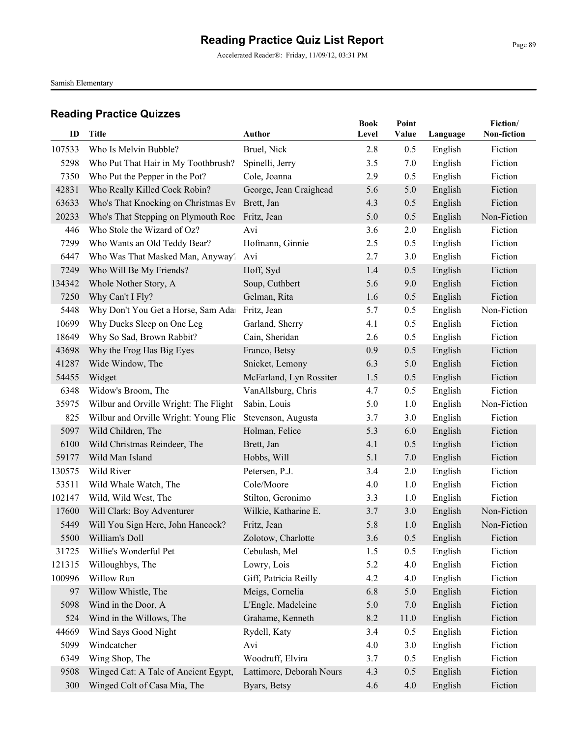# Reading Practice Quiz List Report

Accelerated Reader®: Friday, 11/09/12, 03:31 PM

Samish Elementary

## Reading Practice Quizzes

| ID | Title | Author | Book Level | Point Value | Language | Fiction/ Non-fiction |
|---|---|---|---|---|---|---|
| 107533 | Who Is Melvin Bubble? | Bruel, Nick | 2.8 | 0.5 | English | Fiction |
| 5298 | Who Put That Hair in My Toothbrush? | Spinelli, Jerry | 3.5 | 7.0 | English | Fiction |
| 7350 | Who Put the Pepper in the Pot? | Cole, Joanna | 2.9 | 0.5 | English | Fiction |
| 42831 | Who Really Killed Cock Robin? | George, Jean Craighead | 5.6 | 5.0 | English | Fiction |
| 63633 | Who's That Knocking on Christmas Ev | Brett, Jan | 4.3 | 0.5 | English | Fiction |
| 20233 | Who's That Stepping on Plymouth Roc | Fritz, Jean | 5.0 | 0.5 | English | Non-Fiction |
| 446 | Who Stole the Wizard of Oz? | Avi | 3.6 | 2.0 | English | Fiction |
| 7299 | Who Wants an Old Teddy Bear? | Hofmann, Ginnie | 2.5 | 0.5 | English | Fiction |
| 6447 | Who Was That Masked Man, Anyway? | Avi | 2.7 | 3.0 | English | Fiction |
| 7249 | Who Will Be My Friends? | Hoff, Syd | 1.4 | 0.5 | English | Fiction |
| 134342 | Whole Nother Story, A | Soup, Cuthbert | 5.6 | 9.0 | English | Fiction |
| 7250 | Why Can't I Fly? | Gelman, Rita | 1.6 | 0.5 | English | Fiction |
| 5448 | Why Don't You Get a Horse, Sam Adai | Fritz, Jean | 5.7 | 0.5 | English | Non-Fiction |
| 10699 | Why Ducks Sleep on One Leg | Garland, Sherry | 4.1 | 0.5 | English | Fiction |
| 18649 | Why So Sad, Brown Rabbit? | Cain, Sheridan | 2.6 | 0.5 | English | Fiction |
| 43698 | Why the Frog Has Big Eyes | Franco, Betsy | 0.9 | 0.5 | English | Fiction |
| 41287 | Wide Window, The | Snicket, Lemony | 6.3 | 5.0 | English | Fiction |
| 54455 | Widget | McFarland, Lyn Rossiter | 1.5 | 0.5 | English | Fiction |
| 6348 | Widow's Broom, The | VanAllsburg, Chris | 4.7 | 0.5 | English | Fiction |
| 35975 | Wilbur and Orville Wright: The Flight | Sabin, Louis | 5.0 | 1.0 | English | Non-Fiction |
| 825 | Wilbur and Orville Wright: Young Flie | Stevenson, Augusta | 3.7 | 3.0 | English | Fiction |
| 5097 | Wild Children, The | Holman, Felice | 5.3 | 6.0 | English | Fiction |
| 6100 | Wild Christmas Reindeer, The | Brett, Jan | 4.1 | 0.5 | English | Fiction |
| 59177 | Wild Man Island | Hobbs, Will | 5.1 | 7.0 | English | Fiction |
| 130575 | Wild River | Petersen, P.J. | 3.4 | 2.0 | English | Fiction |
| 53511 | Wild Whale Watch, The | Cole/Moore | 4.0 | 1.0 | English | Fiction |
| 102147 | Wild, Wild West, The | Stilton, Geronimo | 3.3 | 1.0 | English | Fiction |
| 17600 | Will Clark: Boy Adventurer | Wilkie, Katharine E. | 3.7 | 3.0 | English | Non-Fiction |
| 5449 | Will You Sign Here, John Hancock? | Fritz, Jean | 5.8 | 1.0 | English | Non-Fiction |
| 5500 | William's Doll | Zolotow, Charlotte | 3.6 | 0.5 | English | Fiction |
| 31725 | Willie's Wonderful Pet | Cebulash, Mel | 1.5 | 0.5 | English | Fiction |
| 121315 | Willoughbys, The | Lowry, Lois | 5.2 | 4.0 | English | Fiction |
| 100996 | Willow Run | Giff, Patricia Reilly | 4.2 | 4.0 | English | Fiction |
| 97 | Willow Whistle, The | Meigs, Cornelia | 6.8 | 5.0 | English | Fiction |
| 5098 | Wind in the Door, A | L'Engle, Madeleine | 5.0 | 7.0 | English | Fiction |
| 524 | Wind in the Willows, The | Grahame, Kenneth | 8.2 | 11.0 | English | Fiction |
| 44669 | Wind Says Good Night | Rydell, Katy | 3.4 | 0.5 | English | Fiction |
| 5099 | Windcatcher | Avi | 4.0 | 3.0 | English | Fiction |
| 6349 | Wing Shop, The | Woodruff, Elvira | 3.7 | 0.5 | English | Fiction |
| 9508 | Winged Cat: A Tale of Ancient Egypt, | Lattimore, Deborah Nours | 4.3 | 0.5 | English | Fiction |
| 300 | Winged Colt of Casa Mia, The | Byars, Betsy | 4.6 | 4.0 | English | Fiction |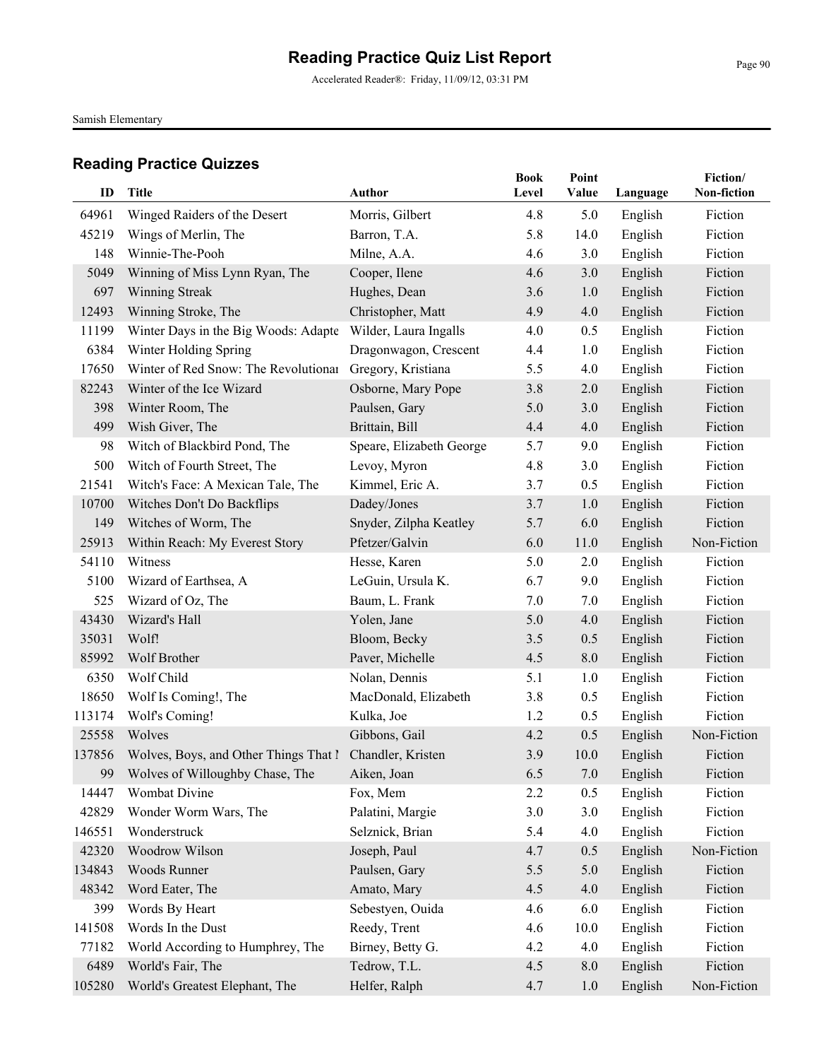# Reading Practice Quiz List Report

Accelerated Reader®: Friday, 11/09/12, 03:31 PM

Samish Elementary

## Reading Practice Quizzes

| ID | Title | Author | Book Level | Point Value | Language | Fiction/ Non-fiction |
|---|---|---|---|---|---|---|
| 64961 | Winged Raiders of the Desert | Morris, Gilbert | 4.8 | 5.0 | English | Fiction |
| 45219 | Wings of Merlin, The | Barron, T.A. | 5.8 | 14.0 | English | Fiction |
| 148 | Winnie-The-Pooh | Milne, A.A. | 4.6 | 3.0 | English | Fiction |
| 5049 | Winning of Miss Lynn Ryan, The | Cooper, Ilene | 4.6 | 3.0 | English | Fiction |
| 697 | Winning Streak | Hughes, Dean | 3.6 | 1.0 | English | Fiction |
| 12493 | Winning Stroke, The | Christopher, Matt | 4.9 | 4.0 | English | Fiction |
| 11199 | Winter Days in the Big Woods: Adapte | Wilder, Laura Ingalls | 4.0 | 0.5 | English | Fiction |
| 6384 | Winter Holding Spring | Dragonwagon, Crescent | 4.4 | 1.0 | English | Fiction |
| 17650 | Winter of Red Snow: The Revolutionar | Gregory, Kristiana | 5.5 | 4.0 | English | Fiction |
| 82243 | Winter of the Ice Wizard | Osborne, Mary Pope | 3.8 | 2.0 | English | Fiction |
| 398 | Winter Room, The | Paulsen, Gary | 5.0 | 3.0 | English | Fiction |
| 499 | Wish Giver, The | Brittain, Bill | 4.4 | 4.0 | English | Fiction |
| 98 | Witch of Blackbird Pond, The | Speare, Elizabeth George | 5.7 | 9.0 | English | Fiction |
| 500 | Witch of Fourth Street, The | Levoy, Myron | 4.8 | 3.0 | English | Fiction |
| 21541 | Witch's Face: A Mexican Tale, The | Kimmel, Eric A. | 3.7 | 0.5 | English | Fiction |
| 10700 | Witches Don't Do Backflips | Dadey/Jones | 3.7 | 1.0 | English | Fiction |
| 149 | Witches of Worm, The | Snyder, Zilpha Keatley | 5.7 | 6.0 | English | Fiction |
| 25913 | Within Reach: My Everest Story | Pfetzer/Galvin | 6.0 | 11.0 | English | Non-Fiction |
| 54110 | Witness | Hesse, Karen | 5.0 | 2.0 | English | Fiction |
| 5100 | Wizard of Earthsea, A | LeGuin, Ursula K. | 6.7 | 9.0 | English | Fiction |
| 525 | Wizard of Oz, The | Baum, L. Frank | 7.0 | 7.0 | English | Fiction |
| 43430 | Wizard's Hall | Yolen, Jane | 5.0 | 4.0 | English | Fiction |
| 35031 | Wolf! | Bloom, Becky | 3.5 | 0.5 | English | Fiction |
| 85992 | Wolf Brother | Paver, Michelle | 4.5 | 8.0 | English | Fiction |
| 6350 | Wolf Child | Nolan, Dennis | 5.1 | 1.0 | English | Fiction |
| 18650 | Wolf Is Coming!, The | MacDonald, Elizabeth | 3.8 | 0.5 | English | Fiction |
| 113174 | Wolf's Coming! | Kulka, Joe | 1.2 | 0.5 | English | Fiction |
| 25558 | Wolves | Gibbons, Gail | 4.2 | 0.5 | English | Non-Fiction |
| 137856 | Wolves, Boys, and Other Things That M | Chandler, Kristen | 3.9 | 10.0 | English | Fiction |
| 99 | Wolves of Willoughby Chase, The | Aiken, Joan | 6.5 | 7.0 | English | Fiction |
| 14447 | Wombat Divine | Fox, Mem | 2.2 | 0.5 | English | Fiction |
| 42829 | Wonder Worm Wars, The | Palatini, Margie | 3.0 | 3.0 | English | Fiction |
| 146551 | Wonderstruck | Selznick, Brian | 5.4 | 4.0 | English | Fiction |
| 42320 | Woodrow Wilson | Joseph, Paul | 4.7 | 0.5 | English | Non-Fiction |
| 134843 | Woods Runner | Paulsen, Gary | 5.5 | 5.0 | English | Fiction |
| 48342 | Word Eater, The | Amato, Mary | 4.5 | 4.0 | English | Fiction |
| 399 | Words By Heart | Sebestyen, Ouida | 4.6 | 6.0 | English | Fiction |
| 141508 | Words In the Dust | Reedy, Trent | 4.6 | 10.0 | English | Fiction |
| 77182 | World According to Humphrey, The | Birney, Betty G. | 4.2 | 4.0 | English | Fiction |
| 6489 | World's Fair, The | Tedrow, T.L. | 4.5 | 8.0 | English | Fiction |
| 105280 | World's Greatest Elephant, The | Helfer, Ralph | 4.7 | 1.0 | English | Non-Fiction |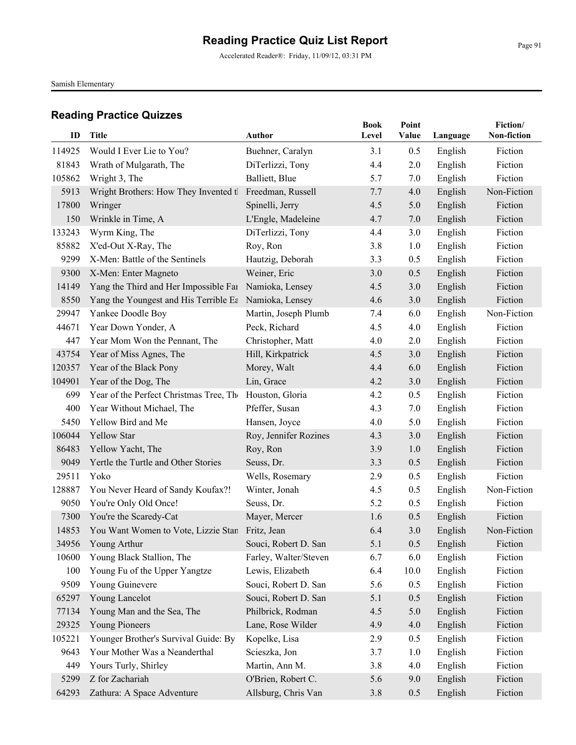# Reading Practice Quiz List Report

Accelerated Reader®: Friday, 11/09/12, 03:31 PM

Samish Elementary

## Reading Practice Quizzes

| ID | Title | Author | Book Level | Point Value | Language | Fiction/ Non-fiction |
|---|---|---|---|---|---|---|
| 114925 | Would I Ever Lie to You? | Buehner, Caralyn | 3.1 | 0.5 | English | Fiction |
| 81843 | Wrath of Mulgarath, The | DiTerlizzi, Tony | 4.4 | 2.0 | English | Fiction |
| 105862 | Wright 3, The | Balliett, Blue | 5.7 | 7.0 | English | Fiction |
| 5913 | Wright Brothers: How They Invented tl | Freedman, Russell | 7.7 | 4.0 | English | Non-Fiction |
| 17800 | Wringer | Spinelli, Jerry | 4.5 | 5.0 | English | Fiction |
| 150 | Wrinkle in Time, A | L'Engle, Madeleine | 4.7 | 7.0 | English | Fiction |
| 133243 | Wyrm King, The | DiTerlizzi, Tony | 4.4 | 3.0 | English | Fiction |
| 85882 | X'ed-Out X-Ray, The | Roy, Ron | 3.8 | 1.0 | English | Fiction |
| 9299 | X-Men: Battle of the Sentinels | Hautzig, Deborah | 3.3 | 0.5 | English | Fiction |
| 9300 | X-Men: Enter Magneto | Weiner, Eric | 3.0 | 0.5 | English | Fiction |
| 14149 | Yang the Third and Her Impossible Far | Namioka, Lensey | 4.5 | 3.0 | English | Fiction |
| 8550 | Yang the Youngest and His Terrible Ea | Namioka, Lensey | 4.6 | 3.0 | English | Fiction |
| 29947 | Yankee Doodle Boy | Martin, Joseph Plumb | 7.4 | 6.0 | English | Non-Fiction |
| 44671 | Year Down Yonder, A | Peck, Richard | 4.5 | 4.0 | English | Fiction |
| 447 | Year Mom Won the Pennant, The | Christopher, Matt | 4.0 | 2.0 | English | Fiction |
| 43754 | Year of Miss Agnes, The | Hill, Kirkpatrick | 4.5 | 3.0 | English | Fiction |
| 120357 | Year of the Black Pony | Morey, Walt | 4.4 | 6.0 | English | Fiction |
| 104901 | Year of the Dog, The | Lin, Grace | 4.2 | 3.0 | English | Fiction |
| 699 | Year of the Perfect Christmas Tree, Th | Houston, Gloria | 4.2 | 0.5 | English | Fiction |
| 400 | Year Without Michael, The | Pfeffer, Susan | 4.3 | 7.0 | English | Fiction |
| 5450 | Yellow Bird and Me | Hansen, Joyce | 4.0 | 5.0 | English | Fiction |
| 106044 | Yellow Star | Roy, Jennifer Rozines | 4.3 | 3.0 | English | Fiction |
| 86483 | Yellow Yacht, The | Roy, Ron | 3.9 | 1.0 | English | Fiction |
| 9049 | Yertle the Turtle and Other Stories | Seuss, Dr. | 3.3 | 0.5 | English | Fiction |
| 29511 | Yoko | Wells, Rosemary | 2.9 | 0.5 | English | Fiction |
| 128887 | You Never Heard of Sandy Koufax?! | Winter, Jonah | 4.5 | 0.5 | English | Non-Fiction |
| 9050 | You're Only Old Once! | Seuss, Dr. | 5.2 | 0.5 | English | Fiction |
| 7300 | You're the Scaredy-Cat | Mayer, Mercer | 1.6 | 0.5 | English | Fiction |
| 14853 | You Want Women to Vote, Lizzie Stan | Fritz, Jean | 6.4 | 3.0 | English | Non-Fiction |
| 34956 | Young Arthur | Souci, Robert D. San | 5.1 | 0.5 | English | Fiction |
| 10600 | Young Black Stallion, The | Farley, Walter/Steven | 6.7 | 6.0 | English | Fiction |
| 100 | Young Fu of the Upper Yangtze | Lewis, Elizabeth | 6.4 | 10.0 | English | Fiction |
| 9509 | Young Guinevere | Souci, Robert D. San | 5.6 | 0.5 | English | Fiction |
| 65297 | Young Lancelot | Souci, Robert D. San | 5.1 | 0.5 | English | Fiction |
| 77134 | Young Man and the Sea, The | Philbrick, Rodman | 4.5 | 5.0 | English | Fiction |
| 29325 | Young Pioneers | Lane, Rose Wilder | 4.9 | 4.0 | English | Fiction |
| 105221 | Younger Brother's Survival Guide: By | Kopelke, Lisa | 2.9 | 0.5 | English | Fiction |
| 9643 | Your Mother Was a Neanderthal | Scieszka, Jon | 3.7 | 1.0 | English | Fiction |
| 449 | Yours Turly, Shirley | Martin, Ann M. | 3.8 | 4.0 | English | Fiction |
| 5299 | Z for Zachariah | O'Brien, Robert C. | 5.6 | 9.0 | English | Fiction |
| 64293 | Zathura: A Space Adventure | Allsburg, Chris Van | 3.8 | 0.5 | English | Fiction |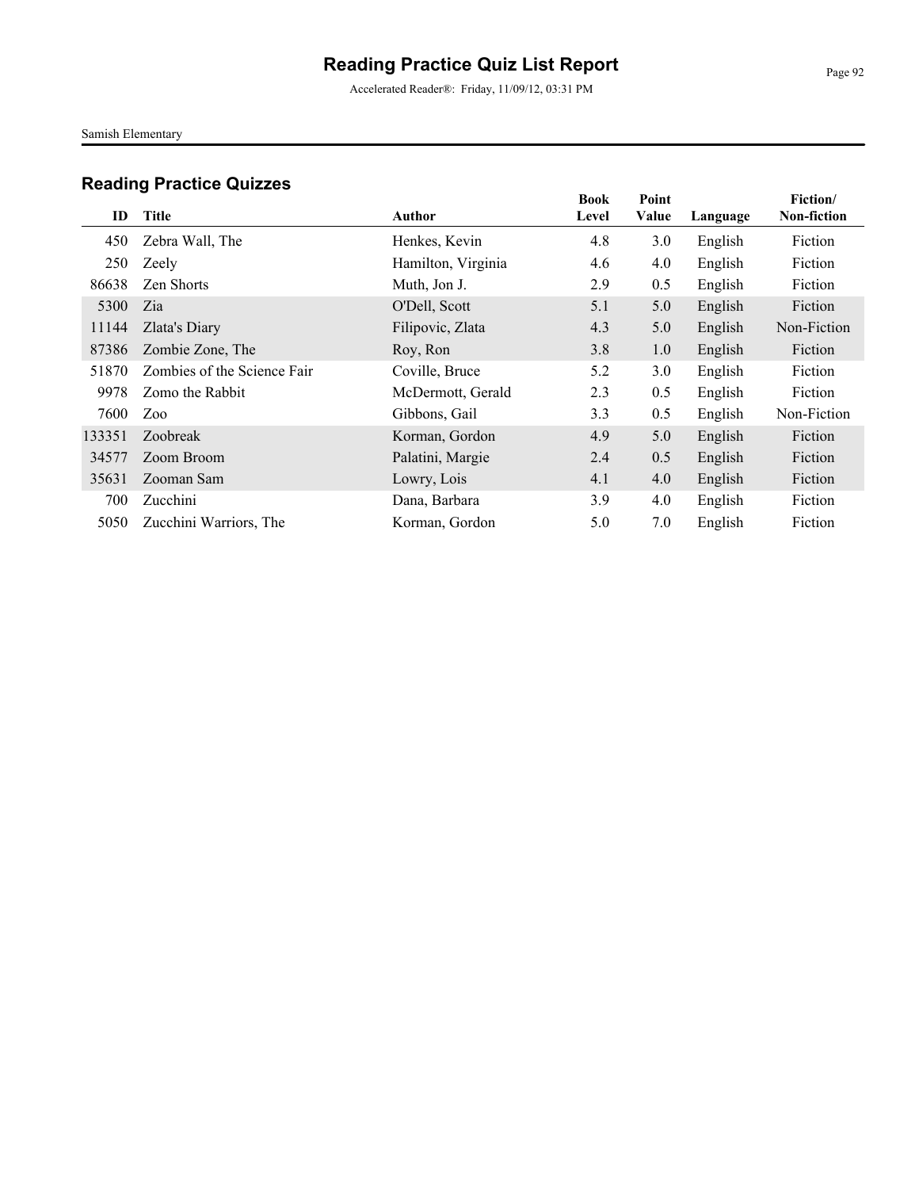# Reading Practice Quiz List Report

Accelerated Reader®: Friday, 11/09/12, 03:31 PM

Samish Elementary

## Reading Practice Quizzes

| ID | Title | Author | Book Level | Point Value | Language | Fiction/ Non-fiction |
|---|---|---|---|---|---|---|
| 450 | Zebra Wall, The | Henkes, Kevin | 4.8 | 3.0 | English | Fiction |
| 250 | Zeely | Hamilton, Virginia | 4.6 | 4.0 | English | Fiction |
| 86638 | Zen Shorts | Muth, Jon J. | 2.9 | 0.5 | English | Fiction |
| 5300 | Zia | O'Dell, Scott | 5.1 | 5.0 | English | Fiction |
| 11144 | Zlata's Diary | Filipovic, Zlata | 4.3 | 5.0 | English | Non-Fiction |
| 87386 | Zombie Zone, The | Roy, Ron | 3.8 | 1.0 | English | Fiction |
| 51870 | Zombies of the Science Fair | Coville, Bruce | 5.2 | 3.0 | English | Fiction |
| 9978 | Zomo the Rabbit | McDermott, Gerald | 2.3 | 0.5 | English | Fiction |
| 7600 | Zoo | Gibbons, Gail | 3.3 | 0.5 | English | Non-Fiction |
| 133351 | Zoobreak | Korman, Gordon | 4.9 | 5.0 | English | Fiction |
| 34577 | Zoom Broom | Palatini, Margie | 2.4 | 0.5 | English | Fiction |
| 35631 | Zooman Sam | Lowry, Lois | 4.1 | 4.0 | English | Fiction |
| 700 | Zucchini | Dana, Barbara | 3.9 | 4.0 | English | Fiction |
| 5050 | Zucchini Warriors, The | Korman, Gordon | 5.0 | 7.0 | English | Fiction |